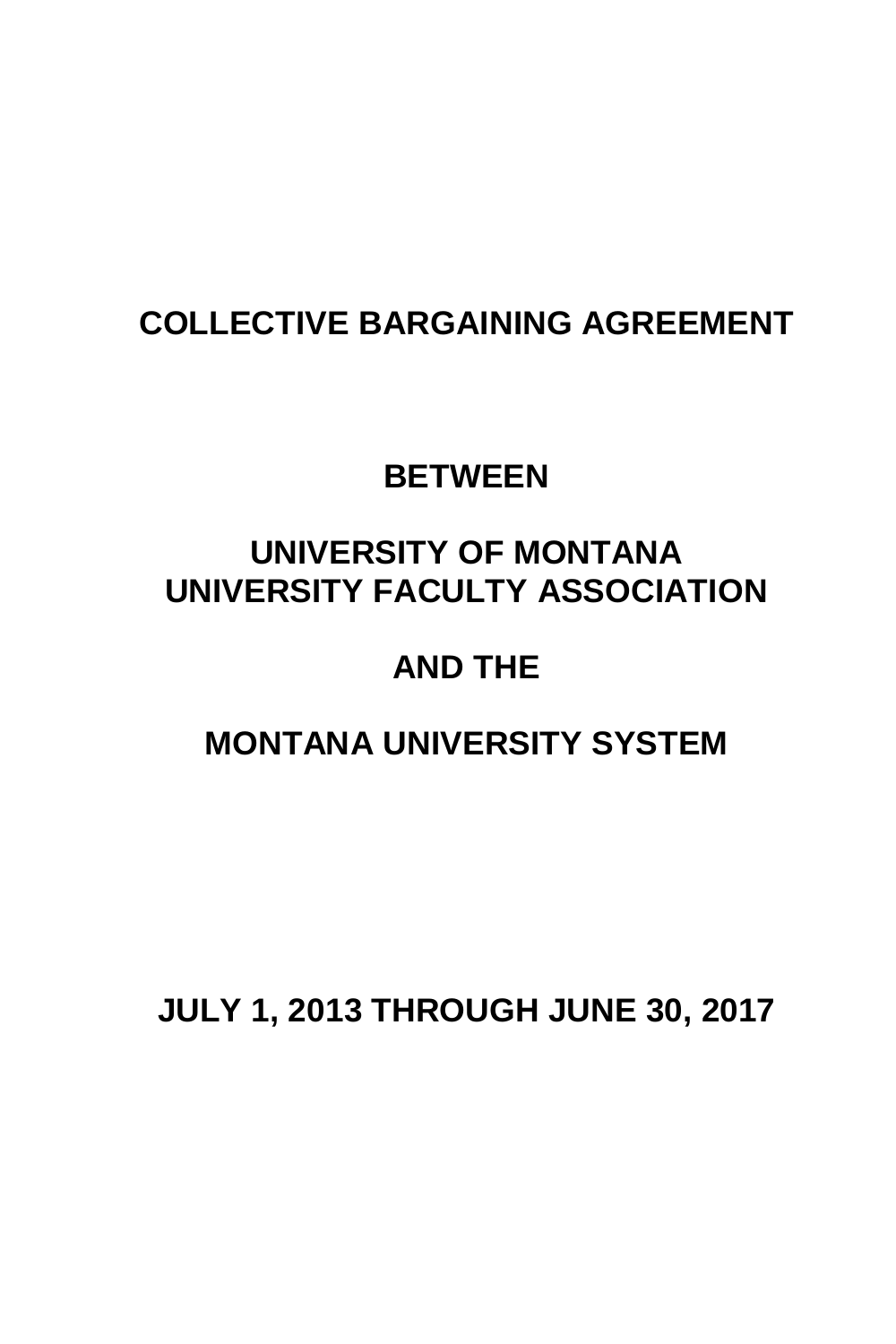# COLLECTIVE BARGAINING AGREEMENT

## BETWEEN

## UNIVERSITY OF MONTANA
## UNIVERSITY FACULTY ASSOCIATION

## AND THE

## MONTANA UNIVERSITY SYSTEM

## JULY 1, 2013 THROUGH JUNE 30, 2017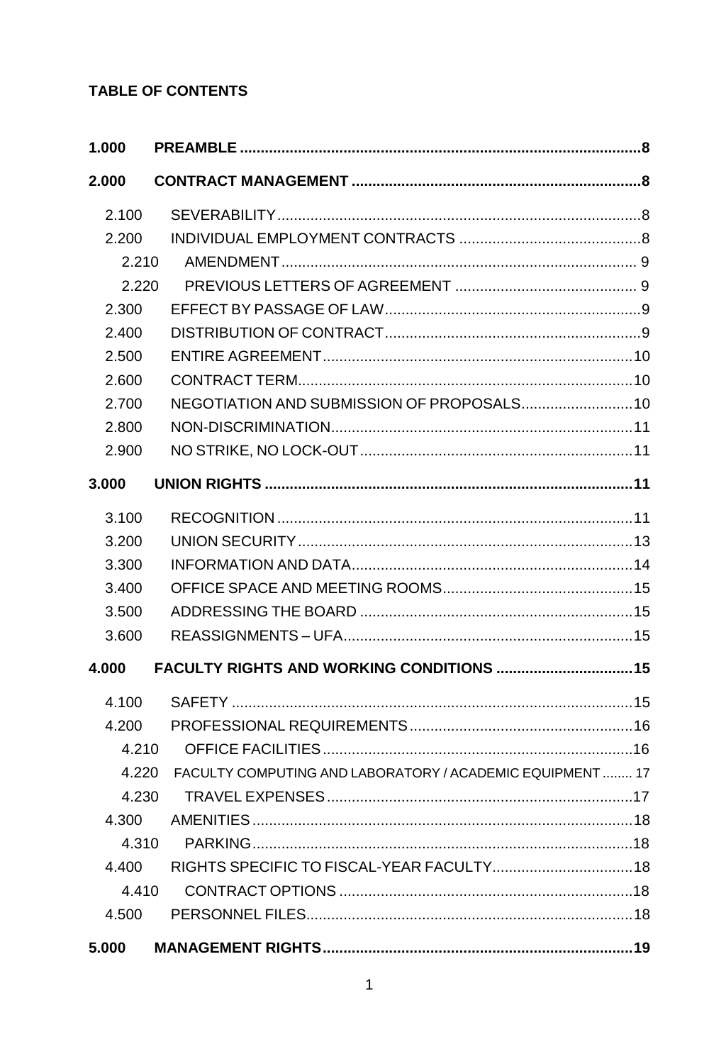**TABLE OF CONTENTS**

| | | |
|---|---|---|
| **1.000** | **PREAMBLE** | **8** |
| **2.000** | **CONTRACT MANAGEMENT** | **8** |
| 2.100 | SEVERABILITY | 8 |
| 2.200 | INDIVIDUAL EMPLOYMENT CONTRACTS | 8 |
| 2.210 | AMENDMENT | 9 |
| 2.220 | PREVIOUS LETTERS OF AGREEMENT | 9 |
| 2.300 | EFFECT BY PASSAGE OF LAW | 9 |
| 2.400 | DISTRIBUTION OF CONTRACT | 9 |
| 2.500 | ENTIRE AGREEMENT | 10 |
| 2.600 | CONTRACT TERM | 10 |
| 2.700 | NEGOTIATION AND SUBMISSION OF PROPOSALS | 10 |
| 2.800 | NON-DISCRIMINATION | 11 |
| 2.900 | NO STRIKE, NO LOCK-OUT | 11 |
| **3.000** | **UNION RIGHTS** | **11** |
| 3.100 | RECOGNITION | 11 |
| 3.200 | UNION SECURITY | 13 |
| 3.300 | INFORMATION AND DATA | 14 |
| 3.400 | OFFICE SPACE AND MEETING ROOMS | 15 |
| 3.500 | ADDRESSING THE BOARD | 15 |
| 3.600 | REASSIGNMENTS – UFA | 15 |
| **4.000** | **FACULTY RIGHTS AND WORKING CONDITIONS** | **15** |
| 4.100 | SAFETY | 15 |
| 4.200 | PROFESSIONAL REQUIREMENTS | 16 |
| 4.210 | OFFICE FACILITIES | 16 |
| 4.220 | FACULTY COMPUTING AND LABORATORY / ACADEMIC EQUIPMENT | 17 |
| 4.230 | TRAVEL EXPENSES | 17 |
| 4.300 | AMENITIES | 18 |
| 4.310 | PARKING | 18 |
| 4.400 | RIGHTS SPECIFIC TO FISCAL-YEAR FACULTY | 18 |
| 4.410 | CONTRACT OPTIONS | 18 |
| 4.500 | PERSONNEL FILES | 18 |
| **5.000** | **MANAGEMENT RIGHTS** | **19** |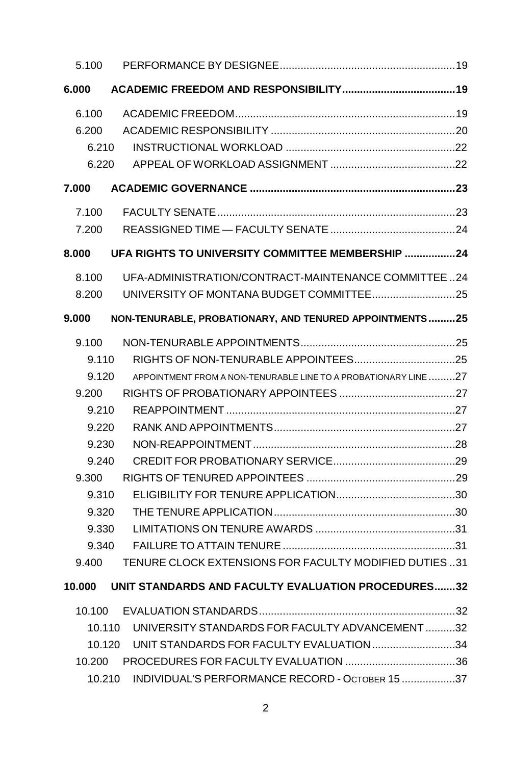5.100 PERFORMANCE BY DESIGNEE .......... 19

**6.000 ACADEMIC FREEDOM AND RESPONSIBILITY .......... 19**

6.100 ACADEMIC FREEDOM .......... 19
6.200 ACADEMIC RESPONSIBILITY .......... 20
6.210 INSTRUCTIONAL WORKLOAD .......... 22
6.220 APPEAL OF WORKLOAD ASSIGNMENT .......... 22

**7.000 ACADEMIC GOVERNANCE .......... 23**

7.100 FACULTY SENATE .......... 23
7.200 REASSIGNED TIME — FACULTY SENATE .......... 24

**8.000 UFA RIGHTS TO UNIVERSITY COMMITTEE MEMBERSHIP .......... 24**

8.100 UFA-ADMINISTRATION/CONTRACT-MAINTENANCE COMMITTEE .. 24
8.200 UNIVERSITY OF MONTANA BUDGET COMMITTEE .......... 25

**9.000 NON-TENURABLE, PROBATIONARY, AND TENURED APPOINTMENTS .......... 25**

9.100 NON-TENURABLE APPOINTMENTS .......... 25
9.110 RIGHTS OF NON-TENURABLE APPOINTEES .......... 25
9.120 APPOINTMENT FROM A NON-TENURABLE LINE TO A PROBATIONARY LINE .......... 27
9.200 RIGHTS OF PROBATIONARY APPOINTEES .......... 27
9.210 REAPPOINTMENT .......... 27
9.220 RANK AND APPOINTMENTS .......... 27
9.230 NON-REAPPOINTMENT .......... 28
9.240 CREDIT FOR PROBATIONARY SERVICE .......... 29
9.300 RIGHTS OF TENURED APPOINTEES .......... 29
9.310 ELIGIBILITY FOR TENURE APPLICATION .......... 30
9.320 THE TENURE APPLICATION .......... 30
9.330 LIMITATIONS ON TENURE AWARDS .......... 31
9.340 FAILURE TO ATTAIN TENURE .......... 31
9.400 TENURE CLOCK EXTENSIONS FOR FACULTY MODIFIED DUTIES .. 31

**10.000 UNIT STANDARDS AND FACULTY EVALUATION PROCEDURES .......... 32**

10.100 EVALUATION STANDARDS .......... 32
10.110 UNIVERSITY STANDARDS FOR FACULTY ADVANCEMENT .......... 32
10.120 UNIT STANDARDS FOR FACULTY EVALUATION .......... 34
10.200 PROCEDURES FOR FACULTY EVALUATION .......... 36
10.210 INDIVIDUAL'S PERFORMANCE RECORD - OCTOBER 15 .......... 37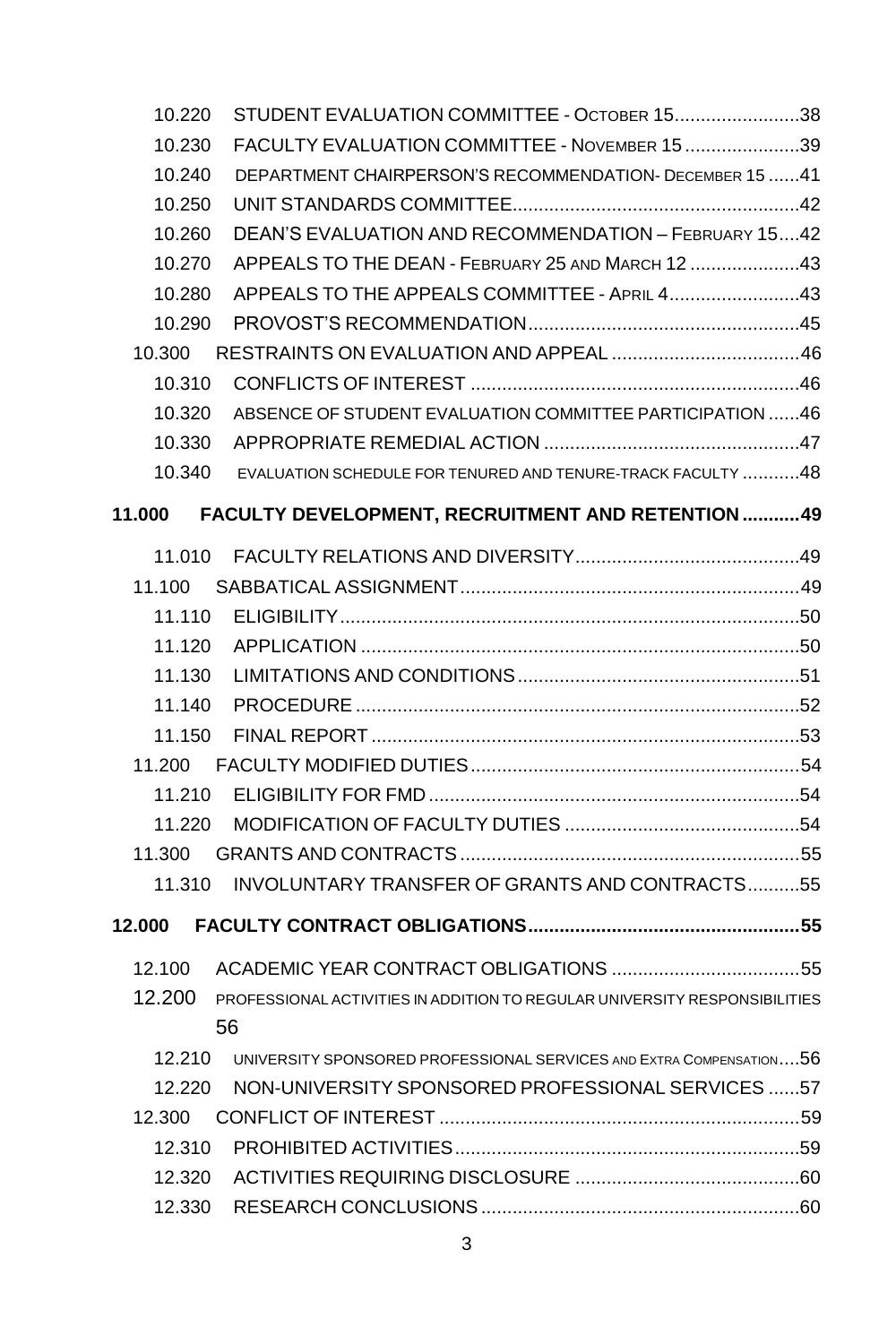10.220 STUDENT EVALUATION COMMITTEE - OCTOBER 15........................38

10.230 FACULTY EVALUATION COMMITTEE - NOVEMBER 15......................39

10.240 DEPARTMENT CHAIRPERSON'S RECOMMENDATION- DECEMBER 15 ......41

10.250 UNIT STANDARDS COMMITTEE.......................................................42

10.260 DEAN'S EVALUATION AND RECOMMENDATION – FEBRUARY 15....42

10.270 APPEALS TO THE DEAN - FEBRUARY 25 AND MARCH 12 .....................43

10.280 APPEALS TO THE APPEALS COMMITTEE - APRIL 4.........................43

10.290 PROVOST'S RECOMMENDATION....................................................45

10.300 RESTRAINTS ON EVALUATION AND APPEAL ....................................46

10.310 CONFLICTS OF INTEREST ...............................................................46

10.320 ABSENCE OF STUDENT EVALUATION COMMITTEE PARTICIPATION ......46

10.330 APPROPRIATE REMEDIAL ACTION .................................................47

10.340 EVALUATION SCHEDULE FOR TENURED AND TENURE-TRACK FACULTY ...........48

**11.000 FACULTY DEVELOPMENT, RECRUITMENT AND RETENTION ...........49**

11.010 FACULTY RELATIONS AND DIVERSITY...........................................49

11.100 SABBATICAL ASSIGNMENT.................................................................49

11.110 ELIGIBILITY.......................................................................................50

11.120 APPLICATION ....................................................................................50

11.130 LIMITATIONS AND CONDITIONS......................................................51

11.140 PROCEDURE.....................................................................................52

11.150 FINAL REPORT..................................................................................53

11.200 FACULTY MODIFIED DUTIES...............................................................54

11.210 ELIGIBILITY FOR FMD.......................................................................54

11.220 MODIFICATION OF FACULTY DUTIES .............................................54

11.300 GRANTS AND CONTRACTS.................................................................55

11.310 INVOLUNTARY TRANSFER OF GRANTS AND CONTRACTS..........55

**12.000 FACULTY CONTRACT OBLIGATIONS...................................................55**

12.100 ACADEMIC YEAR CONTRACT OBLIGATIONS ....................................55

12.200 PROFESSIONAL ACTIVITIES IN ADDITION TO REGULAR UNIVERSITY RESPONSIBILITIES 56

12.210 UNIVERSITY SPONSORED PROFESSIONAL SERVICES AND EXTRA COMPENSATION....56

12.220 NON-UNIVERSITY SPONSORED PROFESSIONAL SERVICES ......57

12.300 CONFLICT OF INTEREST .....................................................................59

12.310 PROHIBITED ACTIVITIES..................................................................59

12.320 ACTIVITIES REQUIRING DISCLOSURE ...........................................60

12.330 RESEARCH CONCLUSIONS.............................................................60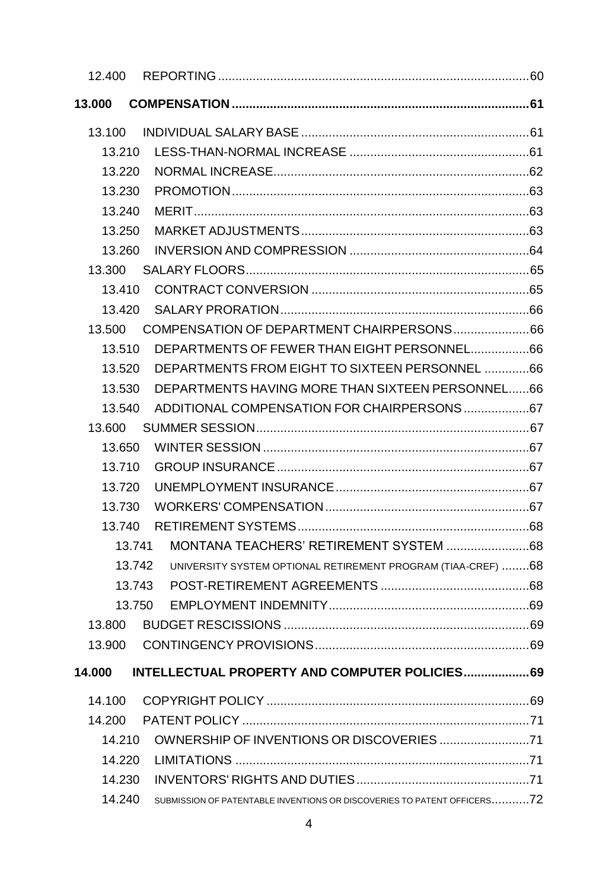12.400 REPORTING .......... 60

**13.000 COMPENSATION .......... 61**

13.100 INDIVIDUAL SALARY BASE .......... 61

13.210 LESS-THAN-NORMAL INCREASE .......... 61

13.220 NORMAL INCREASE .......... 62

13.230 PROMOTION .......... 63

13.240 MERIT .......... 63

13.250 MARKET ADJUSTMENTS .......... 63

13.260 INVERSION AND COMPRESSION .......... 64

13.300 SALARY FLOORS .......... 65

13.410 CONTRACT CONVERSION .......... 65

13.420 SALARY PRORATION .......... 66

13.500 COMPENSATION OF DEPARTMENT CHAIRPERSONS .......... 66

13.510 DEPARTMENTS OF FEWER THAN EIGHT PERSONNEL .......... 66

13.520 DEPARTMENTS FROM EIGHT TO SIXTEEN PERSONNEL .......... 66

13.530 DEPARTMENTS HAVING MORE THAN SIXTEEN PERSONNEL .......... 66

13.540 ADDITIONAL COMPENSATION FOR CHAIRPERSONS .......... 67

13.600 SUMMER SESSION .......... 67

13.650 WINTER SESSION .......... 67

13.710 GROUP INSURANCE .......... 67

13.720 UNEMPLOYMENT INSURANCE .......... 67

13.730 WORKERS' COMPENSATION .......... 67

13.740 RETIREMENT SYSTEMS .......... 68

13.741 MONTANA TEACHERS' RETIREMENT SYSTEM .......... 68

13.742 UNIVERSITY SYSTEM OPTIONAL RETIREMENT PROGRAM (TIAA-CREF) .......... 68

13.743 POST-RETIREMENT AGREEMENTS .......... 68

13.750 EMPLOYMENT INDEMNITY .......... 69

13.800 BUDGET RESCISSIONS .......... 69

13.900 CONTINGENCY PROVISIONS .......... 69

**14.000 INTELLECTUAL PROPERTY AND COMPUTER POLICIES .......... 69**

14.100 COPYRIGHT POLICY .......... 69

14.200 PATENT POLICY .......... 71

14.210 OWNERSHIP OF INVENTIONS OR DISCOVERIES .......... 71

14.220 LIMITATIONS .......... 71

14.230 INVENTORS' RIGHTS AND DUTIES .......... 71

14.240 SUBMISSION OF PATENTABLE INVENTIONS OR DISCOVERIES TO PATENT OFFICERS .......... 72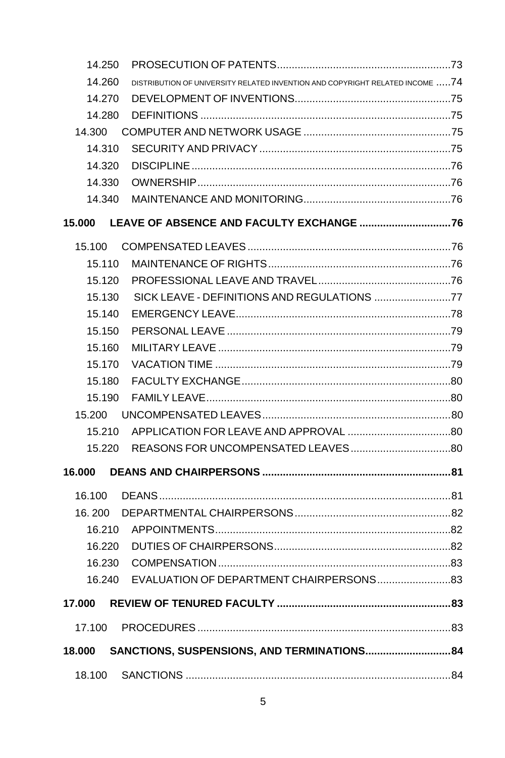14.250 PROSECUTION OF PATENTS....73
14.260 DISTRIBUTION OF UNIVERSITY RELATED INVENTION AND COPYRIGHT RELATED INCOME ....74
14.270 DEVELOPMENT OF INVENTIONS....75
14.280 DEFINITIONS ....75
14.300 COMPUTER AND NETWORK USAGE ....75
14.310 SECURITY AND PRIVACY ....75
14.320 DISCIPLINE ....76
14.330 OWNERSHIP....76
14.340 MAINTENANCE AND MONITORING....76

**15.000 LEAVE OF ABSENCE AND FACULTY EXCHANGE ....76**

15.100 COMPENSATED LEAVES ....76
15.110 MAINTENANCE OF RIGHTS....76
15.120 PROFESSIONAL LEAVE AND TRAVEL....76
15.130 SICK LEAVE - DEFINITIONS AND REGULATIONS ....77
15.140 EMERGENCY LEAVE....78
15.150 PERSONAL LEAVE ....79
15.160 MILITARY LEAVE ....79
15.170 VACATION TIME ....79
15.180 FACULTY EXCHANGE....80
15.190 FAMILY LEAVE....80
15.200 UNCOMPENSATED LEAVES....80
15.210 APPLICATION FOR LEAVE AND APPROVAL ....80
15.220 REASONS FOR UNCOMPENSATED LEAVES....80

**16.000 DEANS AND CHAIRPERSONS ....81**

16.100 DEANS....81
16. 200 DEPARTMENTAL CHAIRPERSONS....82
16.210 APPOINTMENTS....82
16.220 DUTIES OF CHAIRPERSONS....82
16.230 COMPENSATION ....83
16.240 EVALUATION OF DEPARTMENT CHAIRPERSONS....83

**17.000 REVIEW OF TENURED FACULTY ....83**

17.100 PROCEDURES ....83

**18.000 SANCTIONS, SUSPENSIONS, AND TERMINATIONS....84**

18.100 SANCTIONS ....84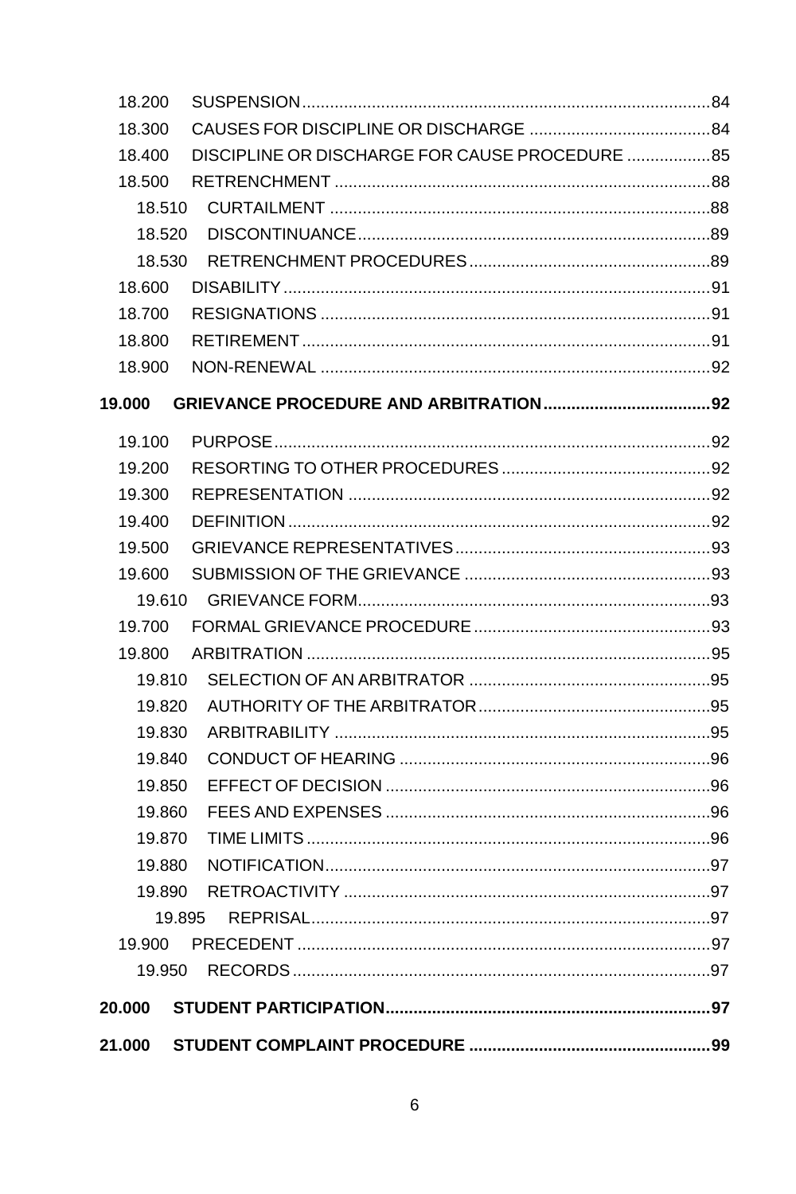- 18.200 SUSPENSION....................84
- 18.300 CAUSES FOR DISCIPLINE OR DISCHARGE....................84
- 18.400 DISCIPLINE OR DISCHARGE FOR CAUSE PROCEDURE....................85
- 18.500 RETRENCHMENT....................88
  - 18.510 CURTAILMENT....................88
  - 18.520 DISCONTINUANCE....................89
  - 18.530 RETRENCHMENT PROCEDURES....................89
- 18.600 DISABILITY....................91
- 18.700 RESIGNATIONS....................91
- 18.800 RETIREMENT....................91
- 18.900 NON-RENEWAL....................92

**19.000 GRIEVANCE PROCEDURE AND ARBITRATION....................92**

- 19.100 PURPOSE....................92
- 19.200 RESORTING TO OTHER PROCEDURES....................92
- 19.300 REPRESENTATION....................92
- 19.400 DEFINITION....................92
- 19.500 GRIEVANCE REPRESENTATIVES....................93
- 19.600 SUBMISSION OF THE GRIEVANCE....................93
  - 19.610 GRIEVANCE FORM....................93
- 19.700 FORMAL GRIEVANCE PROCEDURE....................93
- 19.800 ARBITRATION....................95
  - 19.810 SELECTION OF AN ARBITRATOR....................95
  - 19.820 AUTHORITY OF THE ARBITRATOR....................95
  - 19.830 ARBITRABILITY....................95
  - 19.840 CONDUCT OF HEARING....................96
  - 19.850 EFFECT OF DECISION....................96
  - 19.860 FEES AND EXPENSES....................96
  - 19.870 TIME LIMITS....................96
  - 19.880 NOTIFICATION....................97
  - 19.890 RETROACTIVITY....................97
    - 19.895 REPRISAL....................97
- 19.900 PRECEDENT....................97
  - 19.950 RECORDS....................97

**20.000 STUDENT PARTICIPATION....................97**

**21.000 STUDENT COMPLAINT PROCEDURE....................99**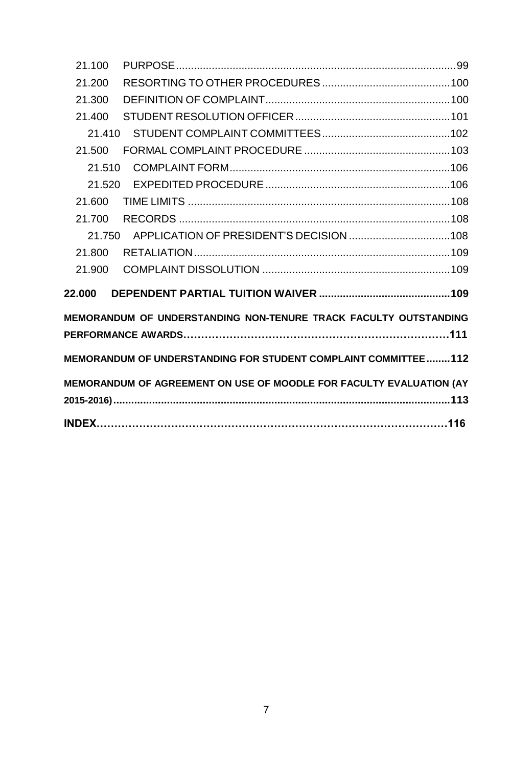21.100 PURPOSE ........................................................................................ 99

21.200 RESORTING TO OTHER PROCEDURES ........................................... 100

21.300 DEFINITION OF COMPLAINT ............................................................. 100

21.400 STUDENT RESOLUTION OFFICER .................................................... 101

21.410 STUDENT COMPLAINT COMMITTEES ........................................... 102

21.500 FORMAL COMPLAINT PROCEDURE ................................................ 103

21.510 COMPLAINT FORM ......................................................................... 106

21.520 EXPEDITED PROCEDURE ............................................................. 106

21.600 TIME LIMITS ...................................................................................... 108

21.700 RECORDS .......................................................................................... 108

21.750 APPLICATION OF PRESIDENT'S DECISION .................................. 108

21.800 RETALIATION ..................................................................................... 109

21.900 COMPLAINT DISSOLUTION ............................................................... 109

**22.000 DEPENDENT PARTIAL TUITION WAIVER ........................................... 109**

**MEMORANDUM OF UNDERSTANDING NON-TENURE TRACK FACULTY OUTSTANDING PERFORMANCE AWARDS………………………………………………………………111**

**MEMORANDUM OF UNDERSTANDING FOR STUDENT COMPLAINT COMMITTEE ........ 112**

**MEMORANDUM OF AGREEMENT ON USE OF MOODLE FOR FACULTY EVALUATION (AY 2015-2016) ......................................................................................................... 113**

**INDEX………………………………………………………………………………………116**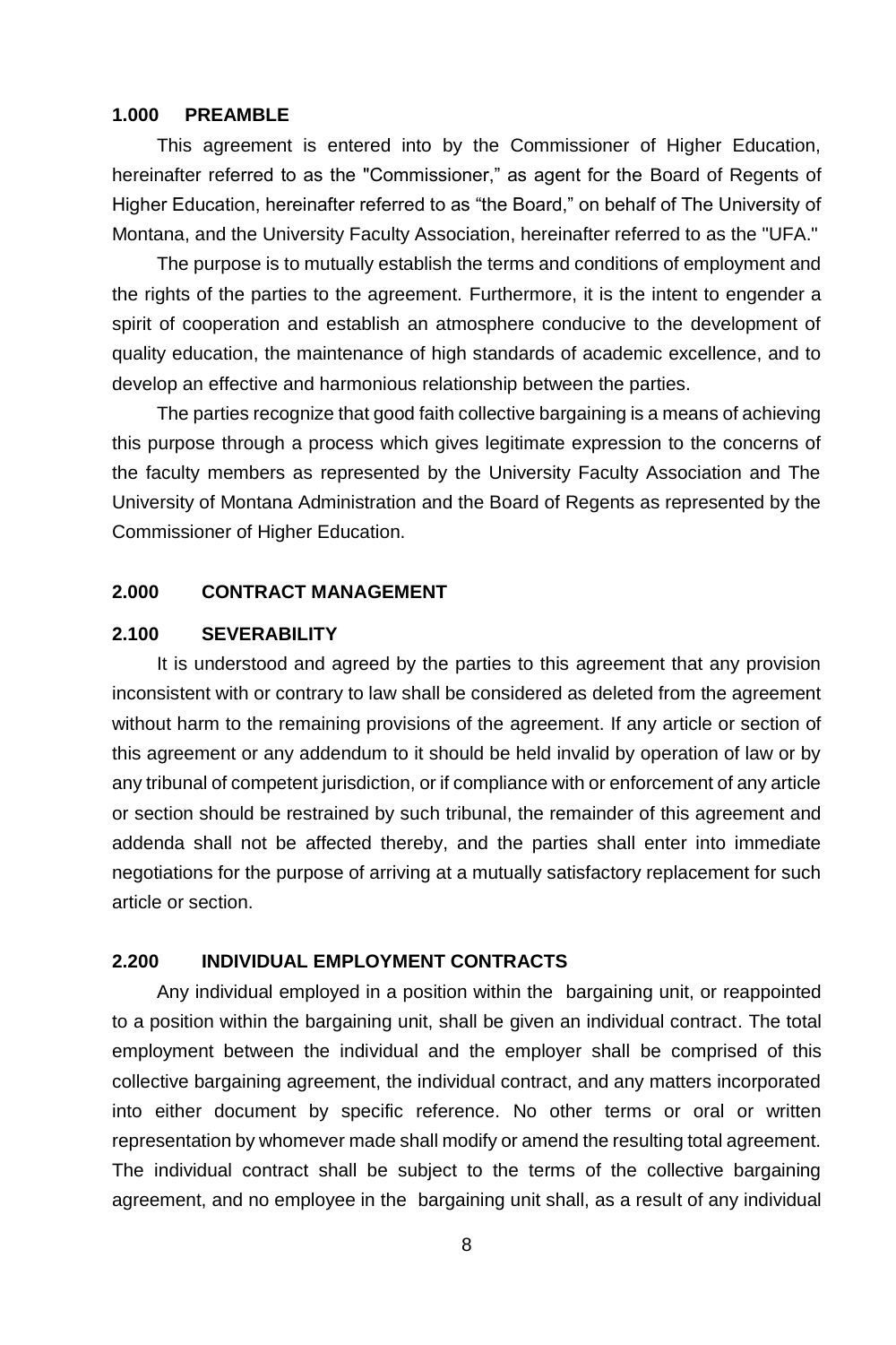## 1.000 PREAMBLE

This agreement is entered into by the Commissioner of Higher Education, hereinafter referred to as the "Commissioner," as agent for the Board of Regents of Higher Education, hereinafter referred to as "the Board," on behalf of The University of Montana, and the University Faculty Association, hereinafter referred to as the "UFA."

The purpose is to mutually establish the terms and conditions of employment and the rights of the parties to the agreement. Furthermore, it is the intent to engender a spirit of cooperation and establish an atmosphere conducive to the development of quality education, the maintenance of high standards of academic excellence, and to develop an effective and harmonious relationship between the parties.

The parties recognize that good faith collective bargaining is a means of achieving this purpose through a process which gives legitimate expression to the concerns of the faculty members as represented by the University Faculty Association and The University of Montana Administration and the Board of Regents as represented by the Commissioner of Higher Education.

## 2.000 CONTRACT MANAGEMENT

### 2.100 SEVERABILITY

It is understood and agreed by the parties to this agreement that any provision inconsistent with or contrary to law shall be considered as deleted from the agreement without harm to the remaining provisions of the agreement. If any article or section of this agreement or any addendum to it should be held invalid by operation of law or by any tribunal of competent jurisdiction, or if compliance with or enforcement of any article or section should be restrained by such tribunal, the remainder of this agreement and addenda shall not be affected thereby, and the parties shall enter into immediate negotiations for the purpose of arriving at a mutually satisfactory replacement for such article or section.

### 2.200 INDIVIDUAL EMPLOYMENT CONTRACTS

Any individual employed in a position within the bargaining unit, or reappointed to a position within the bargaining unit, shall be given an individual contract. The total employment between the individual and the employer shall be comprised of this collective bargaining agreement, the individual contract, and any matters incorporated into either document by specific reference. No other terms or oral or written representation by whomever made shall modify or amend the resulting total agreement. The individual contract shall be subject to the terms of the collective bargaining agreement, and no employee in the bargaining unit shall, as a result of any individual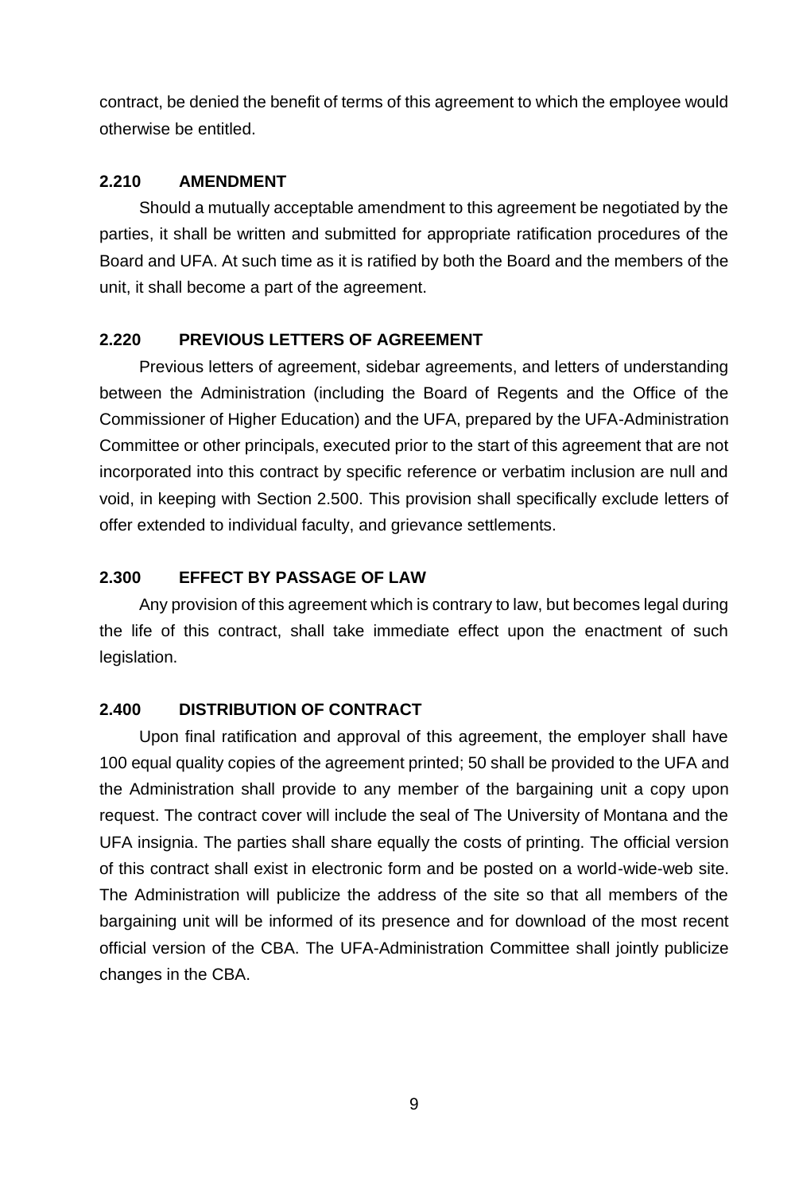contract, be denied the benefit of terms of this agreement to which the employee would otherwise be entitled.

### 2.210 AMENDMENT

Should a mutually acceptable amendment to this agreement be negotiated by the parties, it shall be written and submitted for appropriate ratification procedures of the Board and UFA. At such time as it is ratified by both the Board and the members of the unit, it shall become a part of the agreement.

### 2.220 PREVIOUS LETTERS OF AGREEMENT

Previous letters of agreement, sidebar agreements, and letters of understanding between the Administration (including the Board of Regents and the Office of the Commissioner of Higher Education) and the UFA, prepared by the UFA-Administration Committee or other principals, executed prior to the start of this agreement that are not incorporated into this contract by specific reference or verbatim inclusion are null and void, in keeping with Section 2.500. This provision shall specifically exclude letters of offer extended to individual faculty, and grievance settlements.

### 2.300 EFFECT BY PASSAGE OF LAW

Any provision of this agreement which is contrary to law, but becomes legal during the life of this contract, shall take immediate effect upon the enactment of such legislation.

### 2.400 DISTRIBUTION OF CONTRACT

Upon final ratification and approval of this agreement, the employer shall have 100 equal quality copies of the agreement printed; 50 shall be provided to the UFA and the Administration shall provide to any member of the bargaining unit a copy upon request. The contract cover will include the seal of The University of Montana and the UFA insignia. The parties shall share equally the costs of printing. The official version of this contract shall exist in electronic form and be posted on a world-wide-web site. The Administration will publicize the address of the site so that all members of the bargaining unit will be informed of its presence and for download of the most recent official version of the CBA. The UFA-Administration Committee shall jointly publicize changes in the CBA.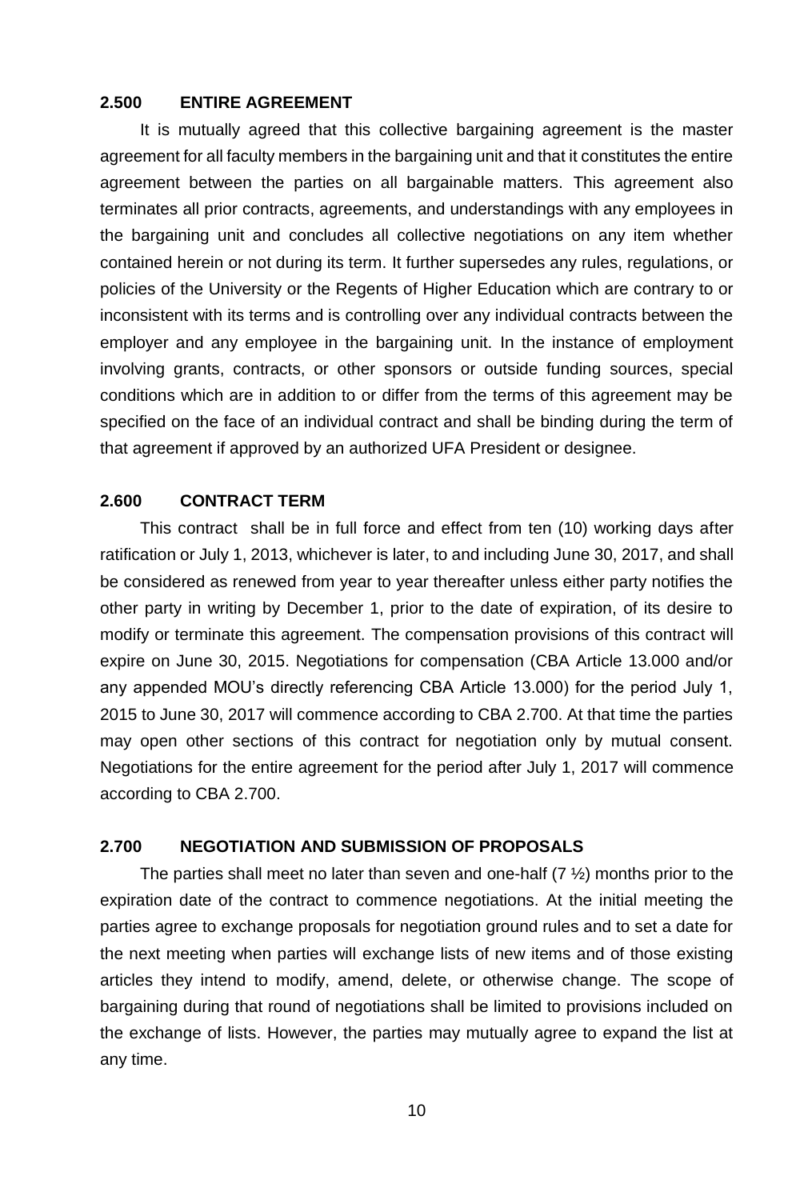### 2.500 ENTIRE AGREEMENT

It is mutually agreed that this collective bargaining agreement is the master agreement for all faculty members in the bargaining unit and that it constitutes the entire agreement between the parties on all bargainable matters. This agreement also terminates all prior contracts, agreements, and understandings with any employees in the bargaining unit and concludes all collective negotiations on any item whether contained herein or not during its term. It further supersedes any rules, regulations, or policies of the University or the Regents of Higher Education which are contrary to or inconsistent with its terms and is controlling over any individual contracts between the employer and any employee in the bargaining unit. In the instance of employment involving grants, contracts, or other sponsors or outside funding sources, special conditions which are in addition to or differ from the terms of this agreement may be specified on the face of an individual contract and shall be binding during the term of that agreement if approved by an authorized UFA President or designee.

### 2.600 CONTRACT TERM

This contract shall be in full force and effect from ten (10) working days after ratification or July 1, 2013, whichever is later, to and including June 30, 2017, and shall be considered as renewed from year to year thereafter unless either party notifies the other party in writing by December 1, prior to the date of expiration, of its desire to modify or terminate this agreement. The compensation provisions of this contract will expire on June 30, 2015. Negotiations for compensation (CBA Article 13.000 and/or any appended MOU's directly referencing CBA Article 13.000) for the period July 1, 2015 to June 30, 2017 will commence according to CBA 2.700. At that time the parties may open other sections of this contract for negotiation only by mutual consent. Negotiations for the entire agreement for the period after July 1, 2017 will commence according to CBA 2.700.

### 2.700 NEGOTIATION AND SUBMISSION OF PROPOSALS

The parties shall meet no later than seven and one-half (7 ½) months prior to the expiration date of the contract to commence negotiations. At the initial meeting the parties agree to exchange proposals for negotiation ground rules and to set a date for the next meeting when parties will exchange lists of new items and of those existing articles they intend to modify, amend, delete, or otherwise change. The scope of bargaining during that round of negotiations shall be limited to provisions included on the exchange of lists. However, the parties may mutually agree to expand the list at any time.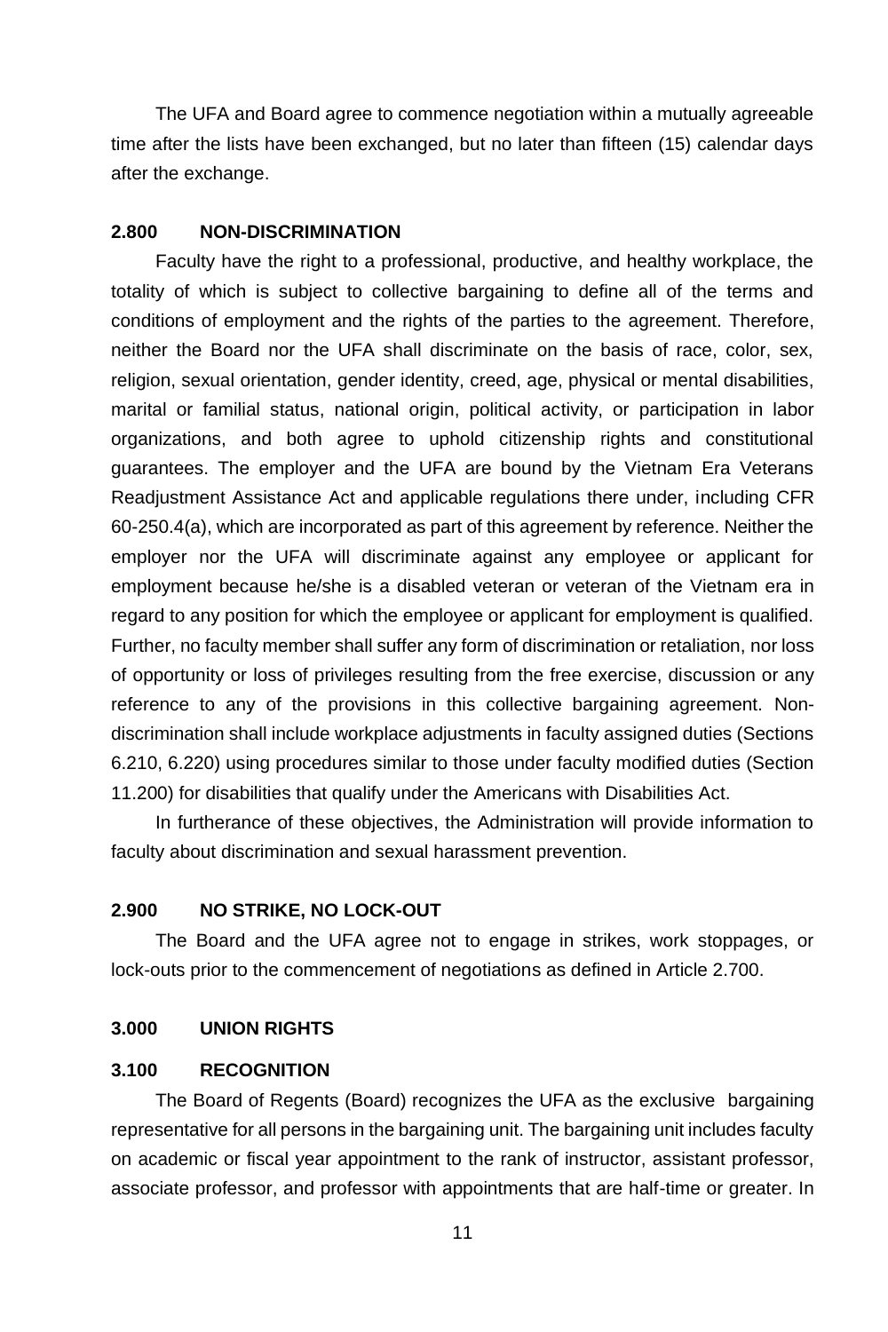The UFA and Board agree to commence negotiation within a mutually agreeable time after the lists have been exchanged, but no later than fifteen (15) calendar days after the exchange.

### 2.800 NON-DISCRIMINATION

Faculty have the right to a professional, productive, and healthy workplace, the totality of which is subject to collective bargaining to define all of the terms and conditions of employment and the rights of the parties to the agreement. Therefore, neither the Board nor the UFA shall discriminate on the basis of race, color, sex, religion, sexual orientation, gender identity, creed, age, physical or mental disabilities, marital or familial status, national origin, political activity, or participation in labor organizations, and both agree to uphold citizenship rights and constitutional guarantees. The employer and the UFA are bound by the Vietnam Era Veterans Readjustment Assistance Act and applicable regulations there under, including CFR 60-250.4(a), which are incorporated as part of this agreement by reference. Neither the employer nor the UFA will discriminate against any employee or applicant for employment because he/she is a disabled veteran or veteran of the Vietnam era in regard to any position for which the employee or applicant for employment is qualified. Further, no faculty member shall suffer any form of discrimination or retaliation, nor loss of opportunity or loss of privileges resulting from the free exercise, discussion or any reference to any of the provisions in this collective bargaining agreement. Non-discrimination shall include workplace adjustments in faculty assigned duties (Sections 6.210, 6.220) using procedures similar to those under faculty modified duties (Section 11.200) for disabilities that qualify under the Americans with Disabilities Act.

In furtherance of these objectives, the Administration will provide information to faculty about discrimination and sexual harassment prevention.

### 2.900 NO STRIKE, NO LOCK-OUT

The Board and the UFA agree not to engage in strikes, work stoppages, or lock-outs prior to the commencement of negotiations as defined in Article 2.700.

## 3.000 UNION RIGHTS

### 3.100 RECOGNITION

The Board of Regents (Board) recognizes the UFA as the exclusive bargaining representative for all persons in the bargaining unit. The bargaining unit includes faculty on academic or fiscal year appointment to the rank of instructor, assistant professor, associate professor, and professor with appointments that are half-time or greater. In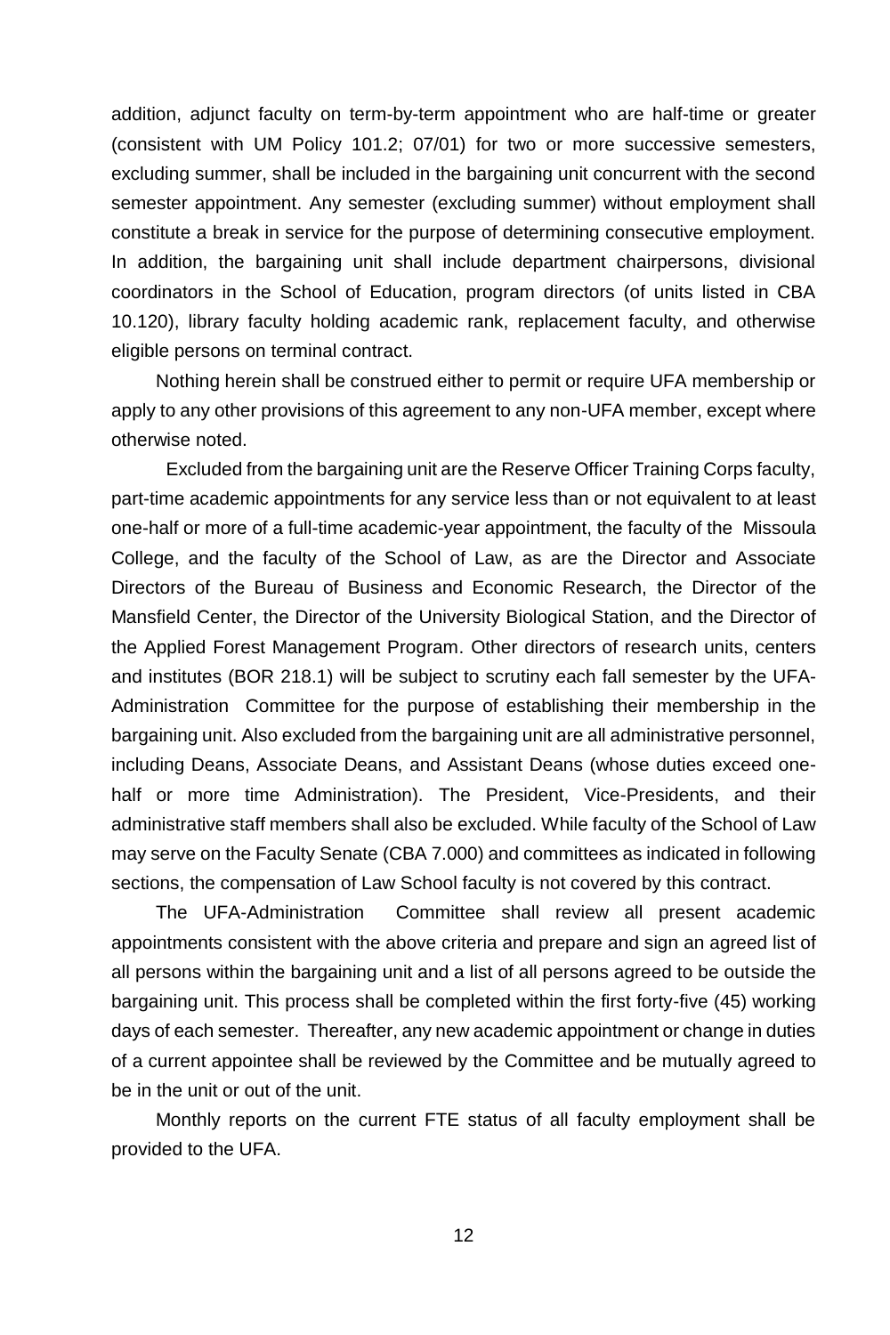addition, adjunct faculty on term-by-term appointment who are half-time or greater (consistent with UM Policy 101.2; 07/01) for two or more successive semesters, excluding summer, shall be included in the bargaining unit concurrent with the second semester appointment. Any semester (excluding summer) without employment shall constitute a break in service for the purpose of determining consecutive employment. In addition, the bargaining unit shall include department chairpersons, divisional coordinators in the School of Education, program directors (of units listed in CBA 10.120), library faculty holding academic rank, replacement faculty, and otherwise eligible persons on terminal contract.

Nothing herein shall be construed either to permit or require UFA membership or apply to any other provisions of this agreement to any non-UFA member, except where otherwise noted.

Excluded from the bargaining unit are the Reserve Officer Training Corps faculty, part-time academic appointments for any service less than or not equivalent to at least one-half or more of a full-time academic-year appointment, the faculty of the Missoula College, and the faculty of the School of Law, as are the Director and Associate Directors of the Bureau of Business and Economic Research, the Director of the Mansfield Center, the Director of the University Biological Station, and the Director of the Applied Forest Management Program. Other directors of research units, centers and institutes (BOR 218.1) will be subject to scrutiny each fall semester by the UFA-Administration Committee for the purpose of establishing their membership in the bargaining unit. Also excluded from the bargaining unit are all administrative personnel, including Deans, Associate Deans, and Assistant Deans (whose duties exceed one-half or more time Administration). The President, Vice-Presidents, and their administrative staff members shall also be excluded. While faculty of the School of Law may serve on the Faculty Senate (CBA 7.000) and committees as indicated in following sections, the compensation of Law School faculty is not covered by this contract.

The UFA-Administration Committee shall review all present academic appointments consistent with the above criteria and prepare and sign an agreed list of all persons within the bargaining unit and a list of all persons agreed to be outside the bargaining unit. This process shall be completed within the first forty-five (45) working days of each semester. Thereafter, any new academic appointment or change in duties of a current appointee shall be reviewed by the Committee and be mutually agreed to be in the unit or out of the unit.

Monthly reports on the current FTE status of all faculty employment shall be provided to the UFA.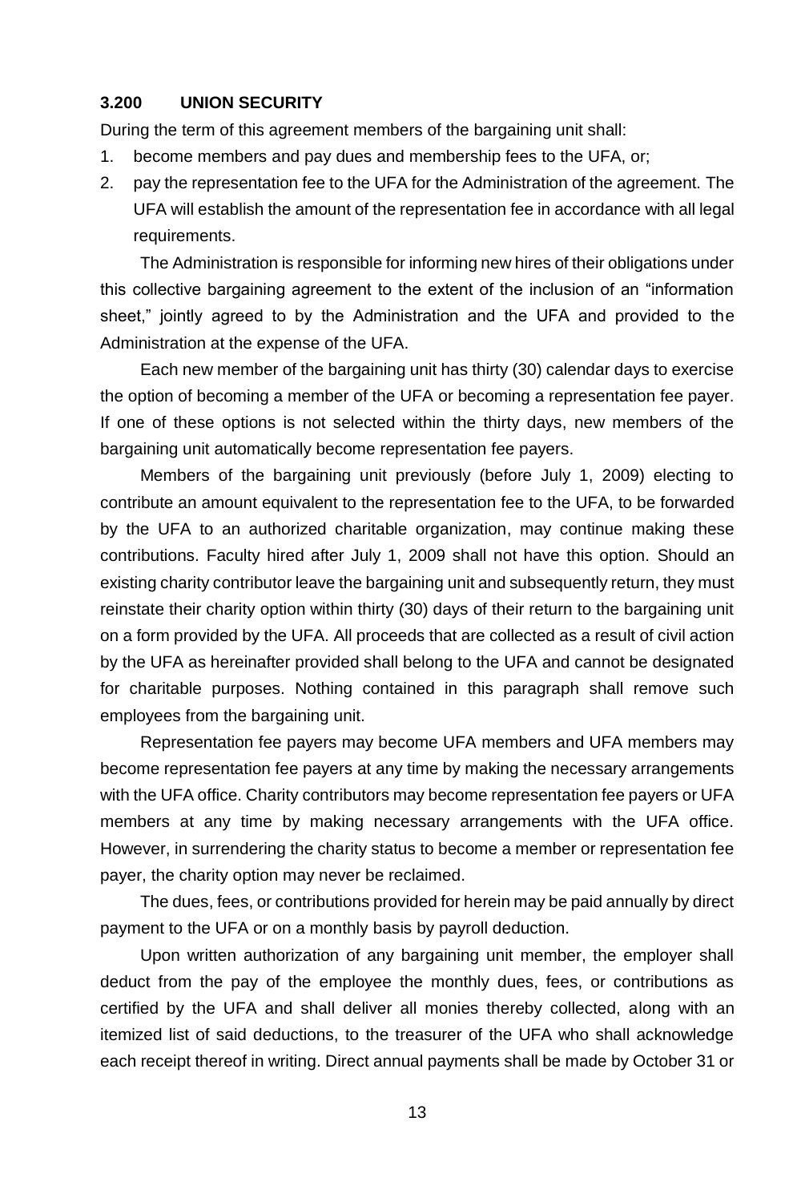### 3.200 UNION SECURITY

During the term of this agreement members of the bargaining unit shall:

1. become members and pay dues and membership fees to the UFA, or;
2. pay the representation fee to the UFA for the Administration of the agreement. The UFA will establish the amount of the representation fee in accordance with all legal requirements.

The Administration is responsible for informing new hires of their obligations under this collective bargaining agreement to the extent of the inclusion of an "information sheet," jointly agreed to by the Administration and the UFA and provided to the Administration at the expense of the UFA.

Each new member of the bargaining unit has thirty (30) calendar days to exercise the option of becoming a member of the UFA or becoming a representation fee payer. If one of these options is not selected within the thirty days, new members of the bargaining unit automatically become representation fee payers.

Members of the bargaining unit previously (before July 1, 2009) electing to contribute an amount equivalent to the representation fee to the UFA, to be forwarded by the UFA to an authorized charitable organization, may continue making these contributions. Faculty hired after July 1, 2009 shall not have this option. Should an existing charity contributor leave the bargaining unit and subsequently return, they must reinstate their charity option within thirty (30) days of their return to the bargaining unit on a form provided by the UFA. All proceeds that are collected as a result of civil action by the UFA as hereinafter provided shall belong to the UFA and cannot be designated for charitable purposes. Nothing contained in this paragraph shall remove such employees from the bargaining unit.

Representation fee payers may become UFA members and UFA members may become representation fee payers at any time by making the necessary arrangements with the UFA office. Charity contributors may become representation fee payers or UFA members at any time by making necessary arrangements with the UFA office. However, in surrendering the charity status to become a member or representation fee payer, the charity option may never be reclaimed.

The dues, fees, or contributions provided for herein may be paid annually by direct payment to the UFA or on a monthly basis by payroll deduction.

Upon written authorization of any bargaining unit member, the employer shall deduct from the pay of the employee the monthly dues, fees, or contributions as certified by the UFA and shall deliver all monies thereby collected, along with an itemized list of said deductions, to the treasurer of the UFA who shall acknowledge each receipt thereof in writing. Direct annual payments shall be made by October 31 or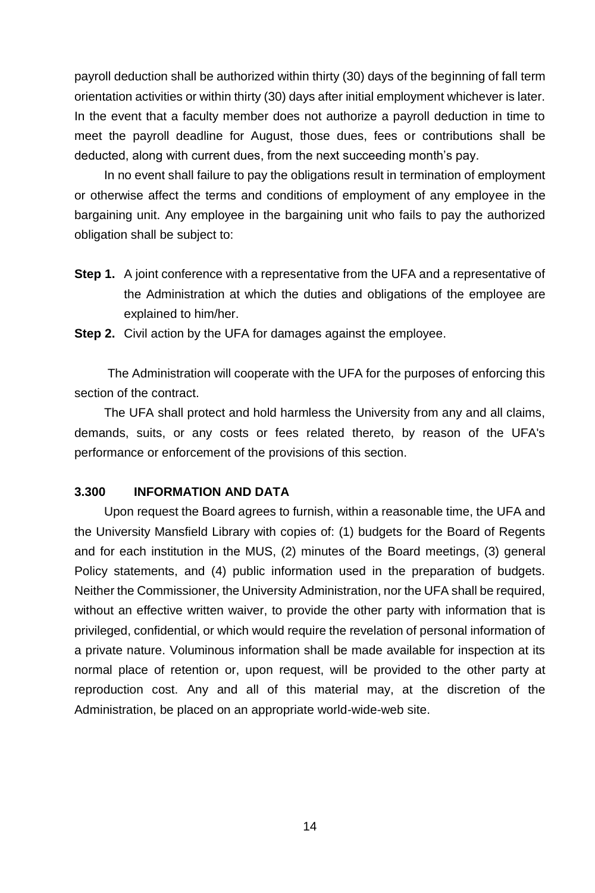payroll deduction shall be authorized within thirty (30) days of the beginning of fall term orientation activities or within thirty (30) days after initial employment whichever is later. In the event that a faculty member does not authorize a payroll deduction in time to meet the payroll deadline for August, those dues, fees or contributions shall be deducted, along with current dues, from the next succeeding month's pay.

In no event shall failure to pay the obligations result in termination of employment or otherwise affect the terms and conditions of employment of any employee in the bargaining unit. Any employee in the bargaining unit who fails to pay the authorized obligation shall be subject to:

**Step 1.** A joint conference with a representative from the UFA and a representative of the Administration at which the duties and obligations of the employee are explained to him/her.

**Step 2.** Civil action by the UFA for damages against the employee.

The Administration will cooperate with the UFA for the purposes of enforcing this section of the contract.

The UFA shall protect and hold harmless the University from any and all claims, demands, suits, or any costs or fees related thereto, by reason of the UFA's performance or enforcement of the provisions of this section.

### 3.300 INFORMATION AND DATA

Upon request the Board agrees to furnish, within a reasonable time, the UFA and the University Mansfield Library with copies of: (1) budgets for the Board of Regents and for each institution in the MUS, (2) minutes of the Board meetings, (3) general Policy statements, and (4) public information used in the preparation of budgets. Neither the Commissioner, the University Administration, nor the UFA shall be required, without an effective written waiver, to provide the other party with information that is privileged, confidential, or which would require the revelation of personal information of a private nature. Voluminous information shall be made available for inspection at its normal place of retention or, upon request, will be provided to the other party at reproduction cost. Any and all of this material may, at the discretion of the Administration, be placed on an appropriate world-wide-web site.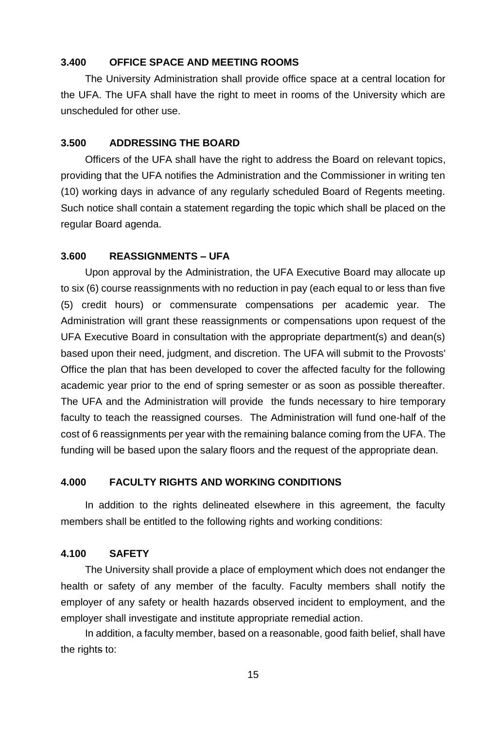### 3.400 OFFICE SPACE AND MEETING ROOMS

The University Administration shall provide office space at a central location for the UFA. The UFA shall have the right to meet in rooms of the University which are unscheduled for other use.

### 3.500 ADDRESSING THE BOARD

Officers of the UFA shall have the right to address the Board on relevant topics, providing that the UFA notifies the Administration and the Commissioner in writing ten (10) working days in advance of any regularly scheduled Board of Regents meeting. Such notice shall contain a statement regarding the topic which shall be placed on the regular Board agenda.

### 3.600 REASSIGNMENTS – UFA

Upon approval by the Administration, the UFA Executive Board may allocate up to six (6) course reassignments with no reduction in pay (each equal to or less than five (5) credit hours) or commensurate compensations per academic year. The Administration will grant these reassignments or compensations upon request of the UFA Executive Board in consultation with the appropriate department(s) and dean(s) based upon their need, judgment, and discretion. The UFA will submit to the Provosts' Office the plan that has been developed to cover the affected faculty for the following academic year prior to the end of spring semester or as soon as possible thereafter. The UFA and the Administration will provide the funds necessary to hire temporary faculty to teach the reassigned courses. The Administration will fund one-half of the cost of 6 reassignments per year with the remaining balance coming from the UFA. The funding will be based upon the salary floors and the request of the appropriate dean.

## 4.000 FACULTY RIGHTS AND WORKING CONDITIONS

In addition to the rights delineated elsewhere in this agreement, the faculty members shall be entitled to the following rights and working conditions:

### 4.100 SAFETY

The University shall provide a place of employment which does not endanger the health or safety of any member of the faculty. Faculty members shall notify the employer of any safety or health hazards observed incident to employment, and the employer shall investigate and institute appropriate remedial action.

In addition, a faculty member, based on a reasonable, good faith belief, shall have the rights to: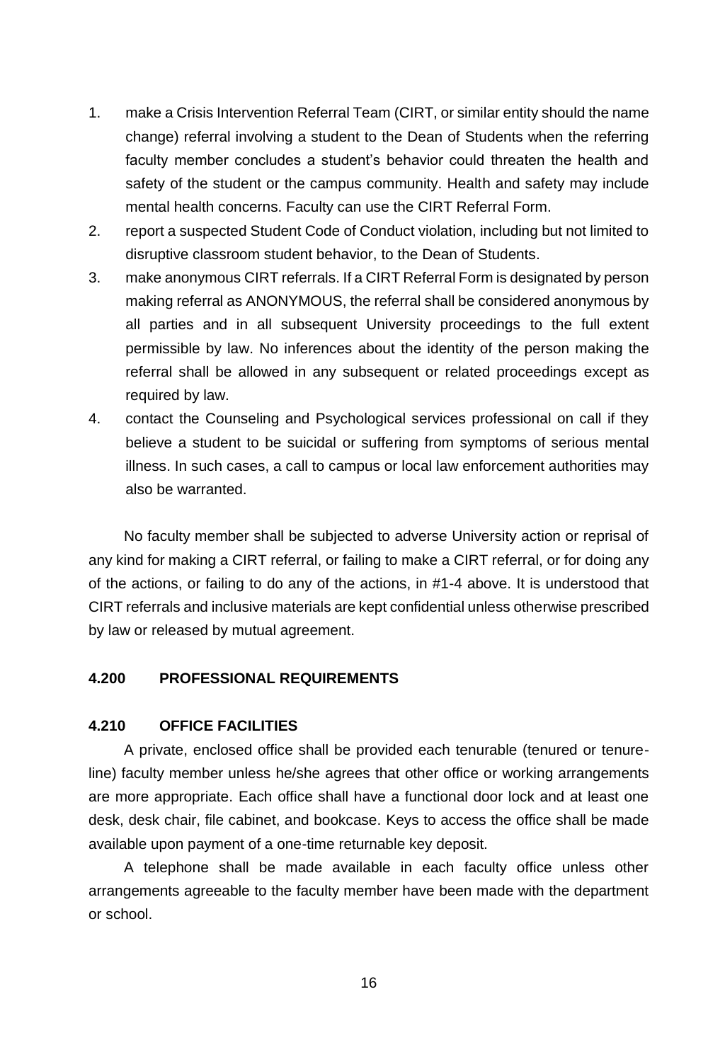1. make a Crisis Intervention Referral Team (CIRT, or similar entity should the name change) referral involving a student to the Dean of Students when the referring faculty member concludes a student's behavior could threaten the health and safety of the student or the campus community. Health and safety may include mental health concerns. Faculty can use the CIRT Referral Form.
2. report a suspected Student Code of Conduct violation, including but not limited to disruptive classroom student behavior, to the Dean of Students.
3. make anonymous CIRT referrals. If a CIRT Referral Form is designated by person making referral as ANONYMOUS, the referral shall be considered anonymous by all parties and in all subsequent University proceedings to the full extent permissible by law. No inferences about the identity of the person making the referral shall be allowed in any subsequent or related proceedings except as required by law.
4. contact the Counseling and Psychological services professional on call if they believe a student to be suicidal or suffering from symptoms of serious mental illness. In such cases, a call to campus or local law enforcement authorities may also be warranted.

No faculty member shall be subjected to adverse University action or reprisal of any kind for making a CIRT referral, or failing to make a CIRT referral, or for doing any of the actions, or failing to do any of the actions, in #1-4 above. It is understood that CIRT referrals and inclusive materials are kept confidential unless otherwise prescribed by law or released by mutual agreement.

## 4.200 PROFESSIONAL REQUIREMENTS

### 4.210 OFFICE FACILITIES

A private, enclosed office shall be provided each tenurable (tenured or tenure-line) faculty member unless he/she agrees that other office or working arrangements are more appropriate. Each office shall have a functional door lock and at least one desk, desk chair, file cabinet, and bookcase. Keys to access the office shall be made available upon payment of a one-time returnable key deposit.

A telephone shall be made available in each faculty office unless other arrangements agreeable to the faculty member have been made with the department or school.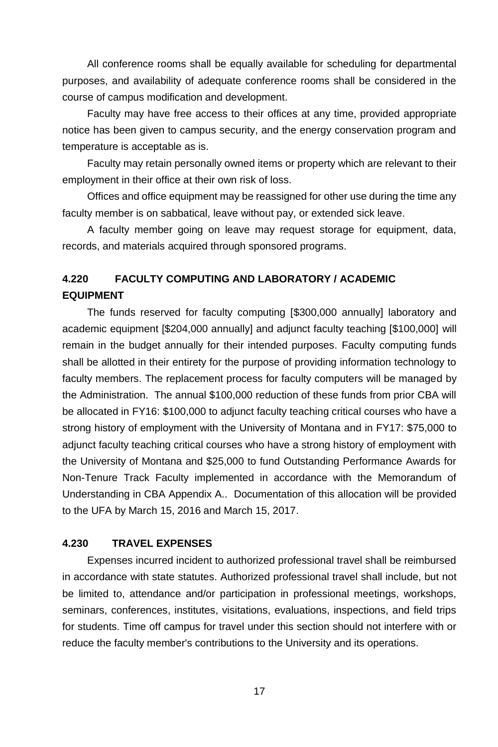All conference rooms shall be equally available for scheduling for departmental purposes, and availability of adequate conference rooms shall be considered in the course of campus modification and development.

Faculty may have free access to their offices at any time, provided appropriate notice has been given to campus security, and the energy conservation program and temperature is acceptable as is.

Faculty may retain personally owned items or property which are relevant to their employment in their office at their own risk of loss.

Offices and office equipment may be reassigned for other use during the time any faculty member is on sabbatical, leave without pay, or extended sick leave.

A faculty member going on leave may request storage for equipment, data, records, and materials acquired through sponsored programs.

### 4.220 FACULTY COMPUTING AND LABORATORY / ACADEMIC EQUIPMENT

The funds reserved for faculty computing [$300,000 annually] laboratory and academic equipment [$204,000 annually] and adjunct faculty teaching [$100,000] will remain in the budget annually for their intended purposes. Faculty computing funds shall be allotted in their entirety for the purpose of providing information technology to faculty members. The replacement process for faculty computers will be managed by the Administration. The annual $100,000 reduction of these funds from prior CBA will be allocated in FY16: $100,000 to adjunct faculty teaching critical courses who have a strong history of employment with the University of Montana and in FY17: $75,000 to adjunct faculty teaching critical courses who have a strong history of employment with the University of Montana and $25,000 to fund Outstanding Performance Awards for Non-Tenure Track Faculty implemented in accordance with the Memorandum of Understanding in CBA Appendix A.. Documentation of this allocation will be provided to the UFA by March 15, 2016 and March 15, 2017.

### 4.230 TRAVEL EXPENSES

Expenses incurred incident to authorized professional travel shall be reimbursed in accordance with state statutes. Authorized professional travel shall include, but not be limited to, attendance and/or participation in professional meetings, workshops, seminars, conferences, institutes, visitations, evaluations, inspections, and field trips for students. Time off campus for travel under this section should not interfere with or reduce the faculty member's contributions to the University and its operations.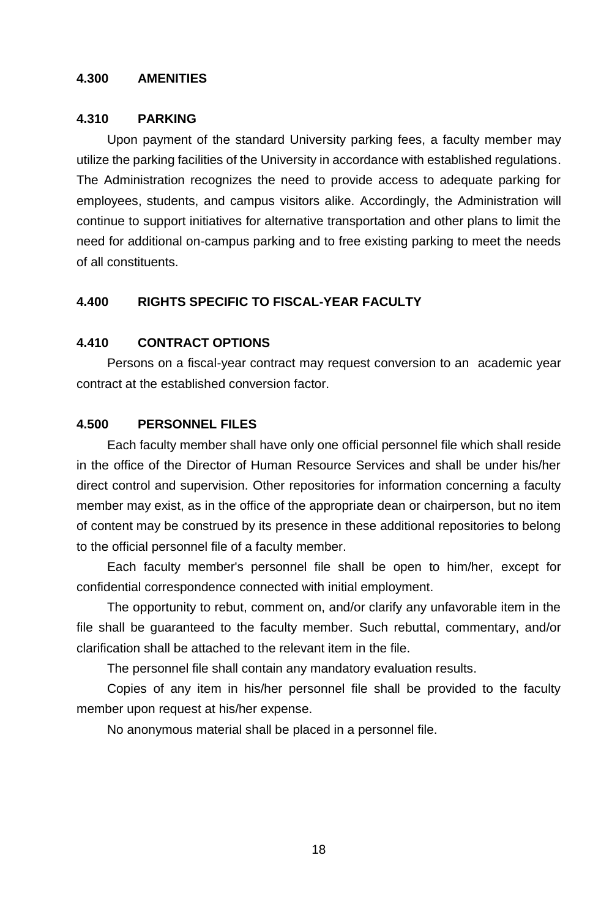## 4.300 AMENITIES

### 4.310 PARKING

Upon payment of the standard University parking fees, a faculty member may utilize the parking facilities of the University in accordance with established regulations. The Administration recognizes the need to provide access to adequate parking for employees, students, and campus visitors alike. Accordingly, the Administration will continue to support initiatives for alternative transportation and other plans to limit the need for additional on-campus parking and to free existing parking to meet the needs of all constituents.

## 4.400 RIGHTS SPECIFIC TO FISCAL-YEAR FACULTY

### 4.410 CONTRACT OPTIONS

Persons on a fiscal-year contract may request conversion to an academic year contract at the established conversion factor.

## 4.500 PERSONNEL FILES

Each faculty member shall have only one official personnel file which shall reside in the office of the Director of Human Resource Services and shall be under his/her direct control and supervision. Other repositories for information concerning a faculty member may exist, as in the office of the appropriate dean or chairperson, but no item of content may be construed by its presence in these additional repositories to belong to the official personnel file of a faculty member.

Each faculty member's personnel file shall be open to him/her, except for confidential correspondence connected with initial employment.

The opportunity to rebut, comment on, and/or clarify any unfavorable item in the file shall be guaranteed to the faculty member. Such rebuttal, commentary, and/or clarification shall be attached to the relevant item in the file.

The personnel file shall contain any mandatory evaluation results.

Copies of any item in his/her personnel file shall be provided to the faculty member upon request at his/her expense.

No anonymous material shall be placed in a personnel file.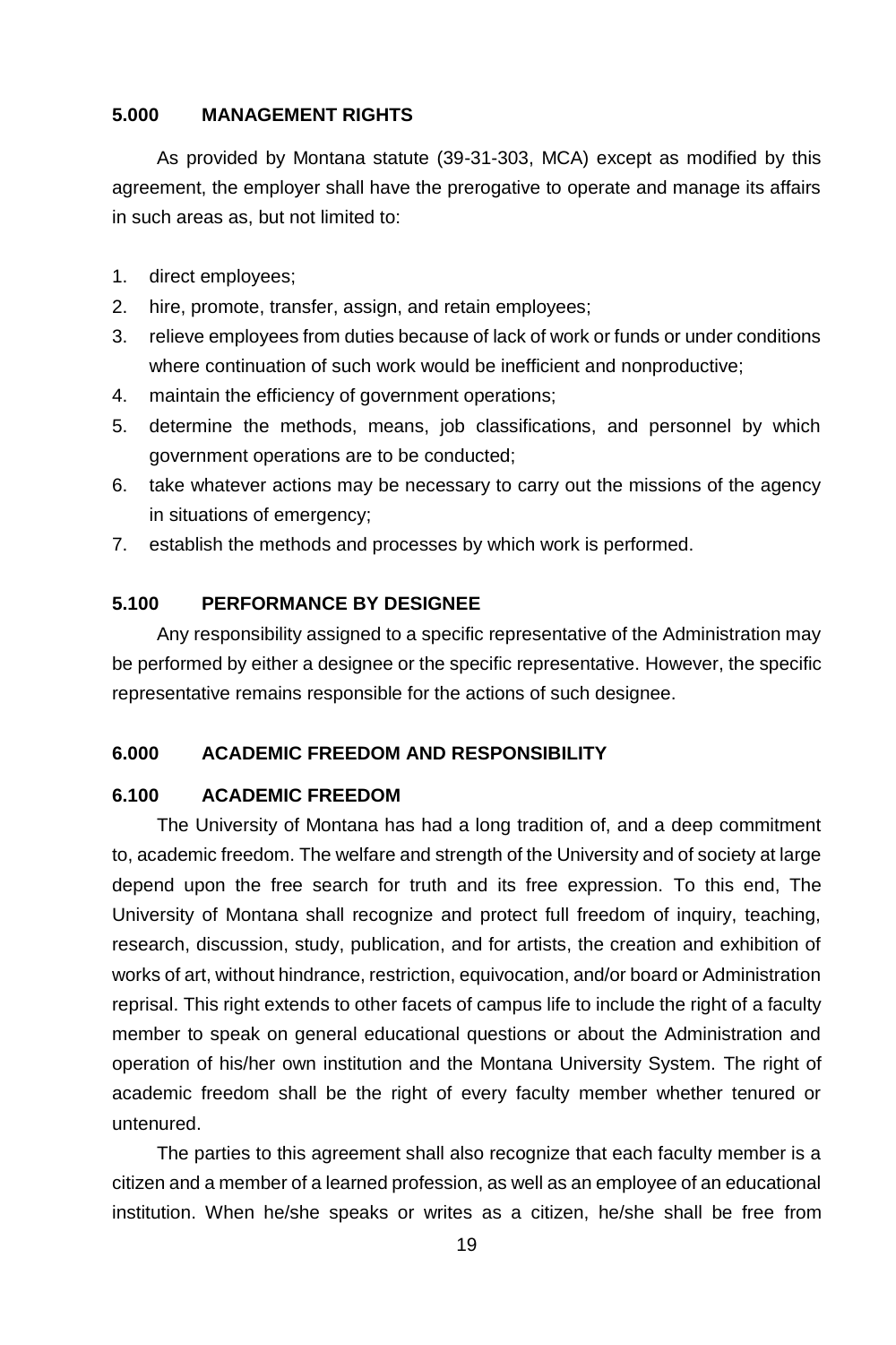## 5.000 MANAGEMENT RIGHTS

As provided by Montana statute (39-31-303, MCA) except as modified by this agreement, the employer shall have the prerogative to operate and manage its affairs in such areas as, but not limited to:

1. direct employees;
2. hire, promote, transfer, assign, and retain employees;
3. relieve employees from duties because of lack of work or funds or under conditions where continuation of such work would be inefficient and nonproductive;
4. maintain the efficiency of government operations;
5. determine the methods, means, job classifications, and personnel by which government operations are to be conducted;
6. take whatever actions may be necessary to carry out the missions of the agency in situations of emergency;
7. establish the methods and processes by which work is performed.

### 5.100 PERFORMANCE BY DESIGNEE

Any responsibility assigned to a specific representative of the Administration may be performed by either a designee or the specific representative. However, the specific representative remains responsible for the actions of such designee.

## 6.000 ACADEMIC FREEDOM AND RESPONSIBILITY

### 6.100 ACADEMIC FREEDOM

The University of Montana has had a long tradition of, and a deep commitment to, academic freedom. The welfare and strength of the University and of society at large depend upon the free search for truth and its free expression. To this end, The University of Montana shall recognize and protect full freedom of inquiry, teaching, research, discussion, study, publication, and for artists, the creation and exhibition of works of art, without hindrance, restriction, equivocation, and/or board or Administration reprisal. This right extends to other facets of campus life to include the right of a faculty member to speak on general educational questions or about the Administration and operation of his/her own institution and the Montana University System. The right of academic freedom shall be the right of every faculty member whether tenured or untenured.

The parties to this agreement shall also recognize that each faculty member is a citizen and a member of a learned profession, as well as an employee of an educational institution. When he/she speaks or writes as a citizen, he/she shall be free from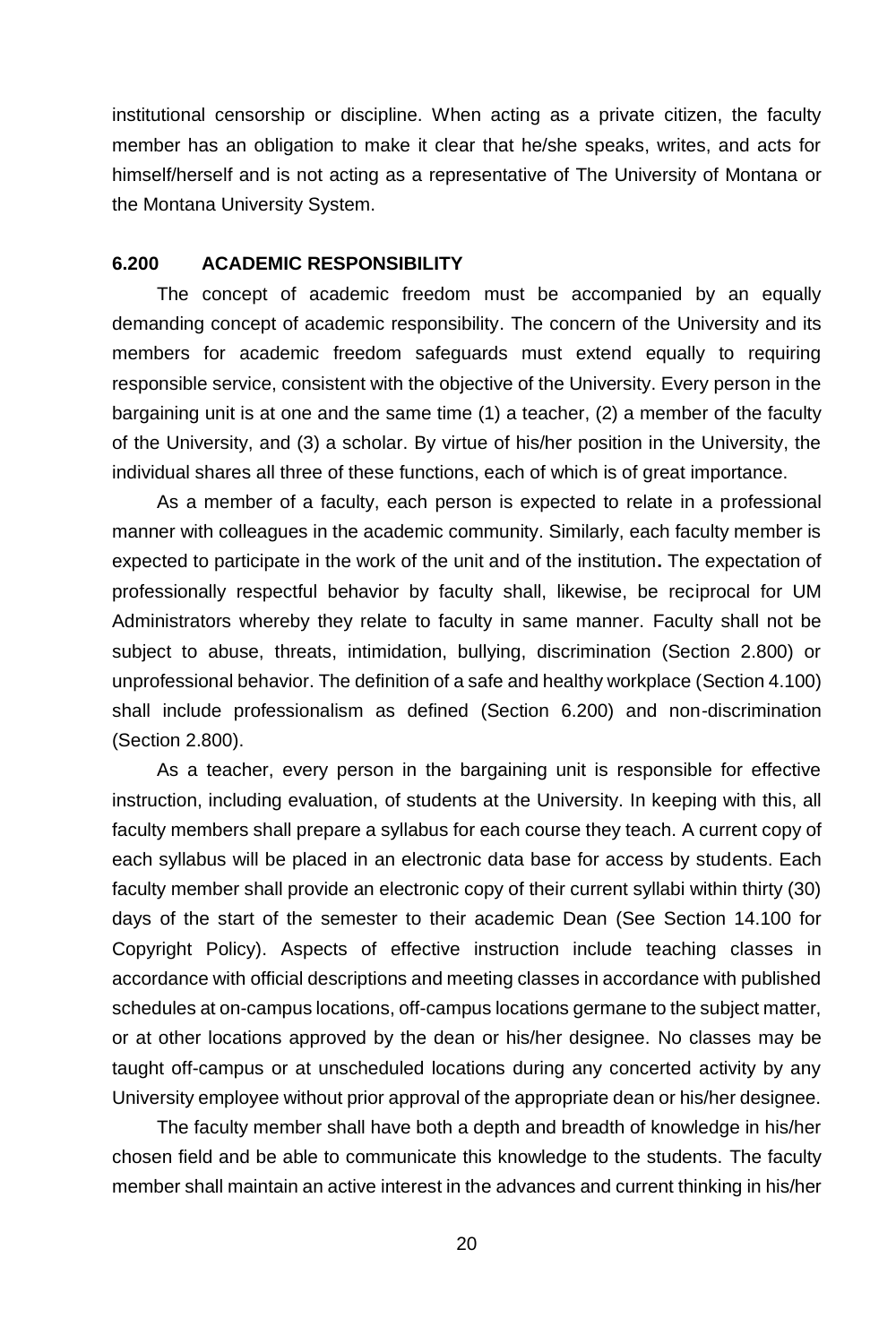institutional censorship or discipline. When acting as a private citizen, the faculty member has an obligation to make it clear that he/she speaks, writes, and acts for himself/herself and is not acting as a representative of The University of Montana or the Montana University System.

### 6.200 ACADEMIC RESPONSIBILITY

The concept of academic freedom must be accompanied by an equally demanding concept of academic responsibility. The concern of the University and its members for academic freedom safeguards must extend equally to requiring responsible service, consistent with the objective of the University. Every person in the bargaining unit is at one and the same time (1) a teacher, (2) a member of the faculty of the University, and (3) a scholar. By virtue of his/her position in the University, the individual shares all three of these functions, each of which is of great importance.

As a member of a faculty, each person is expected to relate in a professional manner with colleagues in the academic community. Similarly, each faculty member is expected to participate in the work of the unit and of the institution**.** The expectation of professionally respectful behavior by faculty shall, likewise, be reciprocal for UM Administrators whereby they relate to faculty in same manner. Faculty shall not be subject to abuse, threats, intimidation, bullying, discrimination (Section 2.800) or unprofessional behavior. The definition of a safe and healthy workplace (Section 4.100) shall include professionalism as defined (Section 6.200) and non-discrimination (Section 2.800).

As a teacher, every person in the bargaining unit is responsible for effective instruction, including evaluation, of students at the University. In keeping with this, all faculty members shall prepare a syllabus for each course they teach. A current copy of each syllabus will be placed in an electronic data base for access by students. Each faculty member shall provide an electronic copy of their current syllabi within thirty (30) days of the start of the semester to their academic Dean (See Section 14.100 for Copyright Policy). Aspects of effective instruction include teaching classes in accordance with official descriptions and meeting classes in accordance with published schedules at on-campus locations, off-campus locations germane to the subject matter, or at other locations approved by the dean or his/her designee. No classes may be taught off-campus or at unscheduled locations during any concerted activity by any University employee without prior approval of the appropriate dean or his/her designee.

The faculty member shall have both a depth and breadth of knowledge in his/her chosen field and be able to communicate this knowledge to the students. The faculty member shall maintain an active interest in the advances and current thinking in his/her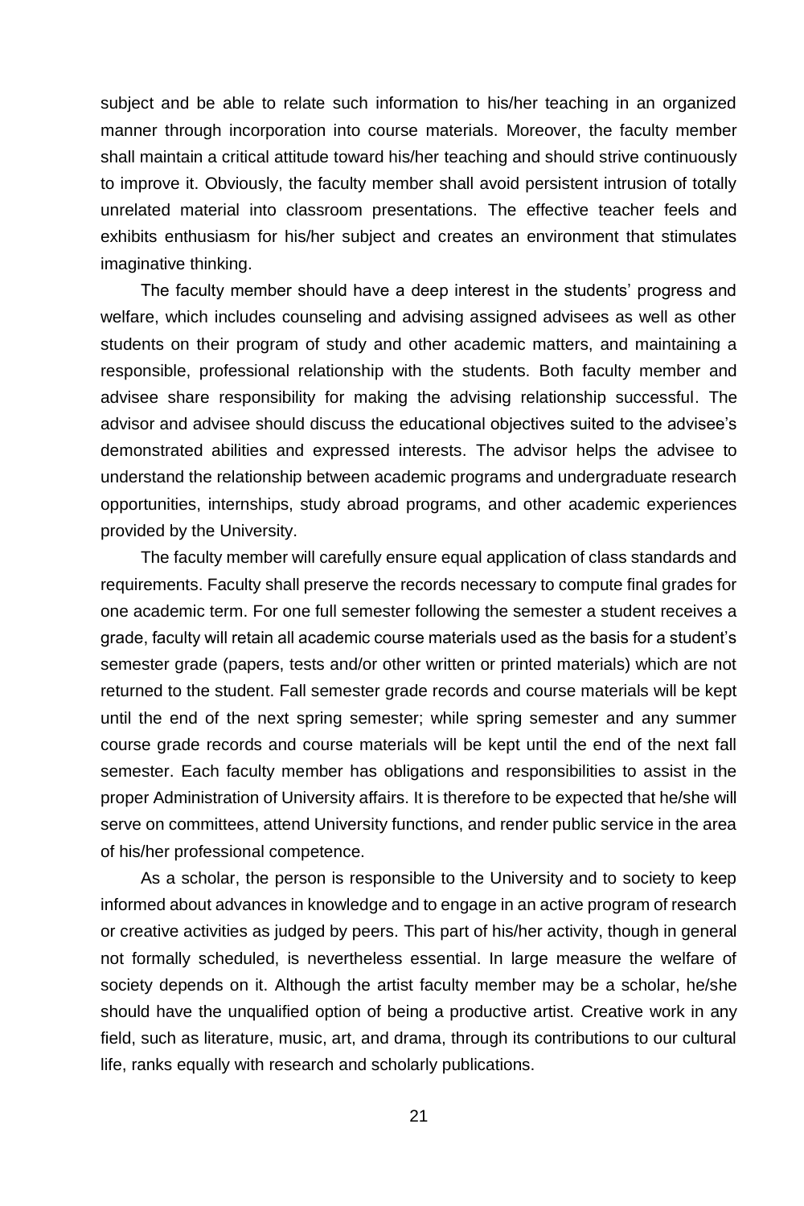subject and be able to relate such information to his/her teaching in an organized manner through incorporation into course materials. Moreover, the faculty member shall maintain a critical attitude toward his/her teaching and should strive continuously to improve it. Obviously, the faculty member shall avoid persistent intrusion of totally unrelated material into classroom presentations. The effective teacher feels and exhibits enthusiasm for his/her subject and creates an environment that stimulates imaginative thinking.

The faculty member should have a deep interest in the students' progress and welfare, which includes counseling and advising assigned advisees as well as other students on their program of study and other academic matters, and maintaining a responsible, professional relationship with the students. Both faculty member and advisee share responsibility for making the advising relationship successful. The advisor and advisee should discuss the educational objectives suited to the advisee's demonstrated abilities and expressed interests. The advisor helps the advisee to understand the relationship between academic programs and undergraduate research opportunities, internships, study abroad programs, and other academic experiences provided by the University.

The faculty member will carefully ensure equal application of class standards and requirements. Faculty shall preserve the records necessary to compute final grades for one academic term. For one full semester following the semester a student receives a grade, faculty will retain all academic course materials used as the basis for a student's semester grade (papers, tests and/or other written or printed materials) which are not returned to the student. Fall semester grade records and course materials will be kept until the end of the next spring semester; while spring semester and any summer course grade records and course materials will be kept until the end of the next fall semester. Each faculty member has obligations and responsibilities to assist in the proper Administration of University affairs. It is therefore to be expected that he/she will serve on committees, attend University functions, and render public service in the area of his/her professional competence.

As a scholar, the person is responsible to the University and to society to keep informed about advances in knowledge and to engage in an active program of research or creative activities as judged by peers. This part of his/her activity, though in general not formally scheduled, is nevertheless essential. In large measure the welfare of society depends on it. Although the artist faculty member may be a scholar, he/she should have the unqualified option of being a productive artist. Creative work in any field, such as literature, music, art, and drama, through its contributions to our cultural life, ranks equally with research and scholarly publications.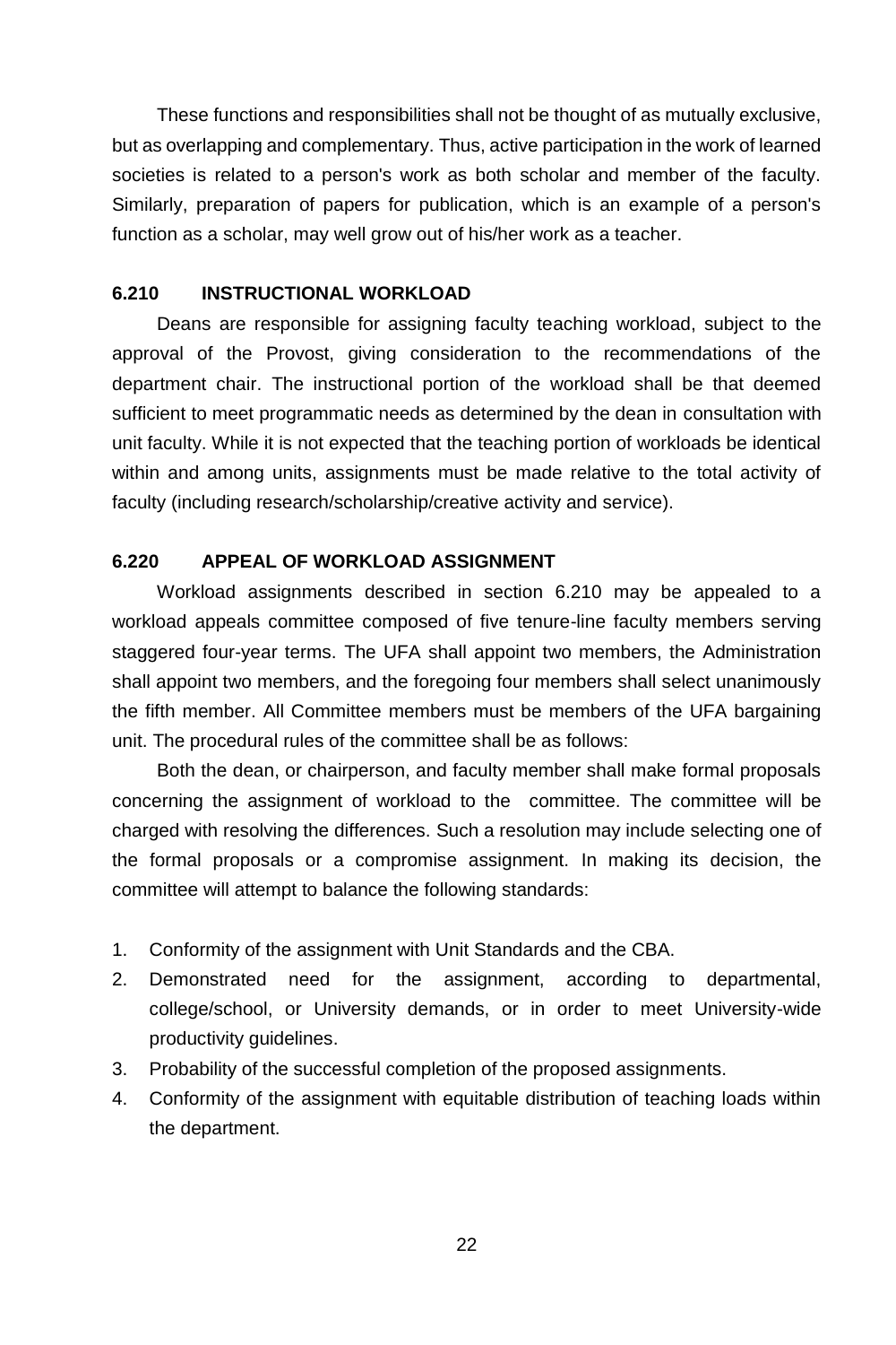These functions and responsibilities shall not be thought of as mutually exclusive, but as overlapping and complementary. Thus, active participation in the work of learned societies is related to a person's work as both scholar and member of the faculty. Similarly, preparation of papers for publication, which is an example of a person's function as a scholar, may well grow out of his/her work as a teacher.

### 6.210 INSTRUCTIONAL WORKLOAD

Deans are responsible for assigning faculty teaching workload, subject to the approval of the Provost, giving consideration to the recommendations of the department chair. The instructional portion of the workload shall be that deemed sufficient to meet programmatic needs as determined by the dean in consultation with unit faculty. While it is not expected that the teaching portion of workloads be identical within and among units, assignments must be made relative to the total activity of faculty (including research/scholarship/creative activity and service).

### 6.220 APPEAL OF WORKLOAD ASSIGNMENT

Workload assignments described in section 6.210 may be appealed to a workload appeals committee composed of five tenure-line faculty members serving staggered four-year terms. The UFA shall appoint two members, the Administration shall appoint two members, and the foregoing four members shall select unanimously the fifth member. All Committee members must be members of the UFA bargaining unit. The procedural rules of the committee shall be as follows:

Both the dean, or chairperson, and faculty member shall make formal proposals concerning the assignment of workload to the committee. The committee will be charged with resolving the differences. Such a resolution may include selecting one of the formal proposals or a compromise assignment. In making its decision, the committee will attempt to balance the following standards:

1. Conformity of the assignment with Unit Standards and the CBA.
2. Demonstrated need for the assignment, according to departmental, college/school, or University demands, or in order to meet University-wide productivity guidelines.
3. Probability of the successful completion of the proposed assignments.
4. Conformity of the assignment with equitable distribution of teaching loads within the department.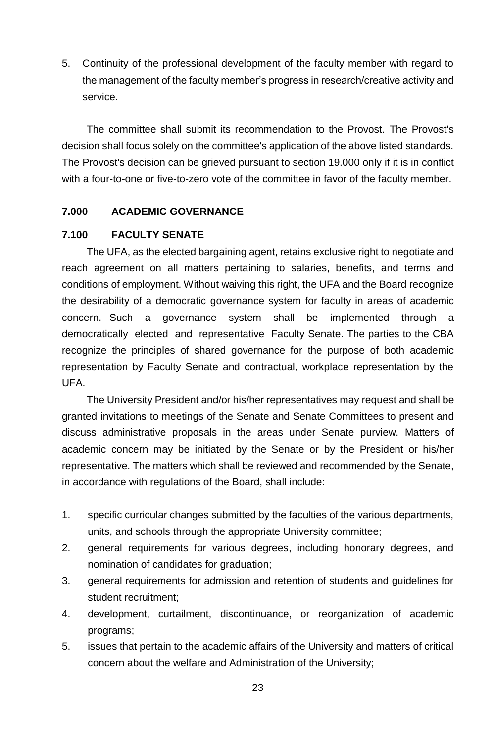5. Continuity of the professional development of the faculty member with regard to the management of the faculty member's progress in research/creative activity and service.

The committee shall submit its recommendation to the Provost. The Provost's decision shall focus solely on the committee's application of the above listed standards. The Provost's decision can be grieved pursuant to section 19.000 only if it is in conflict with a four-to-one or five-to-zero vote of the committee in favor of the faculty member.

## 7.000 ACADEMIC GOVERNANCE

### 7.100 FACULTY SENATE

The UFA, as the elected bargaining agent, retains exclusive right to negotiate and reach agreement on all matters pertaining to salaries, benefits, and terms and conditions of employment. Without waiving this right, the UFA and the Board recognize the desirability of a democratic governance system for faculty in areas of academic concern. Such a governance system shall be implemented through a democratically elected and representative Faculty Senate. The parties to the CBA recognize the principles of shared governance for the purpose of both academic representation by Faculty Senate and contractual, workplace representation by the UFA.

The University President and/or his/her representatives may request and shall be granted invitations to meetings of the Senate and Senate Committees to present and discuss administrative proposals in the areas under Senate purview. Matters of academic concern may be initiated by the Senate or by the President or his/her representative. The matters which shall be reviewed and recommended by the Senate, in accordance with regulations of the Board, shall include:

1. specific curricular changes submitted by the faculties of the various departments, units, and schools through the appropriate University committee;
2. general requirements for various degrees, including honorary degrees, and nomination of candidates for graduation;
3. general requirements for admission and retention of students and guidelines for student recruitment;
4. development, curtailment, discontinuance, or reorganization of academic programs;
5. issues that pertain to the academic affairs of the University and matters of critical concern about the welfare and Administration of the University;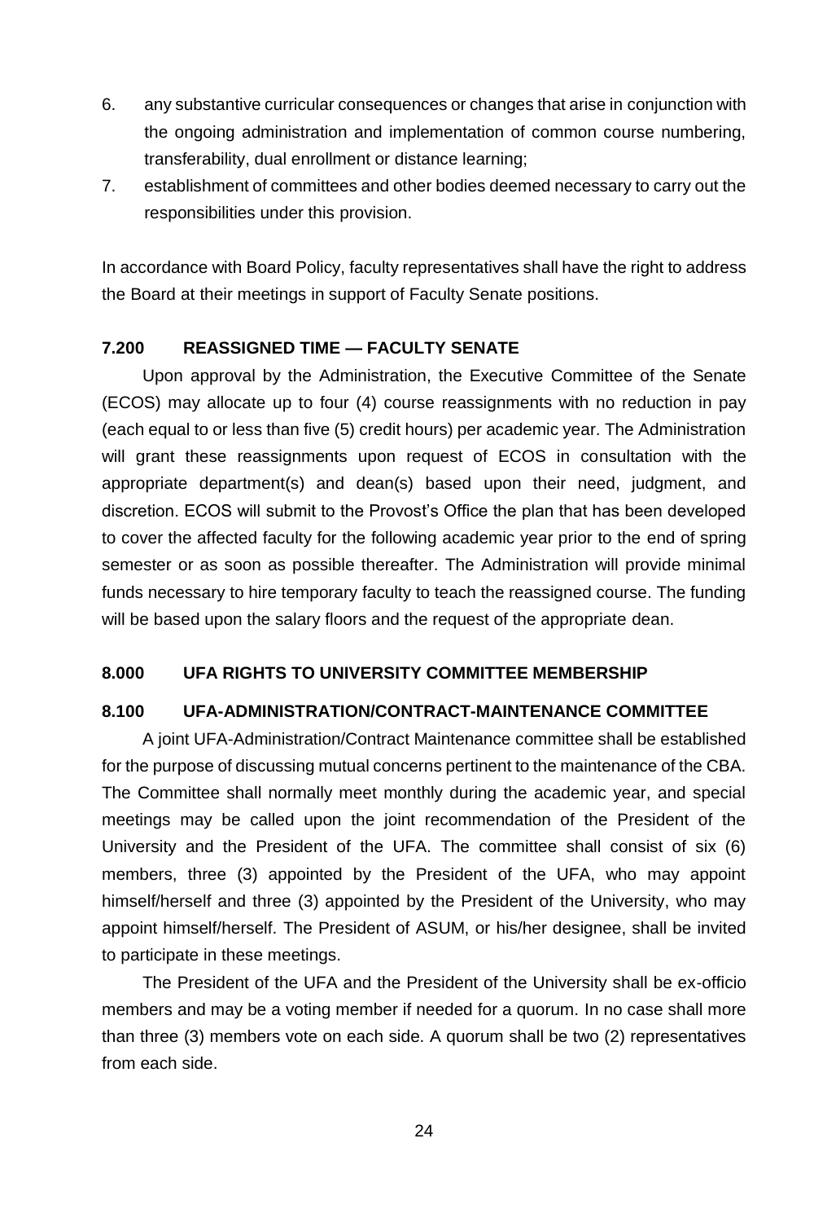6. any substantive curricular consequences or changes that arise in conjunction with the ongoing administration and implementation of common course numbering, transferability, dual enrollment or distance learning;
7. establishment of committees and other bodies deemed necessary to carry out the responsibilities under this provision.

In accordance with Board Policy, faculty representatives shall have the right to address the Board at their meetings in support of Faculty Senate positions.

### 7.200 REASSIGNED TIME — FACULTY SENATE

Upon approval by the Administration, the Executive Committee of the Senate (ECOS) may allocate up to four (4) course reassignments with no reduction in pay (each equal to or less than five (5) credit hours) per academic year. The Administration will grant these reassignments upon request of ECOS in consultation with the appropriate department(s) and dean(s) based upon their need, judgment, and discretion. ECOS will submit to the Provost's Office the plan that has been developed to cover the affected faculty for the following academic year prior to the end of spring semester or as soon as possible thereafter. The Administration will provide minimal funds necessary to hire temporary faculty to teach the reassigned course. The funding will be based upon the salary floors and the request of the appropriate dean.

## 8.000 UFA RIGHTS TO UNIVERSITY COMMITTEE MEMBERSHIP

### 8.100 UFA-ADMINISTRATION/CONTRACT-MAINTENANCE COMMITTEE

A joint UFA-Administration/Contract Maintenance committee shall be established for the purpose of discussing mutual concerns pertinent to the maintenance of the CBA. The Committee shall normally meet monthly during the academic year, and special meetings may be called upon the joint recommendation of the President of the University and the President of the UFA. The committee shall consist of six (6) members, three (3) appointed by the President of the UFA, who may appoint himself/herself and three (3) appointed by the President of the University, who may appoint himself/herself. The President of ASUM, or his/her designee, shall be invited to participate in these meetings.

The President of the UFA and the President of the University shall be ex-officio members and may be a voting member if needed for a quorum. In no case shall more than three (3) members vote on each side. A quorum shall be two (2) representatives from each side.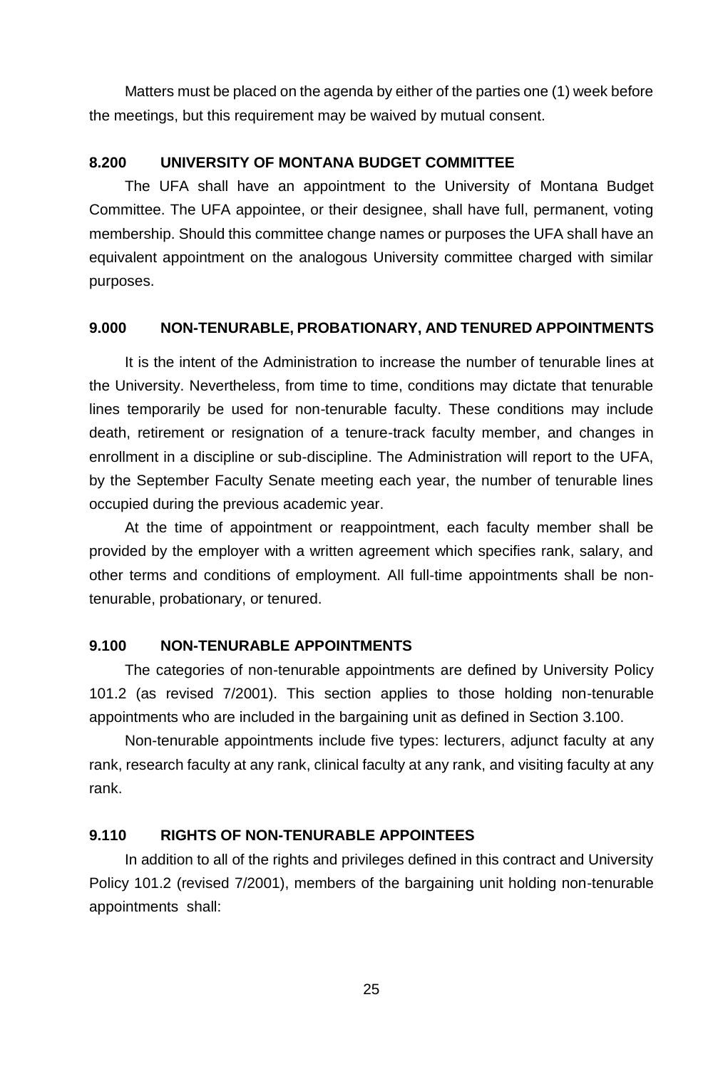Matters must be placed on the agenda by either of the parties one (1) week before the meetings, but this requirement may be waived by mutual consent.

## 8.200 UNIVERSITY OF MONTANA BUDGET COMMITTEE

The UFA shall have an appointment to the University of Montana Budget Committee. The UFA appointee, or their designee, shall have full, permanent, voting membership. Should this committee change names or purposes the UFA shall have an equivalent appointment on the analogous University committee charged with similar purposes.

## 9.000 NON-TENURABLE, PROBATIONARY, AND TENURED APPOINTMENTS

It is the intent of the Administration to increase the number of tenurable lines at the University. Nevertheless, from time to time, conditions may dictate that tenurable lines temporarily be used for non-tenurable faculty. These conditions may include death, retirement or resignation of a tenure-track faculty member, and changes in enrollment in a discipline or sub-discipline. The Administration will report to the UFA, by the September Faculty Senate meeting each year, the number of tenurable lines occupied during the previous academic year.

At the time of appointment or reappointment, each faculty member shall be provided by the employer with a written agreement which specifies rank, salary, and other terms and conditions of employment. All full-time appointments shall be non-tenurable, probationary, or tenured.

## 9.100 NON-TENURABLE APPOINTMENTS

The categories of non-tenurable appointments are defined by University Policy 101.2 (as revised 7/2001). This section applies to those holding non-tenurable appointments who are included in the bargaining unit as defined in Section 3.100.

Non-tenurable appointments include five types: lecturers, adjunct faculty at any rank, research faculty at any rank, clinical faculty at any rank, and visiting faculty at any rank.

## 9.110 RIGHTS OF NON-TENURABLE APPOINTEES

In addition to all of the rights and privileges defined in this contract and University Policy 101.2 (revised 7/2001), members of the bargaining unit holding non-tenurable appointments shall: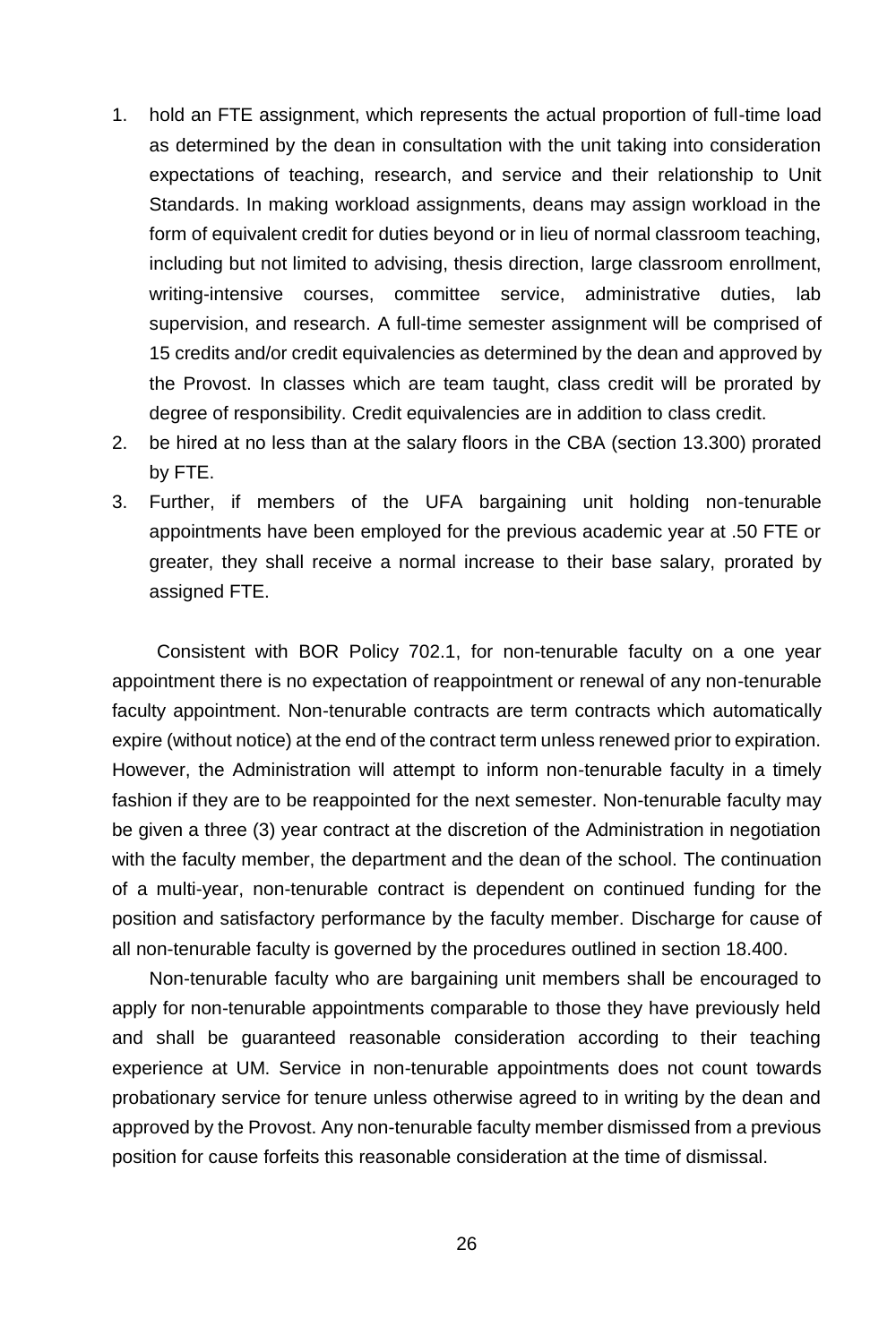1. hold an FTE assignment, which represents the actual proportion of full-time load as determined by the dean in consultation with the unit taking into consideration expectations of teaching, research, and service and their relationship to Unit Standards. In making workload assignments, deans may assign workload in the form of equivalent credit for duties beyond or in lieu of normal classroom teaching, including but not limited to advising, thesis direction, large classroom enrollment, writing-intensive courses, committee service, administrative duties, lab supervision, and research. A full-time semester assignment will be comprised of 15 credits and/or credit equivalencies as determined by the dean and approved by the Provost. In classes which are team taught, class credit will be prorated by degree of responsibility. Credit equivalencies are in addition to class credit.
2. be hired at no less than at the salary floors in the CBA (section 13.300) prorated by FTE.
3. Further, if members of the UFA bargaining unit holding non-tenurable appointments have been employed for the previous academic year at .50 FTE or greater, they shall receive a normal increase to their base salary, prorated by assigned FTE.

Consistent with BOR Policy 702.1, for non-tenurable faculty on a one year appointment there is no expectation of reappointment or renewal of any non-tenurable faculty appointment. Non-tenurable contracts are term contracts which automatically expire (without notice) at the end of the contract term unless renewed prior to expiration. However, the Administration will attempt to inform non-tenurable faculty in a timely fashion if they are to be reappointed for the next semester. Non-tenurable faculty may be given a three (3) year contract at the discretion of the Administration in negotiation with the faculty member, the department and the dean of the school. The continuation of a multi-year, non-tenurable contract is dependent on continued funding for the position and satisfactory performance by the faculty member. Discharge for cause of all non-tenurable faculty is governed by the procedures outlined in section 18.400.

Non-tenurable faculty who are bargaining unit members shall be encouraged to apply for non-tenurable appointments comparable to those they have previously held and shall be guaranteed reasonable consideration according to their teaching experience at UM. Service in non-tenurable appointments does not count towards probationary service for tenure unless otherwise agreed to in writing by the dean and approved by the Provost. Any non-tenurable faculty member dismissed from a previous position for cause forfeits this reasonable consideration at the time of dismissal.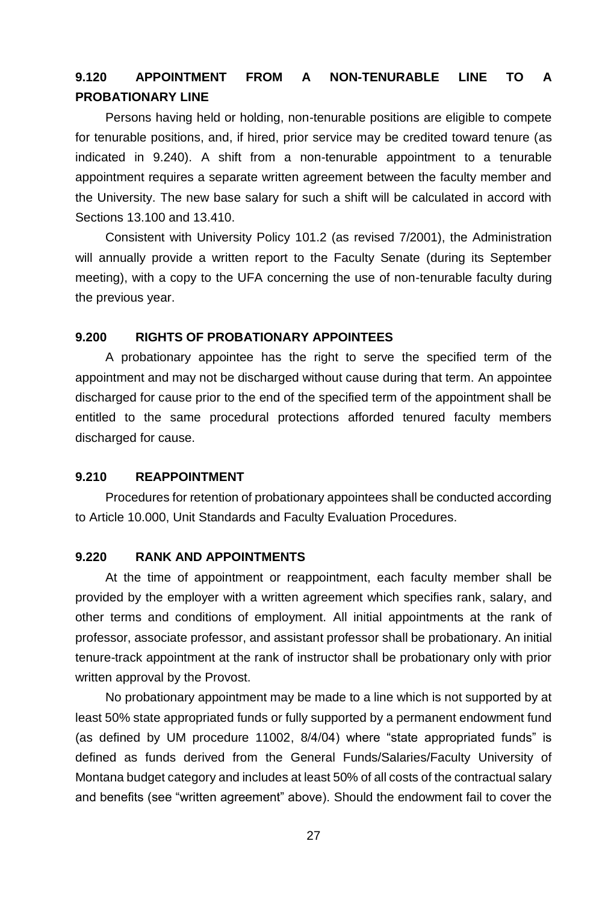### 9.120 APPOINTMENT FROM A NON-TENURABLE LINE TO A PROBATIONARY LINE

Persons having held or holding, non-tenurable positions are eligible to compete for tenurable positions, and, if hired, prior service may be credited toward tenure (as indicated in 9.240). A shift from a non-tenurable appointment to a tenurable appointment requires a separate written agreement between the faculty member and the University. The new base salary for such a shift will be calculated in accord with Sections 13.100 and 13.410.

Consistent with University Policy 101.2 (as revised 7/2001), the Administration will annually provide a written report to the Faculty Senate (during its September meeting), with a copy to the UFA concerning the use of non-tenurable faculty during the previous year.

### 9.200 RIGHTS OF PROBATIONARY APPOINTEES

A probationary appointee has the right to serve the specified term of the appointment and may not be discharged without cause during that term. An appointee discharged for cause prior to the end of the specified term of the appointment shall be entitled to the same procedural protections afforded tenured faculty members discharged for cause.

### 9.210 REAPPOINTMENT

Procedures for retention of probationary appointees shall be conducted according to Article 10.000, Unit Standards and Faculty Evaluation Procedures.

### 9.220 RANK AND APPOINTMENTS

At the time of appointment or reappointment, each faculty member shall be provided by the employer with a written agreement which specifies rank, salary, and other terms and conditions of employment. All initial appointments at the rank of professor, associate professor, and assistant professor shall be probationary. An initial tenure-track appointment at the rank of instructor shall be probationary only with prior written approval by the Provost.

No probationary appointment may be made to a line which is not supported by at least 50% state appropriated funds or fully supported by a permanent endowment fund (as defined by UM procedure 11002, 8/4/04) where "state appropriated funds" is defined as funds derived from the General Funds/Salaries/Faculty University of Montana budget category and includes at least 50% of all costs of the contractual salary and benefits (see "written agreement" above). Should the endowment fail to cover the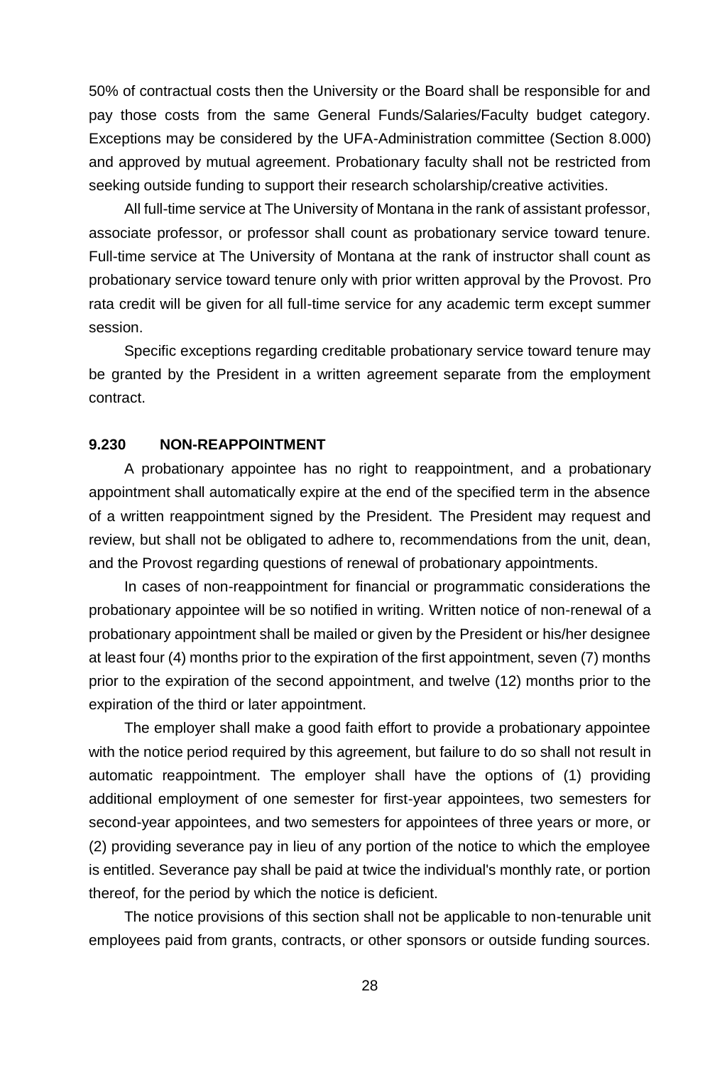50% of contractual costs then the University or the Board shall be responsible for and pay those costs from the same General Funds/Salaries/Faculty budget category. Exceptions may be considered by the UFA-Administration committee (Section 8.000) and approved by mutual agreement. Probationary faculty shall not be restricted from seeking outside funding to support their research scholarship/creative activities.

All full-time service at The University of Montana in the rank of assistant professor, associate professor, or professor shall count as probationary service toward tenure. Full-time service at The University of Montana at the rank of instructor shall count as probationary service toward tenure only with prior written approval by the Provost. Pro rata credit will be given for all full-time service for any academic term except summer session.

Specific exceptions regarding creditable probationary service toward tenure may be granted by the President in a written agreement separate from the employment contract.

### 9.230 NON-REAPPOINTMENT

A probationary appointee has no right to reappointment, and a probationary appointment shall automatically expire at the end of the specified term in the absence of a written reappointment signed by the President. The President may request and review, but shall not be obligated to adhere to, recommendations from the unit, dean, and the Provost regarding questions of renewal of probationary appointments.

In cases of non-reappointment for financial or programmatic considerations the probationary appointee will be so notified in writing. Written notice of non-renewal of a probationary appointment shall be mailed or given by the President or his/her designee at least four (4) months prior to the expiration of the first appointment, seven (7) months prior to the expiration of the second appointment, and twelve (12) months prior to the expiration of the third or later appointment.

The employer shall make a good faith effort to provide a probationary appointee with the notice period required by this agreement, but failure to do so shall not result in automatic reappointment. The employer shall have the options of (1) providing additional employment of one semester for first-year appointees, two semesters for second-year appointees, and two semesters for appointees of three years or more, or (2) providing severance pay in lieu of any portion of the notice to which the employee is entitled. Severance pay shall be paid at twice the individual's monthly rate, or portion thereof, for the period by which the notice is deficient.

The notice provisions of this section shall not be applicable to non-tenurable unit employees paid from grants, contracts, or other sponsors or outside funding sources.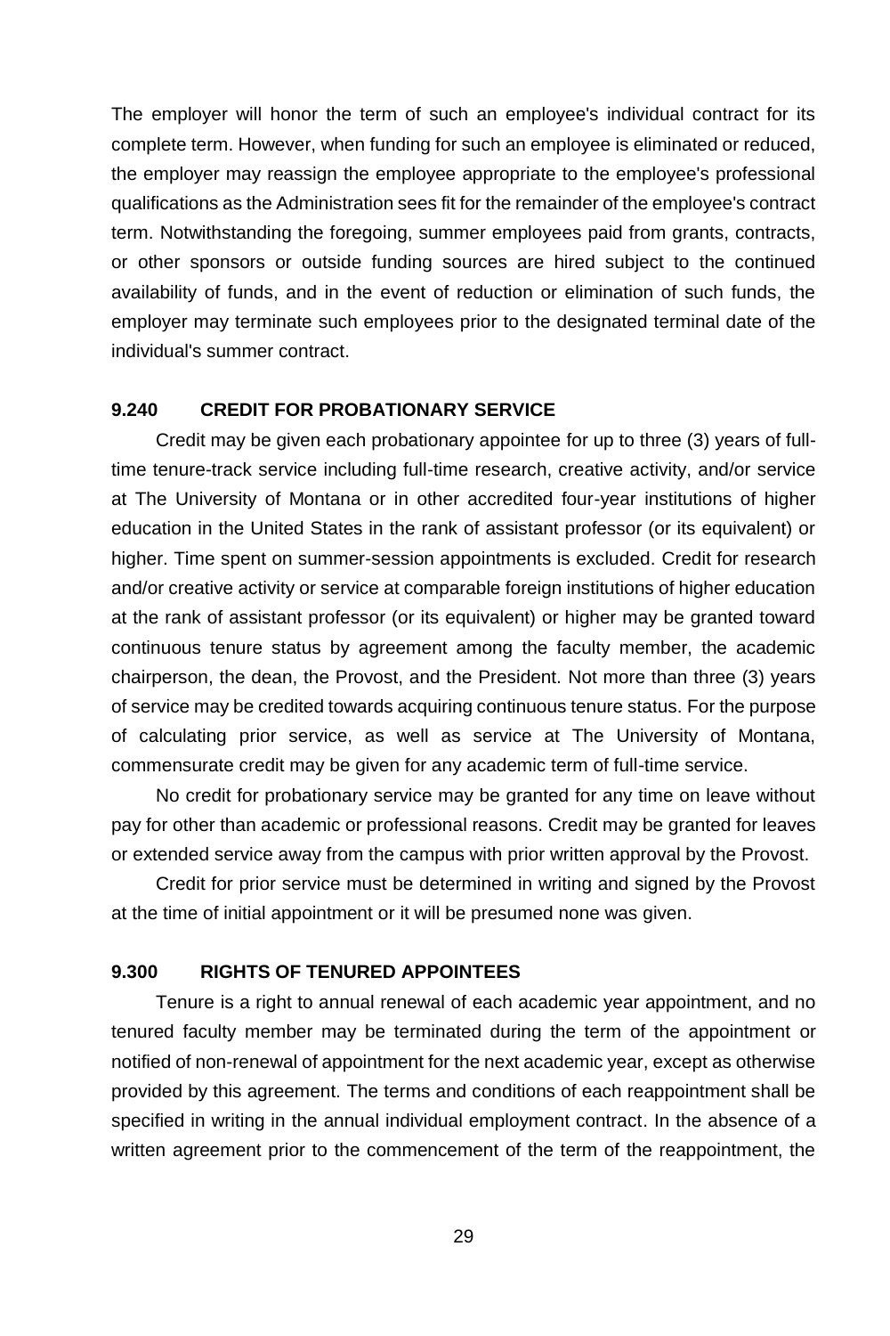The employer will honor the term of such an employee's individual contract for its complete term. However, when funding for such an employee is eliminated or reduced, the employer may reassign the employee appropriate to the employee's professional qualifications as the Administration sees fit for the remainder of the employee's contract term. Notwithstanding the foregoing, summer employees paid from grants, contracts, or other sponsors or outside funding sources are hired subject to the continued availability of funds, and in the event of reduction or elimination of such funds, the employer may terminate such employees prior to the designated terminal date of the individual's summer contract.

### 9.240 CREDIT FOR PROBATIONARY SERVICE

Credit may be given each probationary appointee for up to three (3) years of full-time tenure-track service including full-time research, creative activity, and/or service at The University of Montana or in other accredited four-year institutions of higher education in the United States in the rank of assistant professor (or its equivalent) or higher. Time spent on summer-session appointments is excluded. Credit for research and/or creative activity or service at comparable foreign institutions of higher education at the rank of assistant professor (or its equivalent) or higher may be granted toward continuous tenure status by agreement among the faculty member, the academic chairperson, the dean, the Provost, and the President. Not more than three (3) years of service may be credited towards acquiring continuous tenure status. For the purpose of calculating prior service, as well as service at The University of Montana, commensurate credit may be given for any academic term of full-time service.

No credit for probationary service may be granted for any time on leave without pay for other than academic or professional reasons. Credit may be granted for leaves or extended service away from the campus with prior written approval by the Provost.

Credit for prior service must be determined in writing and signed by the Provost at the time of initial appointment or it will be presumed none was given.

### 9.300 RIGHTS OF TENURED APPOINTEES

Tenure is a right to annual renewal of each academic year appointment, and no tenured faculty member may be terminated during the term of the appointment or notified of non-renewal of appointment for the next academic year, except as otherwise provided by this agreement. The terms and conditions of each reappointment shall be specified in writing in the annual individual employment contract. In the absence of a written agreement prior to the commencement of the term of the reappointment, the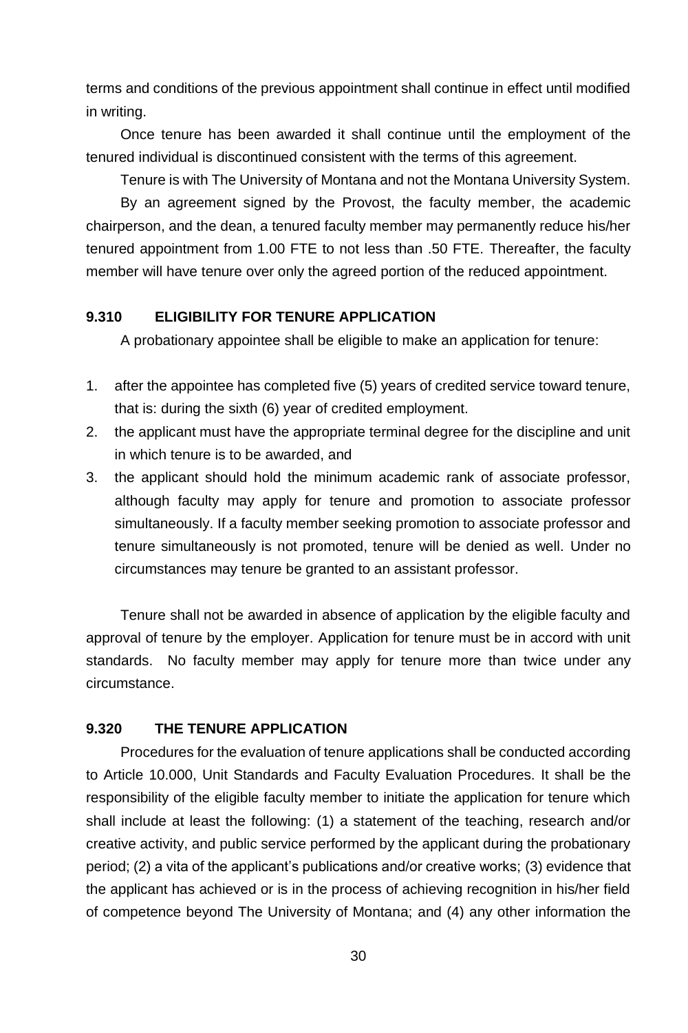terms and conditions of the previous appointment shall continue in effect until modified in writing.

Once tenure has been awarded it shall continue until the employment of the tenured individual is discontinued consistent with the terms of this agreement.

Tenure is with The University of Montana and not the Montana University System.

By an agreement signed by the Provost, the faculty member, the academic chairperson, and the dean, a tenured faculty member may permanently reduce his/her tenured appointment from 1.00 FTE to not less than .50 FTE. Thereafter, the faculty member will have tenure over only the agreed portion of the reduced appointment.

### 9.310 ELIGIBILITY FOR TENURE APPLICATION

A probationary appointee shall be eligible to make an application for tenure:

1. after the appointee has completed five (5) years of credited service toward tenure, that is: during the sixth (6) year of credited employment.
2. the applicant must have the appropriate terminal degree for the discipline and unit in which tenure is to be awarded, and
3. the applicant should hold the minimum academic rank of associate professor, although faculty may apply for tenure and promotion to associate professor simultaneously. If a faculty member seeking promotion to associate professor and tenure simultaneously is not promoted, tenure will be denied as well. Under no circumstances may tenure be granted to an assistant professor.

Tenure shall not be awarded in absence of application by the eligible faculty and approval of tenure by the employer. Application for tenure must be in accord with unit standards. No faculty member may apply for tenure more than twice under any circumstance.

### 9.320 THE TENURE APPLICATION

Procedures for the evaluation of tenure applications shall be conducted according to Article 10.000, Unit Standards and Faculty Evaluation Procedures. It shall be the responsibility of the eligible faculty member to initiate the application for tenure which shall include at least the following: (1) a statement of the teaching, research and/or creative activity, and public service performed by the applicant during the probationary period; (2) a vita of the applicant's publications and/or creative works; (3) evidence that the applicant has achieved or is in the process of achieving recognition in his/her field of competence beyond The University of Montana; and (4) any other information the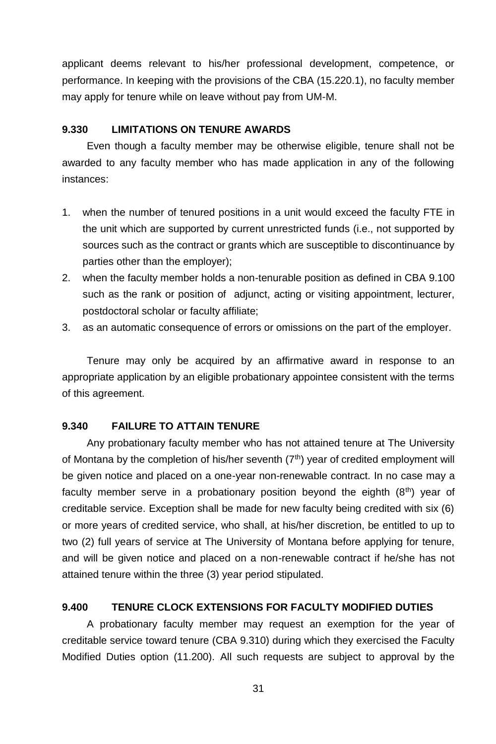applicant deems relevant to his/her professional development, competence, or performance. In keeping with the provisions of the CBA (15.220.1), no faculty member may apply for tenure while on leave without pay from UM-M.

### 9.330 LIMITATIONS ON TENURE AWARDS

Even though a faculty member may be otherwise eligible, tenure shall not be awarded to any faculty member who has made application in any of the following instances:

1. when the number of tenured positions in a unit would exceed the faculty FTE in the unit which are supported by current unrestricted funds (i.e., not supported by sources such as the contract or grants which are susceptible to discontinuance by parties other than the employer);
2. when the faculty member holds a non-tenurable position as defined in CBA 9.100 such as the rank or position of adjunct, acting or visiting appointment, lecturer, postdoctoral scholar or faculty affiliate;
3. as an automatic consequence of errors or omissions on the part of the employer.

Tenure may only be acquired by an affirmative award in response to an appropriate application by an eligible probationary appointee consistent with the terms of this agreement.

### 9.340 FAILURE TO ATTAIN TENURE

Any probationary faculty member who has not attained tenure at The University of Montana by the completion of his/her seventh (7th) year of credited employment will be given notice and placed on a one-year non-renewable contract. In no case may a faculty member serve in a probationary position beyond the eighth (8th) year of creditable service. Exception shall be made for new faculty being credited with six (6) or more years of credited service, who shall, at his/her discretion, be entitled to up to two (2) full years of service at The University of Montana before applying for tenure, and will be given notice and placed on a non-renewable contract if he/she has not attained tenure within the three (3) year period stipulated.

### 9.400 TENURE CLOCK EXTENSIONS FOR FACULTY MODIFIED DUTIES

A probationary faculty member may request an exemption for the year of creditable service toward tenure (CBA 9.310) during which they exercised the Faculty Modified Duties option (11.200). All such requests are subject to approval by the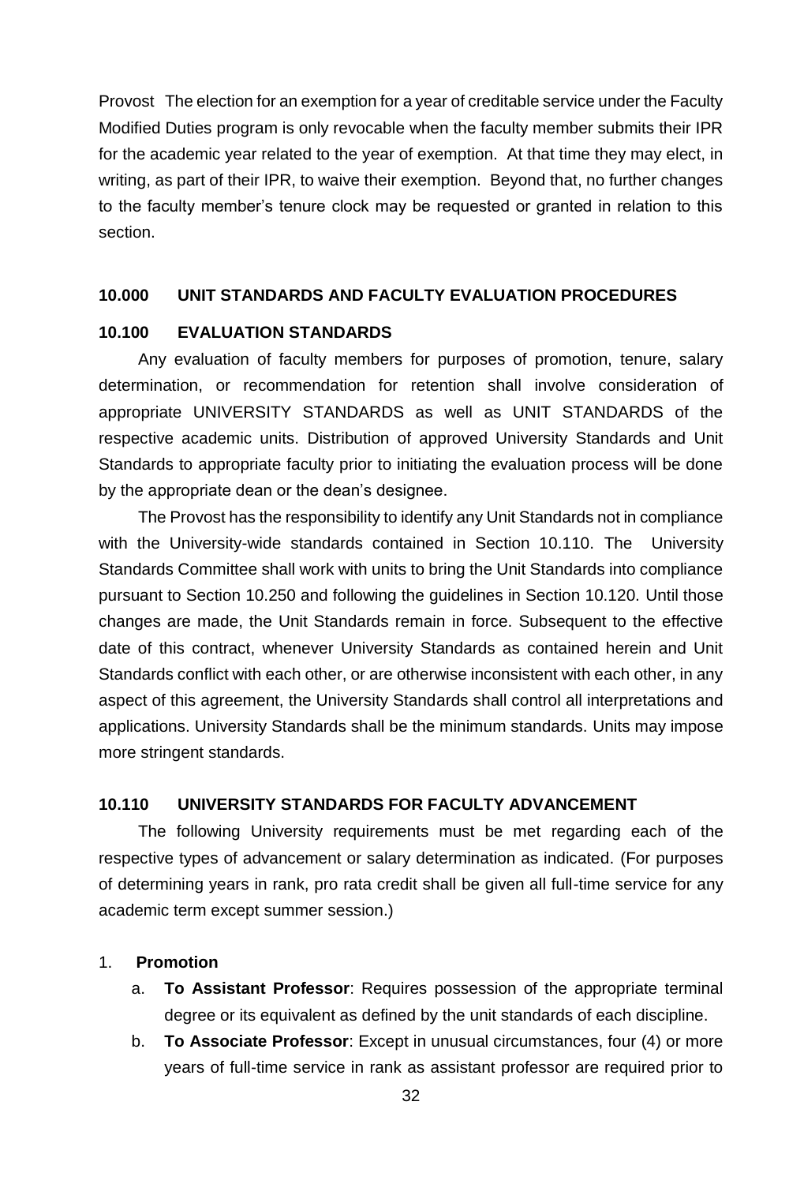Provost The election for an exemption for a year of creditable service under the Faculty Modified Duties program is only revocable when the faculty member submits their IPR for the academic year related to the year of exemption. At that time they may elect, in writing, as part of their IPR, to waive their exemption. Beyond that, no further changes to the faculty member's tenure clock may be requested or granted in relation to this section.

## 10.000 UNIT STANDARDS AND FACULTY EVALUATION PROCEDURES

### 10.100 EVALUATION STANDARDS

Any evaluation of faculty members for purposes of promotion, tenure, salary determination, or recommendation for retention shall involve consideration of appropriate UNIVERSITY STANDARDS as well as UNIT STANDARDS of the respective academic units. Distribution of approved University Standards and Unit Standards to appropriate faculty prior to initiating the evaluation process will be done by the appropriate dean or the dean's designee.

The Provost has the responsibility to identify any Unit Standards not in compliance with the University-wide standards contained in Section 10.110. The University Standards Committee shall work with units to bring the Unit Standards into compliance pursuant to Section 10.250 and following the guidelines in Section 10.120. Until those changes are made, the Unit Standards remain in force. Subsequent to the effective date of this contract, whenever University Standards as contained herein and Unit Standards conflict with each other, or are otherwise inconsistent with each other, in any aspect of this agreement, the University Standards shall control all interpretations and applications. University Standards shall be the minimum standards. Units may impose more stringent standards.

### 10.110 UNIVERSITY STANDARDS FOR FACULTY ADVANCEMENT

The following University requirements must be met regarding each of the respective types of advancement or salary determination as indicated. (For purposes of determining years in rank, pro rata credit shall be given all full-time service for any academic term except summer session.)

1. **Promotion**
   a. **To Assistant Professor**: Requires possession of the appropriate terminal degree or its equivalent as defined by the unit standards of each discipline.
   b. **To Associate Professor**: Except in unusual circumstances, four (4) or more years of full-time service in rank as assistant professor are required prior to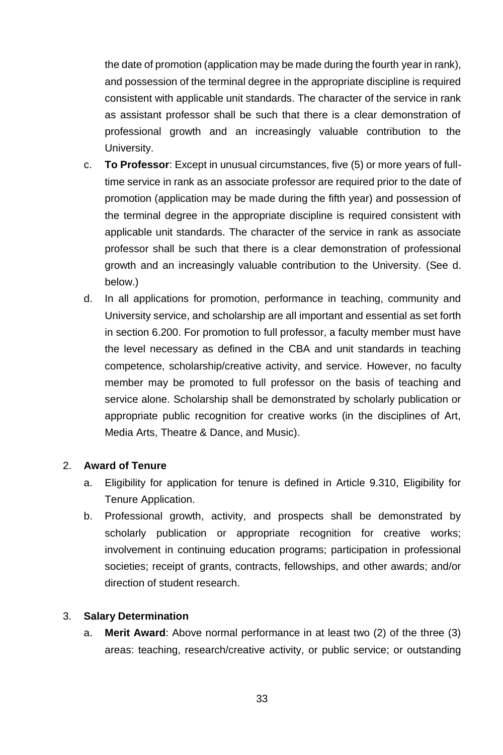the date of promotion (application may be made during the fourth year in rank), and possession of the terminal degree in the appropriate discipline is required consistent with applicable unit standards. The character of the service in rank as assistant professor shall be such that there is a clear demonstration of professional growth and an increasingly valuable contribution to the University.

c. **To Professor**: Except in unusual circumstances, five (5) or more years of full-time service in rank as an associate professor are required prior to the date of promotion (application may be made during the fifth year) and possession of the terminal degree in the appropriate discipline is required consistent with applicable unit standards. The character of the service in rank as associate professor shall be such that there is a clear demonstration of professional growth and an increasingly valuable contribution to the University. (See d. below.)

d. In all applications for promotion, performance in teaching, community and University service, and scholarship are all important and essential as set forth in section 6.200. For promotion to full professor, a faculty member must have the level necessary as defined in the CBA and unit standards in teaching competence, scholarship/creative activity, and service. However, no faculty member may be promoted to full professor on the basis of teaching and service alone. Scholarship shall be demonstrated by scholarly publication or appropriate public recognition for creative works (in the disciplines of Art, Media Arts, Theatre & Dance, and Music).

2. **Award of Tenure**

   a. Eligibility for application for tenure is defined in Article 9.310, Eligibility for Tenure Application.

   b. Professional growth, activity, and prospects shall be demonstrated by scholarly publication or appropriate recognition for creative works; involvement in continuing education programs; participation in professional societies; receipt of grants, contracts, fellowships, and other awards; and/or direction of student research.

3. **Salary Determination**

   a. **Merit Award**: Above normal performance in at least two (2) of the three (3) areas: teaching, research/creative activity, or public service; or outstanding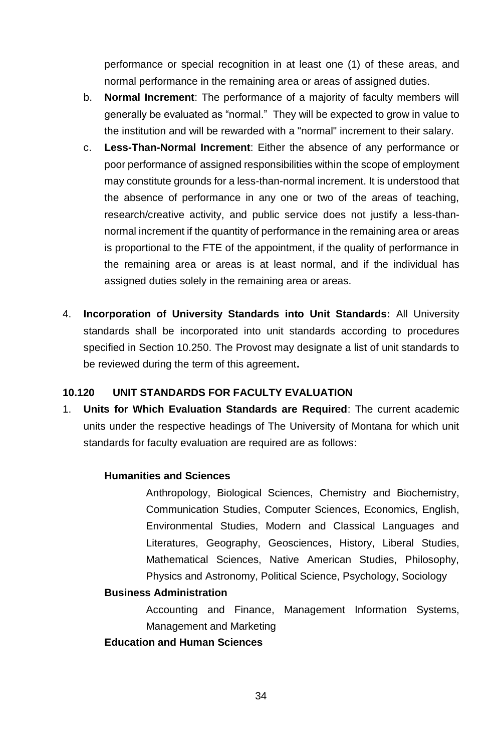performance or special recognition in at least one (1) of these areas, and normal performance in the remaining area or areas of assigned duties.

b. **Normal Increment**: The performance of a majority of faculty members will generally be evaluated as "normal." They will be expected to grow in value to the institution and will be rewarded with a "normal" increment to their salary.

c. **Less-Than-Normal Increment**: Either the absence of any performance or poor performance of assigned responsibilities within the scope of employment may constitute grounds for a less-than-normal increment. It is understood that the absence of performance in any one or two of the areas of teaching, research/creative activity, and public service does not justify a less-than-normal increment if the quantity of performance in the remaining area or areas is proportional to the FTE of the appointment, if the quality of performance in the remaining area or areas is at least normal, and if the individual has assigned duties solely in the remaining area or areas.

4. **Incorporation of University Standards into Unit Standards:** All University standards shall be incorporated into unit standards according to procedures specified in Section 10.250. The Provost may designate a list of unit standards to be reviewed during the term of this agreement**.**

## 10.120 UNIT STANDARDS FOR FACULTY EVALUATION

1. **Units for Which Evaluation Standards are Required**: The current academic units under the respective headings of The University of Montana for which unit standards for faculty evaluation are required are as follows:

**Humanities and Sciences**

Anthropology, Biological Sciences, Chemistry and Biochemistry, Communication Studies, Computer Sciences, Economics, English, Environmental Studies, Modern and Classical Languages and Literatures, Geography, Geosciences, History, Liberal Studies, Mathematical Sciences, Native American Studies, Philosophy, Physics and Astronomy, Political Science, Psychology, Sociology

**Business Administration**

Accounting and Finance, Management Information Systems, Management and Marketing

**Education and Human Sciences**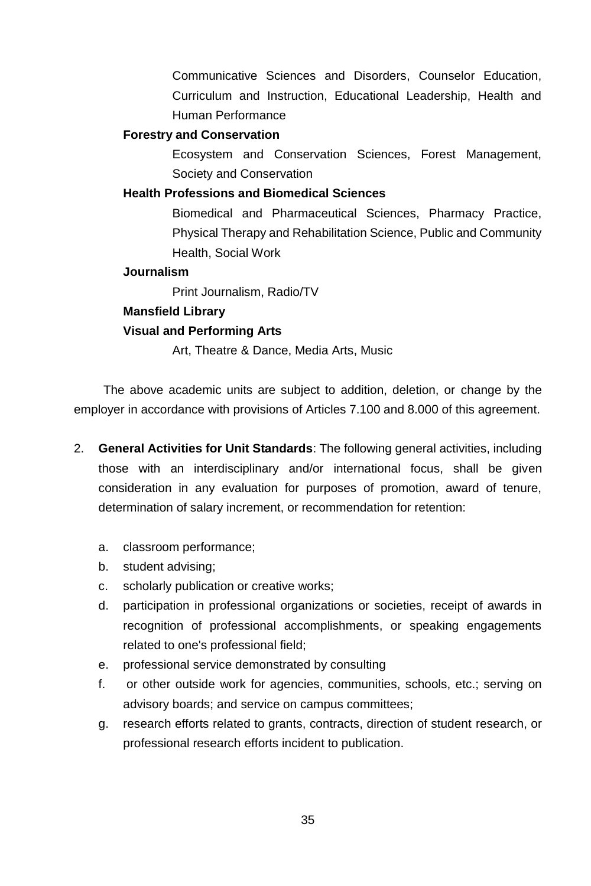Communicative Sciences and Disorders, Counselor Education, Curriculum and Instruction, Educational Leadership, Health and Human Performance

**Forestry and Conservation**

Ecosystem and Conservation Sciences, Forest Management, Society and Conservation

**Health Professions and Biomedical Sciences**

Biomedical and Pharmaceutical Sciences, Pharmacy Practice, Physical Therapy and Rehabilitation Science, Public and Community Health, Social Work

**Journalism**

Print Journalism, Radio/TV

**Mansfield Library**

**Visual and Performing Arts**

Art, Theatre & Dance, Media Arts, Music

The above academic units are subject to addition, deletion, or change by the employer in accordance with provisions of Articles 7.100 and 8.000 of this agreement.

2. **General Activities for Unit Standards**: The following general activities, including those with an interdisciplinary and/or international focus, shall be given consideration in any evaluation for purposes of promotion, award of tenure, determination of salary increment, or recommendation for retention:

   a. classroom performance;
   b. student advising;
   c. scholarly publication or creative works;
   d. participation in professional organizations or societies, receipt of awards in recognition of professional accomplishments, or speaking engagements related to one's professional field;
   e. professional service demonstrated by consulting
   f. or other outside work for agencies, communities, schools, etc.; serving on advisory boards; and service on campus committees;
   g. research efforts related to grants, contracts, direction of student research, or professional research efforts incident to publication.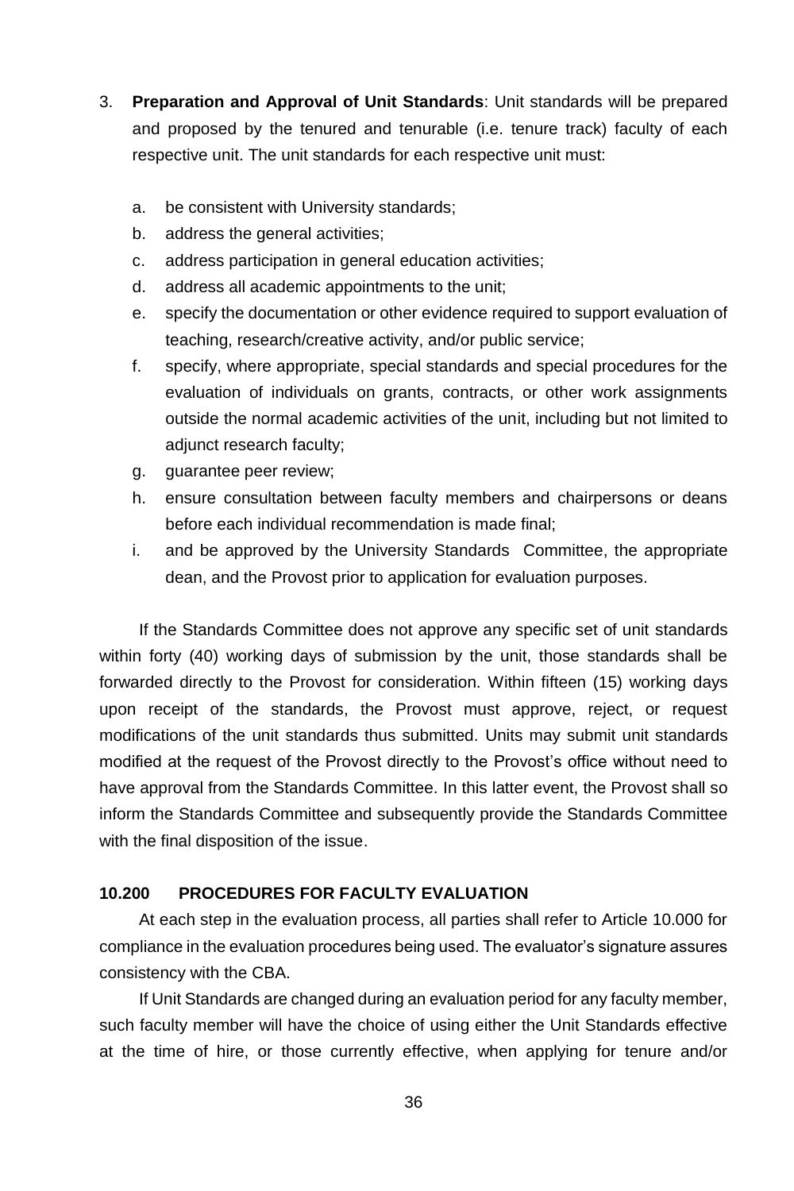3. **Preparation and Approval of Unit Standards**: Unit standards will be prepared and proposed by the tenured and tenurable (i.e. tenure track) faculty of each respective unit. The unit standards for each respective unit must:

   a. be consistent with University standards;
   b. address the general activities;
   c. address participation in general education activities;
   d. address all academic appointments to the unit;
   e. specify the documentation or other evidence required to support evaluation of teaching, research/creative activity, and/or public service;
   f. specify, where appropriate, special standards and special procedures for the evaluation of individuals on grants, contracts, or other work assignments outside the normal academic activities of the unit, including but not limited to adjunct research faculty;
   g. guarantee peer review;
   h. ensure consultation between faculty members and chairpersons or deans before each individual recommendation is made final;
   i. and be approved by the University Standards Committee, the appropriate dean, and the Provost prior to application for evaluation purposes.

If the Standards Committee does not approve any specific set of unit standards within forty (40) working days of submission by the unit, those standards shall be forwarded directly to the Provost for consideration. Within fifteen (15) working days upon receipt of the standards, the Provost must approve, reject, or request modifications of the unit standards thus submitted. Units may submit unit standards modified at the request of the Provost directly to the Provost's office without need to have approval from the Standards Committee. In this latter event, the Provost shall so inform the Standards Committee and subsequently provide the Standards Committee with the final disposition of the issue.

## 10.200 PROCEDURES FOR FACULTY EVALUATION

At each step in the evaluation process, all parties shall refer to Article 10.000 for compliance in the evaluation procedures being used. The evaluator's signature assures consistency with the CBA.

If Unit Standards are changed during an evaluation period for any faculty member, such faculty member will have the choice of using either the Unit Standards effective at the time of hire, or those currently effective, when applying for tenure and/or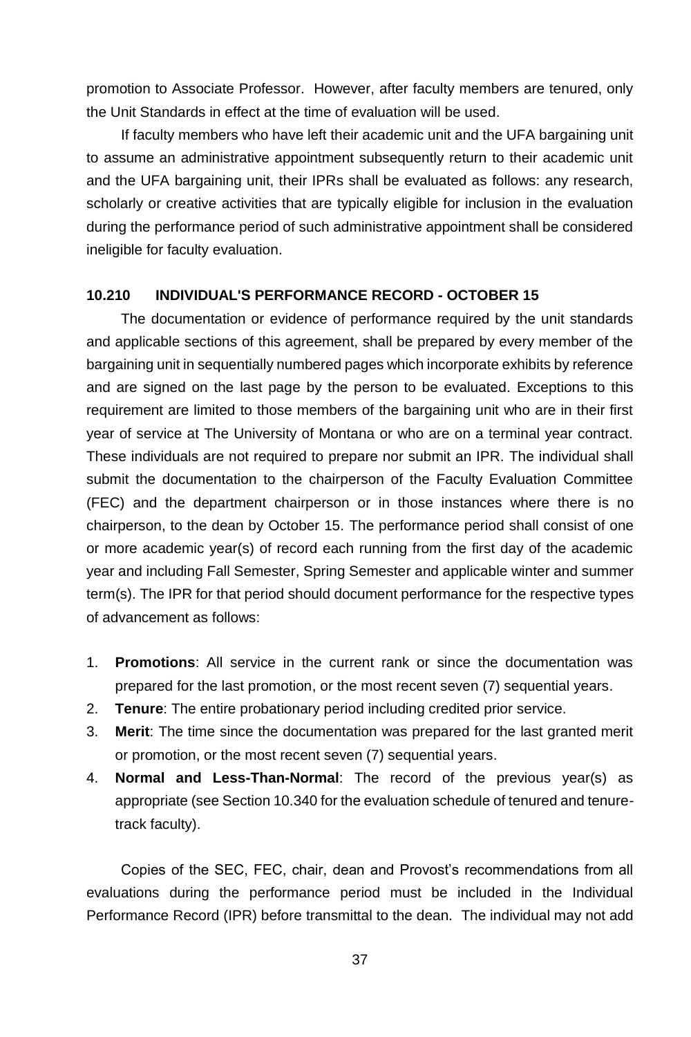promotion to Associate Professor. However, after faculty members are tenured, only the Unit Standards in effect at the time of evaluation will be used.

If faculty members who have left their academic unit and the UFA bargaining unit to assume an administrative appointment subsequently return to their academic unit and the UFA bargaining unit, their IPRs shall be evaluated as follows: any research, scholarly or creative activities that are typically eligible for inclusion in the evaluation during the performance period of such administrative appointment shall be considered ineligible for faculty evaluation.

### 10.210 INDIVIDUAL'S PERFORMANCE RECORD - OCTOBER 15

The documentation or evidence of performance required by the unit standards and applicable sections of this agreement, shall be prepared by every member of the bargaining unit in sequentially numbered pages which incorporate exhibits by reference and are signed on the last page by the person to be evaluated. Exceptions to this requirement are limited to those members of the bargaining unit who are in their first year of service at The University of Montana or who are on a terminal year contract. These individuals are not required to prepare nor submit an IPR. The individual shall submit the documentation to the chairperson of the Faculty Evaluation Committee (FEC) and the department chairperson or in those instances where there is no chairperson, to the dean by October 15. The performance period shall consist of one or more academic year(s) of record each running from the first day of the academic year and including Fall Semester, Spring Semester and applicable winter and summer term(s). The IPR for that period should document performance for the respective types of advancement as follows:

1. **Promotions**: All service in the current rank or since the documentation was prepared for the last promotion, or the most recent seven (7) sequential years.
2. **Tenure**: The entire probationary period including credited prior service.
3. **Merit**: The time since the documentation was prepared for the last granted merit or promotion, or the most recent seven (7) sequential years.
4. **Normal and Less-Than-Normal**: The record of the previous year(s) as appropriate (see Section 10.340 for the evaluation schedule of tenured and tenure-track faculty).

Copies of the SEC, FEC, chair, dean and Provost's recommendations from all evaluations during the performance period must be included in the Individual Performance Record (IPR) before transmittal to the dean. The individual may not add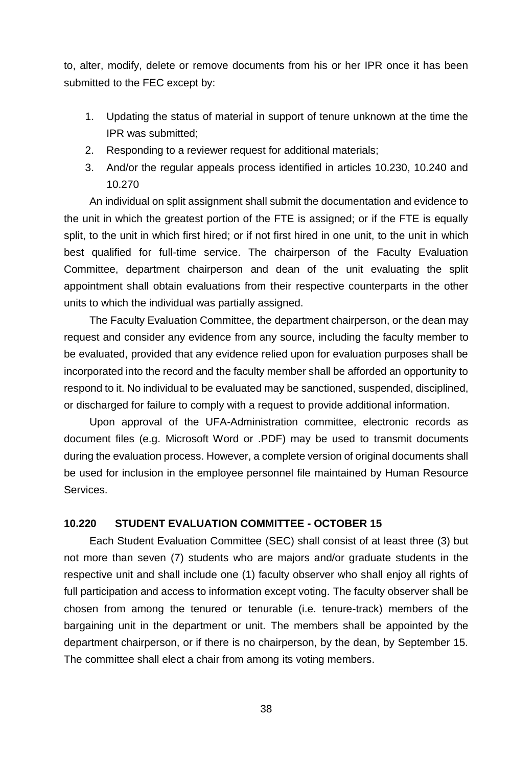to, alter, modify, delete or remove documents from his or her IPR once it has been submitted to the FEC except by:

1. Updating the status of material in support of tenure unknown at the time the IPR was submitted;
2. Responding to a reviewer request for additional materials;
3. And/or the regular appeals process identified in articles 10.230, 10.240 and 10.270

An individual on split assignment shall submit the documentation and evidence to the unit in which the greatest portion of the FTE is assigned; or if the FTE is equally split, to the unit in which first hired; or if not first hired in one unit, to the unit in which best qualified for full-time service. The chairperson of the Faculty Evaluation Committee, department chairperson and dean of the unit evaluating the split appointment shall obtain evaluations from their respective counterparts in the other units to which the individual was partially assigned.

The Faculty Evaluation Committee, the department chairperson, or the dean may request and consider any evidence from any source, including the faculty member to be evaluated, provided that any evidence relied upon for evaluation purposes shall be incorporated into the record and the faculty member shall be afforded an opportunity to respond to it. No individual to be evaluated may be sanctioned, suspended, disciplined, or discharged for failure to comply with a request to provide additional information.

Upon approval of the UFA-Administration committee, electronic records as document files (e.g. Microsoft Word or .PDF) may be used to transmit documents during the evaluation process. However, a complete version of original documents shall be used for inclusion in the employee personnel file maintained by Human Resource Services.

### 10.220 STUDENT EVALUATION COMMITTEE - OCTOBER 15

Each Student Evaluation Committee (SEC) shall consist of at least three (3) but not more than seven (7) students who are majors and/or graduate students in the respective unit and shall include one (1) faculty observer who shall enjoy all rights of full participation and access to information except voting. The faculty observer shall be chosen from among the tenured or tenurable (i.e. tenure-track) members of the bargaining unit in the department or unit. The members shall be appointed by the department chairperson, or if there is no chairperson, by the dean, by September 15. The committee shall elect a chair from among its voting members.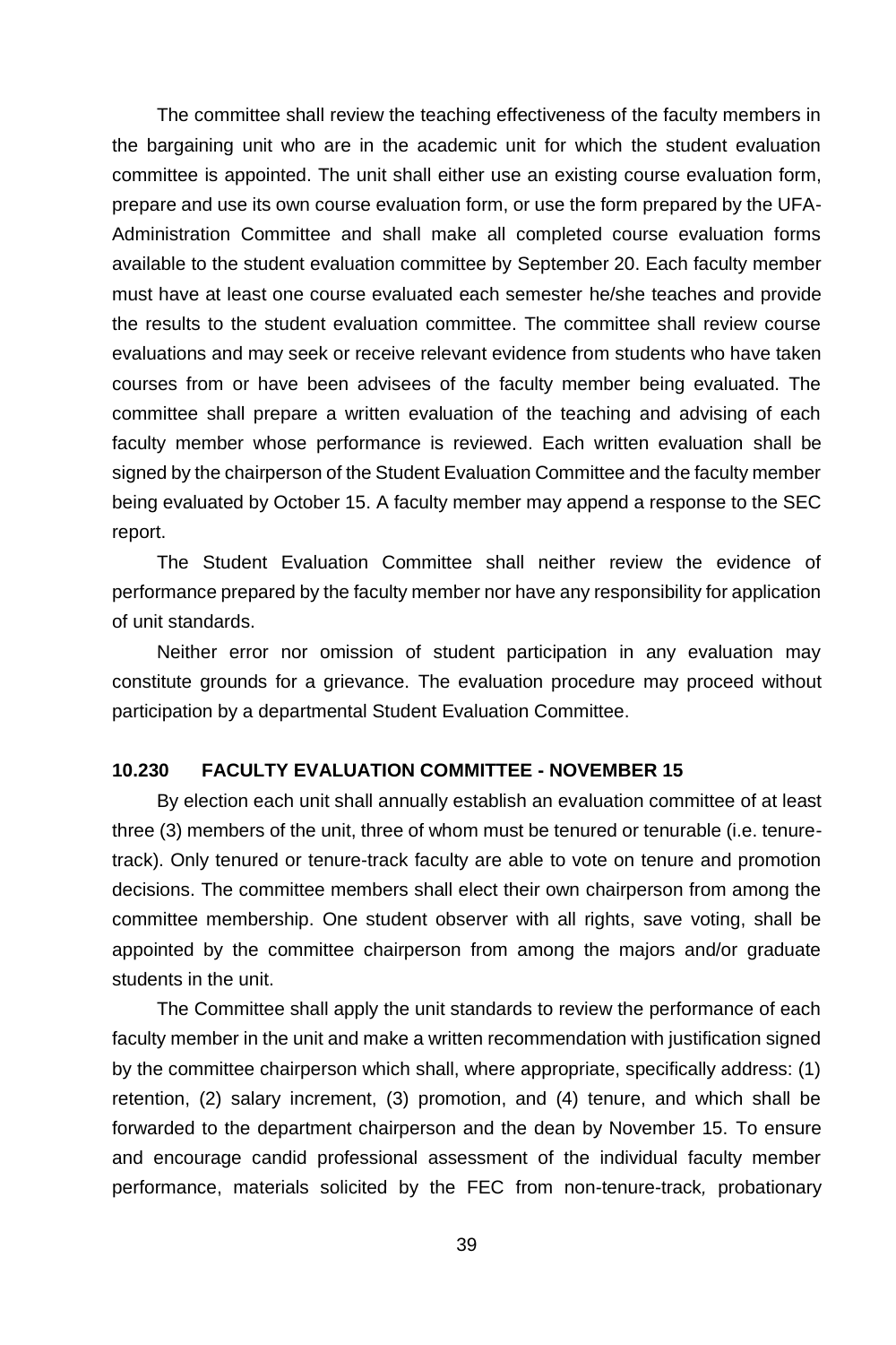The committee shall review the teaching effectiveness of the faculty members in the bargaining unit who are in the academic unit for which the student evaluation committee is appointed. The unit shall either use an existing course evaluation form, prepare and use its own course evaluation form, or use the form prepared by the UFA-Administration Committee and shall make all completed course evaluation forms available to the student evaluation committee by September 20. Each faculty member must have at least one course evaluated each semester he/she teaches and provide the results to the student evaluation committee. The committee shall review course evaluations and may seek or receive relevant evidence from students who have taken courses from or have been advisees of the faculty member being evaluated. The committee shall prepare a written evaluation of the teaching and advising of each faculty member whose performance is reviewed. Each written evaluation shall be signed by the chairperson of the Student Evaluation Committee and the faculty member being evaluated by October 15. A faculty member may append a response to the SEC report.

The Student Evaluation Committee shall neither review the evidence of performance prepared by the faculty member nor have any responsibility for application of unit standards.

Neither error nor omission of student participation in any evaluation may constitute grounds for a grievance. The evaluation procedure may proceed without participation by a departmental Student Evaluation Committee.

### 10.230 FACULTY EVALUATION COMMITTEE - NOVEMBER 15

By election each unit shall annually establish an evaluation committee of at least three (3) members of the unit, three of whom must be tenured or tenurable (i.e. tenure-track). Only tenured or tenure-track faculty are able to vote on tenure and promotion decisions. The committee members shall elect their own chairperson from among the committee membership. One student observer with all rights, save voting, shall be appointed by the committee chairperson from among the majors and/or graduate students in the unit.

The Committee shall apply the unit standards to review the performance of each faculty member in the unit and make a written recommendation with justification signed by the committee chairperson which shall, where appropriate, specifically address: (1) retention, (2) salary increment, (3) promotion, and (4) tenure, and which shall be forwarded to the department chairperson and the dean by November 15. To ensure and encourage candid professional assessment of the individual faculty member performance, materials solicited by the FEC from non-tenure-track, probationary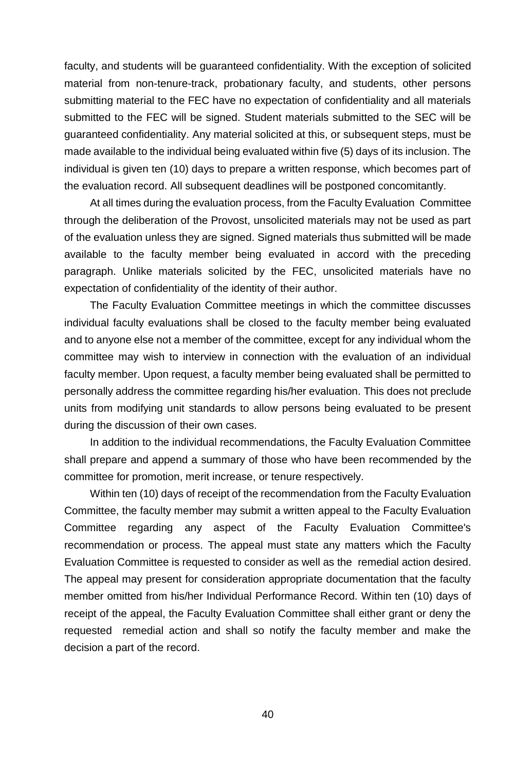faculty, and students will be guaranteed confidentiality. With the exception of solicited material from non-tenure-track, probationary faculty, and students, other persons submitting material to the FEC have no expectation of confidentiality and all materials submitted to the FEC will be signed. Student materials submitted to the SEC will be guaranteed confidentiality. Any material solicited at this, or subsequent steps, must be made available to the individual being evaluated within five (5) days of its inclusion. The individual is given ten (10) days to prepare a written response, which becomes part of the evaluation record. All subsequent deadlines will be postponed concomitantly.

At all times during the evaluation process, from the Faculty Evaluation Committee through the deliberation of the Provost, unsolicited materials may not be used as part of the evaluation unless they are signed. Signed materials thus submitted will be made available to the faculty member being evaluated in accord with the preceding paragraph. Unlike materials solicited by the FEC, unsolicited materials have no expectation of confidentiality of the identity of their author.

The Faculty Evaluation Committee meetings in which the committee discusses individual faculty evaluations shall be closed to the faculty member being evaluated and to anyone else not a member of the committee, except for any individual whom the committee may wish to interview in connection with the evaluation of an individual faculty member. Upon request, a faculty member being evaluated shall be permitted to personally address the committee regarding his/her evaluation. This does not preclude units from modifying unit standards to allow persons being evaluated to be present during the discussion of their own cases.

In addition to the individual recommendations, the Faculty Evaluation Committee shall prepare and append a summary of those who have been recommended by the committee for promotion, merit increase, or tenure respectively.

Within ten (10) days of receipt of the recommendation from the Faculty Evaluation Committee, the faculty member may submit a written appeal to the Faculty Evaluation Committee regarding any aspect of the Faculty Evaluation Committee's recommendation or process. The appeal must state any matters which the Faculty Evaluation Committee is requested to consider as well as the remedial action desired. The appeal may present for consideration appropriate documentation that the faculty member omitted from his/her Individual Performance Record. Within ten (10) days of receipt of the appeal, the Faculty Evaluation Committee shall either grant or deny the requested remedial action and shall so notify the faculty member and make the decision a part of the record.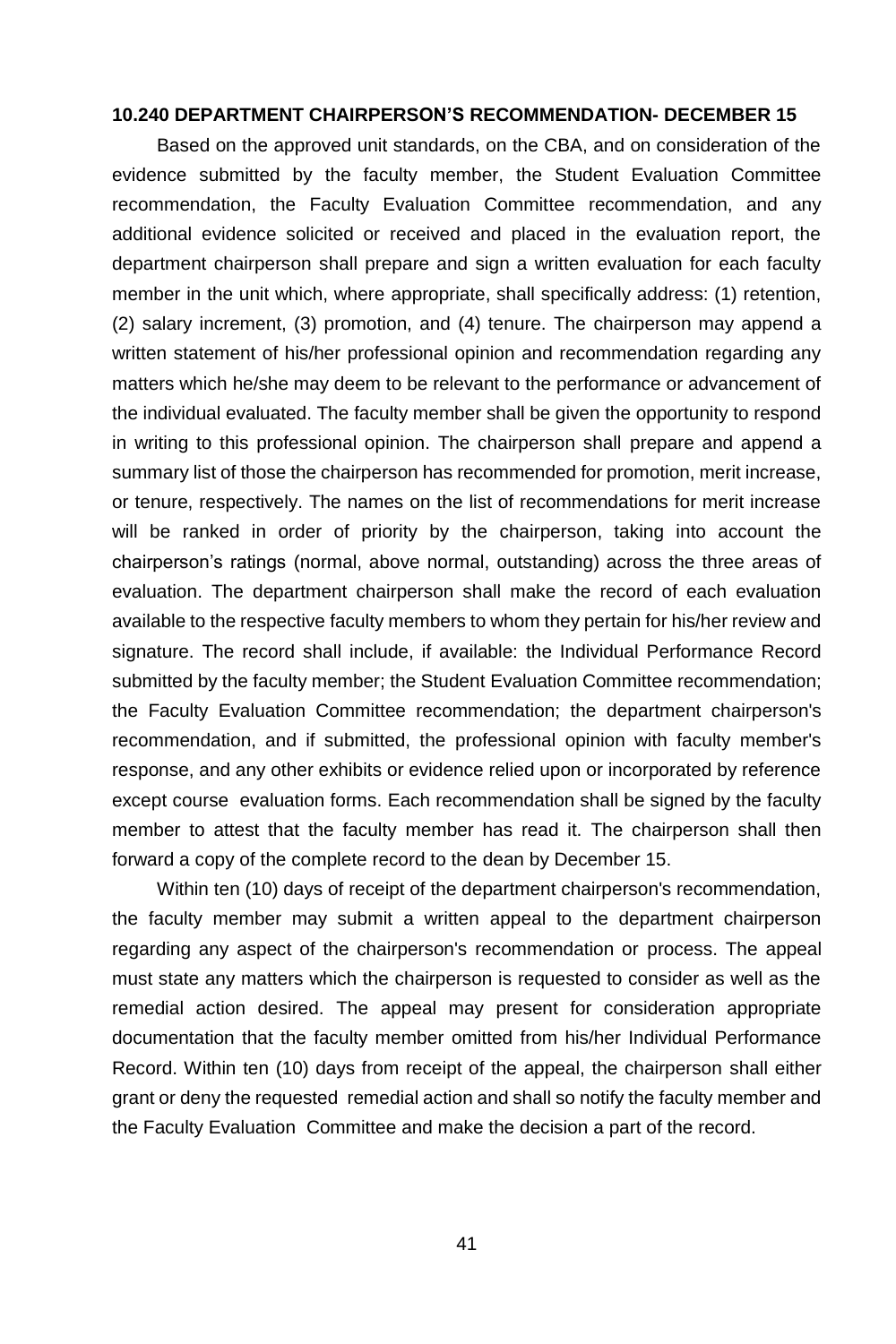### 10.240 DEPARTMENT CHAIRPERSON'S RECOMMENDATION- DECEMBER 15

Based on the approved unit standards, on the CBA, and on consideration of the evidence submitted by the faculty member, the Student Evaluation Committee recommendation, the Faculty Evaluation Committee recommendation, and any additional evidence solicited or received and placed in the evaluation report, the department chairperson shall prepare and sign a written evaluation for each faculty member in the unit which, where appropriate, shall specifically address: (1) retention, (2) salary increment, (3) promotion, and (4) tenure. The chairperson may append a written statement of his/her professional opinion and recommendation regarding any matters which he/she may deem to be relevant to the performance or advancement of the individual evaluated. The faculty member shall be given the opportunity to respond in writing to this professional opinion. The chairperson shall prepare and append a summary list of those the chairperson has recommended for promotion, merit increase, or tenure, respectively. The names on the list of recommendations for merit increase will be ranked in order of priority by the chairperson, taking into account the chairperson's ratings (normal, above normal, outstanding) across the three areas of evaluation. The department chairperson shall make the record of each evaluation available to the respective faculty members to whom they pertain for his/her review and signature. The record shall include, if available: the Individual Performance Record submitted by the faculty member; the Student Evaluation Committee recommendation; the Faculty Evaluation Committee recommendation; the department chairperson's recommendation, and if submitted, the professional opinion with faculty member's response, and any other exhibits or evidence relied upon or incorporated by reference except course evaluation forms. Each recommendation shall be signed by the faculty member to attest that the faculty member has read it. The chairperson shall then forward a copy of the complete record to the dean by December 15.

Within ten (10) days of receipt of the department chairperson's recommendation, the faculty member may submit a written appeal to the department chairperson regarding any aspect of the chairperson's recommendation or process. The appeal must state any matters which the chairperson is requested to consider as well as the remedial action desired. The appeal may present for consideration appropriate documentation that the faculty member omitted from his/her Individual Performance Record. Within ten (10) days from receipt of the appeal, the chairperson shall either grant or deny the requested remedial action and shall so notify the faculty member and the Faculty Evaluation Committee and make the decision a part of the record.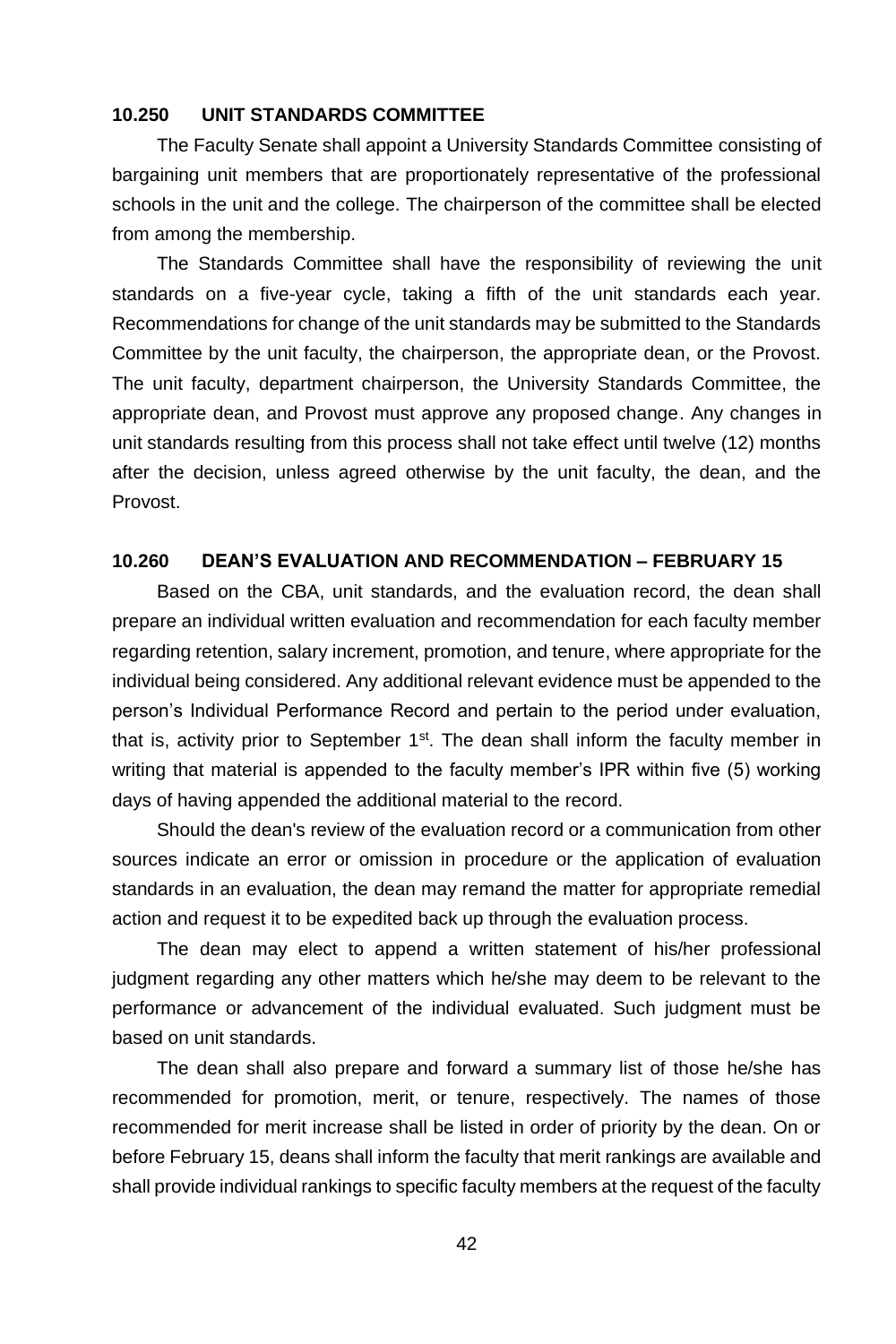### 10.250 UNIT STANDARDS COMMITTEE

The Faculty Senate shall appoint a University Standards Committee consisting of bargaining unit members that are proportionately representative of the professional schools in the unit and the college. The chairperson of the committee shall be elected from among the membership.

The Standards Committee shall have the responsibility of reviewing the unit standards on a five-year cycle, taking a fifth of the unit standards each year. Recommendations for change of the unit standards may be submitted to the Standards Committee by the unit faculty, the chairperson, the appropriate dean, or the Provost. The unit faculty, department chairperson, the University Standards Committee, the appropriate dean, and Provost must approve any proposed change. Any changes in unit standards resulting from this process shall not take effect until twelve (12) months after the decision, unless agreed otherwise by the unit faculty, the dean, and the Provost.

### 10.260 DEAN'S EVALUATION AND RECOMMENDATION – FEBRUARY 15

Based on the CBA, unit standards, and the evaluation record, the dean shall prepare an individual written evaluation and recommendation for each faculty member regarding retention, salary increment, promotion, and tenure, where appropriate for the individual being considered. Any additional relevant evidence must be appended to the person's Individual Performance Record and pertain to the period under evaluation, that is, activity prior to September 1st. The dean shall inform the faculty member in writing that material is appended to the faculty member's IPR within five (5) working days of having appended the additional material to the record.

Should the dean's review of the evaluation record or a communication from other sources indicate an error or omission in procedure or the application of evaluation standards in an evaluation, the dean may remand the matter for appropriate remedial action and request it to be expedited back up through the evaluation process.

The dean may elect to append a written statement of his/her professional judgment regarding any other matters which he/she may deem to be relevant to the performance or advancement of the individual evaluated. Such judgment must be based on unit standards.

The dean shall also prepare and forward a summary list of those he/she has recommended for promotion, merit, or tenure, respectively. The names of those recommended for merit increase shall be listed in order of priority by the dean. On or before February 15, deans shall inform the faculty that merit rankings are available and shall provide individual rankings to specific faculty members at the request of the faculty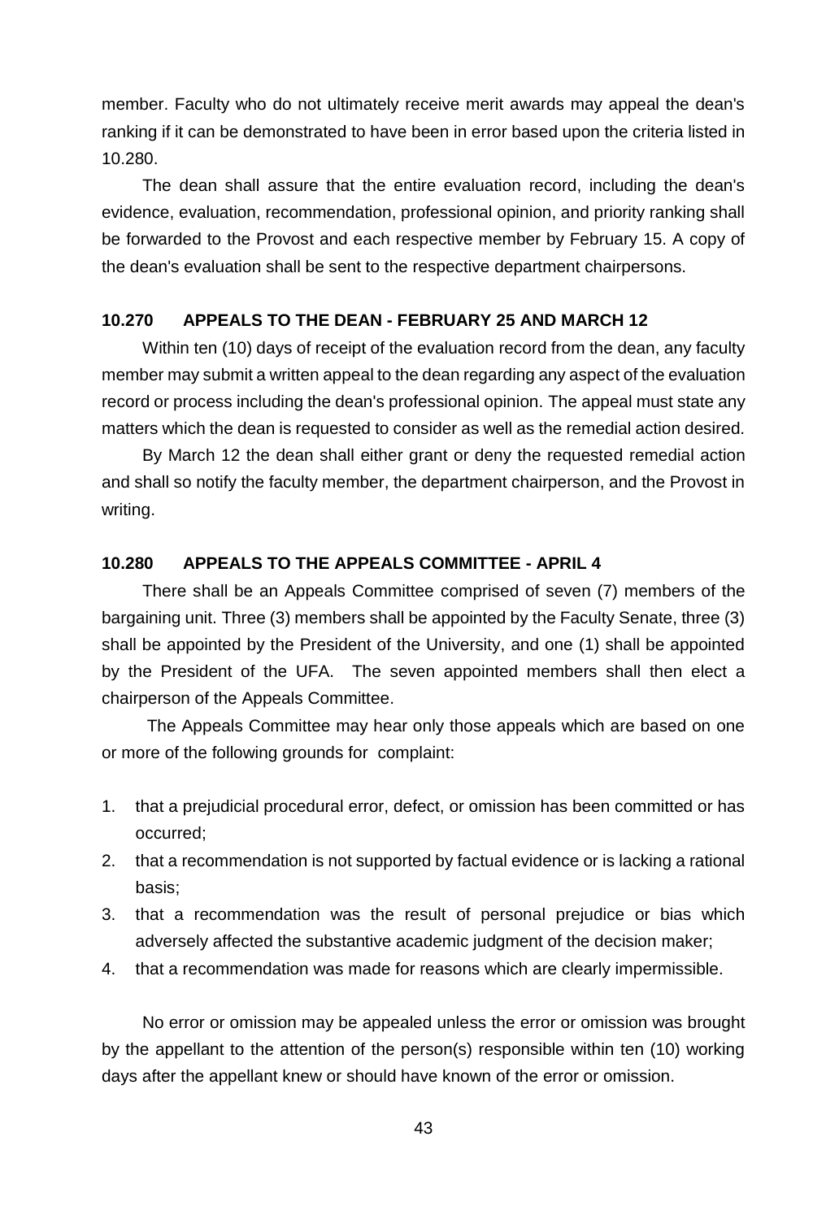member. Faculty who do not ultimately receive merit awards may appeal the dean's ranking if it can be demonstrated to have been in error based upon the criteria listed in 10.280.

The dean shall assure that the entire evaluation record, including the dean's evidence, evaluation, recommendation, professional opinion, and priority ranking shall be forwarded to the Provost and each respective member by February 15. A copy of the dean's evaluation shall be sent to the respective department chairpersons.

**10.270 APPEALS TO THE DEAN - FEBRUARY 25 AND MARCH 12**

Within ten (10) days of receipt of the evaluation record from the dean, any faculty member may submit a written appeal to the dean regarding any aspect of the evaluation record or process including the dean's professional opinion. The appeal must state any matters which the dean is requested to consider as well as the remedial action desired.

By March 12 the dean shall either grant or deny the requested remedial action and shall so notify the faculty member, the department chairperson, and the Provost in writing.

**10.280 APPEALS TO THE APPEALS COMMITTEE - APRIL 4**

There shall be an Appeals Committee comprised of seven (7) members of the bargaining unit. Three (3) members shall be appointed by the Faculty Senate, three (3) shall be appointed by the President of the University, and one (1) shall be appointed by the President of the UFA. The seven appointed members shall then elect a chairperson of the Appeals Committee.

The Appeals Committee may hear only those appeals which are based on one or more of the following grounds for complaint:

1. that a prejudicial procedural error, defect, or omission has been committed or has occurred;
2. that a recommendation is not supported by factual evidence or is lacking a rational basis;
3. that a recommendation was the result of personal prejudice or bias which adversely affected the substantive academic judgment of the decision maker;
4. that a recommendation was made for reasons which are clearly impermissible.

No error or omission may be appealed unless the error or omission was brought by the appellant to the attention of the person(s) responsible within ten (10) working days after the appellant knew or should have known of the error or omission.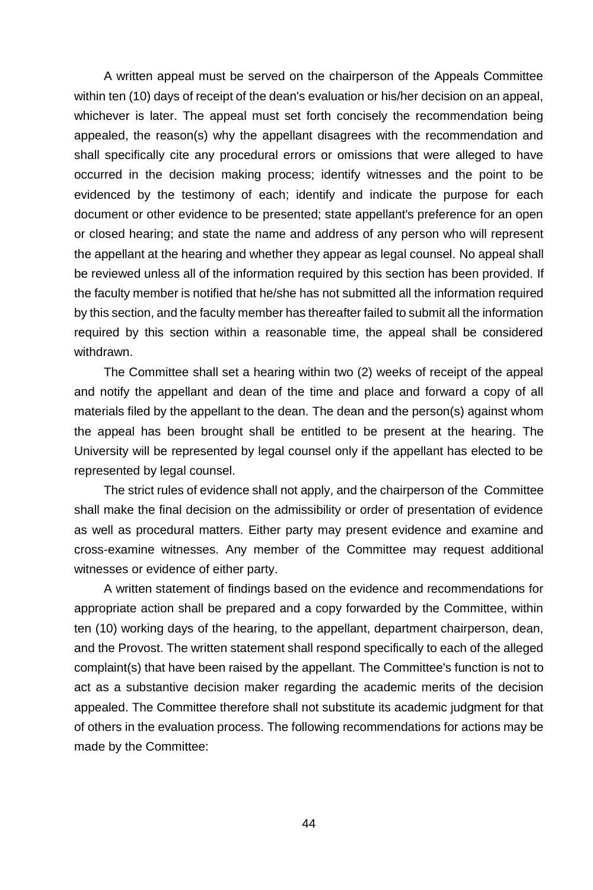A written appeal must be served on the chairperson of the Appeals Committee within ten (10) days of receipt of the dean's evaluation or his/her decision on an appeal, whichever is later. The appeal must set forth concisely the recommendation being appealed, the reason(s) why the appellant disagrees with the recommendation and shall specifically cite any procedural errors or omissions that were alleged to have occurred in the decision making process; identify witnesses and the point to be evidenced by the testimony of each; identify and indicate the purpose for each document or other evidence to be presented; state appellant's preference for an open or closed hearing; and state the name and address of any person who will represent the appellant at the hearing and whether they appear as legal counsel. No appeal shall be reviewed unless all of the information required by this section has been provided. If the faculty member is notified that he/she has not submitted all the information required by this section, and the faculty member has thereafter failed to submit all the information required by this section within a reasonable time, the appeal shall be considered withdrawn.

The Committee shall set a hearing within two (2) weeks of receipt of the appeal and notify the appellant and dean of the time and place and forward a copy of all materials filed by the appellant to the dean. The dean and the person(s) against whom the appeal has been brought shall be entitled to be present at the hearing. The University will be represented by legal counsel only if the appellant has elected to be represented by legal counsel.

The strict rules of evidence shall not apply, and the chairperson of the Committee shall make the final decision on the admissibility or order of presentation of evidence as well as procedural matters. Either party may present evidence and examine and cross-examine witnesses. Any member of the Committee may request additional witnesses or evidence of either party.

A written statement of findings based on the evidence and recommendations for appropriate action shall be prepared and a copy forwarded by the Committee, within ten (10) working days of the hearing, to the appellant, department chairperson, dean, and the Provost. The written statement shall respond specifically to each of the alleged complaint(s) that have been raised by the appellant. The Committee's function is not to act as a substantive decision maker regarding the academic merits of the decision appealed. The Committee therefore shall not substitute its academic judgment for that of others in the evaluation process. The following recommendations for actions may be made by the Committee: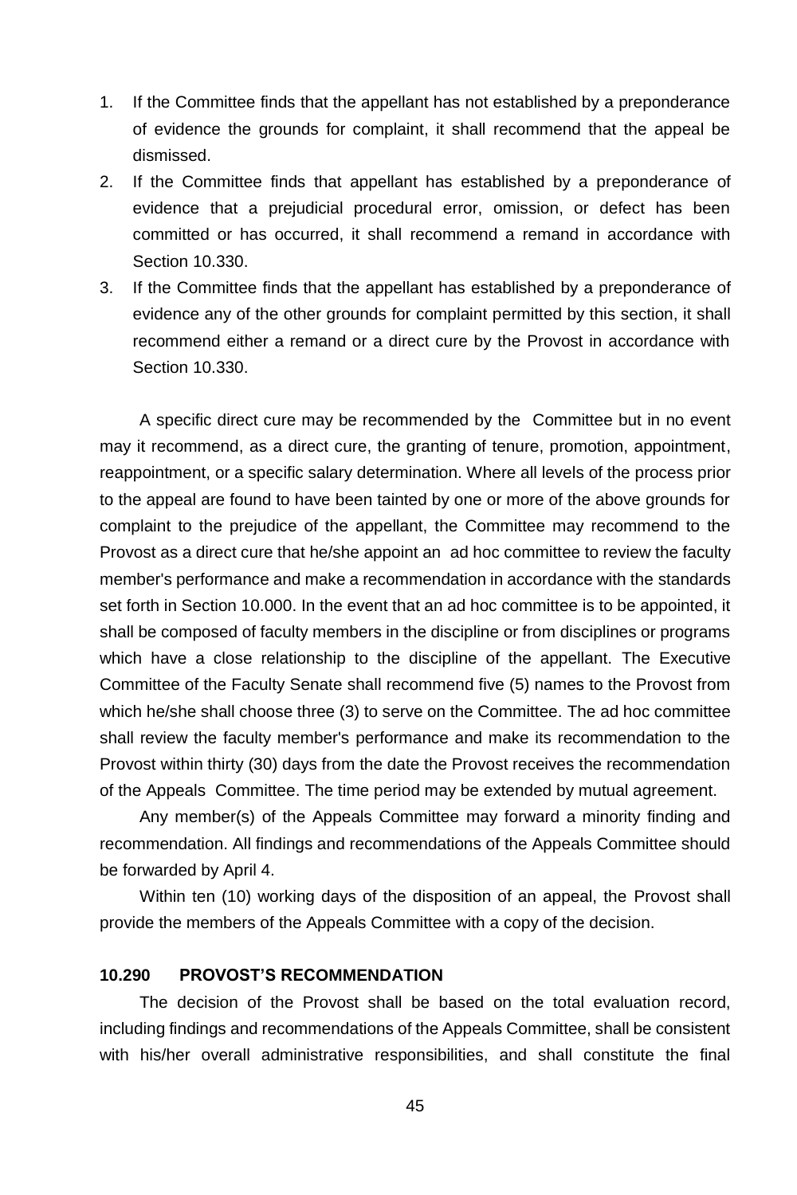1. If the Committee finds that the appellant has not established by a preponderance of evidence the grounds for complaint, it shall recommend that the appeal be dismissed.
2. If the Committee finds that appellant has established by a preponderance of evidence that a prejudicial procedural error, omission, or defect has been committed or has occurred, it shall recommend a remand in accordance with Section 10.330.
3. If the Committee finds that the appellant has established by a preponderance of evidence any of the other grounds for complaint permitted by this section, it shall recommend either a remand or a direct cure by the Provost in accordance with Section 10.330.

A specific direct cure may be recommended by the Committee but in no event may it recommend, as a direct cure, the granting of tenure, promotion, appointment, reappointment, or a specific salary determination. Where all levels of the process prior to the appeal are found to have been tainted by one or more of the above grounds for complaint to the prejudice of the appellant, the Committee may recommend to the Provost as a direct cure that he/she appoint an ad hoc committee to review the faculty member's performance and make a recommendation in accordance with the standards set forth in Section 10.000. In the event that an ad hoc committee is to be appointed, it shall be composed of faculty members in the discipline or from disciplines or programs which have a close relationship to the discipline of the appellant. The Executive Committee of the Faculty Senate shall recommend five (5) names to the Provost from which he/she shall choose three (3) to serve on the Committee. The ad hoc committee shall review the faculty member's performance and make its recommendation to the Provost within thirty (30) days from the date the Provost receives the recommendation of the Appeals Committee. The time period may be extended by mutual agreement.

Any member(s) of the Appeals Committee may forward a minority finding and recommendation. All findings and recommendations of the Appeals Committee should be forwarded by April 4.

Within ten (10) working days of the disposition of an appeal, the Provost shall provide the members of the Appeals Committee with a copy of the decision.

### 10.290 PROVOST'S RECOMMENDATION

The decision of the Provost shall be based on the total evaluation record, including findings and recommendations of the Appeals Committee, shall be consistent with his/her overall administrative responsibilities, and shall constitute the final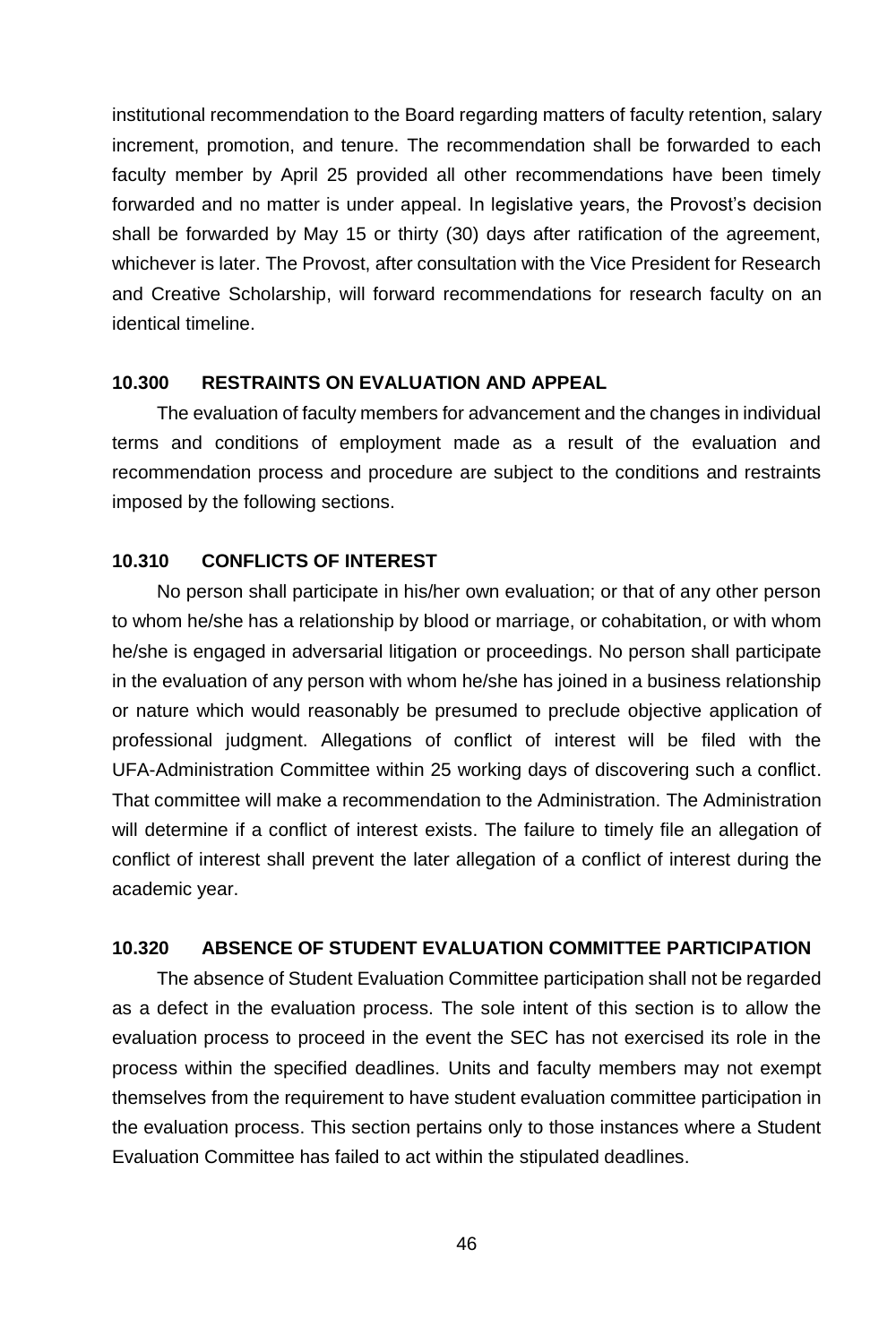institutional recommendation to the Board regarding matters of faculty retention, salary increment, promotion, and tenure. The recommendation shall be forwarded to each faculty member by April 25 provided all other recommendations have been timely forwarded and no matter is under appeal. In legislative years, the Provost's decision shall be forwarded by May 15 or thirty (30) days after ratification of the agreement, whichever is later. The Provost, after consultation with the Vice President for Research and Creative Scholarship, will forward recommendations for research faculty on an identical timeline.

**10.300 RESTRAINTS ON EVALUATION AND APPEAL**

The evaluation of faculty members for advancement and the changes in individual terms and conditions of employment made as a result of the evaluation and recommendation process and procedure are subject to the conditions and restraints imposed by the following sections.

**10.310 CONFLICTS OF INTEREST**

No person shall participate in his/her own evaluation; or that of any other person to whom he/she has a relationship by blood or marriage, or cohabitation, or with whom he/she is engaged in adversarial litigation or proceedings. No person shall participate in the evaluation of any person with whom he/she has joined in a business relationship or nature which would reasonably be presumed to preclude objective application of professional judgment. Allegations of conflict of interest will be filed with the UFA-Administration Committee within 25 working days of discovering such a conflict. That committee will make a recommendation to the Administration. The Administration will determine if a conflict of interest exists. The failure to timely file an allegation of conflict of interest shall prevent the later allegation of a conflict of interest during the academic year.

**10.320 ABSENCE OF STUDENT EVALUATION COMMITTEE PARTICIPATION**

The absence of Student Evaluation Committee participation shall not be regarded as a defect in the evaluation process. The sole intent of this section is to allow the evaluation process to proceed in the event the SEC has not exercised its role in the process within the specified deadlines. Units and faculty members may not exempt themselves from the requirement to have student evaluation committee participation in the evaluation process. This section pertains only to those instances where a Student Evaluation Committee has failed to act within the stipulated deadlines.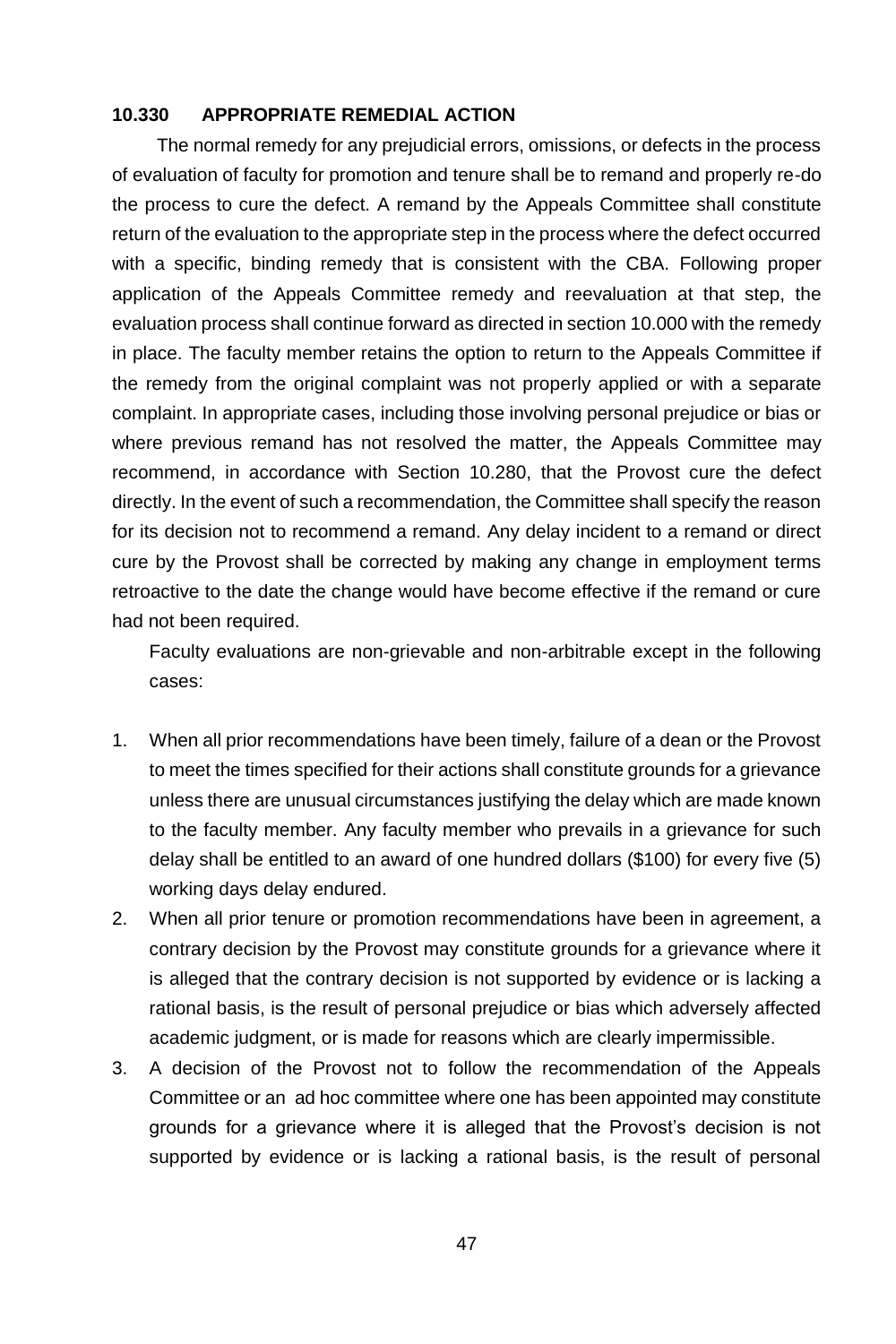### 10.330 APPROPRIATE REMEDIAL ACTION

The normal remedy for any prejudicial errors, omissions, or defects in the process of evaluation of faculty for promotion and tenure shall be to remand and properly re-do the process to cure the defect. A remand by the Appeals Committee shall constitute return of the evaluation to the appropriate step in the process where the defect occurred with a specific, binding remedy that is consistent with the CBA. Following proper application of the Appeals Committee remedy and reevaluation at that step, the evaluation process shall continue forward as directed in section 10.000 with the remedy in place. The faculty member retains the option to return to the Appeals Committee if the remedy from the original complaint was not properly applied or with a separate complaint. In appropriate cases, including those involving personal prejudice or bias or where previous remand has not resolved the matter, the Appeals Committee may recommend, in accordance with Section 10.280, that the Provost cure the defect directly. In the event of such a recommendation, the Committee shall specify the reason for its decision not to recommend a remand. Any delay incident to a remand or direct cure by the Provost shall be corrected by making any change in employment terms retroactive to the date the change would have become effective if the remand or cure had not been required.

Faculty evaluations are non-grievable and non-arbitrable except in the following cases:

1. When all prior recommendations have been timely, failure of a dean or the Provost to meet the times specified for their actions shall constitute grounds for a grievance unless there are unusual circumstances justifying the delay which are made known to the faculty member. Any faculty member who prevails in a grievance for such delay shall be entitled to an award of one hundred dollars ($100) for every five (5) working days delay endured.
2. When all prior tenure or promotion recommendations have been in agreement, a contrary decision by the Provost may constitute grounds for a grievance where it is alleged that the contrary decision is not supported by evidence or is lacking a rational basis, is the result of personal prejudice or bias which adversely affected academic judgment, or is made for reasons which are clearly impermissible.
3. A decision of the Provost not to follow the recommendation of the Appeals Committee or an ad hoc committee where one has been appointed may constitute grounds for a grievance where it is alleged that the Provost's decision is not supported by evidence or is lacking a rational basis, is the result of personal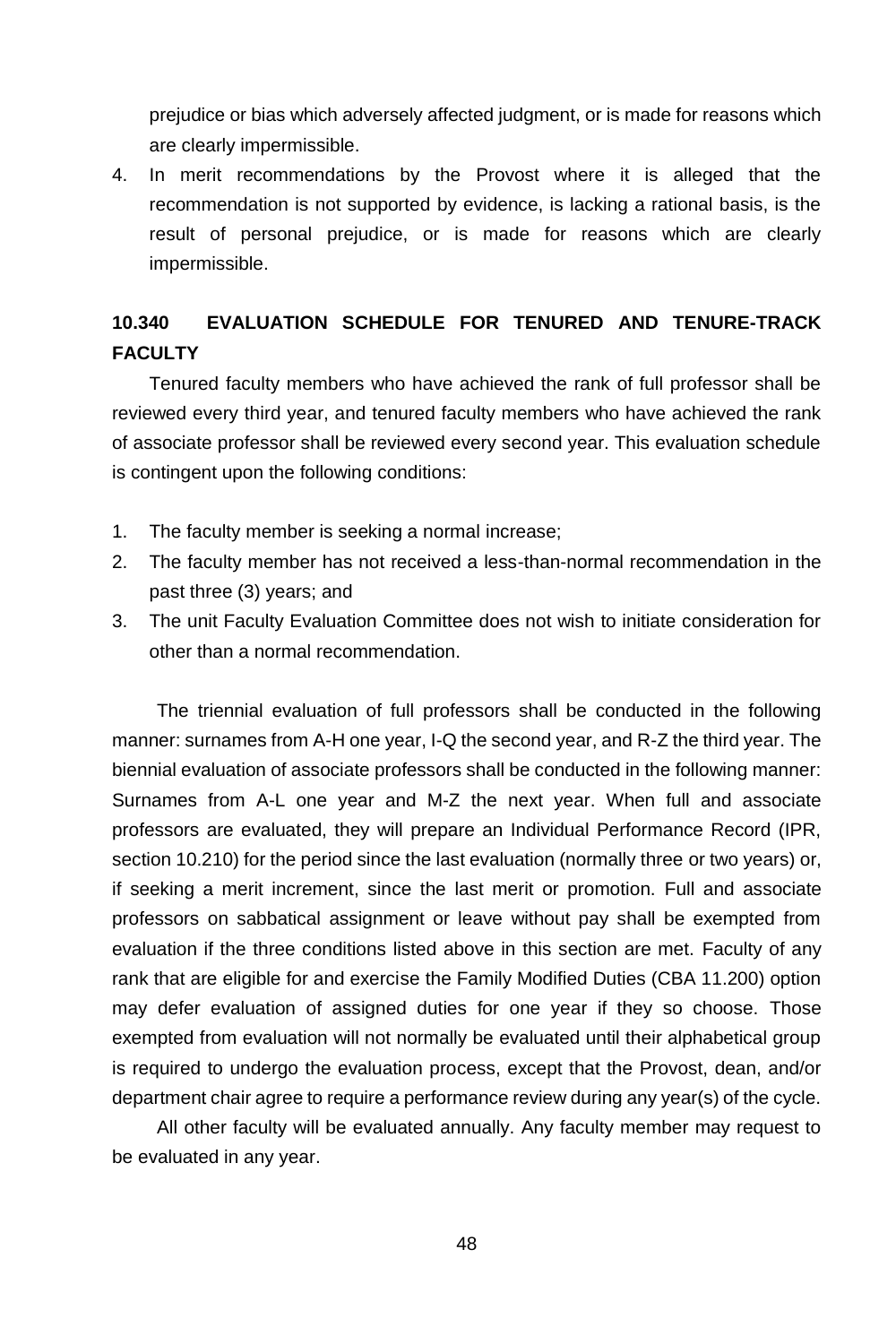prejudice or bias which adversely affected judgment, or is made for reasons which are clearly impermissible.

4. In merit recommendations by the Provost where it is alleged that the recommendation is not supported by evidence, is lacking a rational basis, is the result of personal prejudice, or is made for reasons which are clearly impermissible.

### 10.340 EVALUATION SCHEDULE FOR TENURED AND TENURE-TRACK FACULTY

Tenured faculty members who have achieved the rank of full professor shall be reviewed every third year, and tenured faculty members who have achieved the rank of associate professor shall be reviewed every second year. This evaluation schedule is contingent upon the following conditions:

1. The faculty member is seeking a normal increase;
2. The faculty member has not received a less-than-normal recommendation in the past three (3) years; and
3. The unit Faculty Evaluation Committee does not wish to initiate consideration for other than a normal recommendation.

The triennial evaluation of full professors shall be conducted in the following manner: surnames from A-H one year, I-Q the second year, and R-Z the third year. The biennial evaluation of associate professors shall be conducted in the following manner: Surnames from A-L one year and M-Z the next year. When full and associate professors are evaluated, they will prepare an Individual Performance Record (IPR, section 10.210) for the period since the last evaluation (normally three or two years) or, if seeking a merit increment, since the last merit or promotion. Full and associate professors on sabbatical assignment or leave without pay shall be exempted from evaluation if the three conditions listed above in this section are met. Faculty of any rank that are eligible for and exercise the Family Modified Duties (CBA 11.200) option may defer evaluation of assigned duties for one year if they so choose. Those exempted from evaluation will not normally be evaluated until their alphabetical group is required to undergo the evaluation process, except that the Provost, dean, and/or department chair agree to require a performance review during any year(s) of the cycle.

All other faculty will be evaluated annually. Any faculty member may request to be evaluated in any year.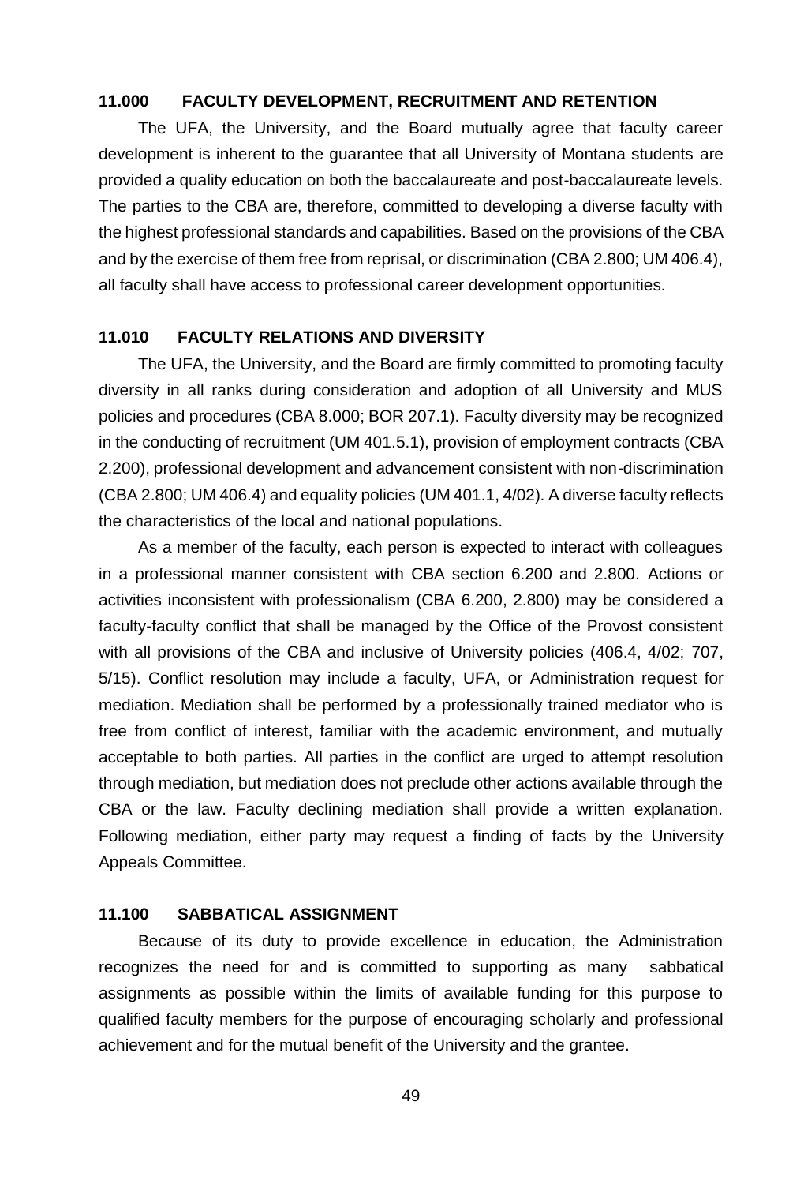## 11.000 FACULTY DEVELOPMENT, RECRUITMENT AND RETENTION

The UFA, the University, and the Board mutually agree that faculty career development is inherent to the guarantee that all University of Montana students are provided a quality education on both the baccalaureate and post-baccalaureate levels. The parties to the CBA are, therefore, committed to developing a diverse faculty with the highest professional standards and capabilities. Based on the provisions of the CBA and by the exercise of them free from reprisal, or discrimination (CBA 2.800; UM 406.4), all faculty shall have access to professional career development opportunities.

## 11.010 FACULTY RELATIONS AND DIVERSITY

The UFA, the University, and the Board are firmly committed to promoting faculty diversity in all ranks during consideration and adoption of all University and MUS policies and procedures (CBA 8.000; BOR 207.1). Faculty diversity may be recognized in the conducting of recruitment (UM 401.5.1), provision of employment contracts (CBA 2.200), professional development and advancement consistent with non-discrimination (CBA 2.800; UM 406.4) and equality policies (UM 401.1, 4/02). A diverse faculty reflects the characteristics of the local and national populations.

As a member of the faculty, each person is expected to interact with colleagues in a professional manner consistent with CBA section 6.200 and 2.800. Actions or activities inconsistent with professionalism (CBA 6.200, 2.800) may be considered a faculty-faculty conflict that shall be managed by the Office of the Provost consistent with all provisions of the CBA and inclusive of University policies (406.4, 4/02; 707, 5/15). Conflict resolution may include a faculty, UFA, or Administration request for mediation. Mediation shall be performed by a professionally trained mediator who is free from conflict of interest, familiar with the academic environment, and mutually acceptable to both parties. All parties in the conflict are urged to attempt resolution through mediation, but mediation does not preclude other actions available through the CBA or the law. Faculty declining mediation shall provide a written explanation. Following mediation, either party may request a finding of facts by the University Appeals Committee.

## 11.100 SABBATICAL ASSIGNMENT

Because of its duty to provide excellence in education, the Administration recognizes the need for and is committed to supporting as many sabbatical assignments as possible within the limits of available funding for this purpose to qualified faculty members for the purpose of encouraging scholarly and professional achievement and for the mutual benefit of the University and the grantee.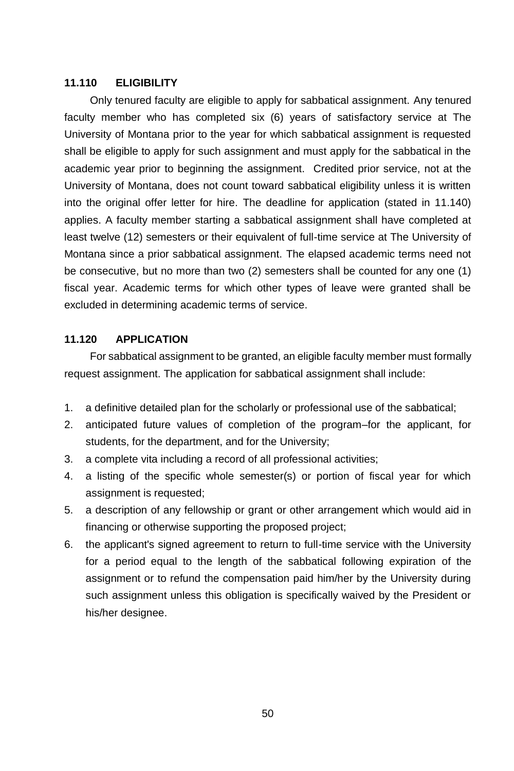**11.110 ELIGIBILITY**

Only tenured faculty are eligible to apply for sabbatical assignment. Any tenured faculty member who has completed six (6) years of satisfactory service at The University of Montana prior to the year for which sabbatical assignment is requested shall be eligible to apply for such assignment and must apply for the sabbatical in the academic year prior to beginning the assignment. Credited prior service, not at the University of Montana, does not count toward sabbatical eligibility unless it is written into the original offer letter for hire. The deadline for application (stated in 11.140) applies. A faculty member starting a sabbatical assignment shall have completed at least twelve (12) semesters or their equivalent of full-time service at The University of Montana since a prior sabbatical assignment. The elapsed academic terms need not be consecutive, but no more than two (2) semesters shall be counted for any one (1) fiscal year. Academic terms for which other types of leave were granted shall be excluded in determining academic terms of service.

**11.120 APPLICATION**

For sabbatical assignment to be granted, an eligible faculty member must formally request assignment. The application for sabbatical assignment shall include:

1. a definitive detailed plan for the scholarly or professional use of the sabbatical;
2. anticipated future values of completion of the program–for the applicant, for students, for the department, and for the University;
3. a complete vita including a record of all professional activities;
4. a listing of the specific whole semester(s) or portion of fiscal year for which assignment is requested;
5. a description of any fellowship or grant or other arrangement which would aid in financing or otherwise supporting the proposed project;
6. the applicant's signed agreement to return to full-time service with the University for a period equal to the length of the sabbatical following expiration of the assignment or to refund the compensation paid him/her by the University during such assignment unless this obligation is specifically waived by the President or his/her designee.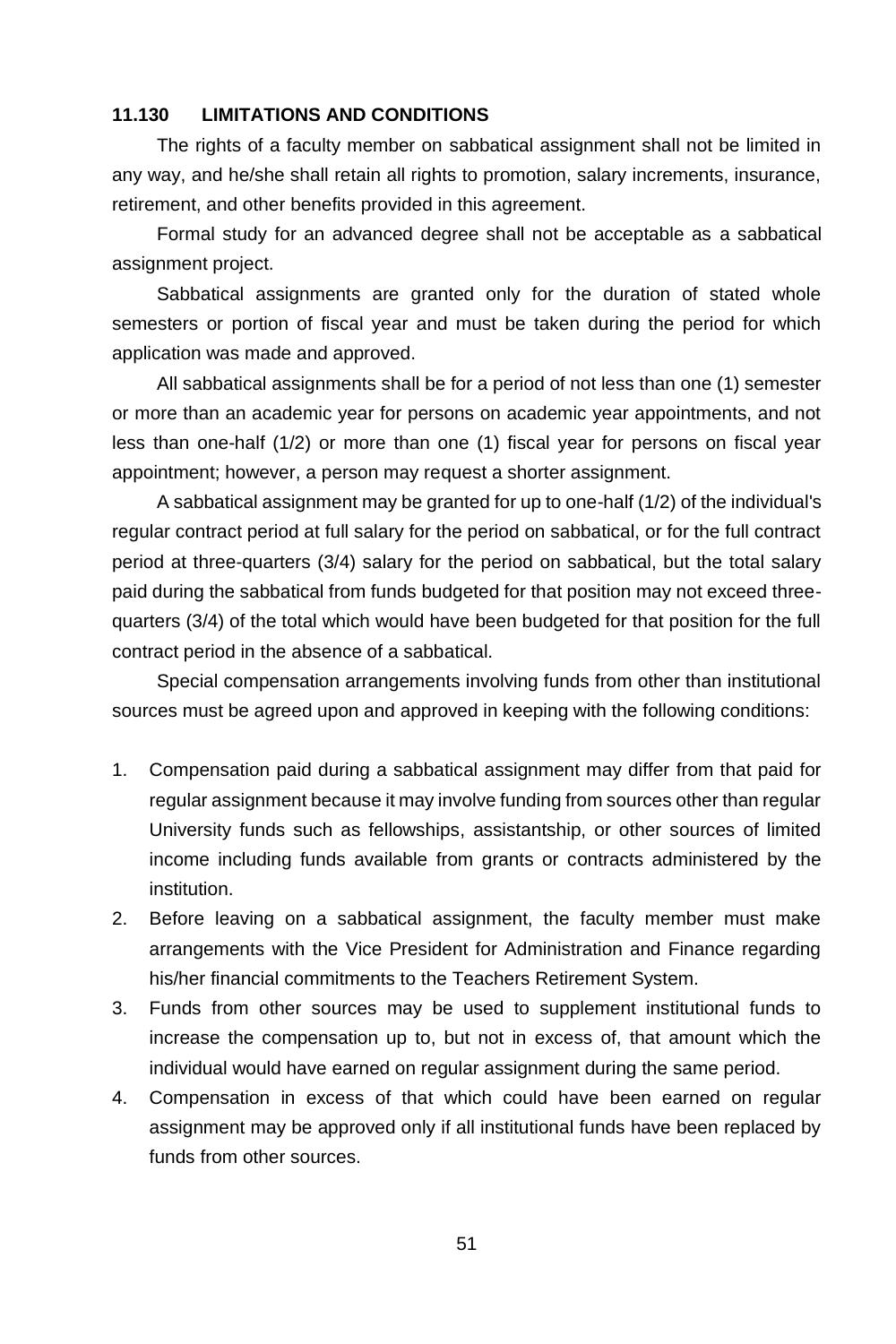### 11.130 LIMITATIONS AND CONDITIONS

The rights of a faculty member on sabbatical assignment shall not be limited in any way, and he/she shall retain all rights to promotion, salary increments, insurance, retirement, and other benefits provided in this agreement.

Formal study for an advanced degree shall not be acceptable as a sabbatical assignment project.

Sabbatical assignments are granted only for the duration of stated whole semesters or portion of fiscal year and must be taken during the period for which application was made and approved.

All sabbatical assignments shall be for a period of not less than one (1) semester or more than an academic year for persons on academic year appointments, and not less than one-half (1/2) or more than one (1) fiscal year for persons on fiscal year appointment; however, a person may request a shorter assignment.

A sabbatical assignment may be granted for up to one-half (1/2) of the individual's regular contract period at full salary for the period on sabbatical, or for the full contract period at three-quarters (3/4) salary for the period on sabbatical, but the total salary paid during the sabbatical from funds budgeted for that position may not exceed three-quarters (3/4) of the total which would have been budgeted for that position for the full contract period in the absence of a sabbatical.

Special compensation arrangements involving funds from other than institutional sources must be agreed upon and approved in keeping with the following conditions:

1. Compensation paid during a sabbatical assignment may differ from that paid for regular assignment because it may involve funding from sources other than regular University funds such as fellowships, assistantship, or other sources of limited income including funds available from grants or contracts administered by the institution.
2. Before leaving on a sabbatical assignment, the faculty member must make arrangements with the Vice President for Administration and Finance regarding his/her financial commitments to the Teachers Retirement System.
3. Funds from other sources may be used to supplement institutional funds to increase the compensation up to, but not in excess of, that amount which the individual would have earned on regular assignment during the same period.
4. Compensation in excess of that which could have been earned on regular assignment may be approved only if all institutional funds have been replaced by funds from other sources.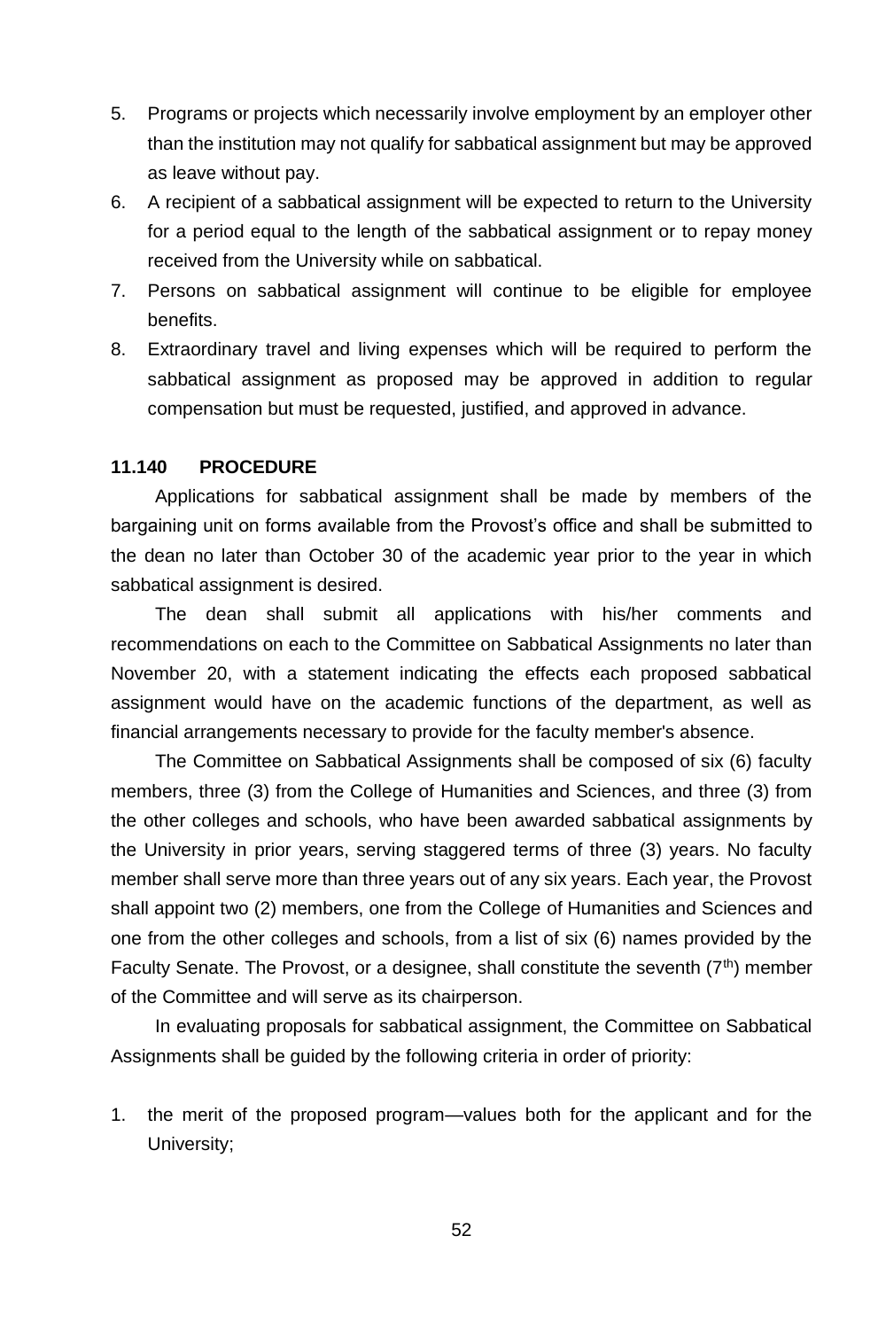5. Programs or projects which necessarily involve employment by an employer other than the institution may not qualify for sabbatical assignment but may be approved as leave without pay.
6. A recipient of a sabbatical assignment will be expected to return to the University for a period equal to the length of the sabbatical assignment or to repay money received from the University while on sabbatical.
7. Persons on sabbatical assignment will continue to be eligible for employee benefits.
8. Extraordinary travel and living expenses which will be required to perform the sabbatical assignment as proposed may be approved in addition to regular compensation but must be requested, justified, and approved in advance.

### 11.140 PROCEDURE

Applications for sabbatical assignment shall be made by members of the bargaining unit on forms available from the Provost's office and shall be submitted to the dean no later than October 30 of the academic year prior to the year in which sabbatical assignment is desired.

The dean shall submit all applications with his/her comments and recommendations on each to the Committee on Sabbatical Assignments no later than November 20, with a statement indicating the effects each proposed sabbatical assignment would have on the academic functions of the department, as well as financial arrangements necessary to provide for the faculty member's absence.

The Committee on Sabbatical Assignments shall be composed of six (6) faculty members, three (3) from the College of Humanities and Sciences, and three (3) from the other colleges and schools, who have been awarded sabbatical assignments by the University in prior years, serving staggered terms of three (3) years. No faculty member shall serve more than three years out of any six years. Each year, the Provost shall appoint two (2) members, one from the College of Humanities and Sciences and one from the other colleges and schools, from a list of six (6) names provided by the Faculty Senate. The Provost, or a designee, shall constitute the seventh (7th) member of the Committee and will serve as its chairperson.

In evaluating proposals for sabbatical assignment, the Committee on Sabbatical Assignments shall be guided by the following criteria in order of priority:

1. the merit of the proposed program—values both for the applicant and for the University;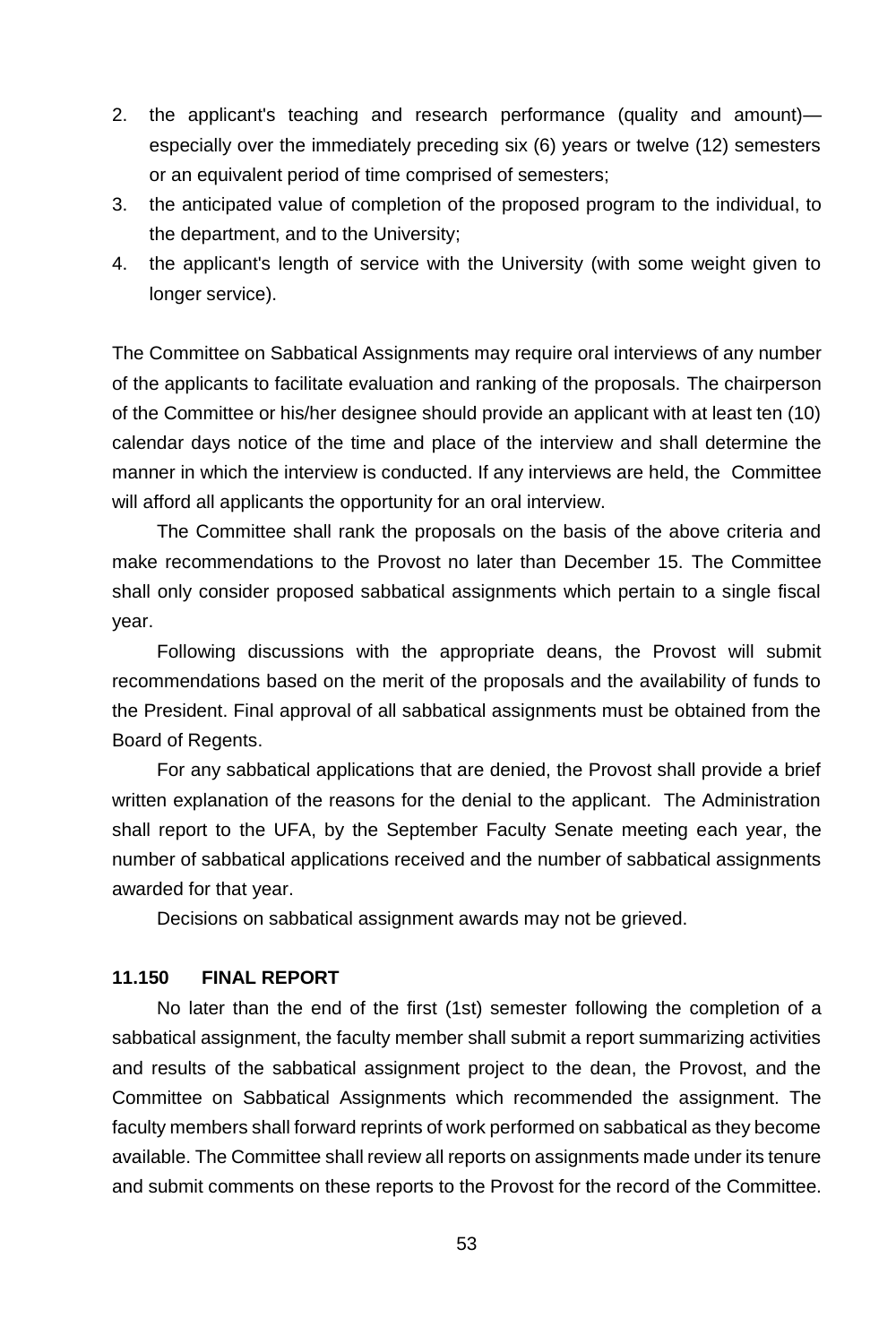2. the applicant's teaching and research performance (quality and amount)—especially over the immediately preceding six (6) years or twelve (12) semesters or an equivalent period of time comprised of semesters;
3. the anticipated value of completion of the proposed program to the individual, to the department, and to the University;
4. the applicant's length of service with the University (with some weight given to longer service).

The Committee on Sabbatical Assignments may require oral interviews of any number of the applicants to facilitate evaluation and ranking of the proposals. The chairperson of the Committee or his/her designee should provide an applicant with at least ten (10) calendar days notice of the time and place of the interview and shall determine the manner in which the interview is conducted. If any interviews are held, the Committee will afford all applicants the opportunity for an oral interview.

The Committee shall rank the proposals on the basis of the above criteria and make recommendations to the Provost no later than December 15. The Committee shall only consider proposed sabbatical assignments which pertain to a single fiscal year.

Following discussions with the appropriate deans, the Provost will submit recommendations based on the merit of the proposals and the availability of funds to the President. Final approval of all sabbatical assignments must be obtained from the Board of Regents.

For any sabbatical applications that are denied, the Provost shall provide a brief written explanation of the reasons for the denial to the applicant. The Administration shall report to the UFA, by the September Faculty Senate meeting each year, the number of sabbatical applications received and the number of sabbatical assignments awarded for that year.

Decisions on sabbatical assignment awards may not be grieved.

### 11.150 FINAL REPORT

No later than the end of the first (1st) semester following the completion of a sabbatical assignment, the faculty member shall submit a report summarizing activities and results of the sabbatical assignment project to the dean, the Provost, and the Committee on Sabbatical Assignments which recommended the assignment. The faculty members shall forward reprints of work performed on sabbatical as they become available. The Committee shall review all reports on assignments made under its tenure and submit comments on these reports to the Provost for the record of the Committee.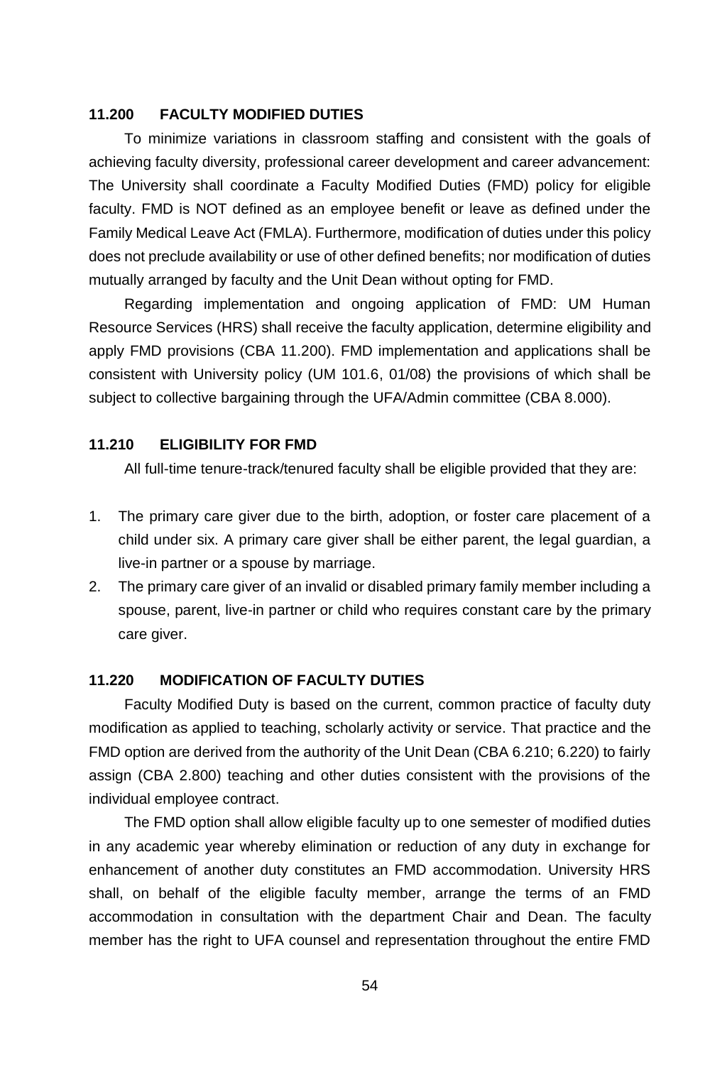### 11.200 FACULTY MODIFIED DUTIES

To minimize variations in classroom staffing and consistent with the goals of achieving faculty diversity, professional career development and career advancement: The University shall coordinate a Faculty Modified Duties (FMD) policy for eligible faculty. FMD is NOT defined as an employee benefit or leave as defined under the Family Medical Leave Act (FMLA). Furthermore, modification of duties under this policy does not preclude availability or use of other defined benefits; nor modification of duties mutually arranged by faculty and the Unit Dean without opting for FMD.

Regarding implementation and ongoing application of FMD: UM Human Resource Services (HRS) shall receive the faculty application, determine eligibility and apply FMD provisions (CBA 11.200). FMD implementation and applications shall be consistent with University policy (UM 101.6, 01/08) the provisions of which shall be subject to collective bargaining through the UFA/Admin committee (CBA 8.000).

### 11.210 ELIGIBILITY FOR FMD

All full-time tenure-track/tenured faculty shall be eligible provided that they are:

1. The primary care giver due to the birth, adoption, or foster care placement of a child under six. A primary care giver shall be either parent, the legal guardian, a live-in partner or a spouse by marriage.
2. The primary care giver of an invalid or disabled primary family member including a spouse, parent, live-in partner or child who requires constant care by the primary care giver.

### 11.220 MODIFICATION OF FACULTY DUTIES

Faculty Modified Duty is based on the current, common practice of faculty duty modification as applied to teaching, scholarly activity or service. That practice and the FMD option are derived from the authority of the Unit Dean (CBA 6.210; 6.220) to fairly assign (CBA 2.800) teaching and other duties consistent with the provisions of the individual employee contract.

The FMD option shall allow eligible faculty up to one semester of modified duties in any academic year whereby elimination or reduction of any duty in exchange for enhancement of another duty constitutes an FMD accommodation. University HRS shall, on behalf of the eligible faculty member, arrange the terms of an FMD accommodation in consultation with the department Chair and Dean. The faculty member has the right to UFA counsel and representation throughout the entire FMD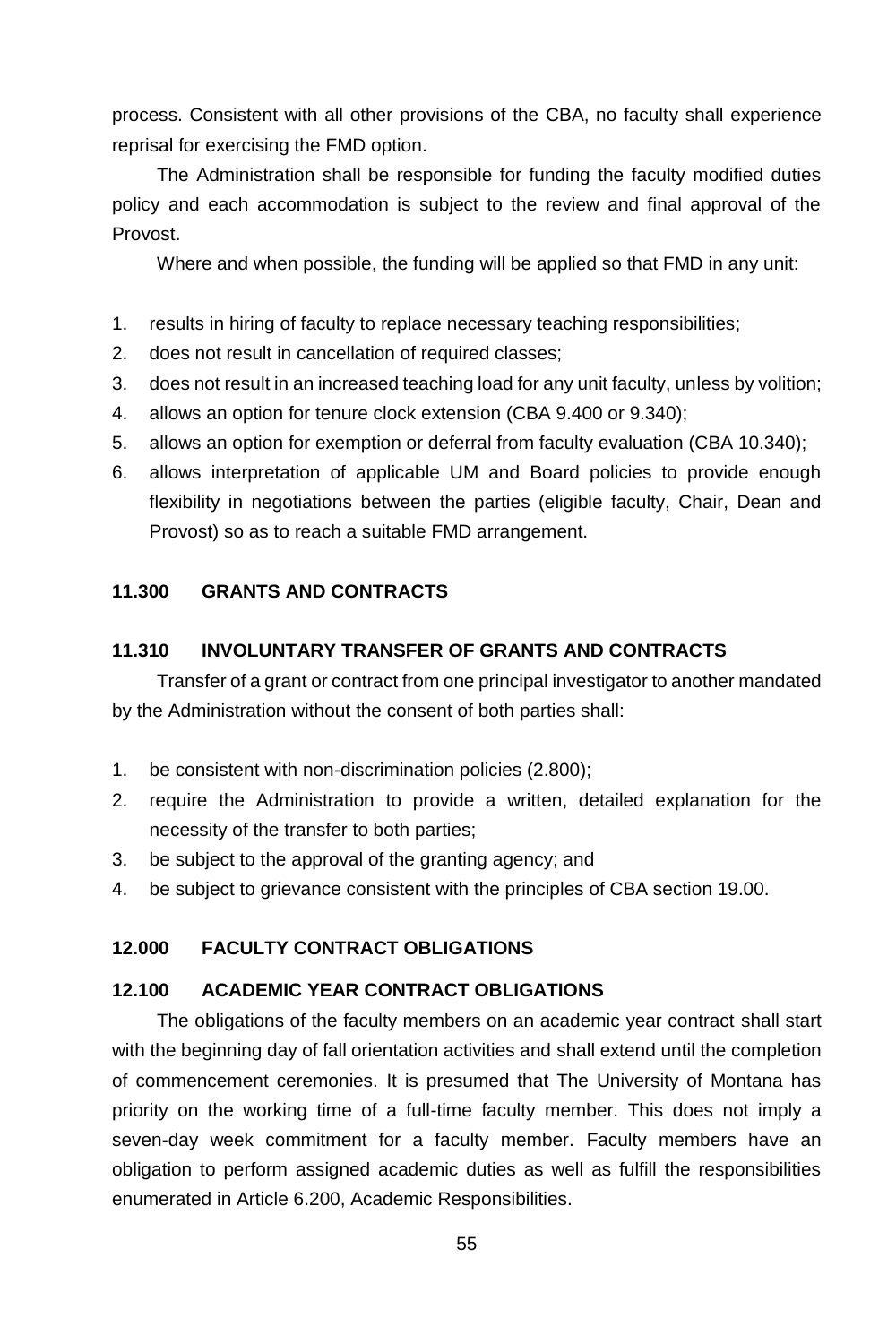process. Consistent with all other provisions of the CBA, no faculty shall experience reprisal for exercising the FMD option.

The Administration shall be responsible for funding the faculty modified duties policy and each accommodation is subject to the review and final approval of the Provost.

Where and when possible, the funding will be applied so that FMD in any unit:

1. results in hiring of faculty to replace necessary teaching responsibilities;
2. does not result in cancellation of required classes;
3. does not result in an increased teaching load for any unit faculty, unless by volition;
4. allows an option for tenure clock extension (CBA 9.400 or 9.340);
5. allows an option for exemption or deferral from faculty evaluation (CBA 10.340);
6. allows interpretation of applicable UM and Board policies to provide enough flexibility in negotiations between the parties (eligible faculty, Chair, Dean and Provost) so as to reach a suitable FMD arrangement.

### 11.300 GRANTS AND CONTRACTS

### 11.310 INVOLUNTARY TRANSFER OF GRANTS AND CONTRACTS

Transfer of a grant or contract from one principal investigator to another mandated by the Administration without the consent of both parties shall:

1. be consistent with non-discrimination policies (2.800);
2. require the Administration to provide a written, detailed explanation for the necessity of the transfer to both parties;
3. be subject to the approval of the granting agency; and
4. be subject to grievance consistent with the principles of CBA section 19.00.

## 12.000 FACULTY CONTRACT OBLIGATIONS

### 12.100 ACADEMIC YEAR CONTRACT OBLIGATIONS

The obligations of the faculty members on an academic year contract shall start with the beginning day of fall orientation activities and shall extend until the completion of commencement ceremonies. It is presumed that The University of Montana has priority on the working time of a full-time faculty member. This does not imply a seven-day week commitment for a faculty member. Faculty members have an obligation to perform assigned academic duties as well as fulfill the responsibilities enumerated in Article 6.200, Academic Responsibilities.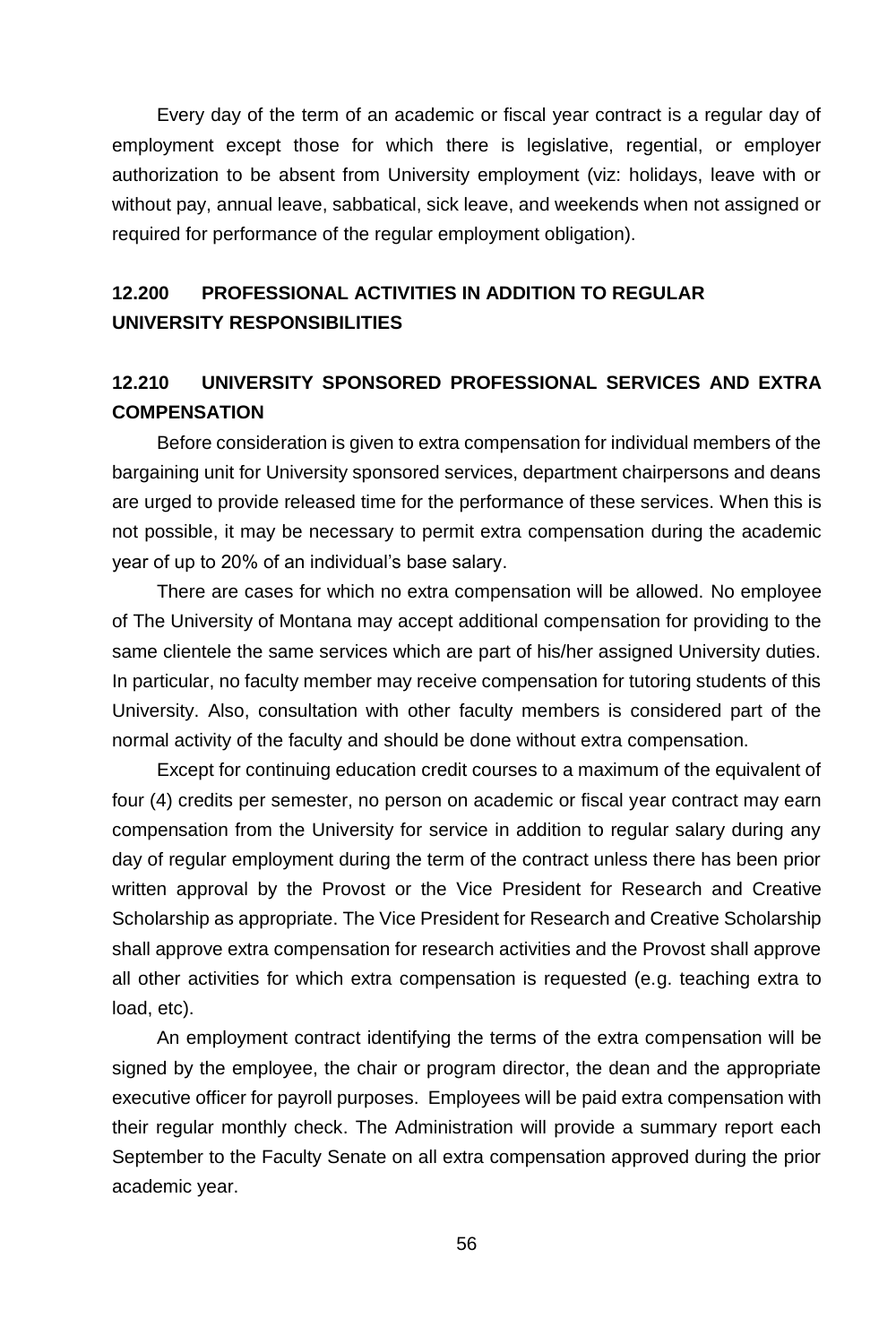Every day of the term of an academic or fiscal year contract is a regular day of employment except those for which there is legislative, regential, or employer authorization to be absent from University employment (viz: holidays, leave with or without pay, annual leave, sabbatical, sick leave, and weekends when not assigned or required for performance of the regular employment obligation).

## 12.200 PROFESSIONAL ACTIVITIES IN ADDITION TO REGULAR UNIVERSITY RESPONSIBILITIES

### 12.210 UNIVERSITY SPONSORED PROFESSIONAL SERVICES AND EXTRA COMPENSATION

Before consideration is given to extra compensation for individual members of the bargaining unit for University sponsored services, department chairpersons and deans are urged to provide released time for the performance of these services. When this is not possible, it may be necessary to permit extra compensation during the academic year of up to 20% of an individual's base salary.

There are cases for which no extra compensation will be allowed. No employee of The University of Montana may accept additional compensation for providing to the same clientele the same services which are part of his/her assigned University duties. In particular, no faculty member may receive compensation for tutoring students of this University. Also, consultation with other faculty members is considered part of the normal activity of the faculty and should be done without extra compensation.

Except for continuing education credit courses to a maximum of the equivalent of four (4) credits per semester, no person on academic or fiscal year contract may earn compensation from the University for service in addition to regular salary during any day of regular employment during the term of the contract unless there has been prior written approval by the Provost or the Vice President for Research and Creative Scholarship as appropriate. The Vice President for Research and Creative Scholarship shall approve extra compensation for research activities and the Provost shall approve all other activities for which extra compensation is requested (e.g. teaching extra to load, etc).

An employment contract identifying the terms of the extra compensation will be signed by the employee, the chair or program director, the dean and the appropriate executive officer for payroll purposes. Employees will be paid extra compensation with their regular monthly check. The Administration will provide a summary report each September to the Faculty Senate on all extra compensation approved during the prior academic year.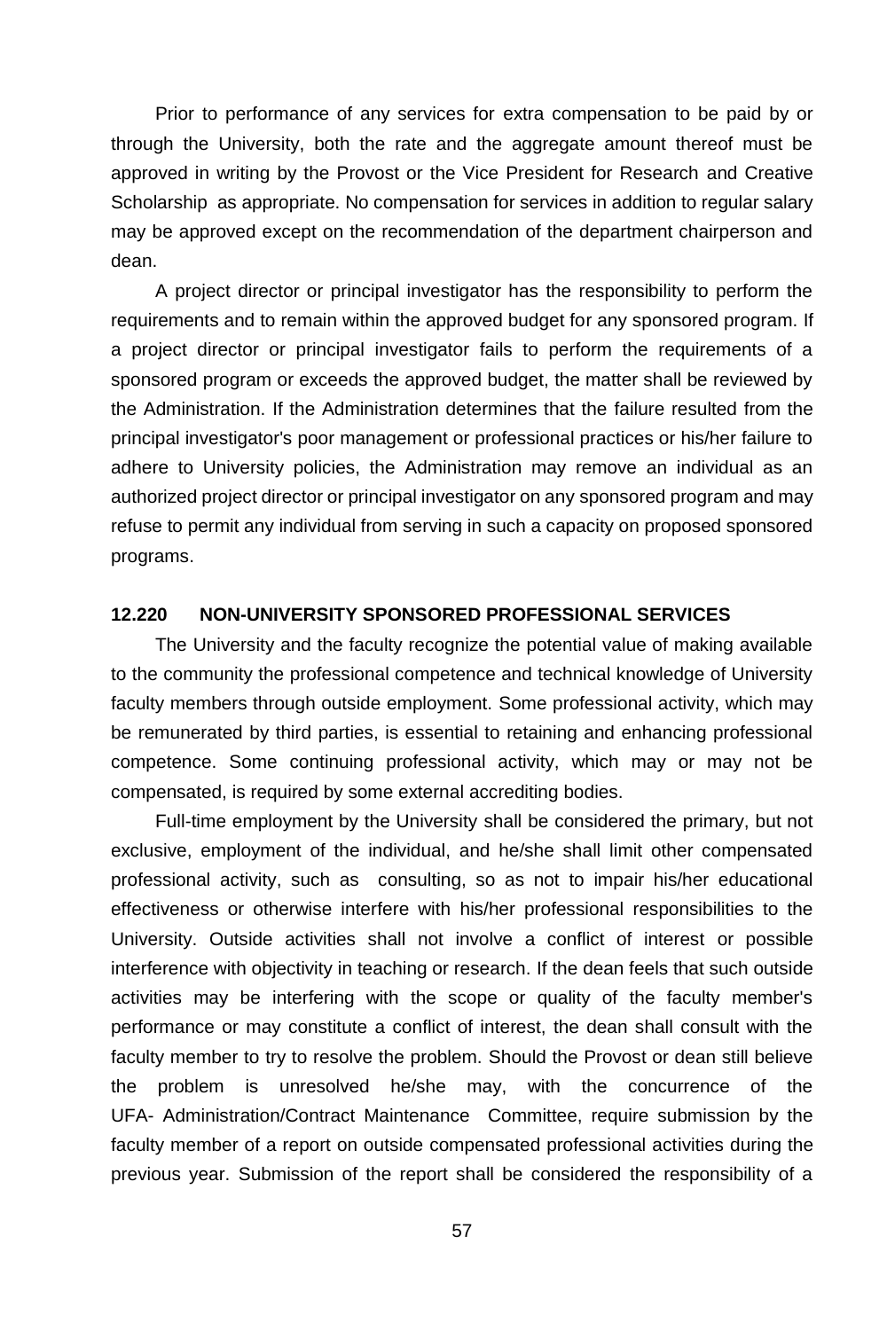Prior to performance of any services for extra compensation to be paid by or through the University, both the rate and the aggregate amount thereof must be approved in writing by the Provost or the Vice President for Research and Creative Scholarship as appropriate. No compensation for services in addition to regular salary may be approved except on the recommendation of the department chairperson and dean.

A project director or principal investigator has the responsibility to perform the requirements and to remain within the approved budget for any sponsored program. If a project director or principal investigator fails to perform the requirements of a sponsored program or exceeds the approved budget, the matter shall be reviewed by the Administration. If the Administration determines that the failure resulted from the principal investigator's poor management or professional practices or his/her failure to adhere to University policies, the Administration may remove an individual as an authorized project director or principal investigator on any sponsored program and may refuse to permit any individual from serving in such a capacity on proposed sponsored programs.

### 12.220 NON-UNIVERSITY SPONSORED PROFESSIONAL SERVICES

The University and the faculty recognize the potential value of making available to the community the professional competence and technical knowledge of University faculty members through outside employment. Some professional activity, which may be remunerated by third parties, is essential to retaining and enhancing professional competence. Some continuing professional activity, which may or may not be compensated, is required by some external accrediting bodies.

Full-time employment by the University shall be considered the primary, but not exclusive, employment of the individual, and he/she shall limit other compensated professional activity, such as consulting, so as not to impair his/her educational effectiveness or otherwise interfere with his/her professional responsibilities to the University. Outside activities shall not involve a conflict of interest or possible interference with objectivity in teaching or research. If the dean feels that such outside activities may be interfering with the scope or quality of the faculty member's performance or may constitute a conflict of interest, the dean shall consult with the faculty member to try to resolve the problem. Should the Provost or dean still believe the problem is unresolved he/she may, with the concurrence of the UFA- Administration/Contract Maintenance Committee, require submission by the faculty member of a report on outside compensated professional activities during the previous year. Submission of the report shall be considered the responsibility of a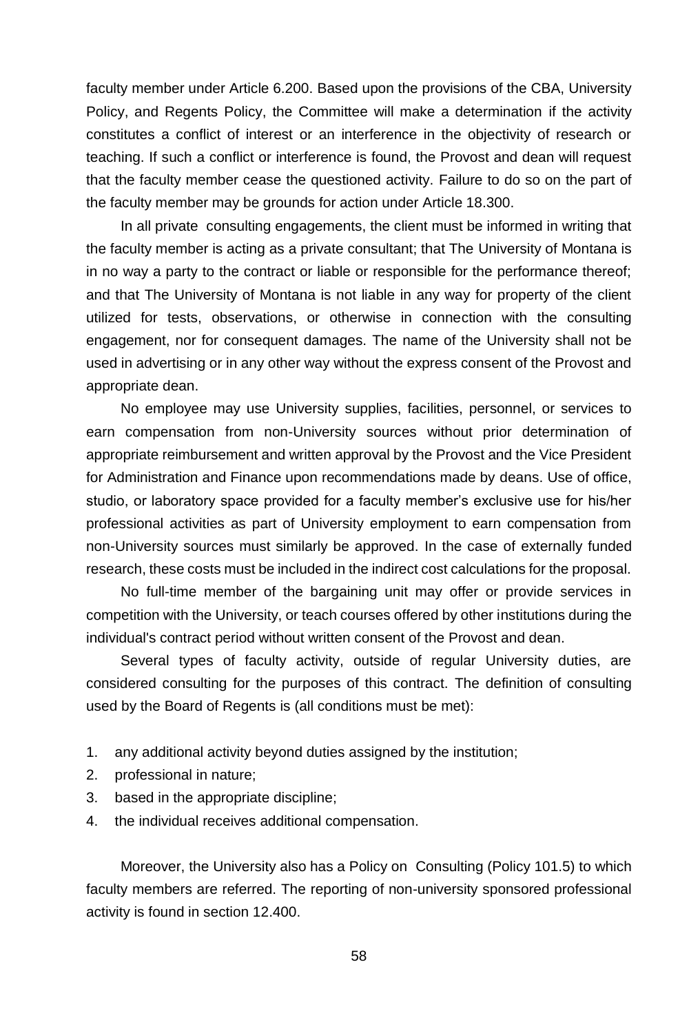faculty member under Article 6.200. Based upon the provisions of the CBA, University Policy, and Regents Policy, the Committee will make a determination if the activity constitutes a conflict of interest or an interference in the objectivity of research or teaching. If such a conflict or interference is found, the Provost and dean will request that the faculty member cease the questioned activity. Failure to do so on the part of the faculty member may be grounds for action under Article 18.300.

In all private consulting engagements, the client must be informed in writing that the faculty member is acting as a private consultant; that The University of Montana is in no way a party to the contract or liable or responsible for the performance thereof; and that The University of Montana is not liable in any way for property of the client utilized for tests, observations, or otherwise in connection with the consulting engagement, nor for consequent damages. The name of the University shall not be used in advertising or in any other way without the express consent of the Provost and appropriate dean.

No employee may use University supplies, facilities, personnel, or services to earn compensation from non-University sources without prior determination of appropriate reimbursement and written approval by the Provost and the Vice President for Administration and Finance upon recommendations made by deans. Use of office, studio, or laboratory space provided for a faculty member's exclusive use for his/her professional activities as part of University employment to earn compensation from non-University sources must similarly be approved. In the case of externally funded research, these costs must be included in the indirect cost calculations for the proposal.

No full-time member of the bargaining unit may offer or provide services in competition with the University, or teach courses offered by other institutions during the individual's contract period without written consent of the Provost and dean.

Several types of faculty activity, outside of regular University duties, are considered consulting for the purposes of this contract. The definition of consulting used by the Board of Regents is (all conditions must be met):

1. any additional activity beyond duties assigned by the institution;
2. professional in nature;
3. based in the appropriate discipline;
4. the individual receives additional compensation.

Moreover, the University also has a Policy on Consulting (Policy 101.5) to which faculty members are referred. The reporting of non-university sponsored professional activity is found in section 12.400.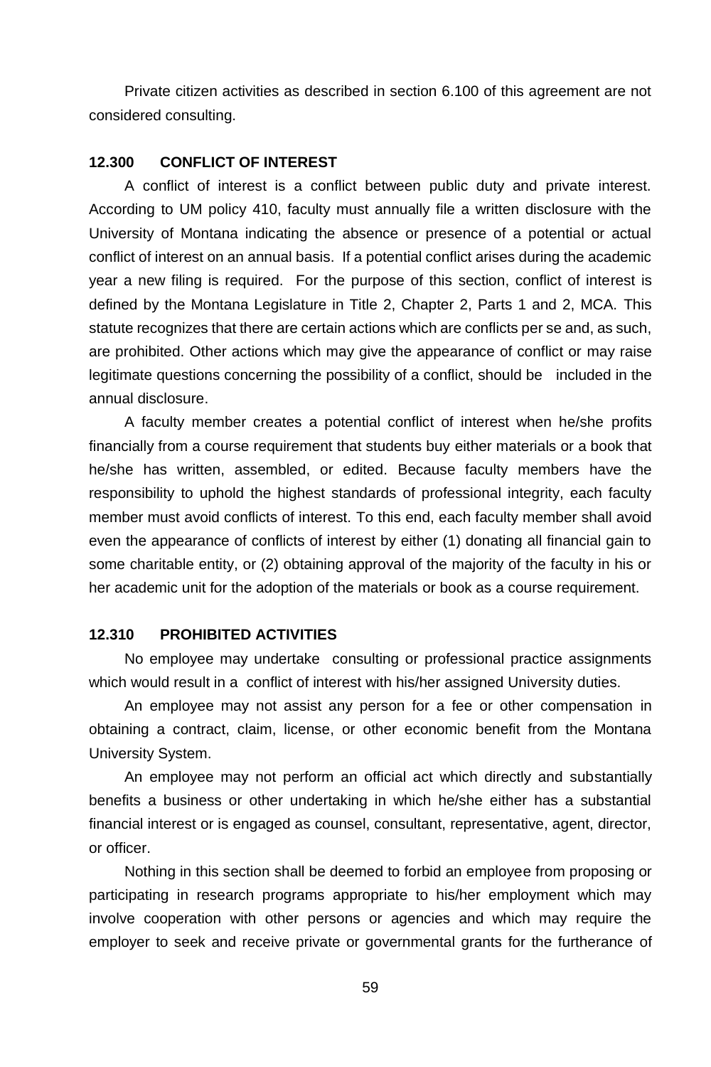Private citizen activities as described in section 6.100 of this agreement are not considered consulting.

### 12.300 CONFLICT OF INTEREST

A conflict of interest is a conflict between public duty and private interest. According to UM policy 410, faculty must annually file a written disclosure with the University of Montana indicating the absence or presence of a potential or actual conflict of interest on an annual basis. If a potential conflict arises during the academic year a new filing is required. For the purpose of this section, conflict of interest is defined by the Montana Legislature in Title 2, Chapter 2, Parts 1 and 2, MCA. This statute recognizes that there are certain actions which are conflicts per se and, as such, are prohibited. Other actions which may give the appearance of conflict or may raise legitimate questions concerning the possibility of a conflict, should be included in the annual disclosure.

A faculty member creates a potential conflict of interest when he/she profits financially from a course requirement that students buy either materials or a book that he/she has written, assembled, or edited. Because faculty members have the responsibility to uphold the highest standards of professional integrity, each faculty member must avoid conflicts of interest. To this end, each faculty member shall avoid even the appearance of conflicts of interest by either (1) donating all financial gain to some charitable entity, or (2) obtaining approval of the majority of the faculty in his or her academic unit for the adoption of the materials or book as a course requirement.

### 12.310 PROHIBITED ACTIVITIES

No employee may undertake consulting or professional practice assignments which would result in a conflict of interest with his/her assigned University duties.

An employee may not assist any person for a fee or other compensation in obtaining a contract, claim, license, or other economic benefit from the Montana University System.

An employee may not perform an official act which directly and substantially benefits a business or other undertaking in which he/she either has a substantial financial interest or is engaged as counsel, consultant, representative, agent, director, or officer.

Nothing in this section shall be deemed to forbid an employee from proposing or participating in research programs appropriate to his/her employment which may involve cooperation with other persons or agencies and which may require the employer to seek and receive private or governmental grants for the furtherance of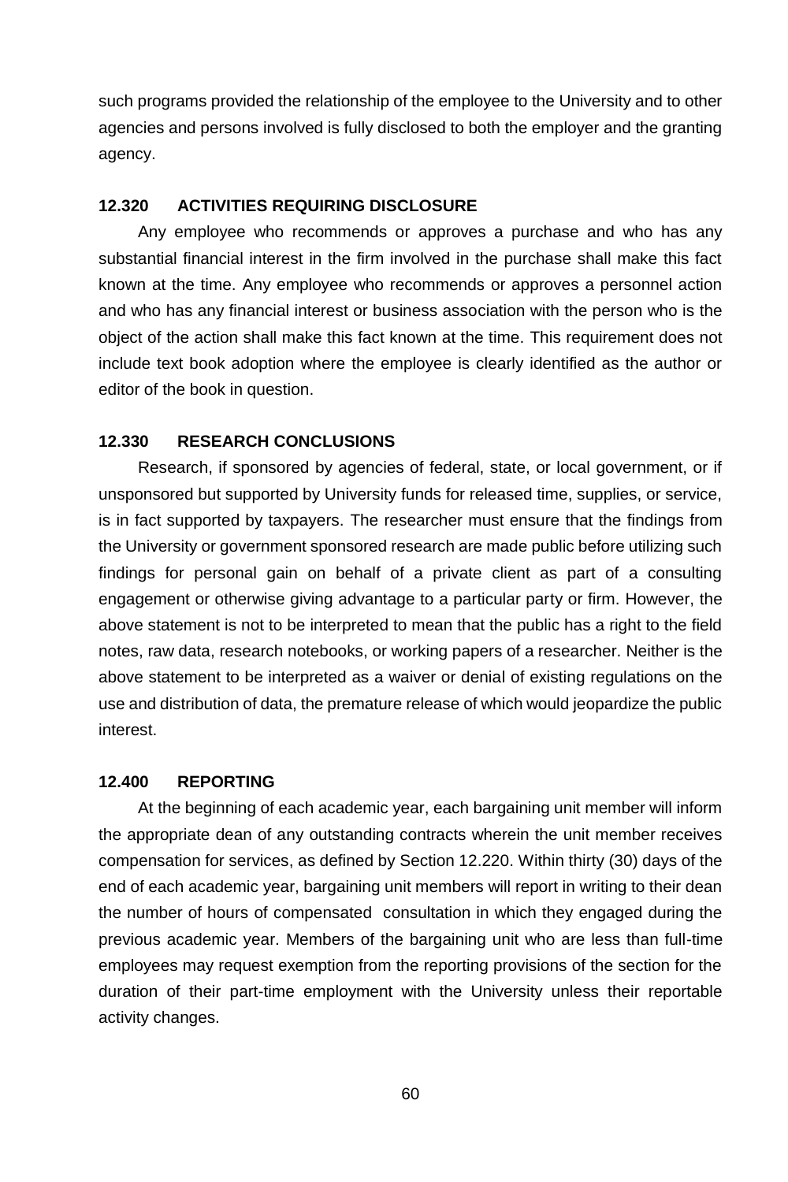such programs provided the relationship of the employee to the University and to other agencies and persons involved is fully disclosed to both the employer and the granting agency.

### 12.320 ACTIVITIES REQUIRING DISCLOSURE

Any employee who recommends or approves a purchase and who has any substantial financial interest in the firm involved in the purchase shall make this fact known at the time. Any employee who recommends or approves a personnel action and who has any financial interest or business association with the person who is the object of the action shall make this fact known at the time. This requirement does not include text book adoption where the employee is clearly identified as the author or editor of the book in question.

### 12.330 RESEARCH CONCLUSIONS

Research, if sponsored by agencies of federal, state, or local government, or if unsponsored but supported by University funds for released time, supplies, or service, is in fact supported by taxpayers. The researcher must ensure that the findings from the University or government sponsored research are made public before utilizing such findings for personal gain on behalf of a private client as part of a consulting engagement or otherwise giving advantage to a particular party or firm. However, the above statement is not to be interpreted to mean that the public has a right to the field notes, raw data, research notebooks, or working papers of a researcher. Neither is the above statement to be interpreted as a waiver or denial of existing regulations on the use and distribution of data, the premature release of which would jeopardize the public interest.

### 12.400 REPORTING

At the beginning of each academic year, each bargaining unit member will inform the appropriate dean of any outstanding contracts wherein the unit member receives compensation for services, as defined by Section 12.220. Within thirty (30) days of the end of each academic year, bargaining unit members will report in writing to their dean the number of hours of compensated consultation in which they engaged during the previous academic year. Members of the bargaining unit who are less than full-time employees may request exemption from the reporting provisions of the section for the duration of their part-time employment with the University unless their reportable activity changes.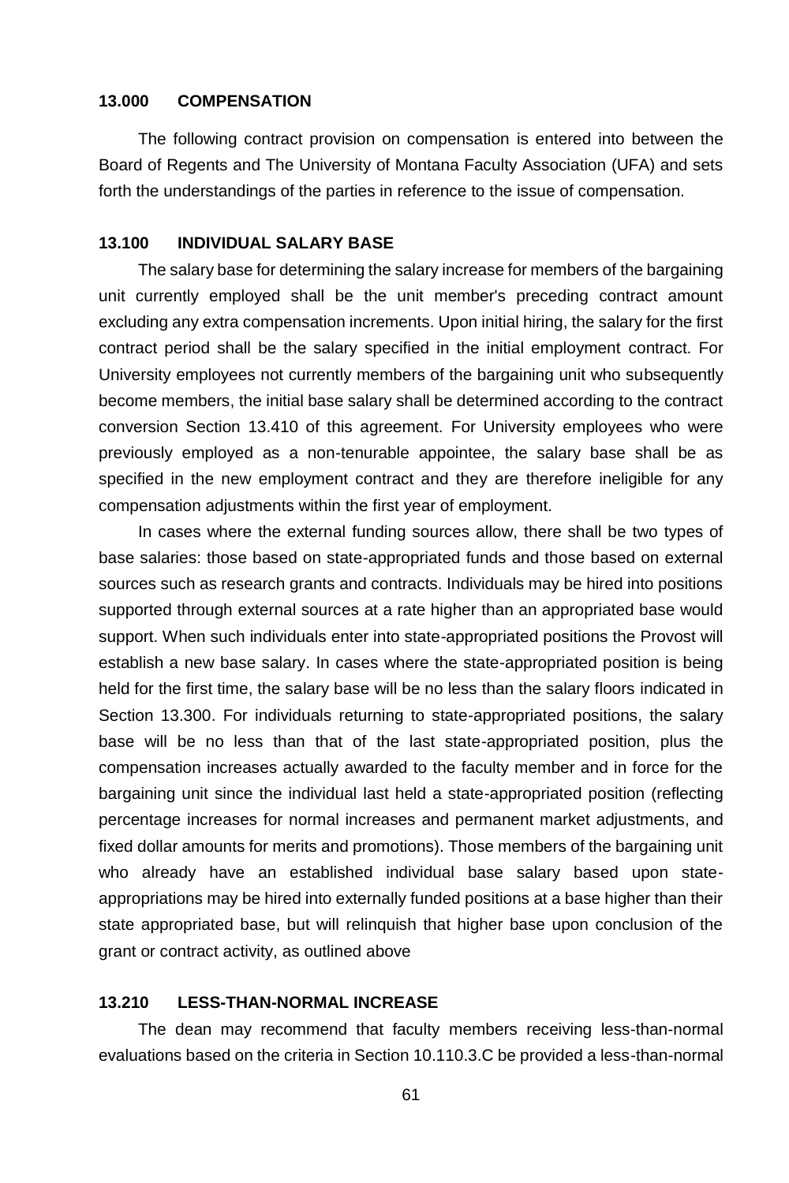## 13.000 COMPENSATION

The following contract provision on compensation is entered into between the Board of Regents and The University of Montana Faculty Association (UFA) and sets forth the understandings of the parties in reference to the issue of compensation.

## 13.100 INDIVIDUAL SALARY BASE

The salary base for determining the salary increase for members of the bargaining unit currently employed shall be the unit member's preceding contract amount excluding any extra compensation increments. Upon initial hiring, the salary for the first contract period shall be the salary specified in the initial employment contract. For University employees not currently members of the bargaining unit who subsequently become members, the initial base salary shall be determined according to the contract conversion Section 13.410 of this agreement. For University employees who were previously employed as a non-tenurable appointee, the salary base shall be as specified in the new employment contract and they are therefore ineligible for any compensation adjustments within the first year of employment.

In cases where the external funding sources allow, there shall be two types of base salaries: those based on state-appropriated funds and those based on external sources such as research grants and contracts. Individuals may be hired into positions supported through external sources at a rate higher than an appropriated base would support. When such individuals enter into state-appropriated positions the Provost will establish a new base salary. In cases where the state-appropriated position is being held for the first time, the salary base will be no less than the salary floors indicated in Section 13.300. For individuals returning to state-appropriated positions, the salary base will be no less than that of the last state-appropriated position, plus the compensation increases actually awarded to the faculty member and in force for the bargaining unit since the individual last held a state-appropriated position (reflecting percentage increases for normal increases and permanent market adjustments, and fixed dollar amounts for merits and promotions). Those members of the bargaining unit who already have an established individual base salary based upon state-appropriations may be hired into externally funded positions at a base higher than their state appropriated base, but will relinquish that higher base upon conclusion of the grant or contract activity, as outlined above

## 13.210 LESS-THAN-NORMAL INCREASE

The dean may recommend that faculty members receiving less-than-normal evaluations based on the criteria in Section 10.110.3.C be provided a less-than-normal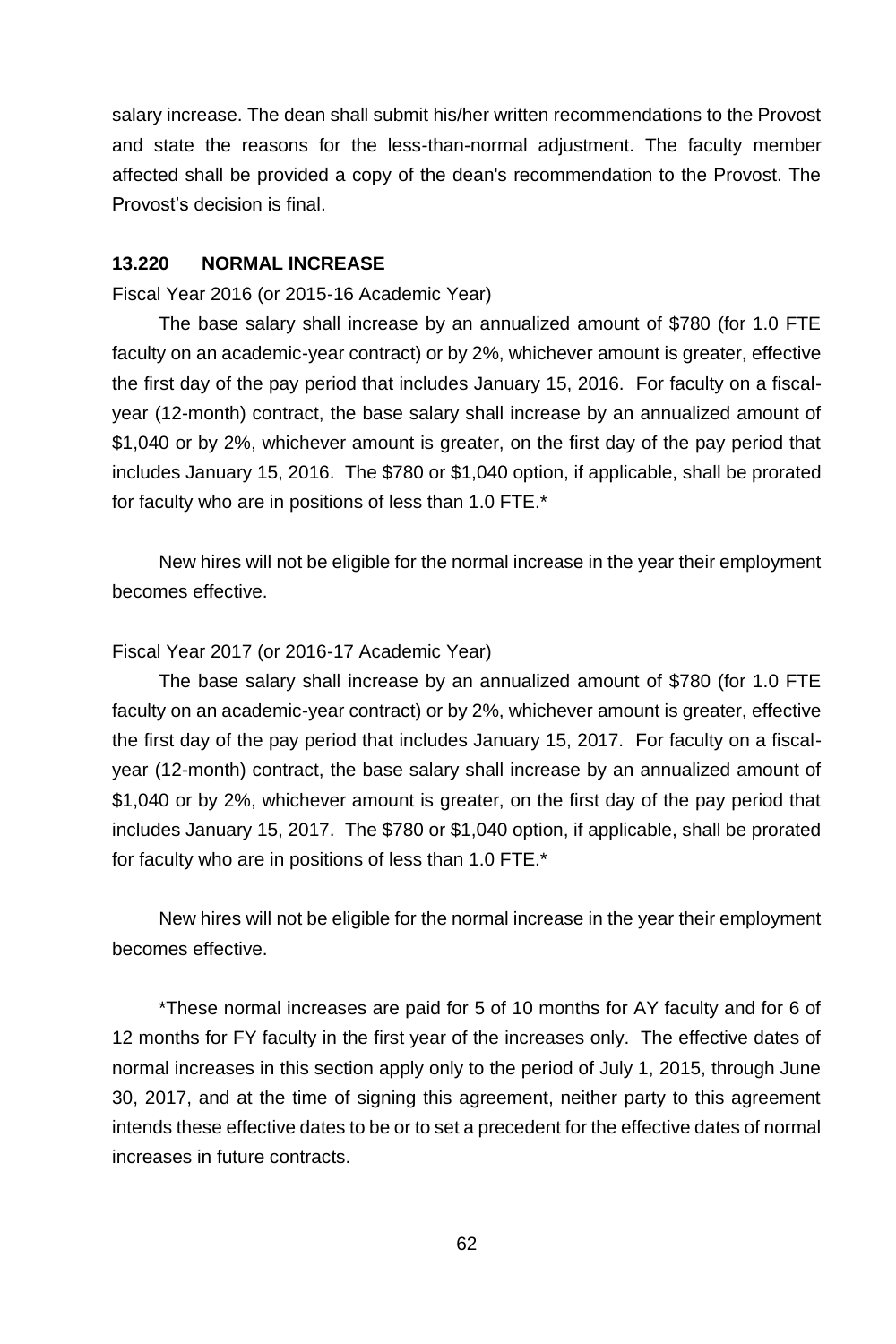salary increase. The dean shall submit his/her written recommendations to the Provost and state the reasons for the less-than-normal adjustment. The faculty member affected shall be provided a copy of the dean's recommendation to the Provost. The Provost's decision is final.

### 13.220 NORMAL INCREASE

Fiscal Year 2016 (or 2015-16 Academic Year)

The base salary shall increase by an annualized amount of $780 (for 1.0 FTE faculty on an academic-year contract) or by 2%, whichever amount is greater, effective the first day of the pay period that includes January 15, 2016. For faculty on a fiscal-year (12-month) contract, the base salary shall increase by an annualized amount of $1,040 or by 2%, whichever amount is greater, on the first day of the pay period that includes January 15, 2016. The $780 or $1,040 option, if applicable, shall be prorated for faculty who are in positions of less than 1.0 FTE.*

New hires will not be eligible for the normal increase in the year their employment becomes effective.

Fiscal Year 2017 (or 2016-17 Academic Year)

The base salary shall increase by an annualized amount of $780 (for 1.0 FTE faculty on an academic-year contract) or by 2%, whichever amount is greater, effective the first day of the pay period that includes January 15, 2017. For faculty on a fiscal-year (12-month) contract, the base salary shall increase by an annualized amount of $1,040 or by 2%, whichever amount is greater, on the first day of the pay period that includes January 15, 2017. The $780 or $1,040 option, if applicable, shall be prorated for faculty who are in positions of less than 1.0 FTE.*

New hires will not be eligible for the normal increase in the year their employment becomes effective.

*These normal increases are paid for 5 of 10 months for AY faculty and for 6 of 12 months for FY faculty in the first year of the increases only. The effective dates of normal increases in this section apply only to the period of July 1, 2015, through June 30, 2017, and at the time of signing this agreement, neither party to this agreement intends these effective dates to be or to set a precedent for the effective dates of normal increases in future contracts.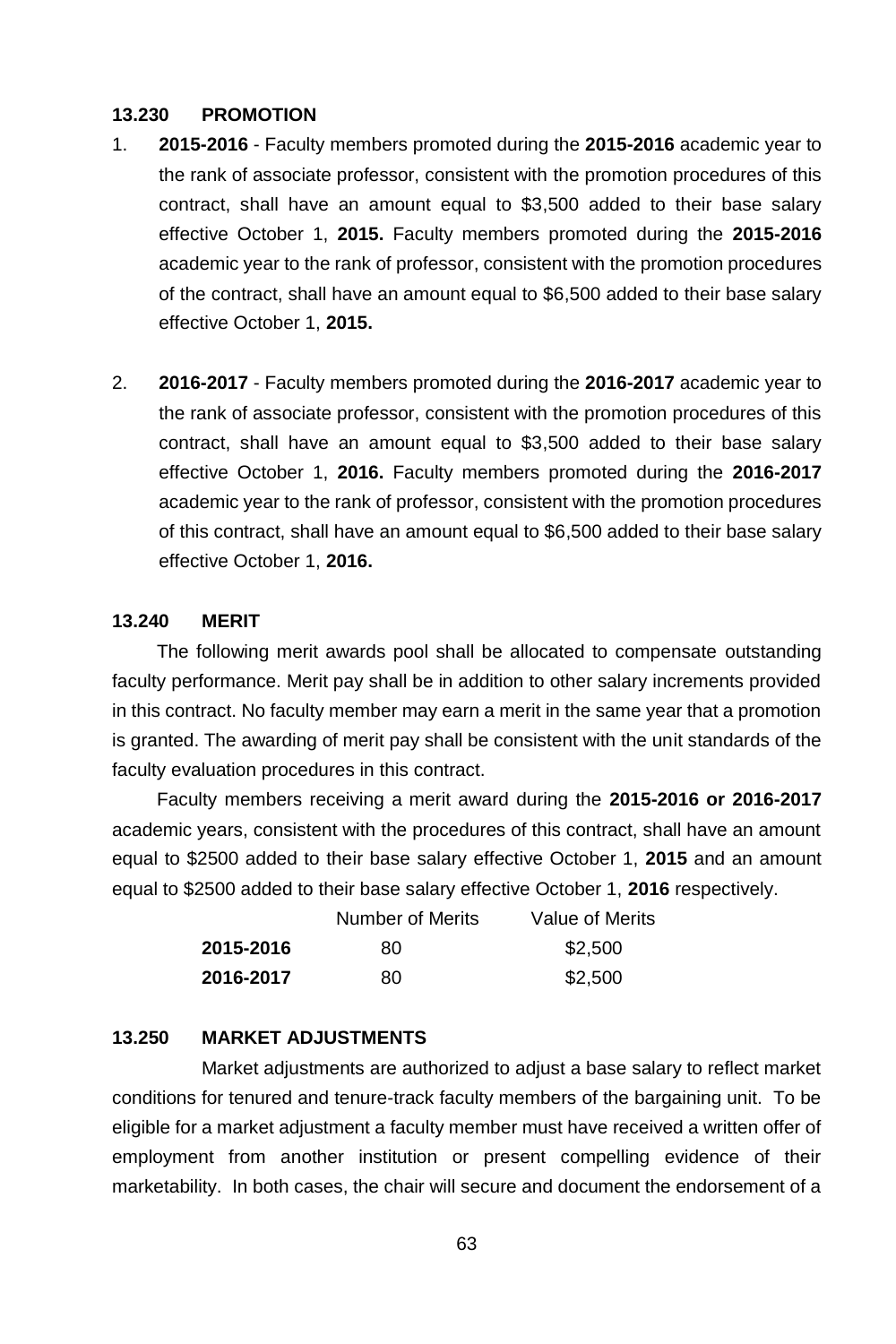### 13.230 PROMOTION

1. **2015-2016** - Faculty members promoted during the **2015-2016** academic year to the rank of associate professor, consistent with the promotion procedures of this contract, shall have an amount equal to $3,500 added to their base salary effective October 1, **2015.** Faculty members promoted during the **2015-2016** academic year to the rank of professor, consistent with the promotion procedures of the contract, shall have an amount equal to $6,500 added to their base salary effective October 1, **2015.**

2. **2016-2017** - Faculty members promoted during the **2016-2017** academic year to the rank of associate professor, consistent with the promotion procedures of this contract, shall have an amount equal to $3,500 added to their base salary effective October 1, **2016.** Faculty members promoted during the **2016-2017** academic year to the rank of professor, consistent with the promotion procedures of this contract, shall have an amount equal to $6,500 added to their base salary effective October 1, **2016.**

### 13.240 MERIT

The following merit awards pool shall be allocated to compensate outstanding faculty performance. Merit pay shall be in addition to other salary increments provided in this contract. No faculty member may earn a merit in the same year that a promotion is granted. The awarding of merit pay shall be consistent with the unit standards of the faculty evaluation procedures in this contract.

Faculty members receiving a merit award during the **2015-2016 or 2016-2017** academic years, consistent with the procedures of this contract, shall have an amount equal to $2500 added to their base salary effective October 1, **2015** and an amount equal to $2500 added to their base salary effective October 1, **2016** respectively.

| | Number of Merits | Value of Merits |
|---|---|---|
| **2015-2016** | 80 | $2,500 |
| **2016-2017** | 80 | $2,500 |

### 13.250 MARKET ADJUSTMENTS

Market adjustments are authorized to adjust a base salary to reflect market conditions for tenured and tenure-track faculty members of the bargaining unit. To be eligible for a market adjustment a faculty member must have received a written offer of employment from another institution or present compelling evidence of their marketability. In both cases, the chair will secure and document the endorsement of a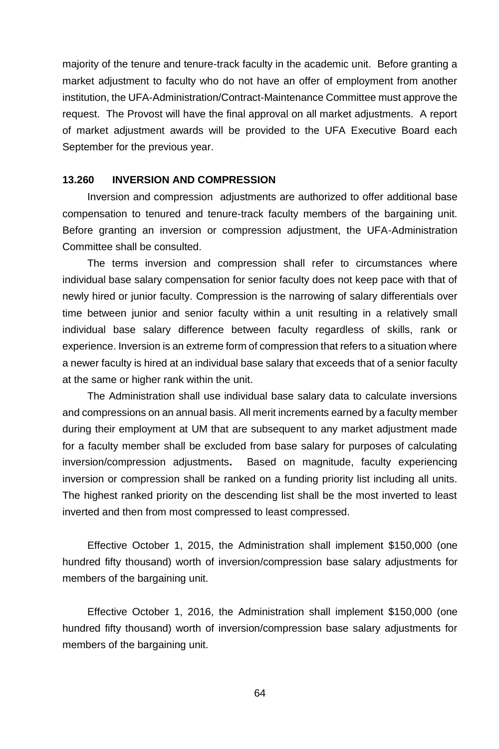majority of the tenure and tenure-track faculty in the academic unit. Before granting a market adjustment to faculty who do not have an offer of employment from another institution, the UFA-Administration/Contract-Maintenance Committee must approve the request. The Provost will have the final approval on all market adjustments. A report of market adjustment awards will be provided to the UFA Executive Board each September for the previous year.

### 13.260 INVERSION AND COMPRESSION

Inversion and compression adjustments are authorized to offer additional base compensation to tenured and tenure-track faculty members of the bargaining unit. Before granting an inversion or compression adjustment, the UFA-Administration Committee shall be consulted.

The terms inversion and compression shall refer to circumstances where individual base salary compensation for senior faculty does not keep pace with that of newly hired or junior faculty. Compression is the narrowing of salary differentials over time between junior and senior faculty within a unit resulting in a relatively small individual base salary difference between faculty regardless of skills, rank or experience. Inversion is an extreme form of compression that refers to a situation where a newer faculty is hired at an individual base salary that exceeds that of a senior faculty at the same or higher rank within the unit.

The Administration shall use individual base salary data to calculate inversions and compressions on an annual basis. All merit increments earned by a faculty member during their employment at UM that are subsequent to any market adjustment made for a faculty member shall be excluded from base salary for purposes of calculating inversion/compression adjustments**.** Based on magnitude, faculty experiencing inversion or compression shall be ranked on a funding priority list including all units. The highest ranked priority on the descending list shall be the most inverted to least inverted and then from most compressed to least compressed.

Effective October 1, 2015, the Administration shall implement $150,000 (one hundred fifty thousand) worth of inversion/compression base salary adjustments for members of the bargaining unit.

Effective October 1, 2016, the Administration shall implement $150,000 (one hundred fifty thousand) worth of inversion/compression base salary adjustments for members of the bargaining unit.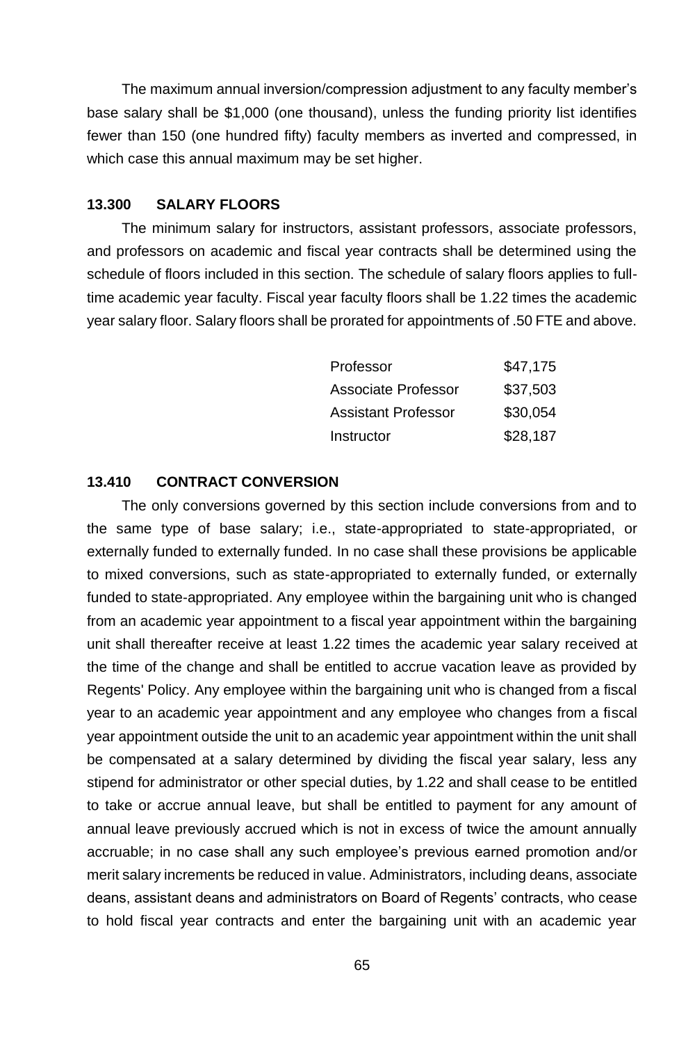The maximum annual inversion/compression adjustment to any faculty member's base salary shall be $1,000 (one thousand), unless the funding priority list identifies fewer than 150 (one hundred fifty) faculty members as inverted and compressed, in which case this annual maximum may be set higher.

### 13.300 SALARY FLOORS

The minimum salary for instructors, assistant professors, associate professors, and professors on academic and fiscal year contracts shall be determined using the schedule of floors included in this section. The schedule of salary floors applies to full-time academic year faculty. Fiscal year faculty floors shall be 1.22 times the academic year salary floor. Salary floors shall be prorated for appointments of .50 FTE and above.

| Rank | Salary Floor |
|---|---|
| Professor | $47,175 |
| Associate Professor | $37,503 |
| Assistant Professor | $30,054 |
| Instructor | $28,187 |

### 13.410 CONTRACT CONVERSION

The only conversions governed by this section include conversions from and to the same type of base salary; i.e., state-appropriated to state-appropriated, or externally funded to externally funded. In no case shall these provisions be applicable to mixed conversions, such as state-appropriated to externally funded, or externally funded to state-appropriated. Any employee within the bargaining unit who is changed from an academic year appointment to a fiscal year appointment within the bargaining unit shall thereafter receive at least 1.22 times the academic year salary received at the time of the change and shall be entitled to accrue vacation leave as provided by Regents' Policy. Any employee within the bargaining unit who is changed from a fiscal year to an academic year appointment and any employee who changes from a fiscal year appointment outside the unit to an academic year appointment within the unit shall be compensated at a salary determined by dividing the fiscal year salary, less any stipend for administrator or other special duties, by 1.22 and shall cease to be entitled to take or accrue annual leave, but shall be entitled to payment for any amount of annual leave previously accrued which is not in excess of twice the amount annually accruable; in no case shall any such employee's previous earned promotion and/or merit salary increments be reduced in value. Administrators, including deans, associate deans, assistant deans and administrators on Board of Regents' contracts, who cease to hold fiscal year contracts and enter the bargaining unit with an academic year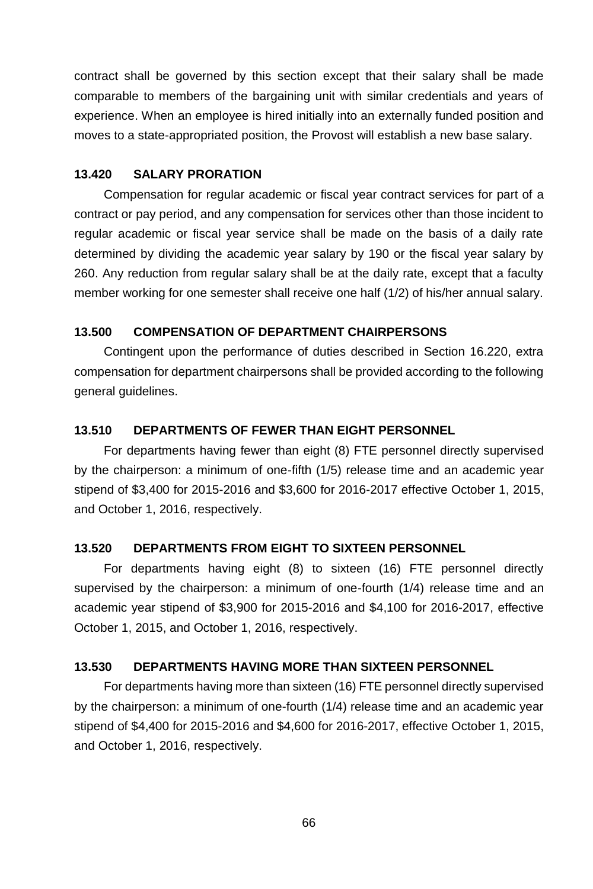contract shall be governed by this section except that their salary shall be made comparable to members of the bargaining unit with similar credentials and years of experience. When an employee is hired initially into an externally funded position and moves to a state-appropriated position, the Provost will establish a new base salary.

### 13.420 SALARY PRORATION

Compensation for regular academic or fiscal year contract services for part of a contract or pay period, and any compensation for services other than those incident to regular academic or fiscal year service shall be made on the basis of a daily rate determined by dividing the academic year salary by 190 or the fiscal year salary by 260. Any reduction from regular salary shall be at the daily rate, except that a faculty member working for one semester shall receive one half (1/2) of his/her annual salary.

### 13.500 COMPENSATION OF DEPARTMENT CHAIRPERSONS

Contingent upon the performance of duties described in Section 16.220, extra compensation for department chairpersons shall be provided according to the following general guidelines.

### 13.510 DEPARTMENTS OF FEWER THAN EIGHT PERSONNEL

For departments having fewer than eight (8) FTE personnel directly supervised by the chairperson: a minimum of one-fifth (1/5) release time and an academic year stipend of $3,400 for 2015-2016 and $3,600 for 2016-2017 effective October 1, 2015, and October 1, 2016, respectively.

### 13.520 DEPARTMENTS FROM EIGHT TO SIXTEEN PERSONNEL

For departments having eight (8) to sixteen (16) FTE personnel directly supervised by the chairperson: a minimum of one-fourth (1/4) release time and an academic year stipend of $3,900 for 2015-2016 and $4,100 for 2016-2017, effective October 1, 2015, and October 1, 2016, respectively.

### 13.530 DEPARTMENTS HAVING MORE THAN SIXTEEN PERSONNEL

For departments having more than sixteen (16) FTE personnel directly supervised by the chairperson: a minimum of one-fourth (1/4) release time and an academic year stipend of $4,400 for 2015-2016 and $4,600 for 2016-2017, effective October 1, 2015, and October 1, 2016, respectively.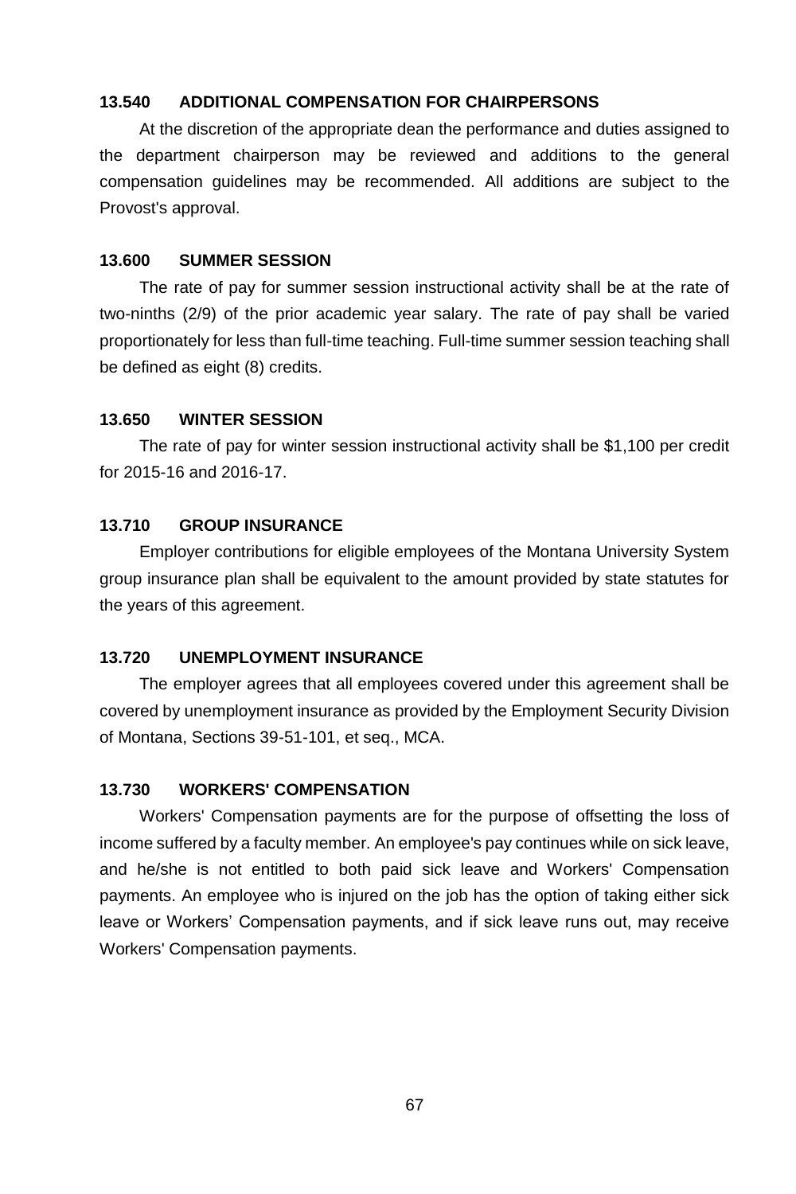### 13.540 ADDITIONAL COMPENSATION FOR CHAIRPERSONS

At the discretion of the appropriate dean the performance and duties assigned to the department chairperson may be reviewed and additions to the general compensation guidelines may be recommended. All additions are subject to the Provost's approval.

### 13.600 SUMMER SESSION

The rate of pay for summer session instructional activity shall be at the rate of two-ninths (2/9) of the prior academic year salary. The rate of pay shall be varied proportionately for less than full-time teaching. Full-time summer session teaching shall be defined as eight (8) credits.

### 13.650 WINTER SESSION

The rate of pay for winter session instructional activity shall be $1,100 per credit for 2015-16 and 2016-17.

### 13.710 GROUP INSURANCE

Employer contributions for eligible employees of the Montana University System group insurance plan shall be equivalent to the amount provided by state statutes for the years of this agreement.

### 13.720 UNEMPLOYMENT INSURANCE

The employer agrees that all employees covered under this agreement shall be covered by unemployment insurance as provided by the Employment Security Division of Montana, Sections 39-51-101, et seq., MCA.

### 13.730 WORKERS' COMPENSATION

Workers' Compensation payments are for the purpose of offsetting the loss of income suffered by a faculty member. An employee's pay continues while on sick leave, and he/she is not entitled to both paid sick leave and Workers' Compensation payments. An employee who is injured on the job has the option of taking either sick leave or Workers' Compensation payments, and if sick leave runs out, may receive Workers' Compensation payments.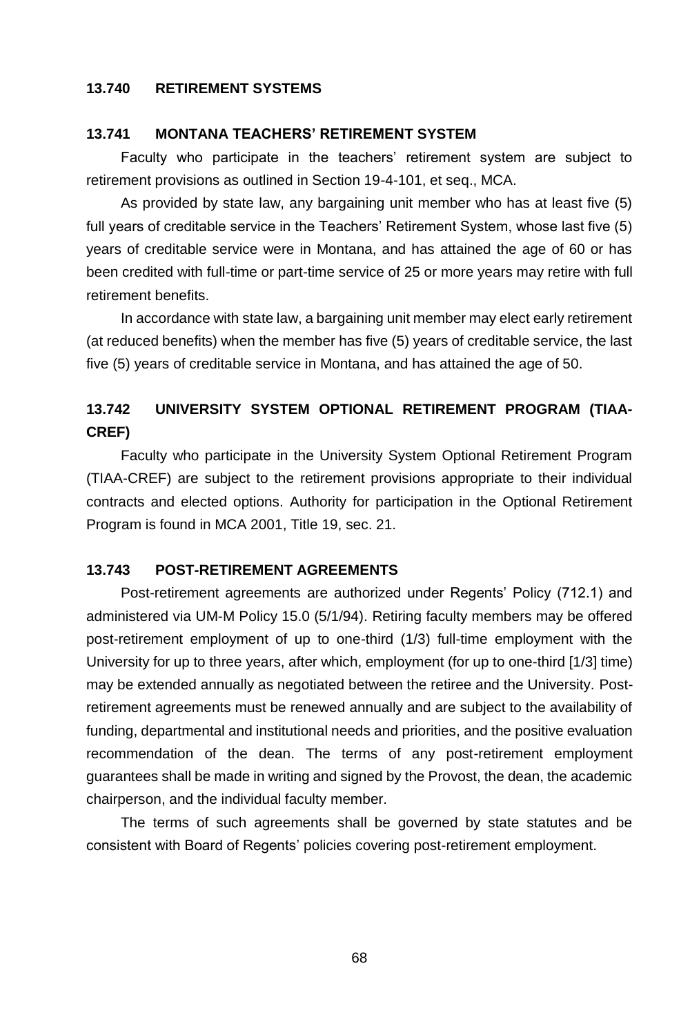## 13.740 RETIREMENT SYSTEMS

### 13.741 MONTANA TEACHERS' RETIREMENT SYSTEM

Faculty who participate in the teachers' retirement system are subject to retirement provisions as outlined in Section 19-4-101, et seq., MCA.

As provided by state law, any bargaining unit member who has at least five (5) full years of creditable service in the Teachers' Retirement System, whose last five (5) years of creditable service were in Montana, and has attained the age of 60 or has been credited with full-time or part-time service of 25 or more years may retire with full retirement benefits.

In accordance with state law, a bargaining unit member may elect early retirement (at reduced benefits) when the member has five (5) years of creditable service, the last five (5) years of creditable service in Montana, and has attained the age of 50.

### 13.742 UNIVERSITY SYSTEM OPTIONAL RETIREMENT PROGRAM (TIAA-CREF)

Faculty who participate in the University System Optional Retirement Program (TIAA-CREF) are subject to the retirement provisions appropriate to their individual contracts and elected options. Authority for participation in the Optional Retirement Program is found in MCA 2001, Title 19, sec. 21.

### 13.743 POST-RETIREMENT AGREEMENTS

Post-retirement agreements are authorized under Regents' Policy (712.1) and administered via UM-M Policy 15.0 (5/1/94). Retiring faculty members may be offered post-retirement employment of up to one-third (1/3) full-time employment with the University for up to three years, after which, employment (for up to one-third [1/3] time) may be extended annually as negotiated between the retiree and the University. Post-retirement agreements must be renewed annually and are subject to the availability of funding, departmental and institutional needs and priorities, and the positive evaluation recommendation of the dean. The terms of any post-retirement employment guarantees shall be made in writing and signed by the Provost, the dean, the academic chairperson, and the individual faculty member.

The terms of such agreements shall be governed by state statutes and be consistent with Board of Regents' policies covering post-retirement employment.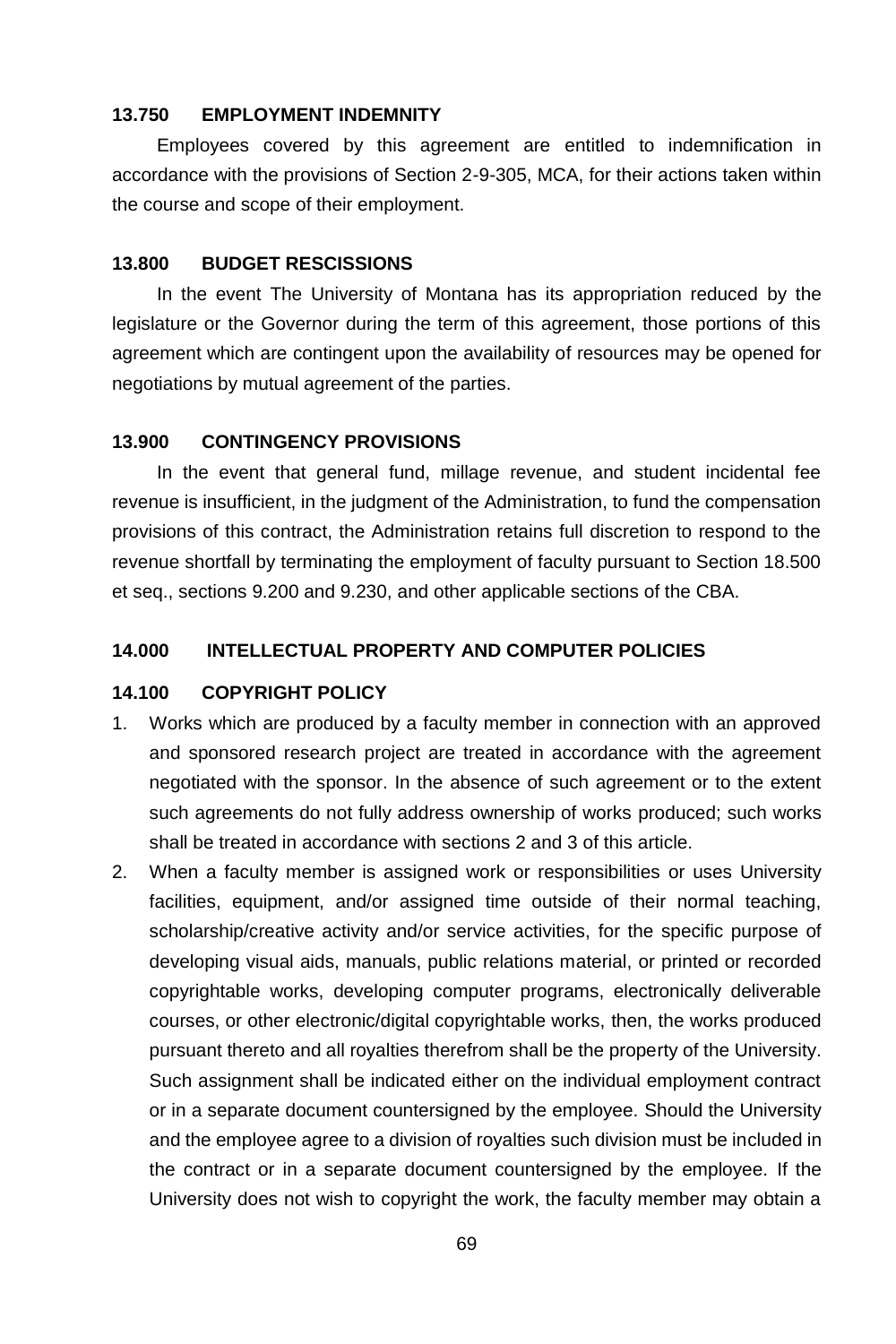### 13.750 EMPLOYMENT INDEMNITY

Employees covered by this agreement are entitled to indemnification in accordance with the provisions of Section 2-9-305, MCA, for their actions taken within the course and scope of their employment.

### 13.800 BUDGET RESCISSIONS

In the event The University of Montana has its appropriation reduced by the legislature or the Governor during the term of this agreement, those portions of this agreement which are contingent upon the availability of resources may be opened for negotiations by mutual agreement of the parties.

### 13.900 CONTINGENCY PROVISIONS

In the event that general fund, millage revenue, and student incidental fee revenue is insufficient, in the judgment of the Administration, to fund the compensation provisions of this contract, the Administration retains full discretion to respond to the revenue shortfall by terminating the employment of faculty pursuant to Section 18.500 et seq., sections 9.200 and 9.230, and other applicable sections of the CBA.

## 14.000 INTELLECTUAL PROPERTY AND COMPUTER POLICIES

### 14.100 COPYRIGHT POLICY

1. Works which are produced by a faculty member in connection with an approved and sponsored research project are treated in accordance with the agreement negotiated with the sponsor. In the absence of such agreement or to the extent such agreements do not fully address ownership of works produced; such works shall be treated in accordance with sections 2 and 3 of this article.
2. When a faculty member is assigned work or responsibilities or uses University facilities, equipment, and/or assigned time outside of their normal teaching, scholarship/creative activity and/or service activities, for the specific purpose of developing visual aids, manuals, public relations material, or printed or recorded copyrightable works, developing computer programs, electronically deliverable courses, or other electronic/digital copyrightable works, then, the works produced pursuant thereto and all royalties therefrom shall be the property of the University. Such assignment shall be indicated either on the individual employment contract or in a separate document countersigned by the employee. Should the University and the employee agree to a division of royalties such division must be included in the contract or in a separate document countersigned by the employee. If the University does not wish to copyright the work, the faculty member may obtain a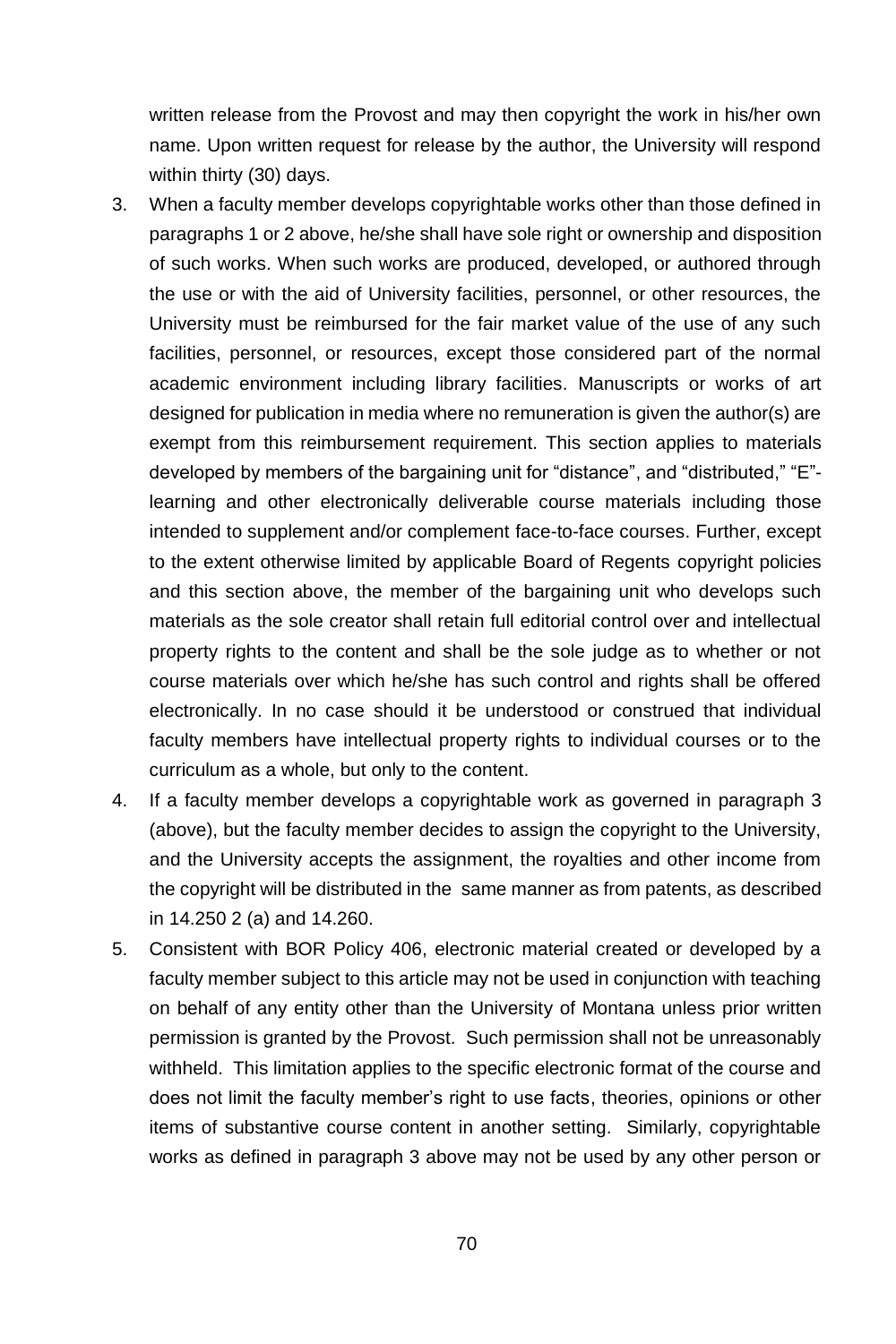written release from the Provost and may then copyright the work in his/her own name. Upon written request for release by the author, the University will respond within thirty (30) days.

3. When a faculty member develops copyrightable works other than those defined in paragraphs 1 or 2 above, he/she shall have sole right or ownership and disposition of such works. When such works are produced, developed, or authored through the use or with the aid of University facilities, personnel, or other resources, the University must be reimbursed for the fair market value of the use of any such facilities, personnel, or resources, except those considered part of the normal academic environment including library facilities. Manuscripts or works of art designed for publication in media where no remuneration is given the author(s) are exempt from this reimbursement requirement. This section applies to materials developed by members of the bargaining unit for "distance", and "distributed," "E"-learning and other electronically deliverable course materials including those intended to supplement and/or complement face-to-face courses. Further, except to the extent otherwise limited by applicable Board of Regents copyright policies and this section above, the member of the bargaining unit who develops such materials as the sole creator shall retain full editorial control over and intellectual property rights to the content and shall be the sole judge as to whether or not course materials over which he/she has such control and rights shall be offered electronically. In no case should it be understood or construed that individual faculty members have intellectual property rights to individual courses or to the curriculum as a whole, but only to the content.
4. If a faculty member develops a copyrightable work as governed in paragraph 3 (above), but the faculty member decides to assign the copyright to the University, and the University accepts the assignment, the royalties and other income from the copyright will be distributed in the same manner as from patents, as described in 14.250 2 (a) and 14.260.
5. Consistent with BOR Policy 406, electronic material created or developed by a faculty member subject to this article may not be used in conjunction with teaching on behalf of any entity other than the University of Montana unless prior written permission is granted by the Provost. Such permission shall not be unreasonably withheld. This limitation applies to the specific electronic format of the course and does not limit the faculty member's right to use facts, theories, opinions or other items of substantive course content in another setting. Similarly, copyrightable works as defined in paragraph 3 above may not be used by any other person or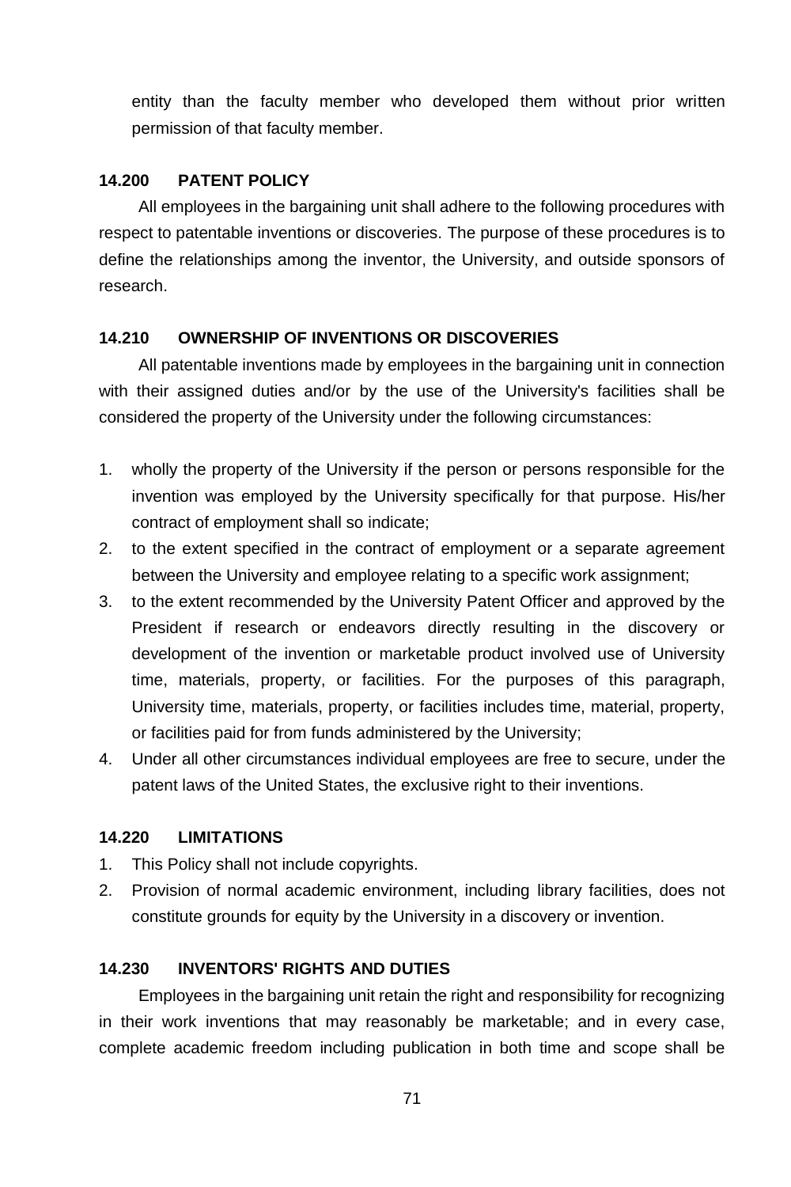entity than the faculty member who developed them without prior written permission of that faculty member.

### 14.200 PATENT POLICY

All employees in the bargaining unit shall adhere to the following procedures with respect to patentable inventions or discoveries. The purpose of these procedures is to define the relationships among the inventor, the University, and outside sponsors of research.

### 14.210 OWNERSHIP OF INVENTIONS OR DISCOVERIES

All patentable inventions made by employees in the bargaining unit in connection with their assigned duties and/or by the use of the University's facilities shall be considered the property of the University under the following circumstances:

1. wholly the property of the University if the person or persons responsible for the invention was employed by the University specifically for that purpose. His/her contract of employment shall so indicate;
2. to the extent specified in the contract of employment or a separate agreement between the University and employee relating to a specific work assignment;
3. to the extent recommended by the University Patent Officer and approved by the President if research or endeavors directly resulting in the discovery or development of the invention or marketable product involved use of University time, materials, property, or facilities. For the purposes of this paragraph, University time, materials, property, or facilities includes time, material, property, or facilities paid for from funds administered by the University;
4. Under all other circumstances individual employees are free to secure, under the patent laws of the United States, the exclusive right to their inventions.

### 14.220 LIMITATIONS

1. This Policy shall not include copyrights.
2. Provision of normal academic environment, including library facilities, does not constitute grounds for equity by the University in a discovery or invention.

### 14.230 INVENTORS' RIGHTS AND DUTIES

Employees in the bargaining unit retain the right and responsibility for recognizing in their work inventions that may reasonably be marketable; and in every case, complete academic freedom including publication in both time and scope shall be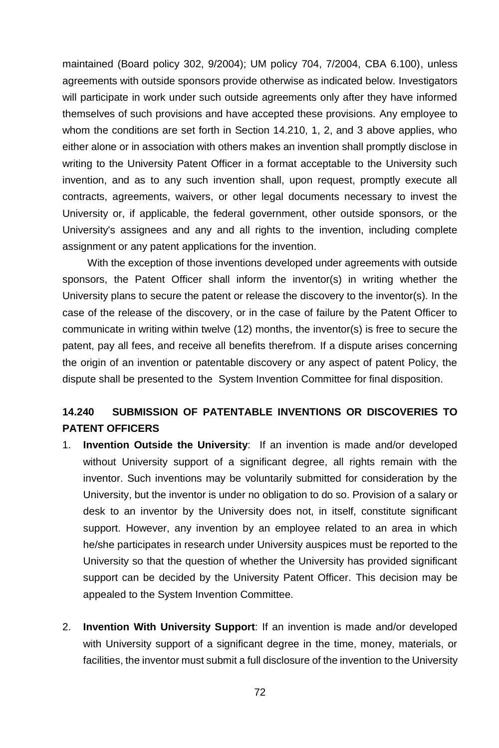maintained (Board policy 302, 9/2004); UM policy 704, 7/2004, CBA 6.100), unless agreements with outside sponsors provide otherwise as indicated below. Investigators will participate in work under such outside agreements only after they have informed themselves of such provisions and have accepted these provisions. Any employee to whom the conditions are set forth in Section 14.210, 1, 2, and 3 above applies, who either alone or in association with others makes an invention shall promptly disclose in writing to the University Patent Officer in a format acceptable to the University such invention, and as to any such invention shall, upon request, promptly execute all contracts, agreements, waivers, or other legal documents necessary to invest the University or, if applicable, the federal government, other outside sponsors, or the University's assignees and any and all rights to the invention, including complete assignment or any patent applications for the invention.

With the exception of those inventions developed under agreements with outside sponsors, the Patent Officer shall inform the inventor(s) in writing whether the University plans to secure the patent or release the discovery to the inventor(s). In the case of the release of the discovery, or in the case of failure by the Patent Officer to communicate in writing within twelve (12) months, the inventor(s) is free to secure the patent, pay all fees, and receive all benefits therefrom. If a dispute arises concerning the origin of an invention or patentable discovery or any aspect of patent Policy, the dispute shall be presented to the System Invention Committee for final disposition.

## 14.240 SUBMISSION OF PATENTABLE INVENTIONS OR DISCOVERIES TO PATENT OFFICERS

1. **Invention Outside the University**: If an invention is made and/or developed without University support of a significant degree, all rights remain with the inventor. Such inventions may be voluntarily submitted for consideration by the University, but the inventor is under no obligation to do so. Provision of a salary or desk to an inventor by the University does not, in itself, constitute significant support. However, any invention by an employee related to an area in which he/she participates in research under University auspices must be reported to the University so that the question of whether the University has provided significant support can be decided by the University Patent Officer. This decision may be appealed to the System Invention Committee.

2. **Invention With University Support**: If an invention is made and/or developed with University support of a significant degree in the time, money, materials, or facilities, the inventor must submit a full disclosure of the invention to the University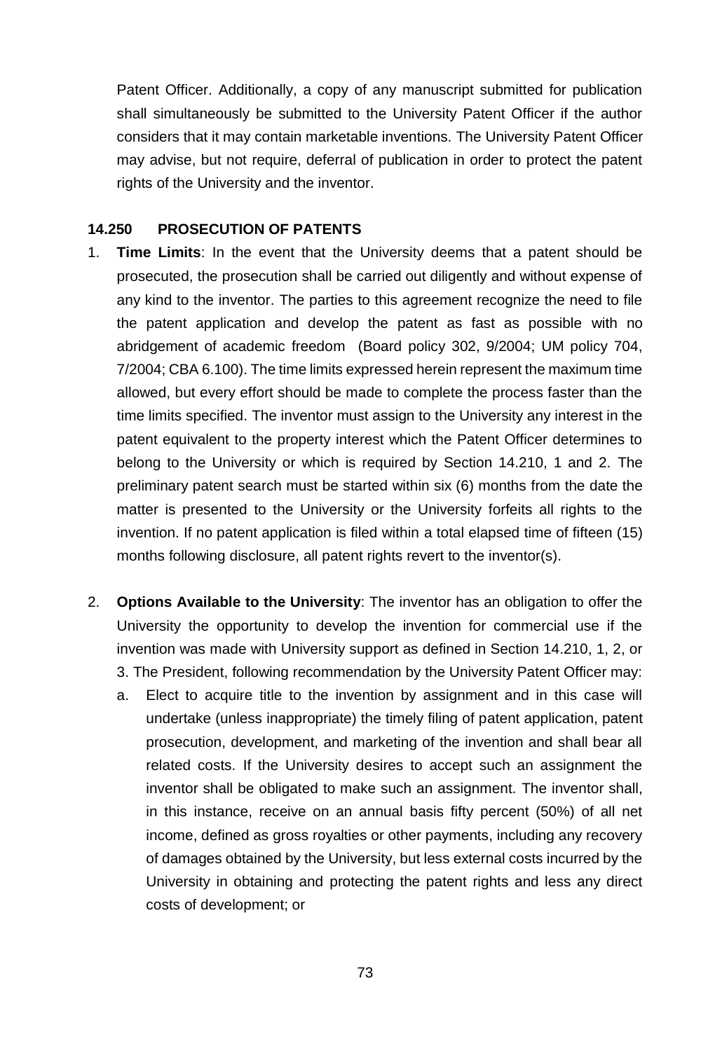Patent Officer. Additionally, a copy of any manuscript submitted for publication shall simultaneously be submitted to the University Patent Officer if the author considers that it may contain marketable inventions. The University Patent Officer may advise, but not require, deferral of publication in order to protect the patent rights of the University and the inventor.

### 14.250 PROSECUTION OF PATENTS

1. **Time Limits**: In the event that the University deems that a patent should be prosecuted, the prosecution shall be carried out diligently and without expense of any kind to the inventor. The parties to this agreement recognize the need to file the patent application and develop the patent as fast as possible with no abridgement of academic freedom (Board policy 302, 9/2004; UM policy 704, 7/2004; CBA 6.100). The time limits expressed herein represent the maximum time allowed, but every effort should be made to complete the process faster than the time limits specified. The inventor must assign to the University any interest in the patent equivalent to the property interest which the Patent Officer determines to belong to the University or which is required by Section 14.210, 1 and 2. The preliminary patent search must be started within six (6) months from the date the matter is presented to the University or the University forfeits all rights to the invention. If no patent application is filed within a total elapsed time of fifteen (15) months following disclosure, all patent rights revert to the inventor(s).

2. **Options Available to the University**: The inventor has an obligation to offer the University the opportunity to develop the invention for commercial use if the invention was made with University support as defined in Section 14.210, 1, 2, or 3. The President, following recommendation by the University Patent Officer may:
   a. Elect to acquire title to the invention by assignment and in this case will undertake (unless inappropriate) the timely filing of patent application, patent prosecution, development, and marketing of the invention and shall bear all related costs. If the University desires to accept such an assignment the inventor shall be obligated to make such an assignment. The inventor shall, in this instance, receive on an annual basis fifty percent (50%) of all net income, defined as gross royalties or other payments, including any recovery of damages obtained by the University, but less external costs incurred by the University in obtaining and protecting the patent rights and less any direct costs of development; or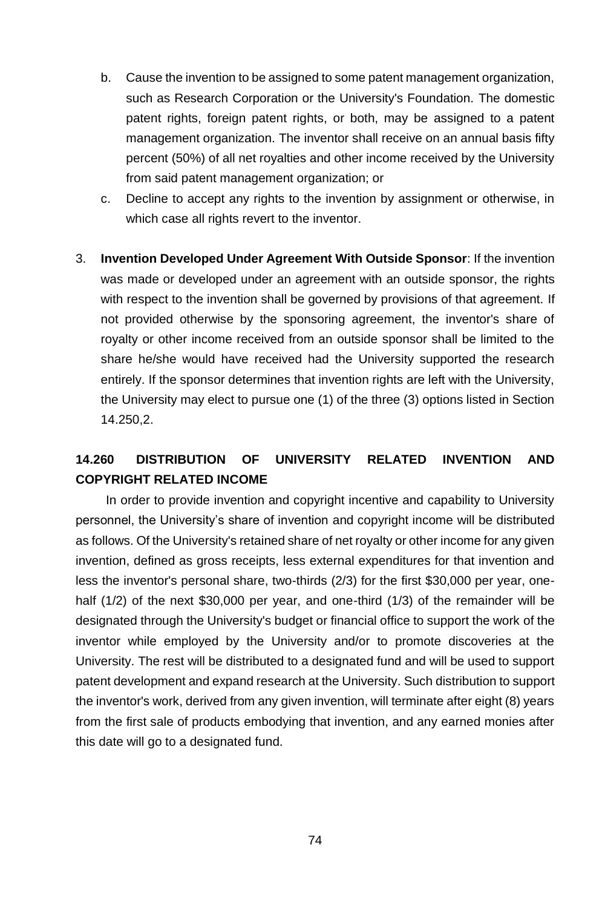b. Cause the invention to be assigned to some patent management organization, such as Research Corporation or the University's Foundation. The domestic patent rights, foreign patent rights, or both, may be assigned to a patent management organization. The inventor shall receive on an annual basis fifty percent (50%) of all net royalties and other income received by the University from said patent management organization; or

c. Decline to accept any rights to the invention by assignment or otherwise, in which case all rights revert to the inventor.

3. **Invention Developed Under Agreement With Outside Sponsor**: If the invention was made or developed under an agreement with an outside sponsor, the rights with respect to the invention shall be governed by provisions of that agreement. If not provided otherwise by the sponsoring agreement, the inventor's share of royalty or other income received from an outside sponsor shall be limited to the share he/she would have received had the University supported the research entirely. If the sponsor determines that invention rights are left with the University, the University may elect to pursue one (1) of the three (3) options listed in Section 14.250,2.

## 14.260 DISTRIBUTION OF UNIVERSITY RELATED INVENTION AND COPYRIGHT RELATED INCOME

In order to provide invention and copyright incentive and capability to University personnel, the University's share of invention and copyright income will be distributed as follows. Of the University's retained share of net royalty or other income for any given invention, defined as gross receipts, less external expenditures for that invention and less the inventor's personal share, two-thirds (2/3) for the first $30,000 per year, one-half (1/2) of the next $30,000 per year, and one-third (1/3) of the remainder will be designated through the University's budget or financial office to support the work of the inventor while employed by the University and/or to promote discoveries at the University. The rest will be distributed to a designated fund and will be used to support patent development and expand research at the University. Such distribution to support the inventor's work, derived from any given invention, will terminate after eight (8) years from the first sale of products embodying that invention, and any earned monies after this date will go to a designated fund.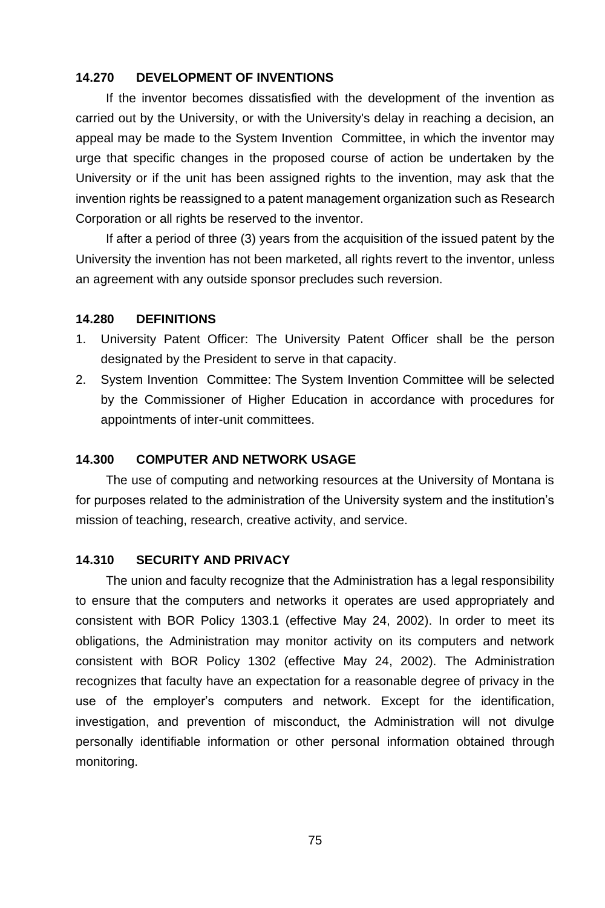### 14.270 DEVELOPMENT OF INVENTIONS

If the inventor becomes dissatisfied with the development of the invention as carried out by the University, or with the University's delay in reaching a decision, an appeal may be made to the System Invention Committee, in which the inventor may urge that specific changes in the proposed course of action be undertaken by the University or if the unit has been assigned rights to the invention, may ask that the invention rights be reassigned to a patent management organization such as Research Corporation or all rights be reserved to the inventor.

If after a period of three (3) years from the acquisition of the issued patent by the University the invention has not been marketed, all rights revert to the inventor, unless an agreement with any outside sponsor precludes such reversion.

### 14.280 DEFINITIONS

1. University Patent Officer: The University Patent Officer shall be the person designated by the President to serve in that capacity.
2. System Invention Committee: The System Invention Committee will be selected by the Commissioner of Higher Education in accordance with procedures for appointments of inter-unit committees.

### 14.300 COMPUTER AND NETWORK USAGE

The use of computing and networking resources at the University of Montana is for purposes related to the administration of the University system and the institution's mission of teaching, research, creative activity, and service.

### 14.310 SECURITY AND PRIVACY

The union and faculty recognize that the Administration has a legal responsibility to ensure that the computers and networks it operates are used appropriately and consistent with BOR Policy 1303.1 (effective May 24, 2002). In order to meet its obligations, the Administration may monitor activity on its computers and network consistent with BOR Policy 1302 (effective May 24, 2002). The Administration recognizes that faculty have an expectation for a reasonable degree of privacy in the use of the employer's computers and network. Except for the identification, investigation, and prevention of misconduct, the Administration will not divulge personally identifiable information or other personal information obtained through monitoring.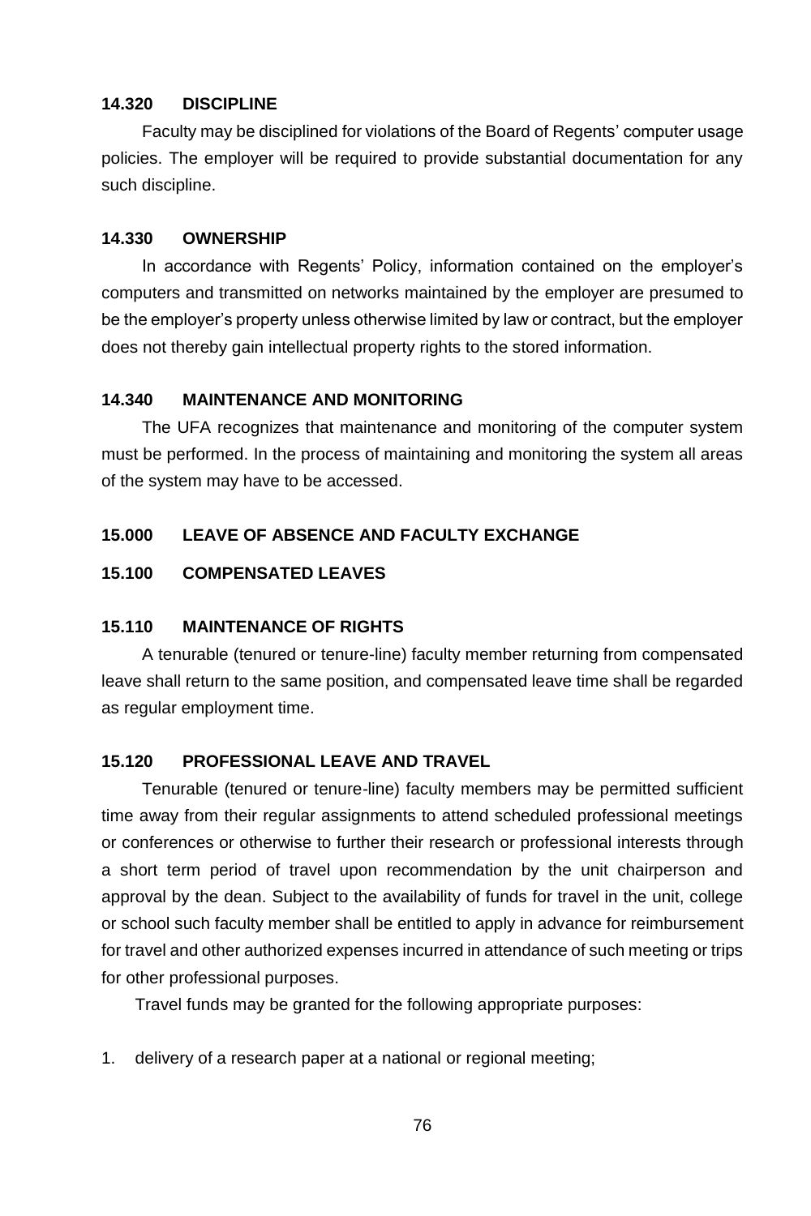### 14.320 DISCIPLINE

Faculty may be disciplined for violations of the Board of Regents' computer usage policies. The employer will be required to provide substantial documentation for any such discipline.

### 14.330 OWNERSHIP

In accordance with Regents' Policy, information contained on the employer's computers and transmitted on networks maintained by the employer are presumed to be the employer's property unless otherwise limited by law or contract, but the employer does not thereby gain intellectual property rights to the stored information.

### 14.340 MAINTENANCE AND MONITORING

The UFA recognizes that maintenance and monitoring of the computer system must be performed. In the process of maintaining and monitoring the system all areas of the system may have to be accessed.

## 15.000 LEAVE OF ABSENCE AND FACULTY EXCHANGE

### 15.100 COMPENSATED LEAVES

### 15.110 MAINTENANCE OF RIGHTS

A tenurable (tenured or tenure-line) faculty member returning from compensated leave shall return to the same position, and compensated leave time shall be regarded as regular employment time.

### 15.120 PROFESSIONAL LEAVE AND TRAVEL

Tenurable (tenured or tenure-line) faculty members may be permitted sufficient time away from their regular assignments to attend scheduled professional meetings or conferences or otherwise to further their research or professional interests through a short term period of travel upon recommendation by the unit chairperson and approval by the dean. Subject to the availability of funds for travel in the unit, college or school such faculty member shall be entitled to apply in advance for reimbursement for travel and other authorized expenses incurred in attendance of such meeting or trips for other professional purposes.

Travel funds may be granted for the following appropriate purposes:

1. delivery of a research paper at a national or regional meeting;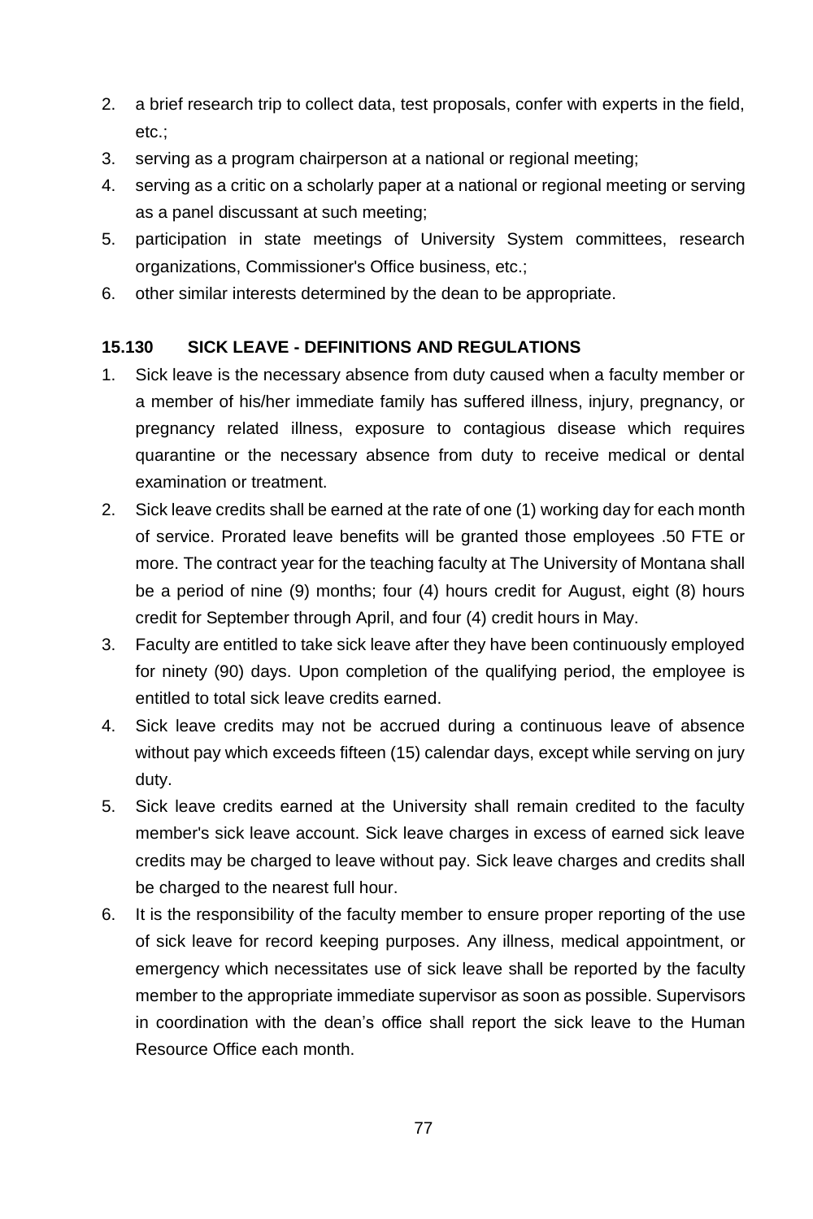2. a brief research trip to collect data, test proposals, confer with experts in the field, etc.;
3. serving as a program chairperson at a national or regional meeting;
4. serving as a critic on a scholarly paper at a national or regional meeting or serving as a panel discussant at such meeting;
5. participation in state meetings of University System committees, research organizations, Commissioner's Office business, etc.;
6. other similar interests determined by the dean to be appropriate.

### 15.130 SICK LEAVE - DEFINITIONS AND REGULATIONS

1. Sick leave is the necessary absence from duty caused when a faculty member or a member of his/her immediate family has suffered illness, injury, pregnancy, or pregnancy related illness, exposure to contagious disease which requires quarantine or the necessary absence from duty to receive medical or dental examination or treatment.
2. Sick leave credits shall be earned at the rate of one (1) working day for each month of service. Prorated leave benefits will be granted those employees .50 FTE or more. The contract year for the teaching faculty at The University of Montana shall be a period of nine (9) months; four (4) hours credit for August, eight (8) hours credit for September through April, and four (4) credit hours in May.
3. Faculty are entitled to take sick leave after they have been continuously employed for ninety (90) days. Upon completion of the qualifying period, the employee is entitled to total sick leave credits earned.
4. Sick leave credits may not be accrued during a continuous leave of absence without pay which exceeds fifteen (15) calendar days, except while serving on jury duty.
5. Sick leave credits earned at the University shall remain credited to the faculty member's sick leave account. Sick leave charges in excess of earned sick leave credits may be charged to leave without pay. Sick leave charges and credits shall be charged to the nearest full hour.
6. It is the responsibility of the faculty member to ensure proper reporting of the use of sick leave for record keeping purposes. Any illness, medical appointment, or emergency which necessitates use of sick leave shall be reported by the faculty member to the appropriate immediate supervisor as soon as possible. Supervisors in coordination with the dean's office shall report the sick leave to the Human Resource Office each month.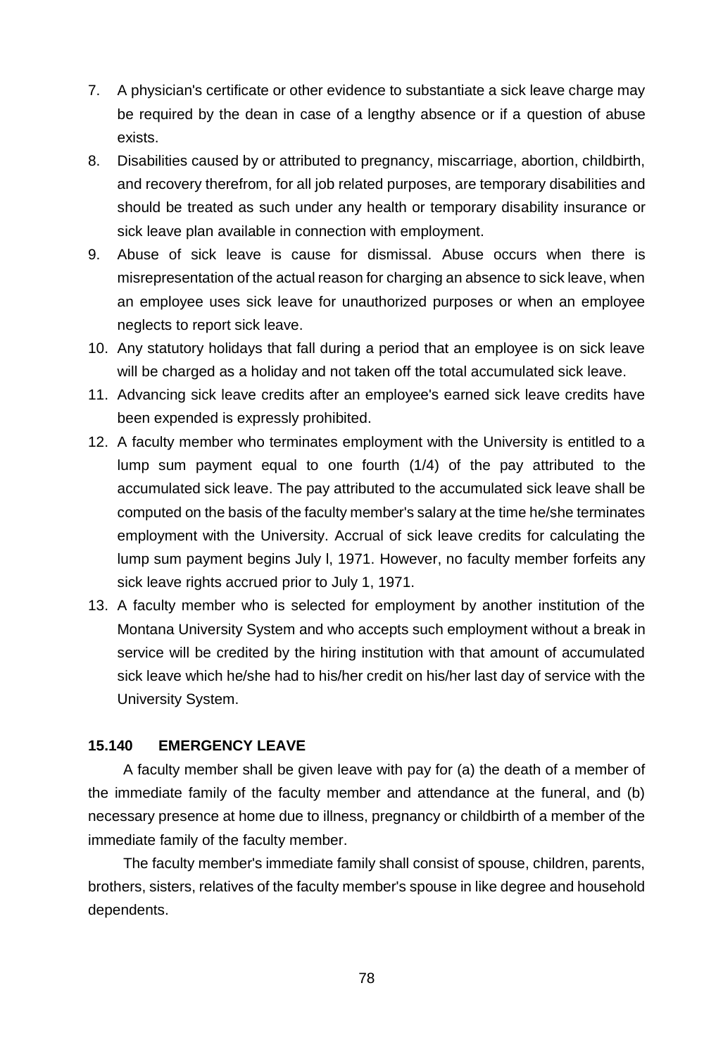7. A physician's certificate or other evidence to substantiate a sick leave charge may be required by the dean in case of a lengthy absence or if a question of abuse exists.
8. Disabilities caused by or attributed to pregnancy, miscarriage, abortion, childbirth, and recovery therefrom, for all job related purposes, are temporary disabilities and should be treated as such under any health or temporary disability insurance or sick leave plan available in connection with employment.
9. Abuse of sick leave is cause for dismissal. Abuse occurs when there is misrepresentation of the actual reason for charging an absence to sick leave, when an employee uses sick leave for unauthorized purposes or when an employee neglects to report sick leave.
10. Any statutory holidays that fall during a period that an employee is on sick leave will be charged as a holiday and not taken off the total accumulated sick leave.
11. Advancing sick leave credits after an employee's earned sick leave credits have been expended is expressly prohibited.
12. A faculty member who terminates employment with the University is entitled to a lump sum payment equal to one fourth (1/4) of the pay attributed to the accumulated sick leave. The pay attributed to the accumulated sick leave shall be computed on the basis of the faculty member's salary at the time he/she terminates employment with the University. Accrual of sick leave credits for calculating the lump sum payment begins July l, 1971. However, no faculty member forfeits any sick leave rights accrued prior to July 1, 1971.
13. A faculty member who is selected for employment by another institution of the Montana University System and who accepts such employment without a break in service will be credited by the hiring institution with that amount of accumulated sick leave which he/she had to his/her credit on his/her last day of service with the University System.

### 15.140 EMERGENCY LEAVE

A faculty member shall be given leave with pay for (a) the death of a member of the immediate family of the faculty member and attendance at the funeral, and (b) necessary presence at home due to illness, pregnancy or childbirth of a member of the immediate family of the faculty member.

The faculty member's immediate family shall consist of spouse, children, parents, brothers, sisters, relatives of the faculty member's spouse in like degree and household dependents.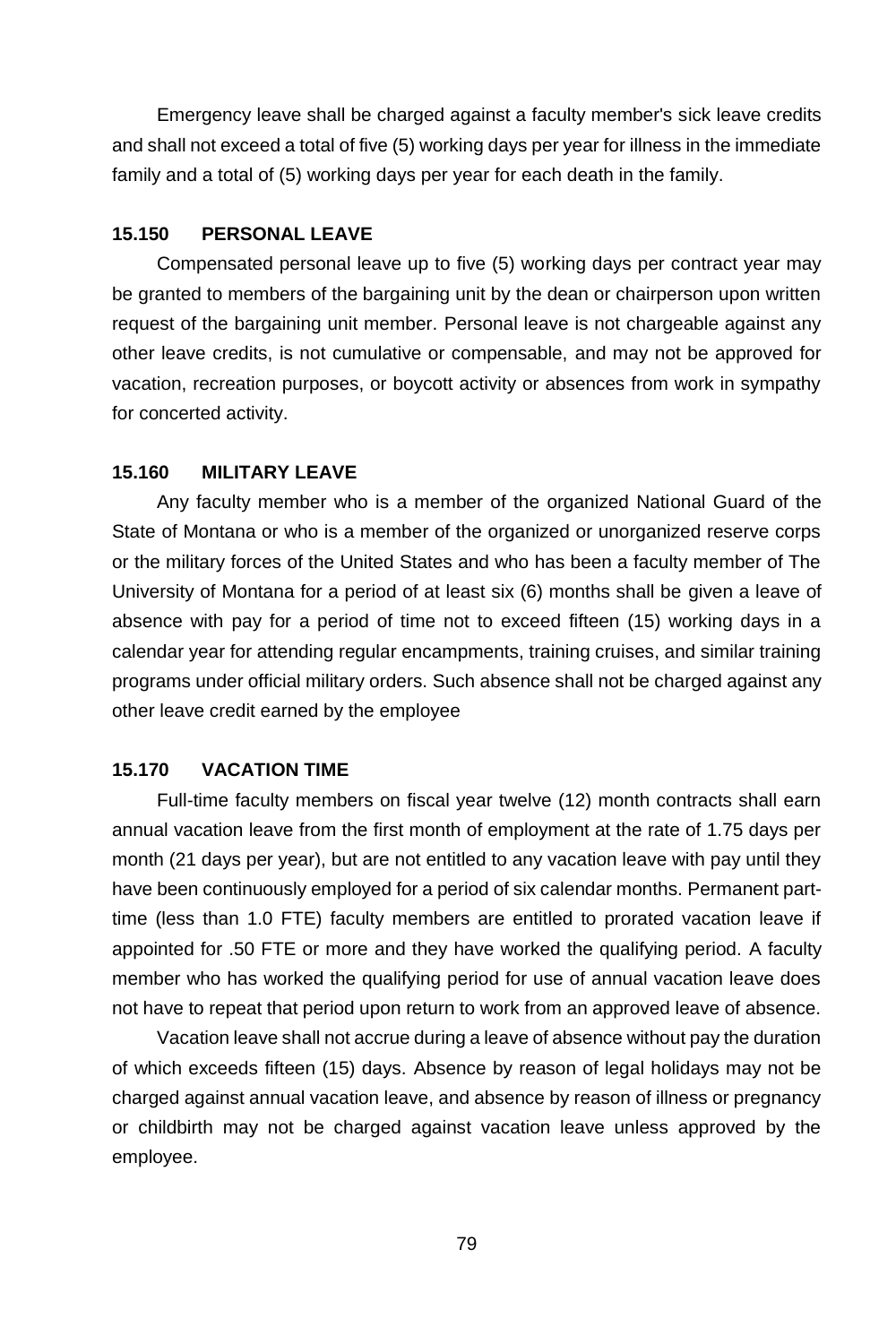Emergency leave shall be charged against a faculty member's sick leave credits and shall not exceed a total of five (5) working days per year for illness in the immediate family and a total of (5) working days per year for each death in the family.

### 15.150 PERSONAL LEAVE

Compensated personal leave up to five (5) working days per contract year may be granted to members of the bargaining unit by the dean or chairperson upon written request of the bargaining unit member. Personal leave is not chargeable against any other leave credits, is not cumulative or compensable, and may not be approved for vacation, recreation purposes, or boycott activity or absences from work in sympathy for concerted activity.

### 15.160 MILITARY LEAVE

Any faculty member who is a member of the organized National Guard of the State of Montana or who is a member of the organized or unorganized reserve corps or the military forces of the United States and who has been a faculty member of The University of Montana for a period of at least six (6) months shall be given a leave of absence with pay for a period of time not to exceed fifteen (15) working days in a calendar year for attending regular encampments, training cruises, and similar training programs under official military orders. Such absence shall not be charged against any other leave credit earned by the employee

### 15.170 VACATION TIME

Full-time faculty members on fiscal year twelve (12) month contracts shall earn annual vacation leave from the first month of employment at the rate of 1.75 days per month (21 days per year), but are not entitled to any vacation leave with pay until they have been continuously employed for a period of six calendar months. Permanent part-time (less than 1.0 FTE) faculty members are entitled to prorated vacation leave if appointed for .50 FTE or more and they have worked the qualifying period. A faculty member who has worked the qualifying period for use of annual vacation leave does not have to repeat that period upon return to work from an approved leave of absence.

Vacation leave shall not accrue during a leave of absence without pay the duration of which exceeds fifteen (15) days. Absence by reason of legal holidays may not be charged against annual vacation leave, and absence by reason of illness or pregnancy or childbirth may not be charged against vacation leave unless approved by the employee.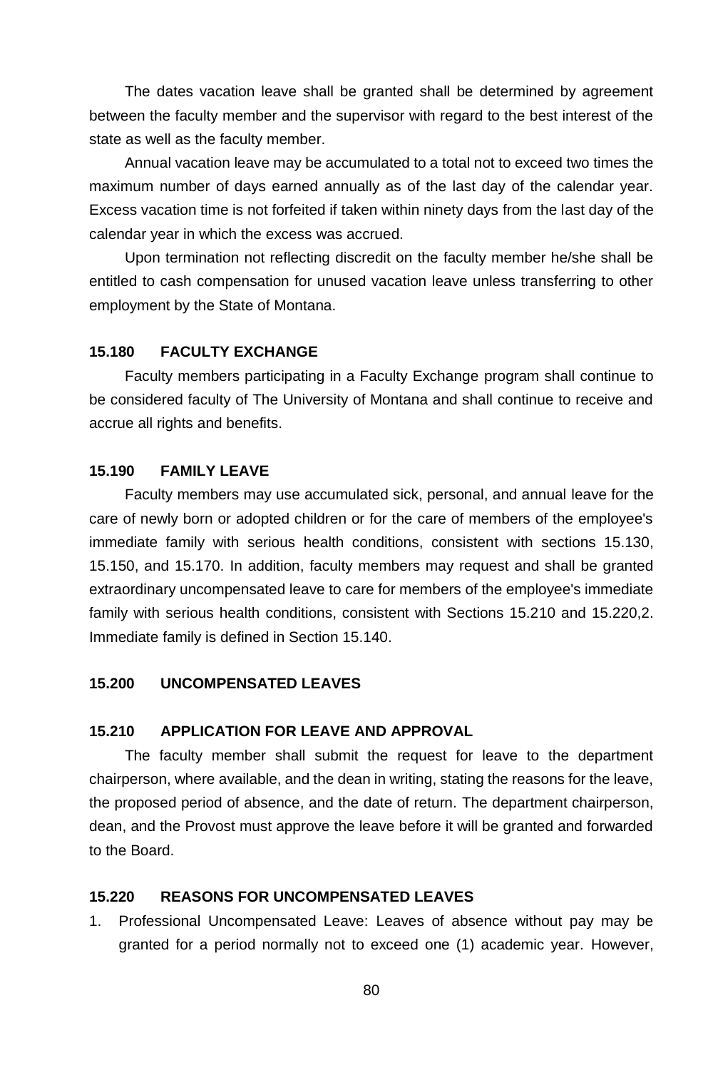The dates vacation leave shall be granted shall be determined by agreement between the faculty member and the supervisor with regard to the best interest of the state as well as the faculty member.

Annual vacation leave may be accumulated to a total not to exceed two times the maximum number of days earned annually as of the last day of the calendar year. Excess vacation time is not forfeited if taken within ninety days from the last day of the calendar year in which the excess was accrued.

Upon termination not reflecting discredit on the faculty member he/she shall be entitled to cash compensation for unused vacation leave unless transferring to other employment by the State of Montana.

### 15.180 FACULTY EXCHANGE

Faculty members participating in a Faculty Exchange program shall continue to be considered faculty of The University of Montana and shall continue to receive and accrue all rights and benefits.

### 15.190 FAMILY LEAVE

Faculty members may use accumulated sick, personal, and annual leave for the care of newly born or adopted children or for the care of members of the employee's immediate family with serious health conditions, consistent with sections 15.130, 15.150, and 15.170. In addition, faculty members may request and shall be granted extraordinary uncompensated leave to care for members of the employee's immediate family with serious health conditions, consistent with Sections 15.210 and 15.220,2. Immediate family is defined in Section 15.140.

### 15.200 UNCOMPENSATED LEAVES

### 15.210 APPLICATION FOR LEAVE AND APPROVAL

The faculty member shall submit the request for leave to the department chairperson, where available, and the dean in writing, stating the reasons for the leave, the proposed period of absence, and the date of return. The department chairperson, dean, and the Provost must approve the leave before it will be granted and forwarded to the Board.

### 15.220 REASONS FOR UNCOMPENSATED LEAVES

1. Professional Uncompensated Leave: Leaves of absence without pay may be granted for a period normally not to exceed one (1) academic year. However,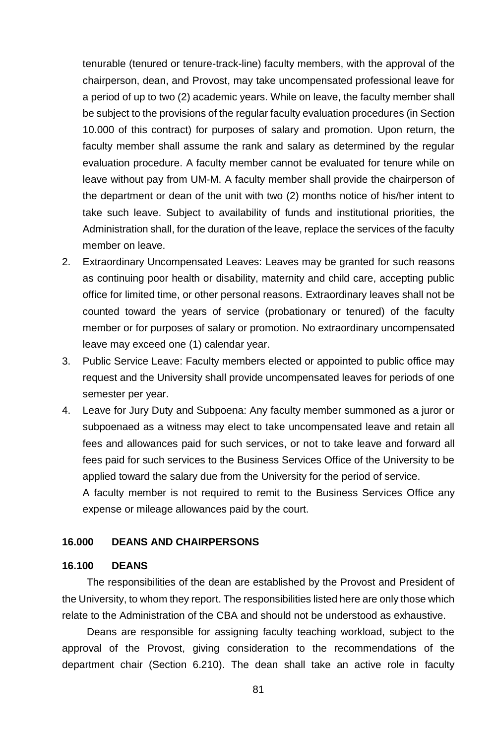tenurable (tenured or tenure-track-line) faculty members, with the approval of the chairperson, dean, and Provost, may take uncompensated professional leave for a period of up to two (2) academic years. While on leave, the faculty member shall be subject to the provisions of the regular faculty evaluation procedures (in Section 10.000 of this contract) for purposes of salary and promotion. Upon return, the faculty member shall assume the rank and salary as determined by the regular evaluation procedure. A faculty member cannot be evaluated for tenure while on leave without pay from UM-M. A faculty member shall provide the chairperson of the department or dean of the unit with two (2) months notice of his/her intent to take such leave. Subject to availability of funds and institutional priorities, the Administration shall, for the duration of the leave, replace the services of the faculty member on leave.

2. Extraordinary Uncompensated Leaves: Leaves may be granted for such reasons as continuing poor health or disability, maternity and child care, accepting public office for limited time, or other personal reasons. Extraordinary leaves shall not be counted toward the years of service (probationary or tenured) of the faculty member or for purposes of salary or promotion. No extraordinary uncompensated leave may exceed one (1) calendar year.
3. Public Service Leave: Faculty members elected or appointed to public office may request and the University shall provide uncompensated leaves for periods of one semester per year.
4. Leave for Jury Duty and Subpoena: Any faculty member summoned as a juror or subpoenaed as a witness may elect to take uncompensated leave and retain all fees and allowances paid for such services, or not to take leave and forward all fees paid for such services to the Business Services Office of the University to be applied toward the salary due from the University for the period of service.

   A faculty member is not required to remit to the Business Services Office any expense or mileage allowances paid by the court.

## 16.000 DEANS AND CHAIRPERSONS

### 16.100 DEANS

The responsibilities of the dean are established by the Provost and President of the University, to whom they report. The responsibilities listed here are only those which relate to the Administration of the CBA and should not be understood as exhaustive.

Deans are responsible for assigning faculty teaching workload, subject to the approval of the Provost, giving consideration to the recommendations of the department chair (Section 6.210). The dean shall take an active role in faculty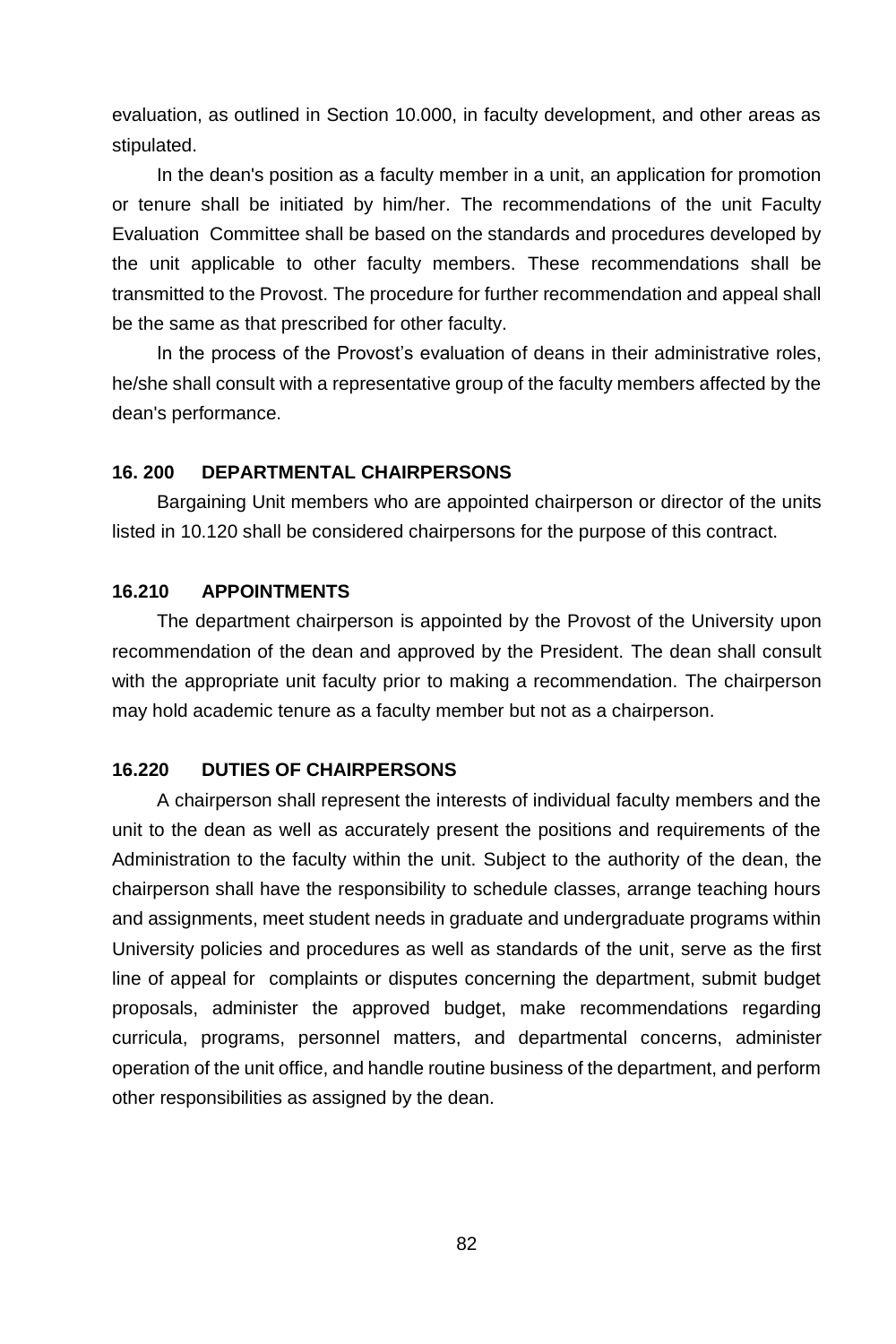evaluation, as outlined in Section 10.000, in faculty development, and other areas as stipulated.

In the dean's position as a faculty member in a unit, an application for promotion or tenure shall be initiated by him/her. The recommendations of the unit Faculty Evaluation Committee shall be based on the standards and procedures developed by the unit applicable to other faculty members. These recommendations shall be transmitted to the Provost. The procedure for further recommendation and appeal shall be the same as that prescribed for other faculty.

In the process of the Provost's evaluation of deans in their administrative roles, he/she shall consult with a representative group of the faculty members affected by the dean's performance.

### 16. 200 DEPARTMENTAL CHAIRPERSONS

Bargaining Unit members who are appointed chairperson or director of the units listed in 10.120 shall be considered chairpersons for the purpose of this contract.

### 16.210 APPOINTMENTS

The department chairperson is appointed by the Provost of the University upon recommendation of the dean and approved by the President. The dean shall consult with the appropriate unit faculty prior to making a recommendation. The chairperson may hold academic tenure as a faculty member but not as a chairperson.

### 16.220 DUTIES OF CHAIRPERSONS

A chairperson shall represent the interests of individual faculty members and the unit to the dean as well as accurately present the positions and requirements of the Administration to the faculty within the unit. Subject to the authority of the dean, the chairperson shall have the responsibility to schedule classes, arrange teaching hours and assignments, meet student needs in graduate and undergraduate programs within University policies and procedures as well as standards of the unit, serve as the first line of appeal for complaints or disputes concerning the department, submit budget proposals, administer the approved budget, make recommendations regarding curricula, programs, personnel matters, and departmental concerns, administer operation of the unit office, and handle routine business of the department, and perform other responsibilities as assigned by the dean.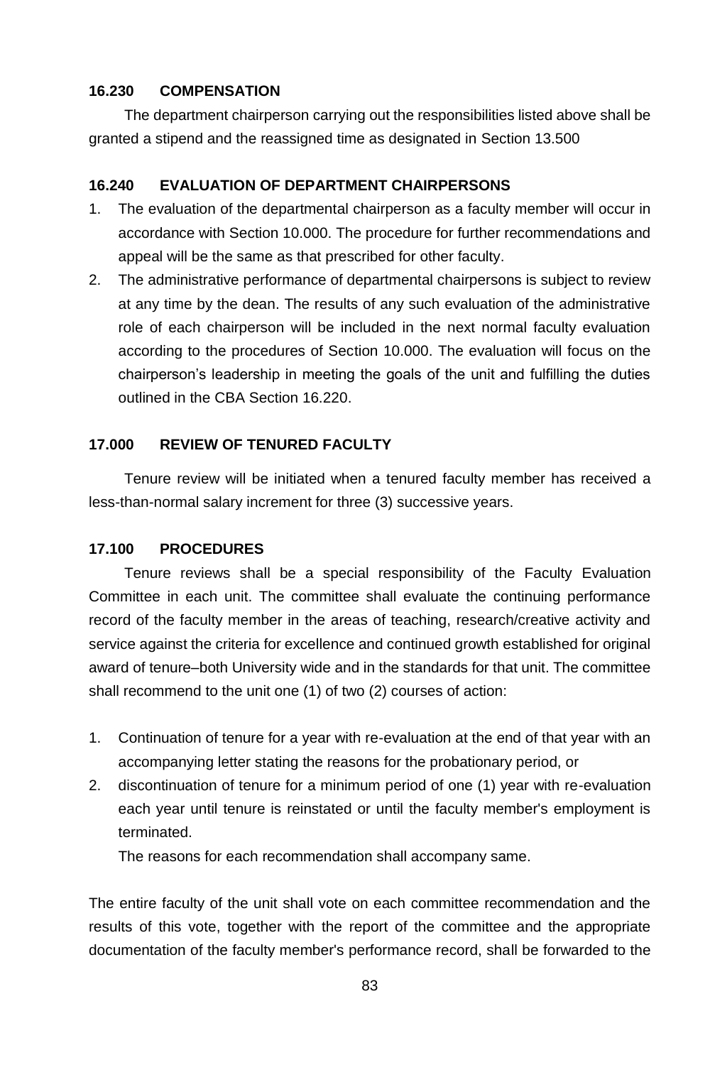### 16.230 COMPENSATION

The department chairperson carrying out the responsibilities listed above shall be granted a stipend and the reassigned time as designated in Section 13.500

### 16.240 EVALUATION OF DEPARTMENT CHAIRPERSONS

1. The evaluation of the departmental chairperson as a faculty member will occur in accordance with Section 10.000. The procedure for further recommendations and appeal will be the same as that prescribed for other faculty.
2. The administrative performance of departmental chairpersons is subject to review at any time by the dean. The results of any such evaluation of the administrative role of each chairperson will be included in the next normal faculty evaluation according to the procedures of Section 10.000. The evaluation will focus on the chairperson's leadership in meeting the goals of the unit and fulfilling the duties outlined in the CBA Section 16.220.

### 17.000 REVIEW OF TENURED FACULTY

Tenure review will be initiated when a tenured faculty member has received a less-than-normal salary increment for three (3) successive years.

### 17.100 PROCEDURES

Tenure reviews shall be a special responsibility of the Faculty Evaluation Committee in each unit. The committee shall evaluate the continuing performance record of the faculty member in the areas of teaching, research/creative activity and service against the criteria for excellence and continued growth established for original award of tenure–both University wide and in the standards for that unit. The committee shall recommend to the unit one (1) of two (2) courses of action:

1. Continuation of tenure for a year with re-evaluation at the end of that year with an accompanying letter stating the reasons for the probationary period, or
2. discontinuation of tenure for a minimum period of one (1) year with re-evaluation each year until tenure is reinstated or until the faculty member's employment is terminated.

   The reasons for each recommendation shall accompany same.

The entire faculty of the unit shall vote on each committee recommendation and the results of this vote, together with the report of the committee and the appropriate documentation of the faculty member's performance record, shall be forwarded to the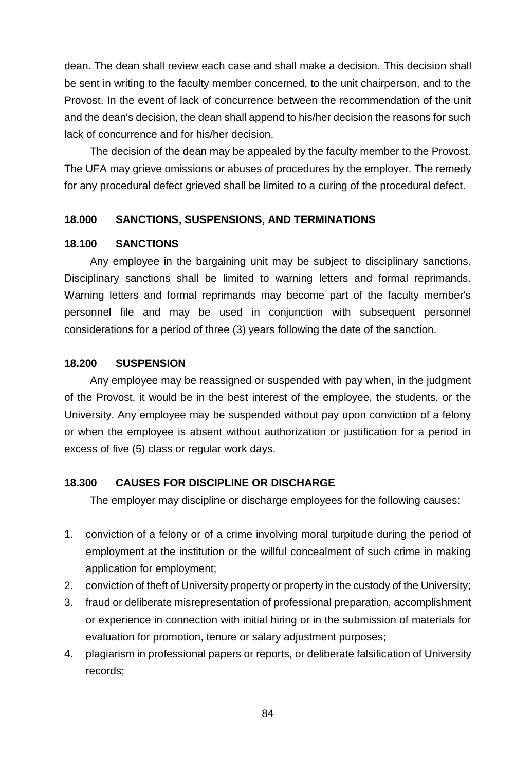dean. The dean shall review each case and shall make a decision. This decision shall be sent in writing to the faculty member concerned, to the unit chairperson, and to the Provost. In the event of lack of concurrence between the recommendation of the unit and the dean's decision, the dean shall append to his/her decision the reasons for such lack of concurrence and for his/her decision.

The decision of the dean may be appealed by the faculty member to the Provost. The UFA may grieve omissions or abuses of procedures by the employer. The remedy for any procedural defect grieved shall be limited to a curing of the procedural defect.

## 18.000 SANCTIONS, SUSPENSIONS, AND TERMINATIONS

### 18.100 SANCTIONS

Any employee in the bargaining unit may be subject to disciplinary sanctions. Disciplinary sanctions shall be limited to warning letters and formal reprimands. Warning letters and formal reprimands may become part of the faculty member's personnel file and may be used in conjunction with subsequent personnel considerations for a period of three (3) years following the date of the sanction.

### 18.200 SUSPENSION

Any employee may be reassigned or suspended with pay when, in the judgment of the Provost, it would be in the best interest of the employee, the students, or the University. Any employee may be suspended without pay upon conviction of a felony or when the employee is absent without authorization or justification for a period in excess of five (5) class or regular work days.

### 18.300 CAUSES FOR DISCIPLINE OR DISCHARGE

The employer may discipline or discharge employees for the following causes:

1. conviction of a felony or of a crime involving moral turpitude during the period of employment at the institution or the willful concealment of such crime in making application for employment;
2. conviction of theft of University property or property in the custody of the University;
3. fraud or deliberate misrepresentation of professional preparation, accomplishment or experience in connection with initial hiring or in the submission of materials for evaluation for promotion, tenure or salary adjustment purposes;
4. plagiarism in professional papers or reports, or deliberate falsification of University records;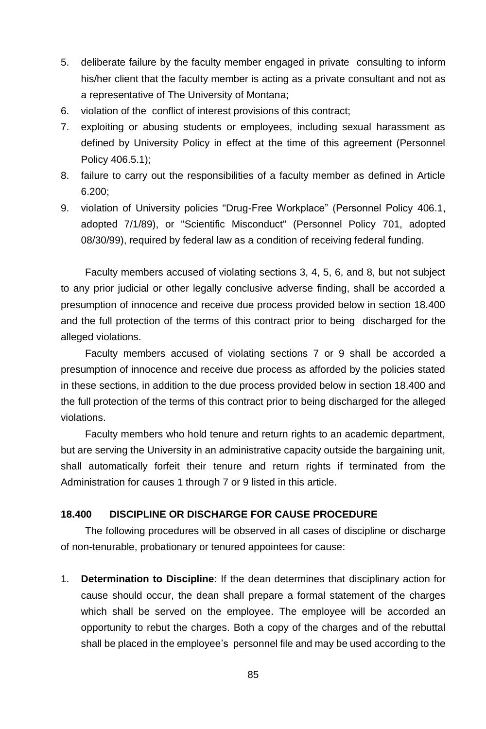5. deliberate failure by the faculty member engaged in private consulting to inform his/her client that the faculty member is acting as a private consultant and not as a representative of The University of Montana;
6. violation of the conflict of interest provisions of this contract;
7. exploiting or abusing students or employees, including sexual harassment as defined by University Policy in effect at the time of this agreement (Personnel Policy 406.5.1);
8. failure to carry out the responsibilities of a faculty member as defined in Article 6.200;
9. violation of University policies "Drug-Free Workplace" (Personnel Policy 406.1, adopted 7/1/89), or "Scientific Misconduct" (Personnel Policy 701, adopted 08/30/99), required by federal law as a condition of receiving federal funding.

Faculty members accused of violating sections 3, 4, 5, 6, and 8, but not subject to any prior judicial or other legally conclusive adverse finding, shall be accorded a presumption of innocence and receive due process provided below in section 18.400 and the full protection of the terms of this contract prior to being discharged for the alleged violations.

Faculty members accused of violating sections 7 or 9 shall be accorded a presumption of innocence and receive due process as afforded by the policies stated in these sections, in addition to the due process provided below in section 18.400 and the full protection of the terms of this contract prior to being discharged for the alleged violations.

Faculty members who hold tenure and return rights to an academic department, but are serving the University in an administrative capacity outside the bargaining unit, shall automatically forfeit their tenure and return rights if terminated from the Administration for causes 1 through 7 or 9 listed in this article.

## 18.400 DISCIPLINE OR DISCHARGE FOR CAUSE PROCEDURE

The following procedures will be observed in all cases of discipline or discharge of non-tenurable, probationary or tenured appointees for cause:

1. **Determination to Discipline**: If the dean determines that disciplinary action for cause should occur, the dean shall prepare a formal statement of the charges which shall be served on the employee. The employee will be accorded an opportunity to rebut the charges. Both a copy of the charges and of the rebuttal shall be placed in the employee's personnel file and may be used according to the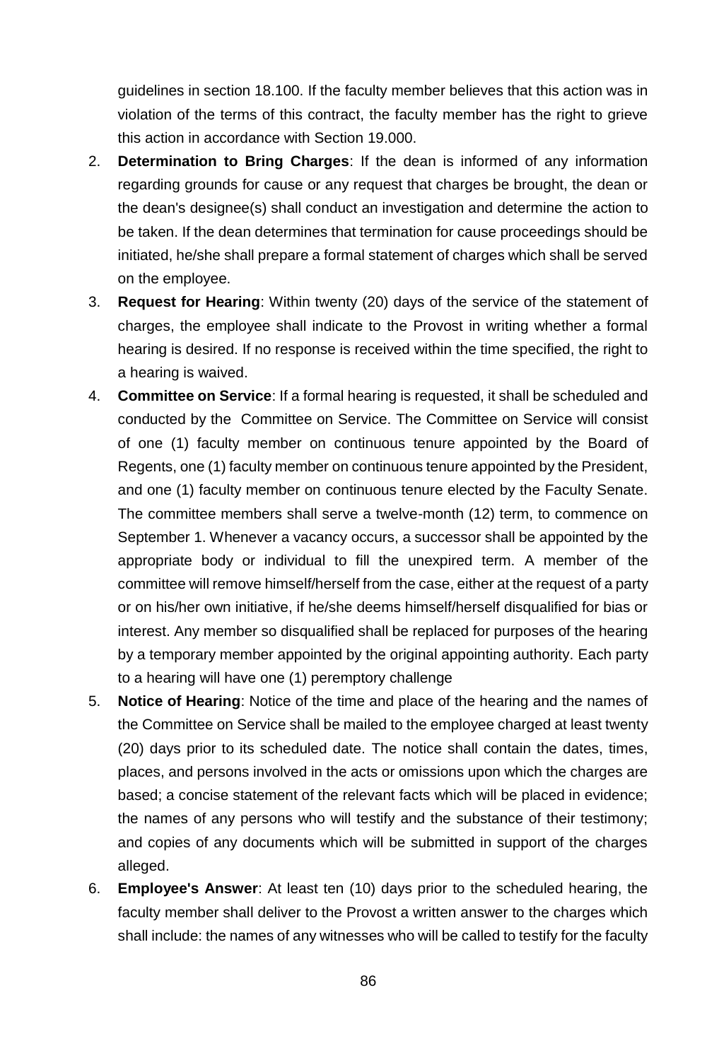guidelines in section 18.100. If the faculty member believes that this action was in violation of the terms of this contract, the faculty member has the right to grieve this action in accordance with Section 19.000.

2. **Determination to Bring Charges**: If the dean is informed of any information regarding grounds for cause or any request that charges be brought, the dean or the dean's designee(s) shall conduct an investigation and determine the action to be taken. If the dean determines that termination for cause proceedings should be initiated, he/she shall prepare a formal statement of charges which shall be served on the employee.
3. **Request for Hearing**: Within twenty (20) days of the service of the statement of charges, the employee shall indicate to the Provost in writing whether a formal hearing is desired. If no response is received within the time specified, the right to a hearing is waived.
4. **Committee on Service**: If a formal hearing is requested, it shall be scheduled and conducted by the Committee on Service. The Committee on Service will consist of one (1) faculty member on continuous tenure appointed by the Board of Regents, one (1) faculty member on continuous tenure appointed by the President, and one (1) faculty member on continuous tenure elected by the Faculty Senate. The committee members shall serve a twelve-month (12) term, to commence on September 1. Whenever a vacancy occurs, a successor shall be appointed by the appropriate body or individual to fill the unexpired term. A member of the committee will remove himself/herself from the case, either at the request of a party or on his/her own initiative, if he/she deems himself/herself disqualified for bias or interest. Any member so disqualified shall be replaced for purposes of the hearing by a temporary member appointed by the original appointing authority. Each party to a hearing will have one (1) peremptory challenge
5. **Notice of Hearing**: Notice of the time and place of the hearing and the names of the Committee on Service shall be mailed to the employee charged at least twenty (20) days prior to its scheduled date. The notice shall contain the dates, times, places, and persons involved in the acts or omissions upon which the charges are based; a concise statement of the relevant facts which will be placed in evidence; the names of any persons who will testify and the substance of their testimony; and copies of any documents which will be submitted in support of the charges alleged.
6. **Employee's Answer**: At least ten (10) days prior to the scheduled hearing, the faculty member shall deliver to the Provost a written answer to the charges which shall include: the names of any witnesses who will be called to testify for the faculty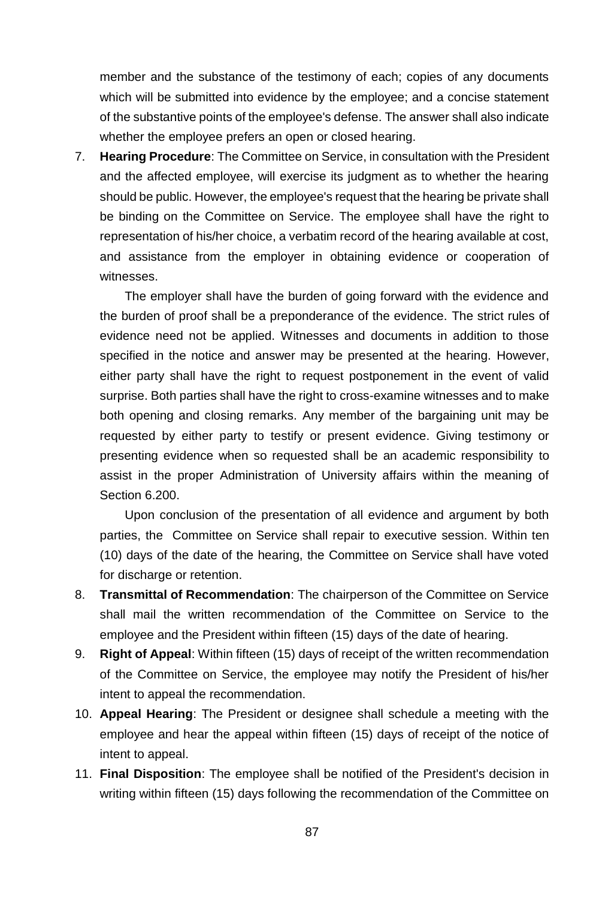member and the substance of the testimony of each; copies of any documents which will be submitted into evidence by the employee; and a concise statement of the substantive points of the employee's defense. The answer shall also indicate whether the employee prefers an open or closed hearing.

7. **Hearing Procedure**: The Committee on Service, in consultation with the President and the affected employee, will exercise its judgment as to whether the hearing should be public. However, the employee's request that the hearing be private shall be binding on the Committee on Service. The employee shall have the right to representation of his/her choice, a verbatim record of the hearing available at cost, and assistance from the employer in obtaining evidence or cooperation of witnesses.

   The employer shall have the burden of going forward with the evidence and the burden of proof shall be a preponderance of the evidence. The strict rules of evidence need not be applied. Witnesses and documents in addition to those specified in the notice and answer may be presented at the hearing. However, either party shall have the right to request postponement in the event of valid surprise. Both parties shall have the right to cross-examine witnesses and to make both opening and closing remarks. Any member of the bargaining unit may be requested by either party to testify or present evidence. Giving testimony or presenting evidence when so requested shall be an academic responsibility to assist in the proper Administration of University affairs within the meaning of Section 6.200.

   Upon conclusion of the presentation of all evidence and argument by both parties, the Committee on Service shall repair to executive session. Within ten (10) days of the date of the hearing, the Committee on Service shall have voted for discharge or retention.

8. **Transmittal of Recommendation**: The chairperson of the Committee on Service shall mail the written recommendation of the Committee on Service to the employee and the President within fifteen (15) days of the date of hearing.
9. **Right of Appeal**: Within fifteen (15) days of receipt of the written recommendation of the Committee on Service, the employee may notify the President of his/her intent to appeal the recommendation.
10. **Appeal Hearing**: The President or designee shall schedule a meeting with the employee and hear the appeal within fifteen (15) days of receipt of the notice of intent to appeal.
11. **Final Disposition**: The employee shall be notified of the President's decision in writing within fifteen (15) days following the recommendation of the Committee on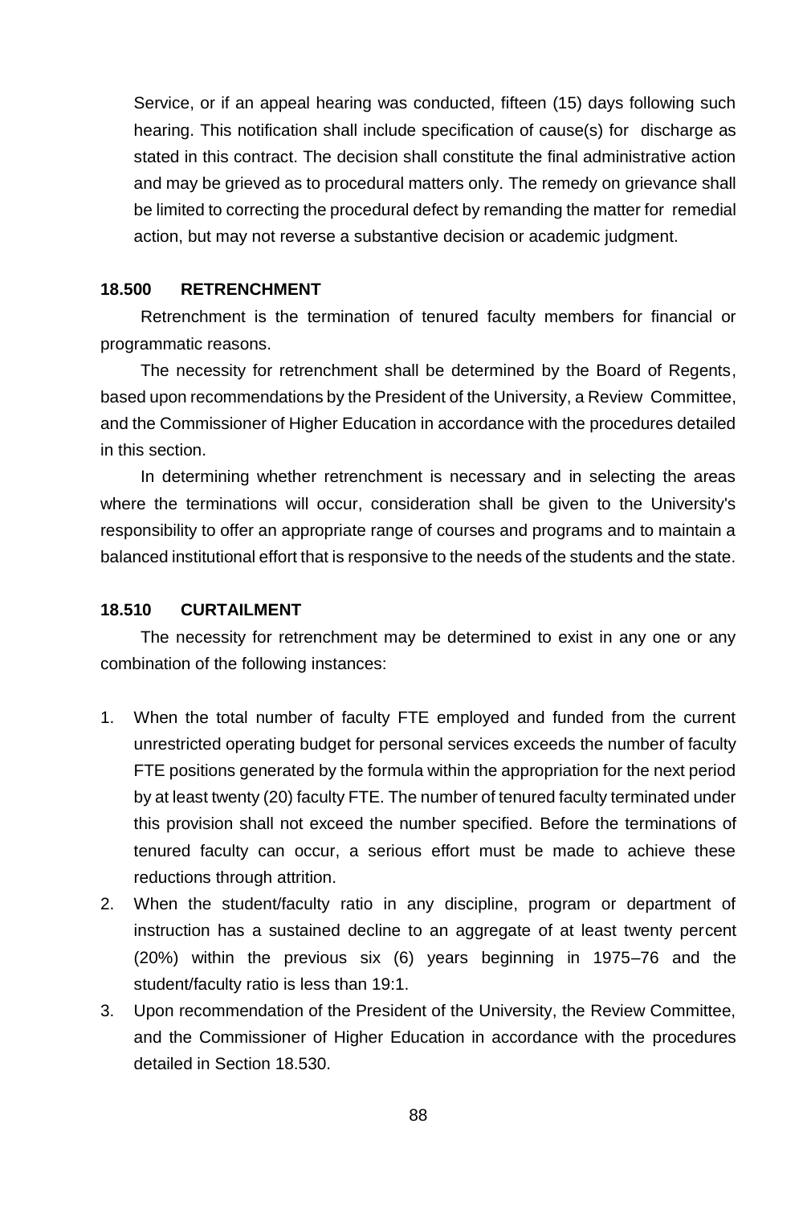Service, or if an appeal hearing was conducted, fifteen (15) days following such hearing. This notification shall include specification of cause(s) for discharge as stated in this contract. The decision shall constitute the final administrative action and may be grieved as to procedural matters only. The remedy on grievance shall be limited to correcting the procedural defect by remanding the matter for remedial action, but may not reverse a substantive decision or academic judgment.

### 18.500 RETRENCHMENT

Retrenchment is the termination of tenured faculty members for financial or programmatic reasons.

The necessity for retrenchment shall be determined by the Board of Regents, based upon recommendations by the President of the University, a Review Committee, and the Commissioner of Higher Education in accordance with the procedures detailed in this section.

In determining whether retrenchment is necessary and in selecting the areas where the terminations will occur, consideration shall be given to the University's responsibility to offer an appropriate range of courses and programs and to maintain a balanced institutional effort that is responsive to the needs of the students and the state.

### 18.510 CURTAILMENT

The necessity for retrenchment may be determined to exist in any one or any combination of the following instances:

1. When the total number of faculty FTE employed and funded from the current unrestricted operating budget for personal services exceeds the number of faculty FTE positions generated by the formula within the appropriation for the next period by at least twenty (20) faculty FTE. The number of tenured faculty terminated under this provision shall not exceed the number specified. Before the terminations of tenured faculty can occur, a serious effort must be made to achieve these reductions through attrition.
2. When the student/faculty ratio in any discipline, program or department of instruction has a sustained decline to an aggregate of at least twenty percent (20%) within the previous six (6) years beginning in 1975–76 and the student/faculty ratio is less than 19:1.
3. Upon recommendation of the President of the University, the Review Committee, and the Commissioner of Higher Education in accordance with the procedures detailed in Section 18.530.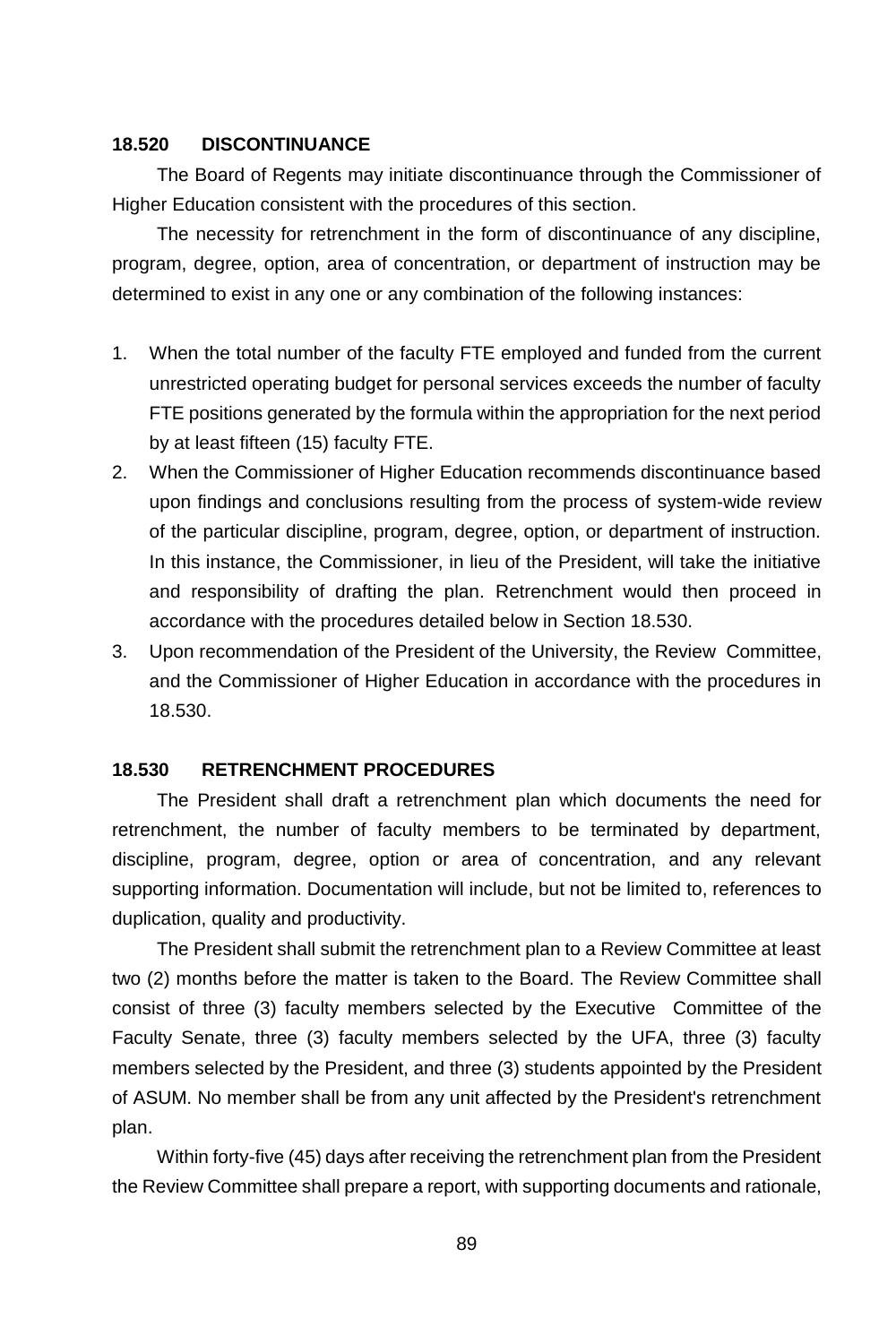### 18.520 DISCONTINUANCE

The Board of Regents may initiate discontinuance through the Commissioner of Higher Education consistent with the procedures of this section.

The necessity for retrenchment in the form of discontinuance of any discipline, program, degree, option, area of concentration, or department of instruction may be determined to exist in any one or any combination of the following instances:

1. When the total number of the faculty FTE employed and funded from the current unrestricted operating budget for personal services exceeds the number of faculty FTE positions generated by the formula within the appropriation for the next period by at least fifteen (15) faculty FTE.
2. When the Commissioner of Higher Education recommends discontinuance based upon findings and conclusions resulting from the process of system-wide review of the particular discipline, program, degree, option, or department of instruction. In this instance, the Commissioner, in lieu of the President, will take the initiative and responsibility of drafting the plan. Retrenchment would then proceed in accordance with the procedures detailed below in Section 18.530.
3. Upon recommendation of the President of the University, the Review Committee, and the Commissioner of Higher Education in accordance with the procedures in 18.530.

### 18.530 RETRENCHMENT PROCEDURES

The President shall draft a retrenchment plan which documents the need for retrenchment, the number of faculty members to be terminated by department, discipline, program, degree, option or area of concentration, and any relevant supporting information. Documentation will include, but not be limited to, references to duplication, quality and productivity.

The President shall submit the retrenchment plan to a Review Committee at least two (2) months before the matter is taken to the Board. The Review Committee shall consist of three (3) faculty members selected by the Executive Committee of the Faculty Senate, three (3) faculty members selected by the UFA, three (3) faculty members selected by the President, and three (3) students appointed by the President of ASUM. No member shall be from any unit affected by the President's retrenchment plan.

Within forty-five (45) days after receiving the retrenchment plan from the President the Review Committee shall prepare a report, with supporting documents and rationale,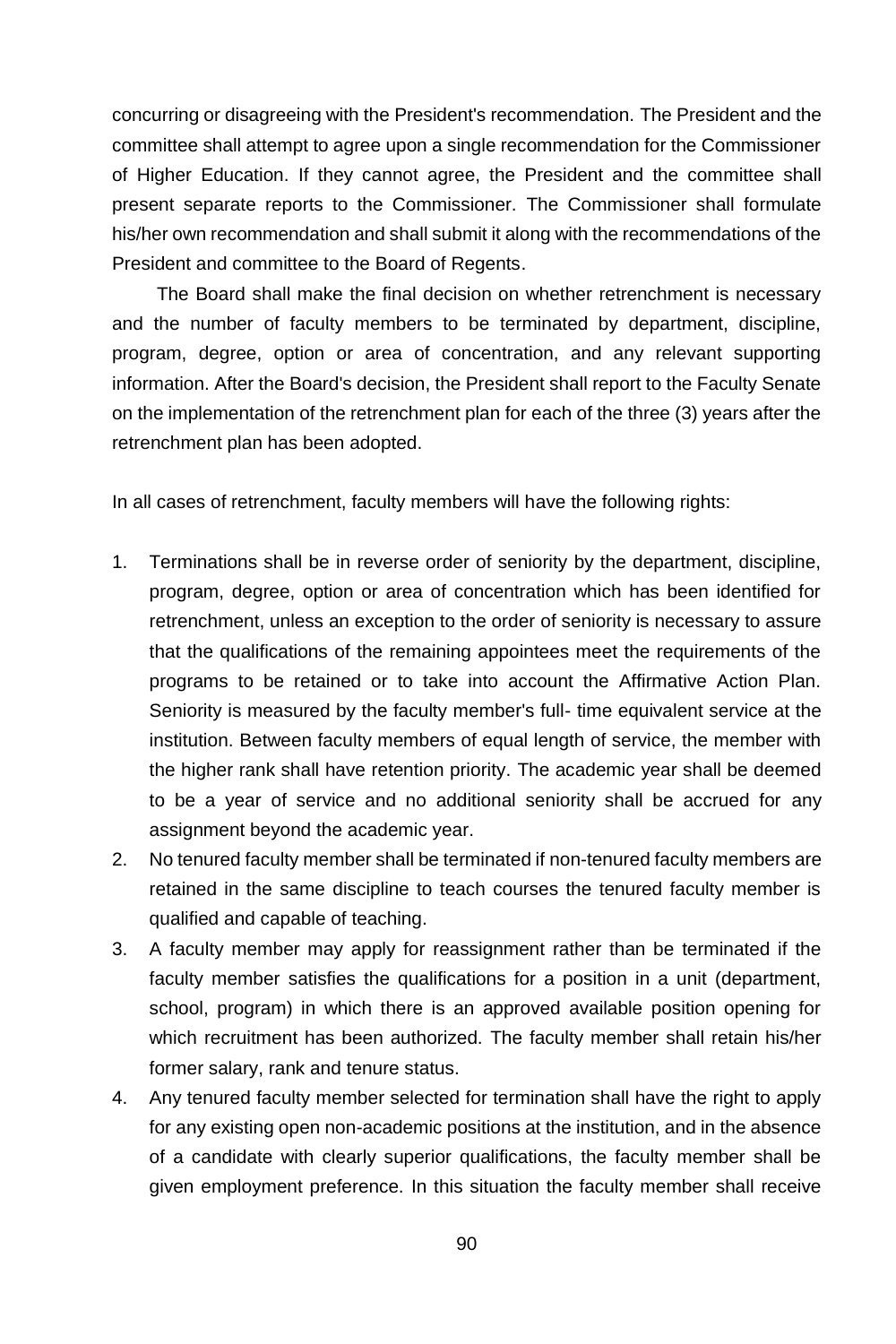concurring or disagreeing with the President's recommendation. The President and the committee shall attempt to agree upon a single recommendation for the Commissioner of Higher Education. If they cannot agree, the President and the committee shall present separate reports to the Commissioner. The Commissioner shall formulate his/her own recommendation and shall submit it along with the recommendations of the President and committee to the Board of Regents.

The Board shall make the final decision on whether retrenchment is necessary and the number of faculty members to be terminated by department, discipline, program, degree, option or area of concentration, and any relevant supporting information. After the Board's decision, the President shall report to the Faculty Senate on the implementation of the retrenchment plan for each of the three (3) years after the retrenchment plan has been adopted.

In all cases of retrenchment, faculty members will have the following rights:

1. Terminations shall be in reverse order of seniority by the department, discipline, program, degree, option or area of concentration which has been identified for retrenchment, unless an exception to the order of seniority is necessary to assure that the qualifications of the remaining appointees meet the requirements of the programs to be retained or to take into account the Affirmative Action Plan. Seniority is measured by the faculty member's full- time equivalent service at the institution. Between faculty members of equal length of service, the member with the higher rank shall have retention priority. The academic year shall be deemed to be a year of service and no additional seniority shall be accrued for any assignment beyond the academic year.
2. No tenured faculty member shall be terminated if non-tenured faculty members are retained in the same discipline to teach courses the tenured faculty member is qualified and capable of teaching.
3. A faculty member may apply for reassignment rather than be terminated if the faculty member satisfies the qualifications for a position in a unit (department, school, program) in which there is an approved available position opening for which recruitment has been authorized. The faculty member shall retain his/her former salary, rank and tenure status.
4. Any tenured faculty member selected for termination shall have the right to apply for any existing open non-academic positions at the institution, and in the absence of a candidate with clearly superior qualifications, the faculty member shall be given employment preference. In this situation the faculty member shall receive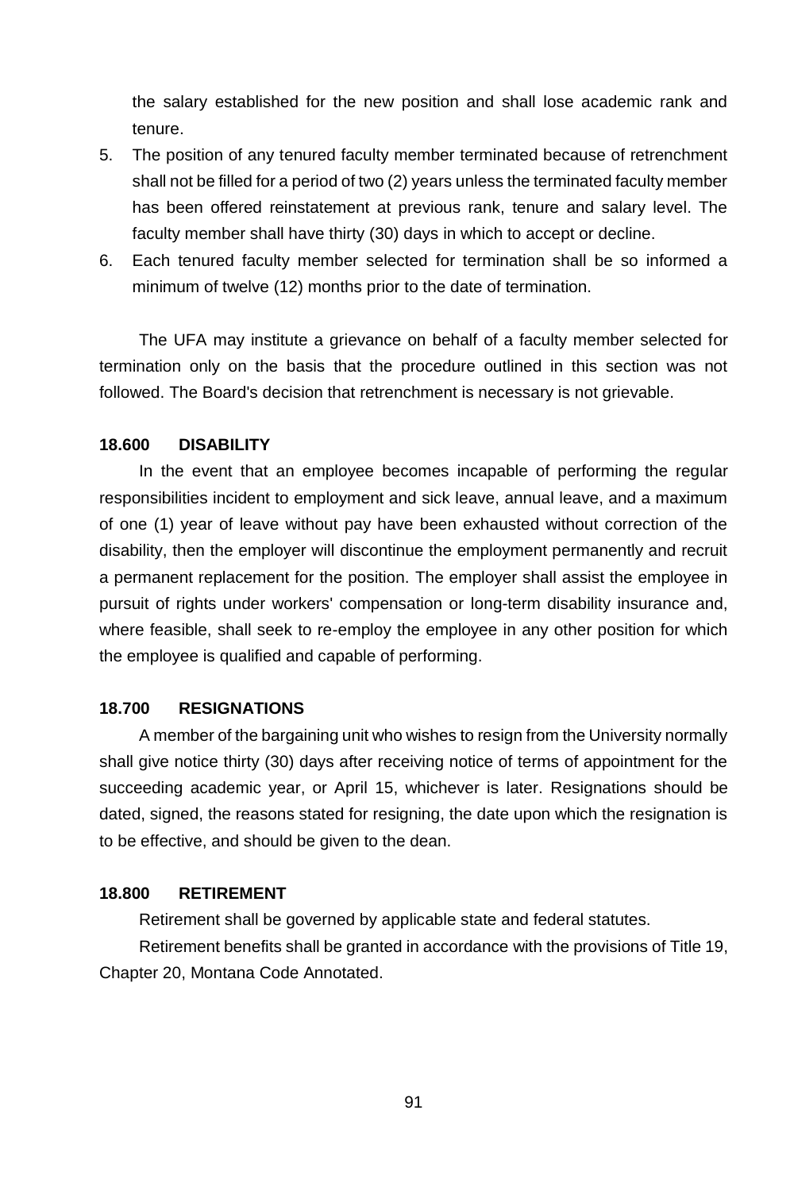the salary established for the new position and shall lose academic rank and tenure.

5. The position of any tenured faculty member terminated because of retrenchment shall not be filled for a period of two (2) years unless the terminated faculty member has been offered reinstatement at previous rank, tenure and salary level. The faculty member shall have thirty (30) days in which to accept or decline.
6. Each tenured faculty member selected for termination shall be so informed a minimum of twelve (12) months prior to the date of termination.

The UFA may institute a grievance on behalf of a faculty member selected for termination only on the basis that the procedure outlined in this section was not followed. The Board's decision that retrenchment is necessary is not grievable.

**18.600 DISABILITY**

In the event that an employee becomes incapable of performing the regular responsibilities incident to employment and sick leave, annual leave, and a maximum of one (1) year of leave without pay have been exhausted without correction of the disability, then the employer will discontinue the employment permanently and recruit a permanent replacement for the position. The employer shall assist the employee in pursuit of rights under workers' compensation or long-term disability insurance and, where feasible, shall seek to re-employ the employee in any other position for which the employee is qualified and capable of performing.

**18.700 RESIGNATIONS**

A member of the bargaining unit who wishes to resign from the University normally shall give notice thirty (30) days after receiving notice of terms of appointment for the succeeding academic year, or April 15, whichever is later. Resignations should be dated, signed, the reasons stated for resigning, the date upon which the resignation is to be effective, and should be given to the dean.

**18.800 RETIREMENT**

Retirement shall be governed by applicable state and federal statutes.

Retirement benefits shall be granted in accordance with the provisions of Title 19, Chapter 20, Montana Code Annotated.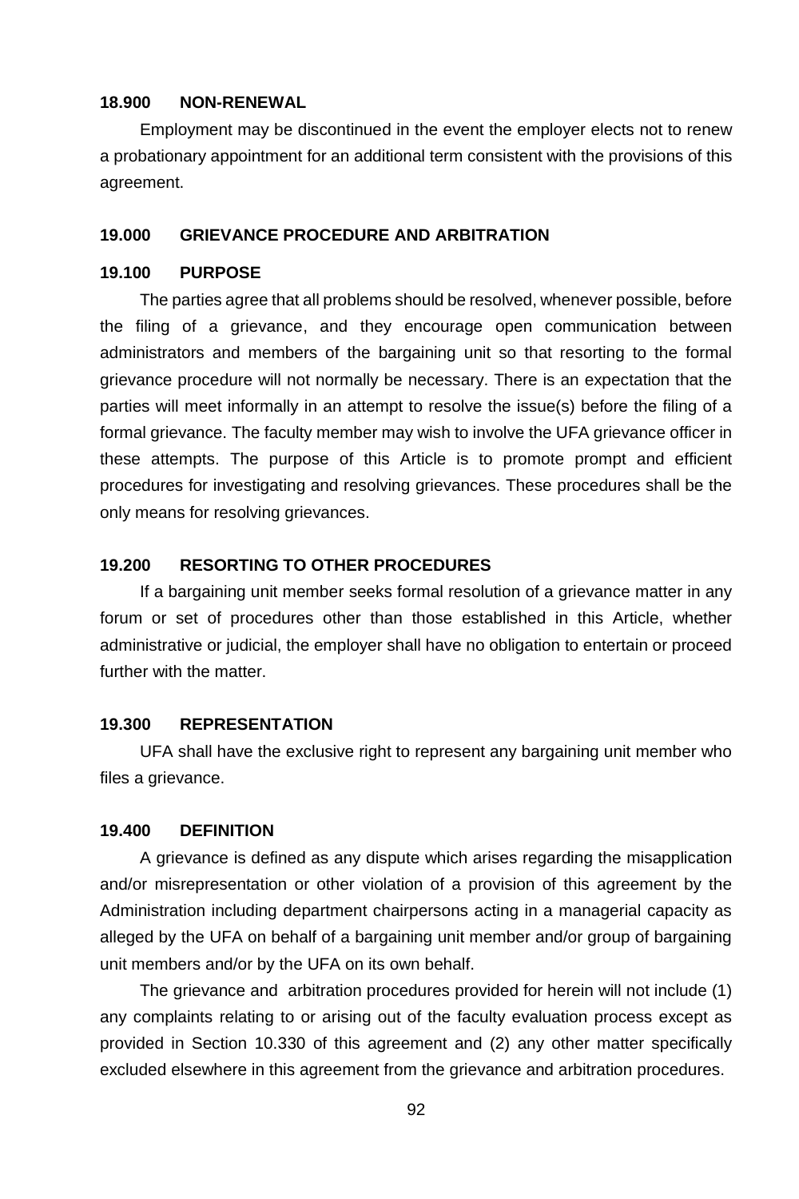### 18.900 NON-RENEWAL

Employment may be discontinued in the event the employer elects not to renew a probationary appointment for an additional term consistent with the provisions of this agreement.

## 19.000 GRIEVANCE PROCEDURE AND ARBITRATION

### 19.100 PURPOSE

The parties agree that all problems should be resolved, whenever possible, before the filing of a grievance, and they encourage open communication between administrators and members of the bargaining unit so that resorting to the formal grievance procedure will not normally be necessary. There is an expectation that the parties will meet informally in an attempt to resolve the issue(s) before the filing of a formal grievance. The faculty member may wish to involve the UFA grievance officer in these attempts. The purpose of this Article is to promote prompt and efficient procedures for investigating and resolving grievances. These procedures shall be the only means for resolving grievances.

### 19.200 RESORTING TO OTHER PROCEDURES

If a bargaining unit member seeks formal resolution of a grievance matter in any forum or set of procedures other than those established in this Article, whether administrative or judicial, the employer shall have no obligation to entertain or proceed further with the matter.

### 19.300 REPRESENTATION

UFA shall have the exclusive right to represent any bargaining unit member who files a grievance.

### 19.400 DEFINITION

A grievance is defined as any dispute which arises regarding the misapplication and/or misrepresentation or other violation of a provision of this agreement by the Administration including department chairpersons acting in a managerial capacity as alleged by the UFA on behalf of a bargaining unit member and/or group of bargaining unit members and/or by the UFA on its own behalf.

The grievance and arbitration procedures provided for herein will not include (1) any complaints relating to or arising out of the faculty evaluation process except as provided in Section 10.330 of this agreement and (2) any other matter specifically excluded elsewhere in this agreement from the grievance and arbitration procedures.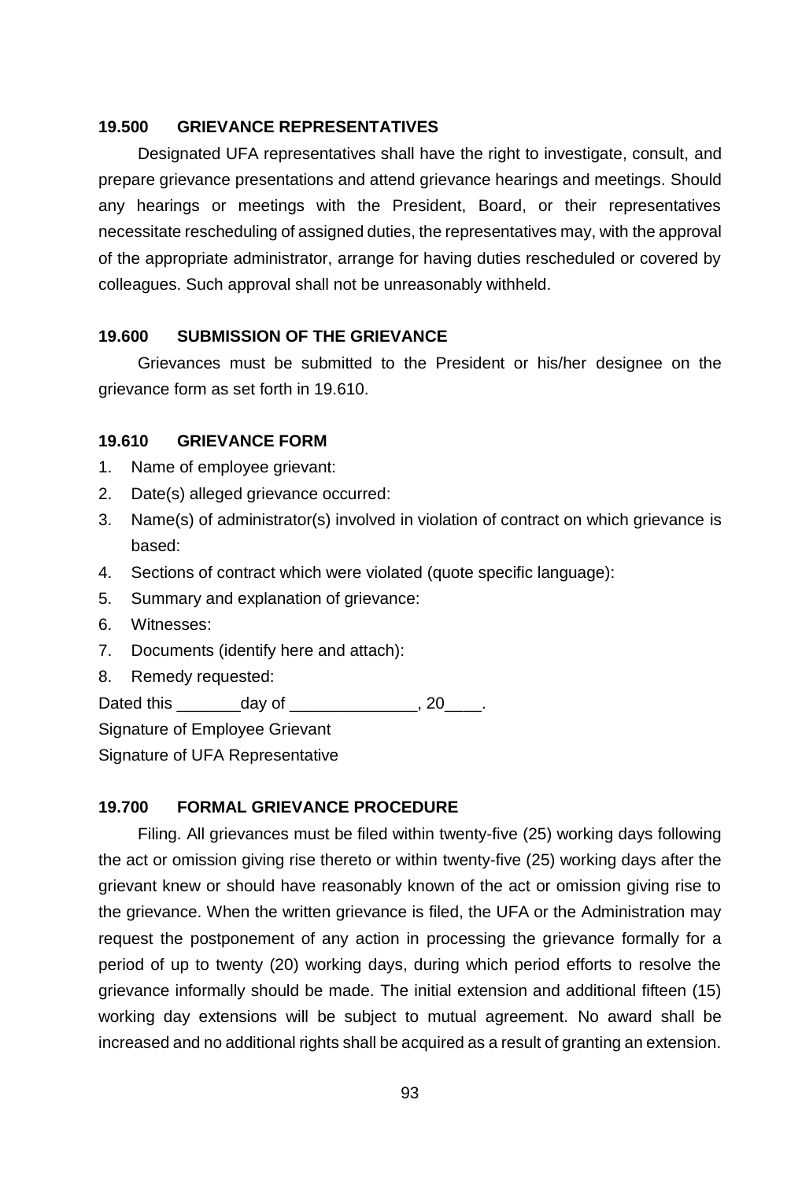### 19.500 GRIEVANCE REPRESENTATIVES

Designated UFA representatives shall have the right to investigate, consult, and prepare grievance presentations and attend grievance hearings and meetings. Should any hearings or meetings with the President, Board, or their representatives necessitate rescheduling of assigned duties, the representatives may, with the approval of the appropriate administrator, arrange for having duties rescheduled or covered by colleagues. Such approval shall not be unreasonably withheld.

### 19.600 SUBMISSION OF THE GRIEVANCE

Grievances must be submitted to the President or his/her designee on the grievance form as set forth in 19.610.

### 19.610 GRIEVANCE FORM

1. Name of employee grievant:
2. Date(s) alleged grievance occurred:
3. Name(s) of administrator(s) involved in violation of contract on which grievance is based:
4. Sections of contract which were violated (quote specific language):
5. Summary and explanation of grievance:
6. Witnesses:
7. Documents (identify here and attach):
8. Remedy requested:

Dated this _______day of ______________, 20____.

Signature of Employee Grievant

Signature of UFA Representative

### 19.700 FORMAL GRIEVANCE PROCEDURE

Filing. All grievances must be filed within twenty-five (25) working days following the act or omission giving rise thereto or within twenty-five (25) working days after the grievant knew or should have reasonably known of the act or omission giving rise to the grievance. When the written grievance is filed, the UFA or the Administration may request the postponement of any action in processing the grievance formally for a period of up to twenty (20) working days, during which period efforts to resolve the grievance informally should be made. The initial extension and additional fifteen (15) working day extensions will be subject to mutual agreement. No award shall be increased and no additional rights shall be acquired as a result of granting an extension.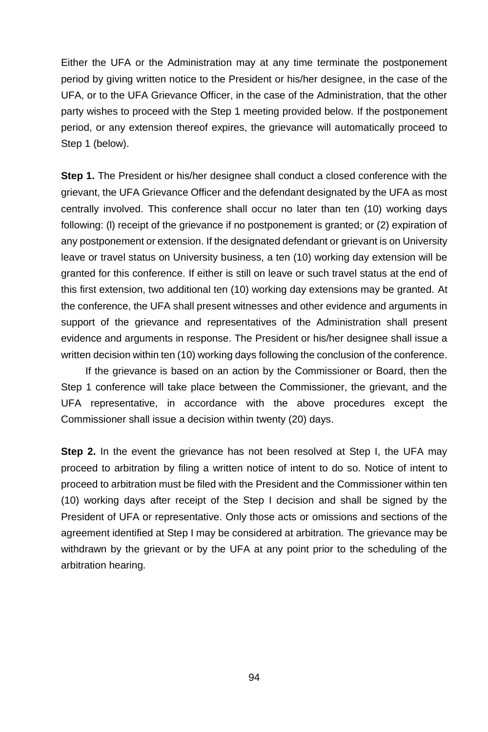Either the UFA or the Administration may at any time terminate the postponement period by giving written notice to the President or his/her designee, in the case of the UFA, or to the UFA Grievance Officer, in the case of the Administration, that the other party wishes to proceed with the Step 1 meeting provided below. If the postponement period, or any extension thereof expires, the grievance will automatically proceed to Step 1 (below).

**Step 1.** The President or his/her designee shall conduct a closed conference with the grievant, the UFA Grievance Officer and the defendant designated by the UFA as most centrally involved. This conference shall occur no later than ten (10) working days following: (l) receipt of the grievance if no postponement is granted; or (2) expiration of any postponement or extension. If the designated defendant or grievant is on University leave or travel status on University business, a ten (10) working day extension will be granted for this conference. If either is still on leave or such travel status at the end of this first extension, two additional ten (10) working day extensions may be granted. At the conference, the UFA shall present witnesses and other evidence and arguments in support of the grievance and representatives of the Administration shall present evidence and arguments in response. The President or his/her designee shall issue a written decision within ten (10) working days following the conclusion of the conference.

If the grievance is based on an action by the Commissioner or Board, then the Step 1 conference will take place between the Commissioner, the grievant, and the UFA representative, in accordance with the above procedures except the Commissioner shall issue a decision within twenty (20) days.

**Step 2.** In the event the grievance has not been resolved at Step I, the UFA may proceed to arbitration by filing a written notice of intent to do so. Notice of intent to proceed to arbitration must be filed with the President and the Commissioner within ten (10) working days after receipt of the Step I decision and shall be signed by the President of UFA or representative. Only those acts or omissions and sections of the agreement identified at Step I may be considered at arbitration. The grievance may be withdrawn by the grievant or by the UFA at any point prior to the scheduling of the arbitration hearing.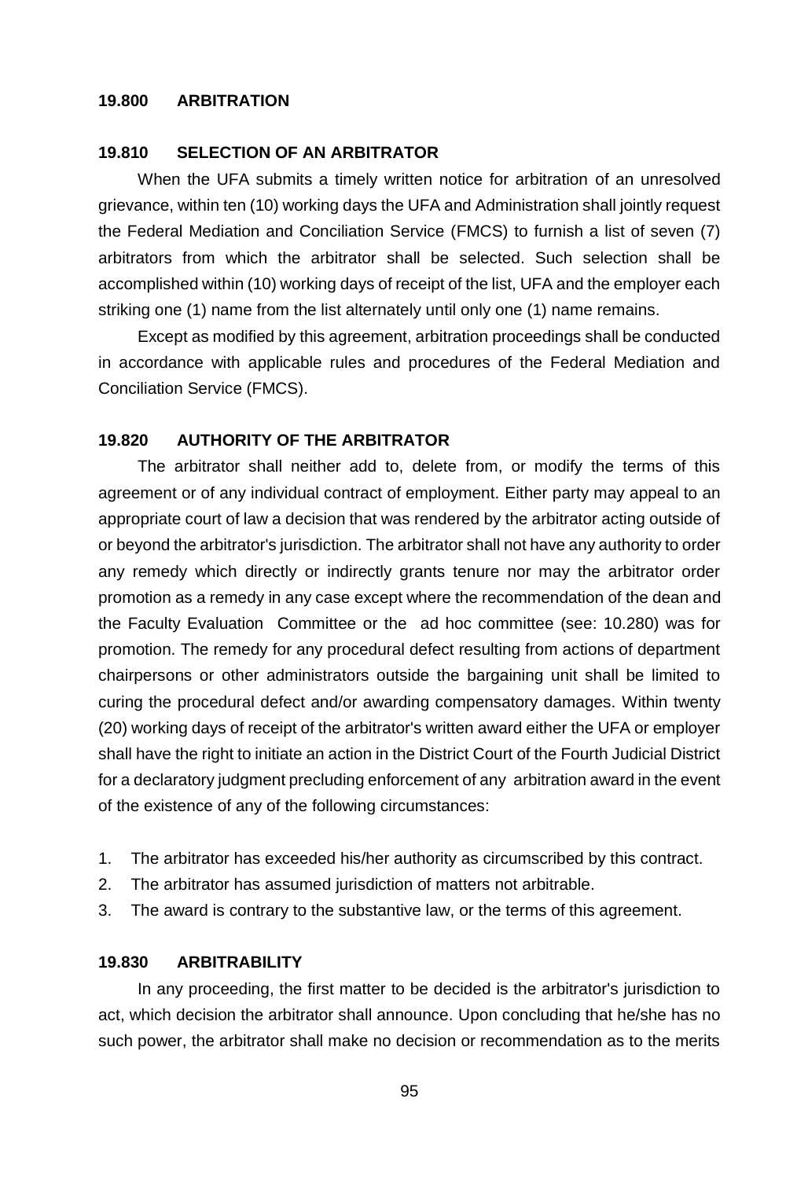## 19.800 ARBITRATION

### 19.810 SELECTION OF AN ARBITRATOR

When the UFA submits a timely written notice for arbitration of an unresolved grievance, within ten (10) working days the UFA and Administration shall jointly request the Federal Mediation and Conciliation Service (FMCS) to furnish a list of seven (7) arbitrators from which the arbitrator shall be selected. Such selection shall be accomplished within (10) working days of receipt of the list, UFA and the employer each striking one (1) name from the list alternately until only one (1) name remains.

Except as modified by this agreement, arbitration proceedings shall be conducted in accordance with applicable rules and procedures of the Federal Mediation and Conciliation Service (FMCS).

### 19.820 AUTHORITY OF THE ARBITRATOR

The arbitrator shall neither add to, delete from, or modify the terms of this agreement or of any individual contract of employment. Either party may appeal to an appropriate court of law a decision that was rendered by the arbitrator acting outside of or beyond the arbitrator's jurisdiction. The arbitrator shall not have any authority to order any remedy which directly or indirectly grants tenure nor may the arbitrator order promotion as a remedy in any case except where the recommendation of the dean and the Faculty Evaluation Committee or the ad hoc committee (see: 10.280) was for promotion. The remedy for any procedural defect resulting from actions of department chairpersons or other administrators outside the bargaining unit shall be limited to curing the procedural defect and/or awarding compensatory damages. Within twenty (20) working days of receipt of the arbitrator's written award either the UFA or employer shall have the right to initiate an action in the District Court of the Fourth Judicial District for a declaratory judgment precluding enforcement of any arbitration award in the event of the existence of any of the following circumstances:

1. The arbitrator has exceeded his/her authority as circumscribed by this contract.
2. The arbitrator has assumed jurisdiction of matters not arbitrable.
3. The award is contrary to the substantive law, or the terms of this agreement.

### 19.830 ARBITRABILITY

In any proceeding, the first matter to be decided is the arbitrator's jurisdiction to act, which decision the arbitrator shall announce. Upon concluding that he/she has no such power, the arbitrator shall make no decision or recommendation as to the merits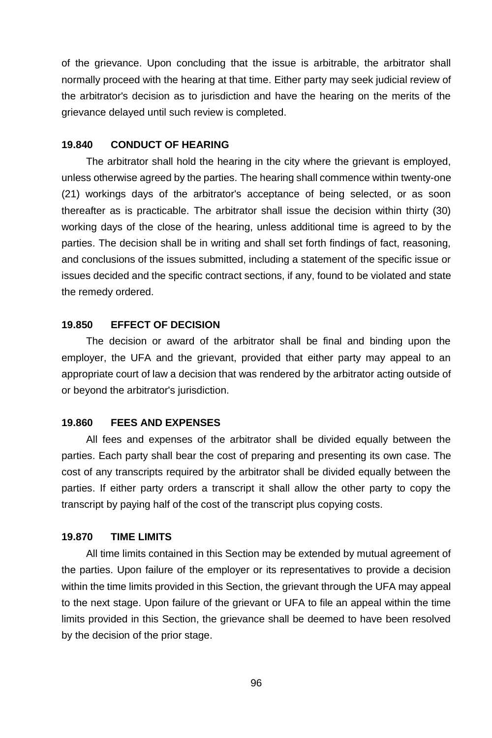of the grievance. Upon concluding that the issue is arbitrable, the arbitrator shall normally proceed with the hearing at that time. Either party may seek judicial review of the arbitrator's decision as to jurisdiction and have the hearing on the merits of the grievance delayed until such review is completed.

### 19.840 CONDUCT OF HEARING

The arbitrator shall hold the hearing in the city where the grievant is employed, unless otherwise agreed by the parties. The hearing shall commence within twenty-one (21) workings days of the arbitrator's acceptance of being selected, or as soon thereafter as is practicable. The arbitrator shall issue the decision within thirty (30) working days of the close of the hearing, unless additional time is agreed to by the parties. The decision shall be in writing and shall set forth findings of fact, reasoning, and conclusions of the issues submitted, including a statement of the specific issue or issues decided and the specific contract sections, if any, found to be violated and state the remedy ordered.

### 19.850 EFFECT OF DECISION

The decision or award of the arbitrator shall be final and binding upon the employer, the UFA and the grievant, provided that either party may appeal to an appropriate court of law a decision that was rendered by the arbitrator acting outside of or beyond the arbitrator's jurisdiction.

### 19.860 FEES AND EXPENSES

All fees and expenses of the arbitrator shall be divided equally between the parties. Each party shall bear the cost of preparing and presenting its own case. The cost of any transcripts required by the arbitrator shall be divided equally between the parties. If either party orders a transcript it shall allow the other party to copy the transcript by paying half of the cost of the transcript plus copying costs.

### 19.870 TIME LIMITS

All time limits contained in this Section may be extended by mutual agreement of the parties. Upon failure of the employer or its representatives to provide a decision within the time limits provided in this Section, the grievant through the UFA may appeal to the next stage. Upon failure of the grievant or UFA to file an appeal within the time limits provided in this Section, the grievance shall be deemed to have been resolved by the decision of the prior stage.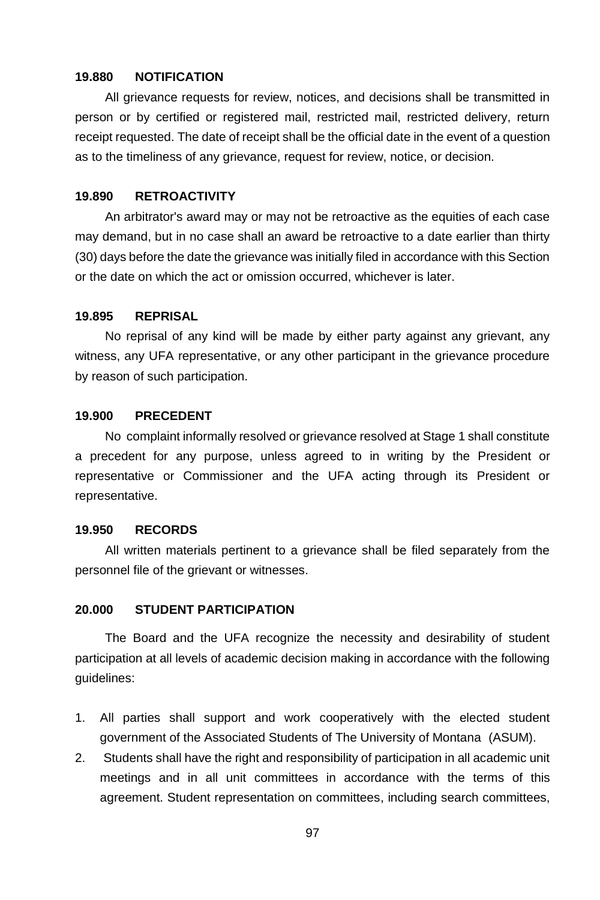### 19.880 NOTIFICATION

All grievance requests for review, notices, and decisions shall be transmitted in person or by certified or registered mail, restricted mail, restricted delivery, return receipt requested. The date of receipt shall be the official date in the event of a question as to the timeliness of any grievance, request for review, notice, or decision.

### 19.890 RETROACTIVITY

An arbitrator's award may or may not be retroactive as the equities of each case may demand, but in no case shall an award be retroactive to a date earlier than thirty (30) days before the date the grievance was initially filed in accordance with this Section or the date on which the act or omission occurred, whichever is later.

### 19.895 REPRISAL

No reprisal of any kind will be made by either party against any grievant, any witness, any UFA representative, or any other participant in the grievance procedure by reason of such participation.

### 19.900 PRECEDENT

No complaint informally resolved or grievance resolved at Stage 1 shall constitute a precedent for any purpose, unless agreed to in writing by the President or representative or Commissioner and the UFA acting through its President or representative.

### 19.950 RECORDS

All written materials pertinent to a grievance shall be filed separately from the personnel file of the grievant or witnesses.

## 20.000 STUDENT PARTICIPATION

The Board and the UFA recognize the necessity and desirability of student participation at all levels of academic decision making in accordance with the following guidelines:

1. All parties shall support and work cooperatively with the elected student government of the Associated Students of The University of Montana (ASUM).
2. Students shall have the right and responsibility of participation in all academic unit meetings and in all unit committees in accordance with the terms of this agreement. Student representation on committees, including search committees,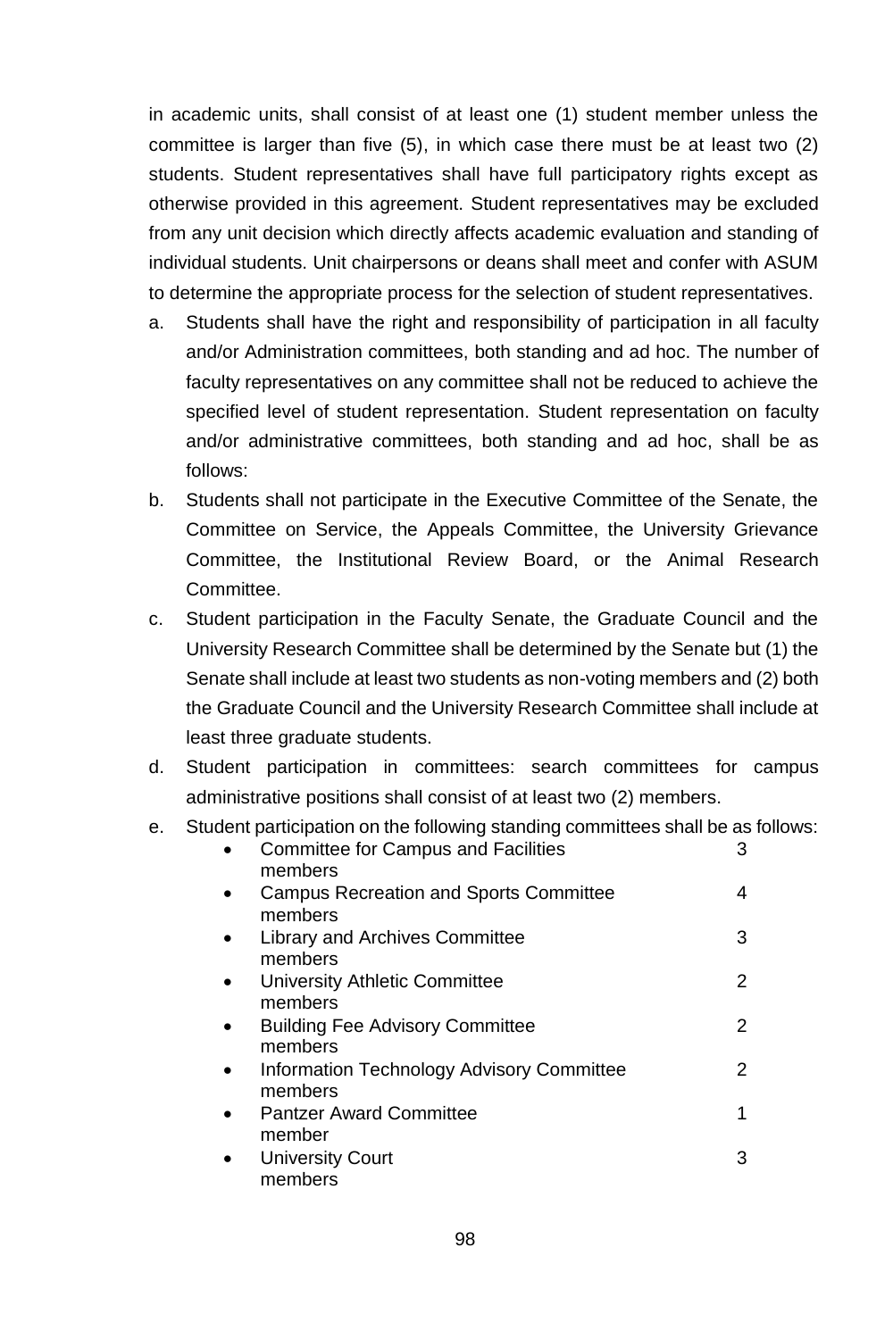in academic units, shall consist of at least one (1) student member unless the committee is larger than five (5), in which case there must be at least two (2) students. Student representatives shall have full participatory rights except as otherwise provided in this agreement. Student representatives may be excluded from any unit decision which directly affects academic evaluation and standing of individual students. Unit chairpersons or deans shall meet and confer with ASUM to determine the appropriate process for the selection of student representatives.

a. Students shall have the right and responsibility of participation in all faculty and/or Administration committees, both standing and ad hoc. The number of faculty representatives on any committee shall not be reduced to achieve the specified level of student representation. Student representation on faculty and/or administrative committees, both standing and ad hoc, shall be as follows:

b. Students shall not participate in the Executive Committee of the Senate, the Committee on Service, the Appeals Committee, the University Grievance Committee, the Institutional Review Board, or the Animal Research Committee.

c. Student participation in the Faculty Senate, the Graduate Council and the University Research Committee shall be determined by the Senate but (1) the Senate shall include at least two students as non-voting members and (2) both the Graduate Council and the University Research Committee shall include at least three graduate students.

d. Student participation in committees: search committees for campus administrative positions shall consist of at least two (2) members.

e. Student participation on the following standing committees shall be as follows:

   - Committee for Campus and Facilities — 3 members
   - Campus Recreation and Sports Committee — 4 members
   - Library and Archives Committee — 3 members
   - University Athletic Committee — 2 members
   - Building Fee Advisory Committee — 2 members
   - Information Technology Advisory Committee — 2 members
   - Pantzer Award Committee — 1 member
   - University Court — 3 members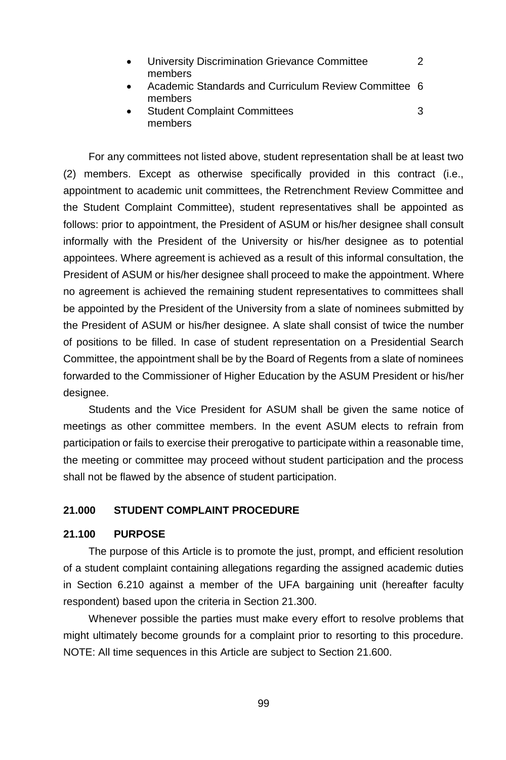- University Discrimination Grievance Committee 2 members
- Academic Standards and Curriculum Review Committee 6 members
- Student Complaint Committees 3 members

For any committees not listed above, student representation shall be at least two (2) members. Except as otherwise specifically provided in this contract (i.e., appointment to academic unit committees, the Retrenchment Review Committee and the Student Complaint Committee), student representatives shall be appointed as follows: prior to appointment, the President of ASUM or his/her designee shall consult informally with the President of the University or his/her designee as to potential appointees. Where agreement is achieved as a result of this informal consultation, the President of ASUM or his/her designee shall proceed to make the appointment. Where no agreement is achieved the remaining student representatives to committees shall be appointed by the President of the University from a slate of nominees submitted by the President of ASUM or his/her designee. A slate shall consist of twice the number of positions to be filled. In case of student representation on a Presidential Search Committee, the appointment shall be by the Board of Regents from a slate of nominees forwarded to the Commissioner of Higher Education by the ASUM President or his/her designee.

Students and the Vice President for ASUM shall be given the same notice of meetings as other committee members. In the event ASUM elects to refrain from participation or fails to exercise their prerogative to participate within a reasonable time, the meeting or committee may proceed without student participation and the process shall not be flawed by the absence of student participation.

## 21.000 STUDENT COMPLAINT PROCEDURE

### 21.100 PURPOSE

The purpose of this Article is to promote the just, prompt, and efficient resolution of a student complaint containing allegations regarding the assigned academic duties in Section 6.210 against a member of the UFA bargaining unit (hereafter faculty respondent) based upon the criteria in Section 21.300.

Whenever possible the parties must make every effort to resolve problems that might ultimately become grounds for a complaint prior to resorting to this procedure. NOTE: All time sequences in this Article are subject to Section 21.600.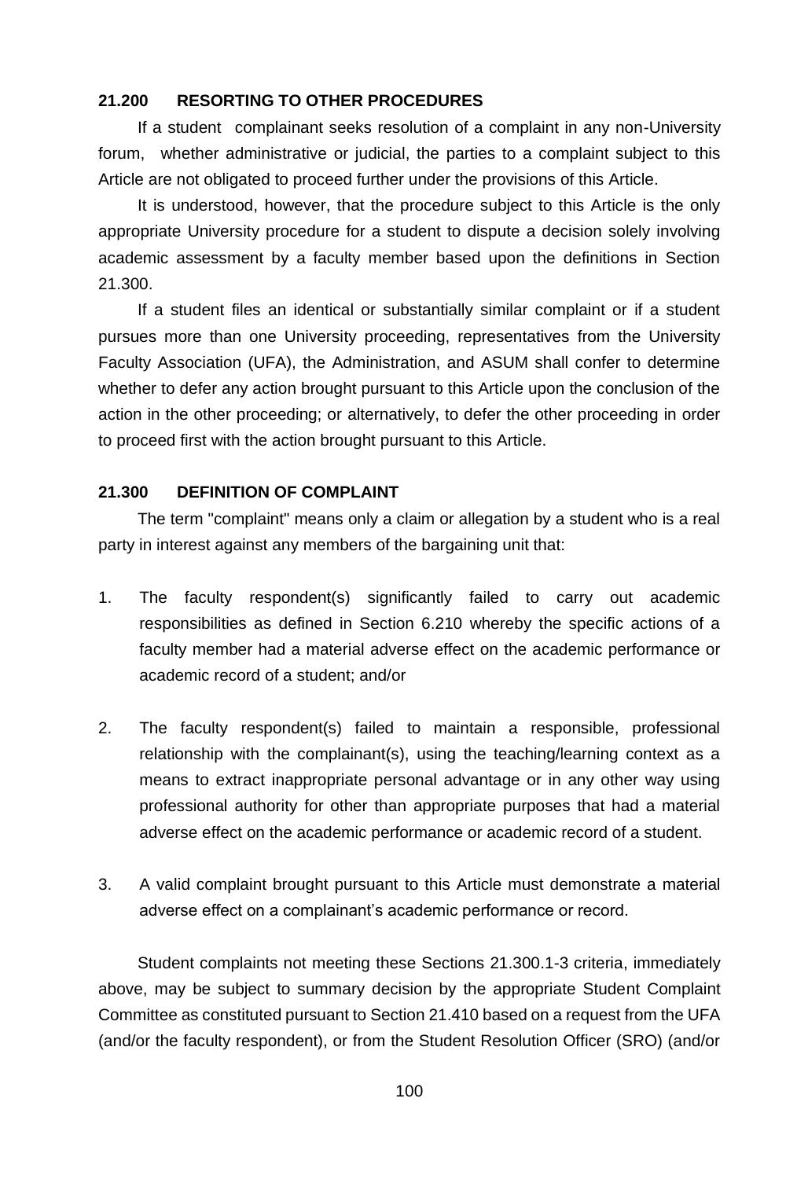### 21.200 RESORTING TO OTHER PROCEDURES

If a student complainant seeks resolution of a complaint in any non-University forum, whether administrative or judicial, the parties to a complaint subject to this Article are not obligated to proceed further under the provisions of this Article.

It is understood, however, that the procedure subject to this Article is the only appropriate University procedure for a student to dispute a decision solely involving academic assessment by a faculty member based upon the definitions in Section 21.300.

If a student files an identical or substantially similar complaint or if a student pursues more than one University proceeding, representatives from the University Faculty Association (UFA), the Administration, and ASUM shall confer to determine whether to defer any action brought pursuant to this Article upon the conclusion of the action in the other proceeding; or alternatively, to defer the other proceeding in order to proceed first with the action brought pursuant to this Article.

### 21.300 DEFINITION OF COMPLAINT

The term "complaint" means only a claim or allegation by a student who is a real party in interest against any members of the bargaining unit that:

1. The faculty respondent(s) significantly failed to carry out academic responsibilities as defined in Section 6.210 whereby the specific actions of a faculty member had a material adverse effect on the academic performance or academic record of a student; and/or

2. The faculty respondent(s) failed to maintain a responsible, professional relationship with the complainant(s), using the teaching/learning context as a means to extract inappropriate personal advantage or in any other way using professional authority for other than appropriate purposes that had a material adverse effect on the academic performance or academic record of a student.

3. A valid complaint brought pursuant to this Article must demonstrate a material adverse effect on a complainant's academic performance or record.

Student complaints not meeting these Sections 21.300.1-3 criteria, immediately above, may be subject to summary decision by the appropriate Student Complaint Committee as constituted pursuant to Section 21.410 based on a request from the UFA (and/or the faculty respondent), or from the Student Resolution Officer (SRO) (and/or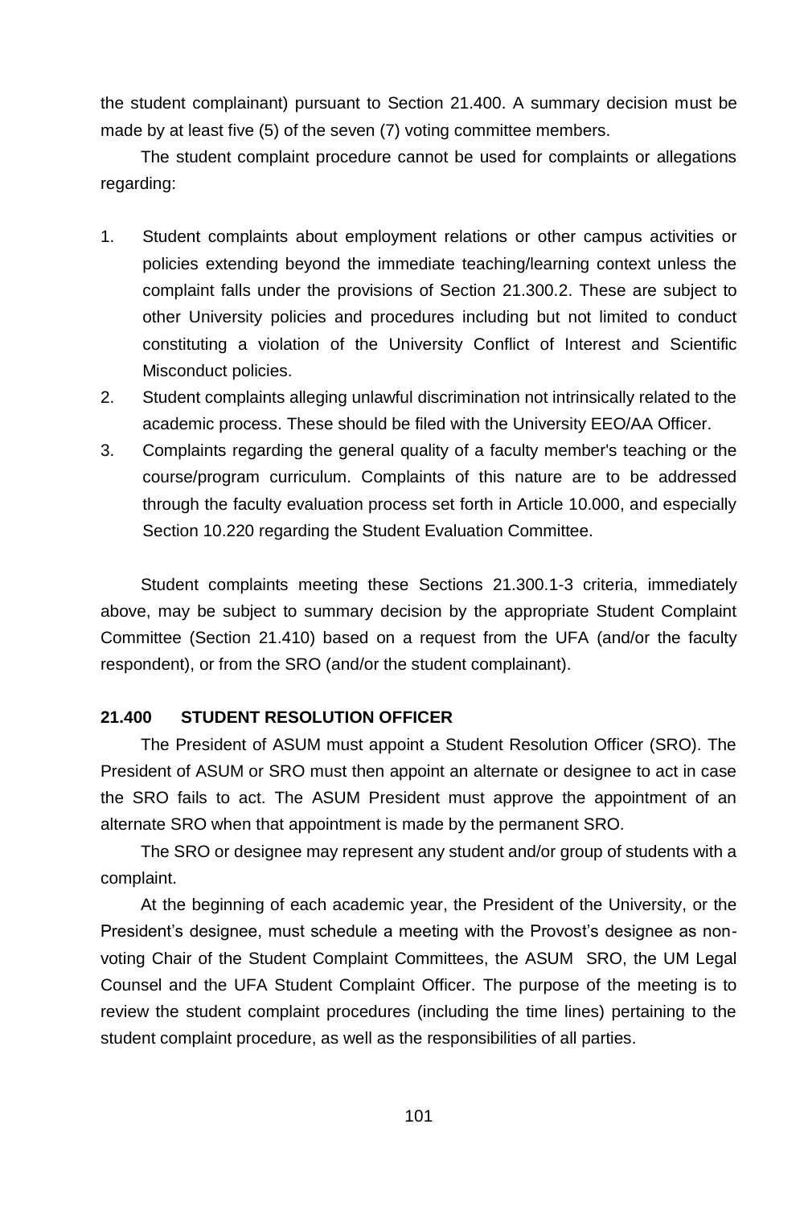the student complainant) pursuant to Section 21.400. A summary decision must be made by at least five (5) of the seven (7) voting committee members.

The student complaint procedure cannot be used for complaints or allegations regarding:

1. Student complaints about employment relations or other campus activities or policies extending beyond the immediate teaching/learning context unless the complaint falls under the provisions of Section 21.300.2. These are subject to other University policies and procedures including but not limited to conduct constituting a violation of the University Conflict of Interest and Scientific Misconduct policies.
2. Student complaints alleging unlawful discrimination not intrinsically related to the academic process. These should be filed with the University EEO/AA Officer.
3. Complaints regarding the general quality of a faculty member's teaching or the course/program curriculum. Complaints of this nature are to be addressed through the faculty evaluation process set forth in Article 10.000, and especially Section 10.220 regarding the Student Evaluation Committee.

Student complaints meeting these Sections 21.300.1-3 criteria, immediately above, may be subject to summary decision by the appropriate Student Complaint Committee (Section 21.410) based on a request from the UFA (and/or the faculty respondent), or from the SRO (and/or the student complainant).

### 21.400 STUDENT RESOLUTION OFFICER

The President of ASUM must appoint a Student Resolution Officer (SRO). The President of ASUM or SRO must then appoint an alternate or designee to act in case the SRO fails to act. The ASUM President must approve the appointment of an alternate SRO when that appointment is made by the permanent SRO.

The SRO or designee may represent any student and/or group of students with a complaint.

At the beginning of each academic year, the President of the University, or the President's designee, must schedule a meeting with the Provost's designee as non-voting Chair of the Student Complaint Committees, the ASUM SRO, the UM Legal Counsel and the UFA Student Complaint Officer. The purpose of the meeting is to review the student complaint procedures (including the time lines) pertaining to the student complaint procedure, as well as the responsibilities of all parties.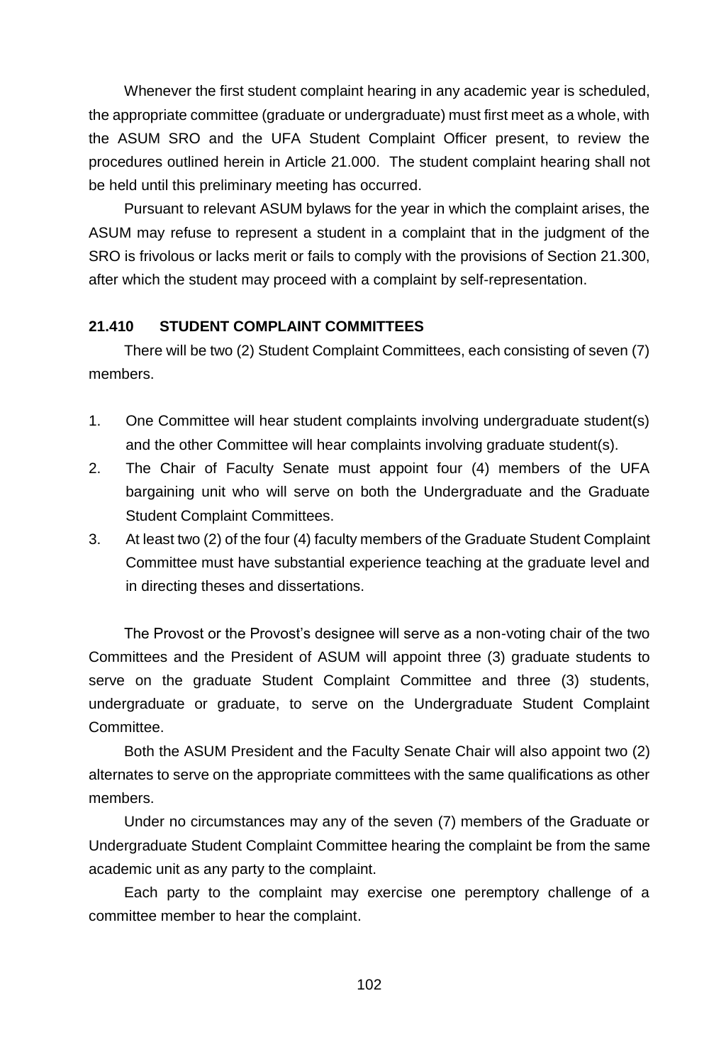Whenever the first student complaint hearing in any academic year is scheduled, the appropriate committee (graduate or undergraduate) must first meet as a whole, with the ASUM SRO and the UFA Student Complaint Officer present, to review the procedures outlined herein in Article 21.000. The student complaint hearing shall not be held until this preliminary meeting has occurred.

Pursuant to relevant ASUM bylaws for the year in which the complaint arises, the ASUM may refuse to represent a student in a complaint that in the judgment of the SRO is frivolous or lacks merit or fails to comply with the provisions of Section 21.300, after which the student may proceed with a complaint by self-representation.

### 21.410 STUDENT COMPLAINT COMMITTEES

There will be two (2) Student Complaint Committees, each consisting of seven (7) members.

1. One Committee will hear student complaints involving undergraduate student(s) and the other Committee will hear complaints involving graduate student(s).
2. The Chair of Faculty Senate must appoint four (4) members of the UFA bargaining unit who will serve on both the Undergraduate and the Graduate Student Complaint Committees.
3. At least two (2) of the four (4) faculty members of the Graduate Student Complaint Committee must have substantial experience teaching at the graduate level and in directing theses and dissertations.

The Provost or the Provost's designee will serve as a non-voting chair of the two Committees and the President of ASUM will appoint three (3) graduate students to serve on the graduate Student Complaint Committee and three (3) students, undergraduate or graduate, to serve on the Undergraduate Student Complaint Committee.

Both the ASUM President and the Faculty Senate Chair will also appoint two (2) alternates to serve on the appropriate committees with the same qualifications as other members.

Under no circumstances may any of the seven (7) members of the Graduate or Undergraduate Student Complaint Committee hearing the complaint be from the same academic unit as any party to the complaint.

Each party to the complaint may exercise one peremptory challenge of a committee member to hear the complaint.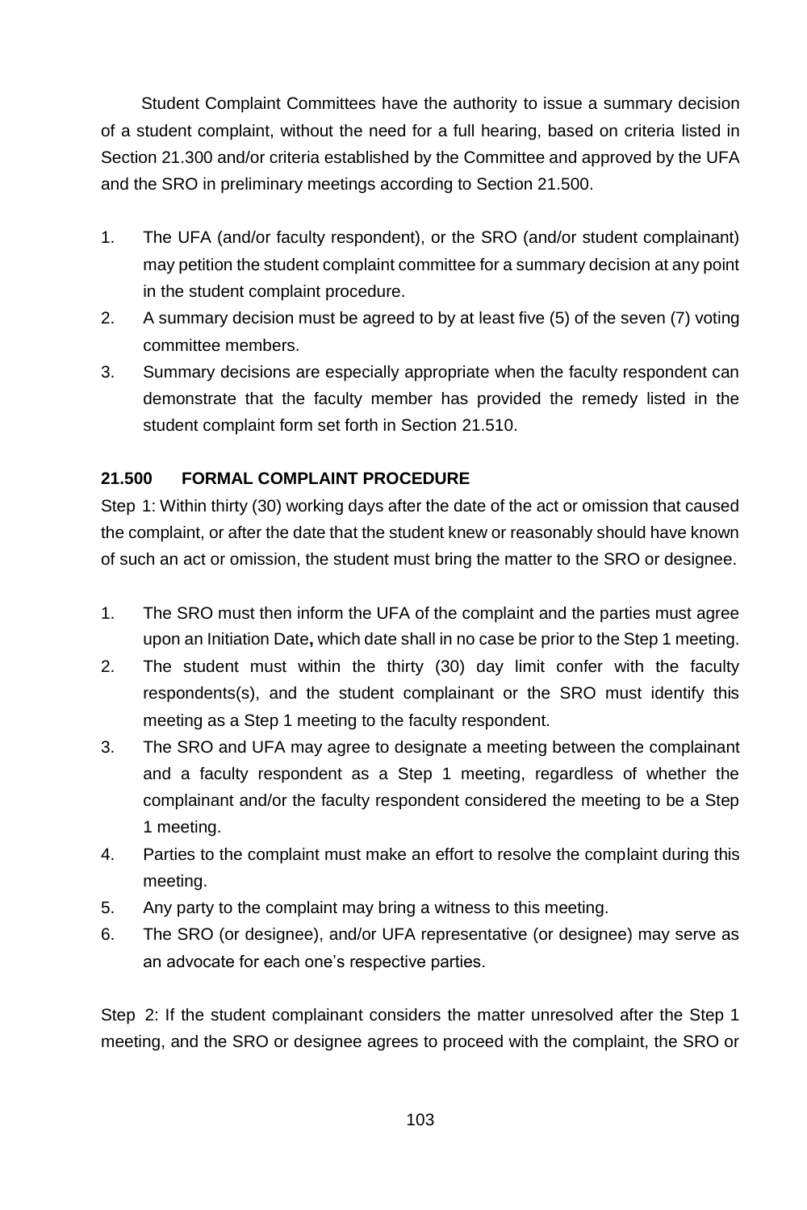Student Complaint Committees have the authority to issue a summary decision of a student complaint, without the need for a full hearing, based on criteria listed in Section 21.300 and/or criteria established by the Committee and approved by the UFA and the SRO in preliminary meetings according to Section 21.500.

1. The UFA (and/or faculty respondent), or the SRO (and/or student complainant) may petition the student complaint committee for a summary decision at any point in the student complaint procedure.
2. A summary decision must be agreed to by at least five (5) of the seven (7) voting committee members.
3. Summary decisions are especially appropriate when the faculty respondent can demonstrate that the faculty member has provided the remedy listed in the student complaint form set forth in Section 21.510.

**21.500 FORMAL COMPLAINT PROCEDURE**

Step 1: Within thirty (30) working days after the date of the act or omission that caused the complaint, or after the date that the student knew or reasonably should have known of such an act or omission, the student must bring the matter to the SRO or designee.

1. The SRO must then inform the UFA of the complaint and the parties must agree upon an Initiation Date**,** which date shall in no case be prior to the Step 1 meeting.
2. The student must within the thirty (30) day limit confer with the faculty respondents(s), and the student complainant or the SRO must identify this meeting as a Step 1 meeting to the faculty respondent.
3. The SRO and UFA may agree to designate a meeting between the complainant and a faculty respondent as a Step 1 meeting, regardless of whether the complainant and/or the faculty respondent considered the meeting to be a Step 1 meeting.
4. Parties to the complaint must make an effort to resolve the complaint during this meeting.
5. Any party to the complaint may bring a witness to this meeting.
6. The SRO (or designee), and/or UFA representative (or designee) may serve as an advocate for each one's respective parties.

Step 2: If the student complainant considers the matter unresolved after the Step 1 meeting, and the SRO or designee agrees to proceed with the complaint, the SRO or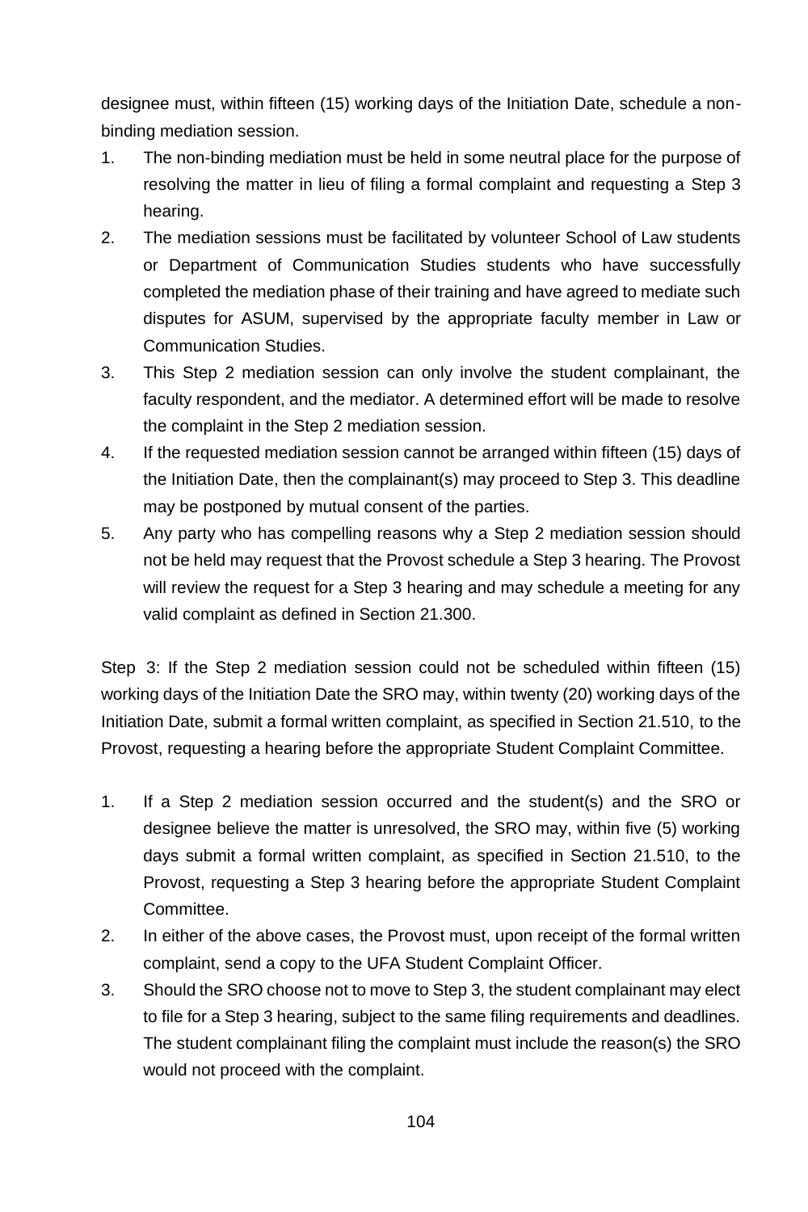designee must, within fifteen (15) working days of the Initiation Date, schedule a non-binding mediation session.

1. The non-binding mediation must be held in some neutral place for the purpose of resolving the matter in lieu of filing a formal complaint and requesting a Step 3 hearing.
2. The mediation sessions must be facilitated by volunteer School of Law students or Department of Communication Studies students who have successfully completed the mediation phase of their training and have agreed to mediate such disputes for ASUM, supervised by the appropriate faculty member in Law or Communication Studies.
3. This Step 2 mediation session can only involve the student complainant, the faculty respondent, and the mediator. A determined effort will be made to resolve the complaint in the Step 2 mediation session.
4. If the requested mediation session cannot be arranged within fifteen (15) days of the Initiation Date, then the complainant(s) may proceed to Step 3. This deadline may be postponed by mutual consent of the parties.
5. Any party who has compelling reasons why a Step 2 mediation session should not be held may request that the Provost schedule a Step 3 hearing. The Provost will review the request for a Step 3 hearing and may schedule a meeting for any valid complaint as defined in Section 21.300.

Step 3: If the Step 2 mediation session could not be scheduled within fifteen (15) working days of the Initiation Date the SRO may, within twenty (20) working days of the Initiation Date, submit a formal written complaint, as specified in Section 21.510, to the Provost, requesting a hearing before the appropriate Student Complaint Committee.

1. If a Step 2 mediation session occurred and the student(s) and the SRO or designee believe the matter is unresolved, the SRO may, within five (5) working days submit a formal written complaint, as specified in Section 21.510, to the Provost, requesting a Step 3 hearing before the appropriate Student Complaint Committee.
2. In either of the above cases, the Provost must, upon receipt of the formal written complaint, send a copy to the UFA Student Complaint Officer.
3. Should the SRO choose not to move to Step 3, the student complainant may elect to file for a Step 3 hearing, subject to the same filing requirements and deadlines. The student complainant filing the complaint must include the reason(s) the SRO would not proceed with the complaint.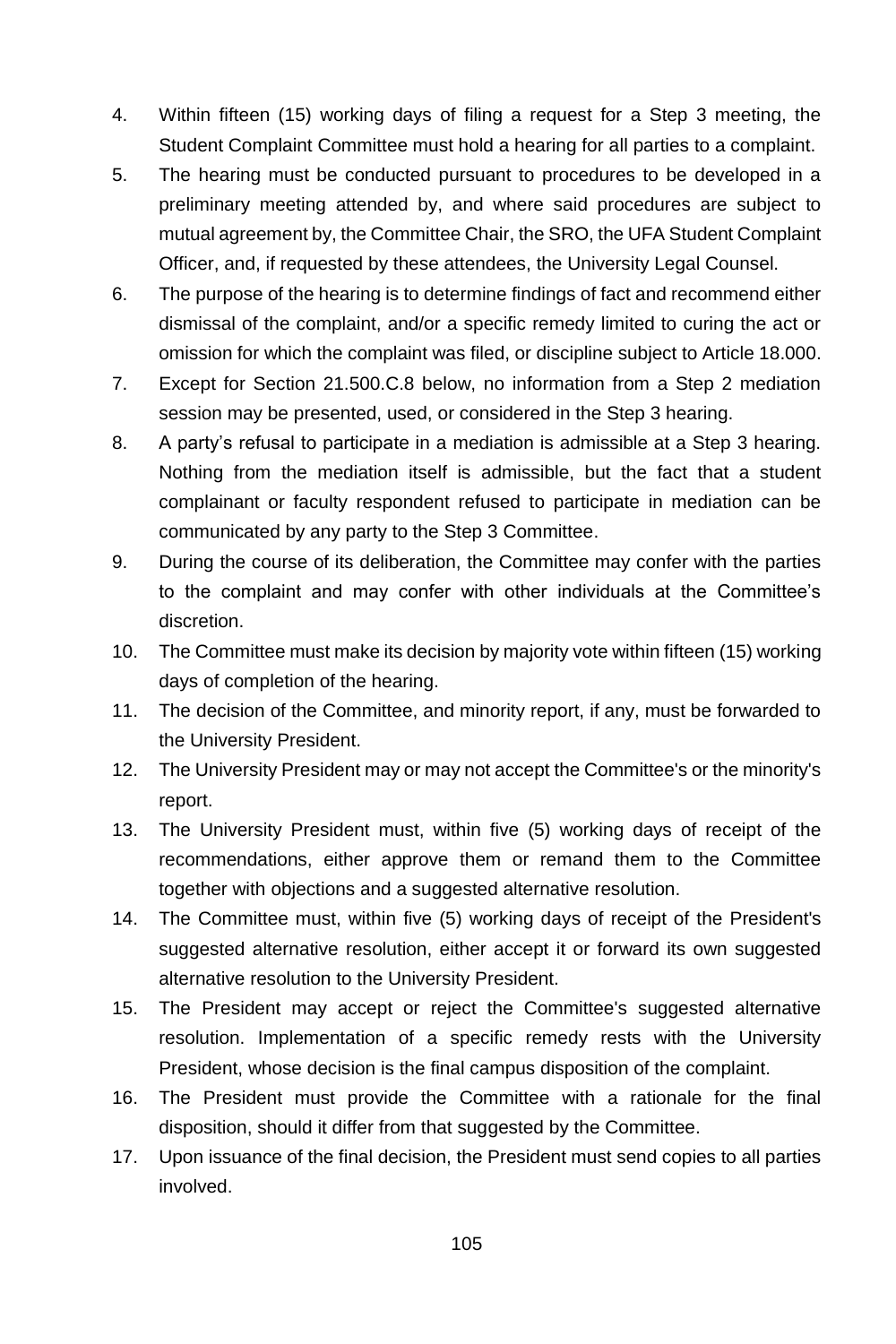4. Within fifteen (15) working days of filing a request for a Step 3 meeting, the Student Complaint Committee must hold a hearing for all parties to a complaint.
5. The hearing must be conducted pursuant to procedures to be developed in a preliminary meeting attended by, and where said procedures are subject to mutual agreement by, the Committee Chair, the SRO, the UFA Student Complaint Officer, and, if requested by these attendees, the University Legal Counsel.
6. The purpose of the hearing is to determine findings of fact and recommend either dismissal of the complaint, and/or a specific remedy limited to curing the act or omission for which the complaint was filed, or discipline subject to Article 18.000.
7. Except for Section 21.500.C.8 below, no information from a Step 2 mediation session may be presented, used, or considered in the Step 3 hearing.
8. A party's refusal to participate in a mediation is admissible at a Step 3 hearing. Nothing from the mediation itself is admissible, but the fact that a student complainant or faculty respondent refused to participate in mediation can be communicated by any party to the Step 3 Committee.
9. During the course of its deliberation, the Committee may confer with the parties to the complaint and may confer with other individuals at the Committee's discretion.
10. The Committee must make its decision by majority vote within fifteen (15) working days of completion of the hearing.
11. The decision of the Committee, and minority report, if any, must be forwarded to the University President.
12. The University President may or may not accept the Committee's or the minority's report.
13. The University President must, within five (5) working days of receipt of the recommendations, either approve them or remand them to the Committee together with objections and a suggested alternative resolution.
14. The Committee must, within five (5) working days of receipt of the President's suggested alternative resolution, either accept it or forward its own suggested alternative resolution to the University President.
15. The President may accept or reject the Committee's suggested alternative resolution. Implementation of a specific remedy rests with the University President, whose decision is the final campus disposition of the complaint.
16. The President must provide the Committee with a rationale for the final disposition, should it differ from that suggested by the Committee.
17. Upon issuance of the final decision, the President must send copies to all parties involved.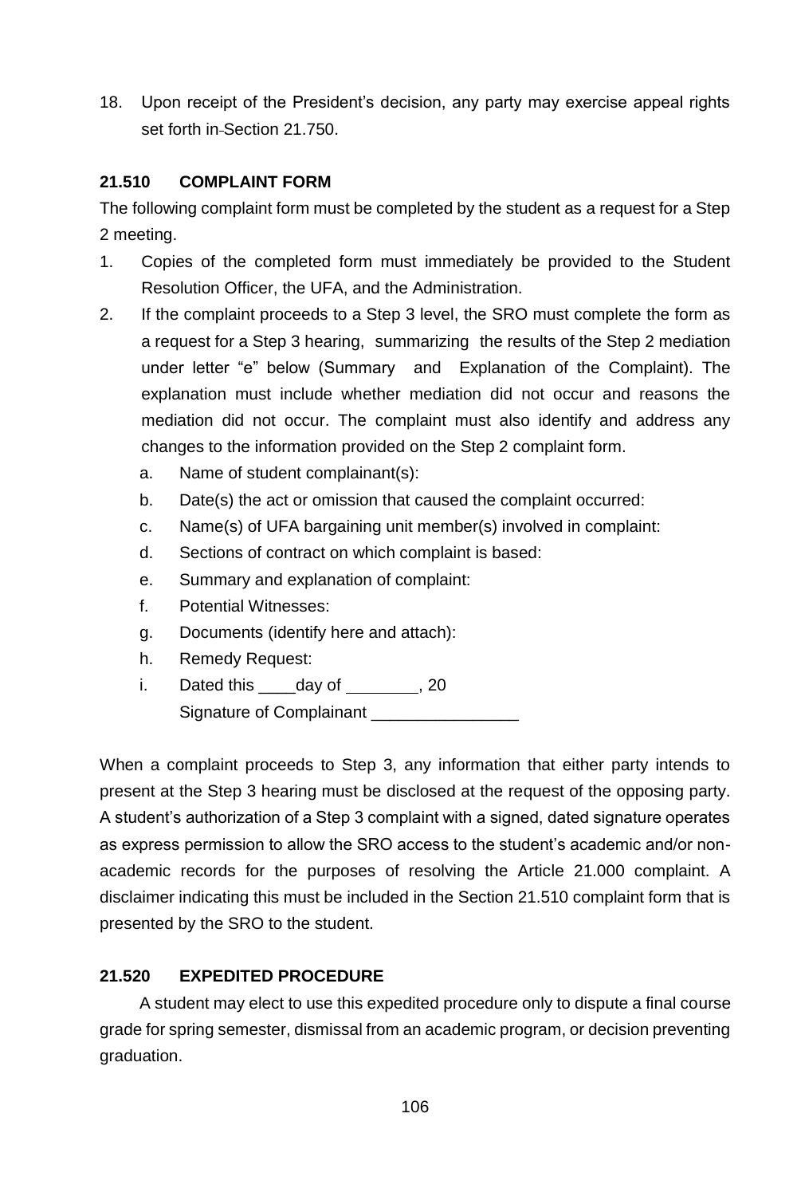18. Upon receipt of the President's decision, any party may exercise appeal rights set forth in Section 21.750.

**21.510 COMPLAINT FORM**

The following complaint form must be completed by the student as a request for a Step 2 meeting.

1. Copies of the completed form must immediately be provided to the Student Resolution Officer, the UFA, and the Administration.
2. If the complaint proceeds to a Step 3 level, the SRO must complete the form as a request for a Step 3 hearing, summarizing the results of the Step 2 mediation under letter "e" below (Summary and Explanation of the Complaint). The explanation must include whether mediation did not occur and reasons the mediation did not occur. The complaint must also identify and address any changes to the information provided on the Step 2 complaint form.
   a. Name of student complainant(s):
   b. Date(s) the act or omission that caused the complaint occurred:
   c. Name(s) of UFA bargaining unit member(s) involved in complaint:
   d. Sections of contract on which complaint is based:
   e. Summary and explanation of complaint:
   f. Potential Witnesses:
   g. Documents (identify here and attach):
   h. Remedy Request:
   i. Dated this ____day of ________, 20
      Signature of Complainant ________________

When a complaint proceeds to Step 3, any information that either party intends to present at the Step 3 hearing must be disclosed at the request of the opposing party. A student's authorization of a Step 3 complaint with a signed, dated signature operates as express permission to allow the SRO access to the student's academic and/or non-academic records for the purposes of resolving the Article 21.000 complaint. A disclaimer indicating this must be included in the Section 21.510 complaint form that is presented by the SRO to the student.

**21.520 EXPEDITED PROCEDURE**

A student may elect to use this expedited procedure only to dispute a final course grade for spring semester, dismissal from an academic program, or decision preventing graduation.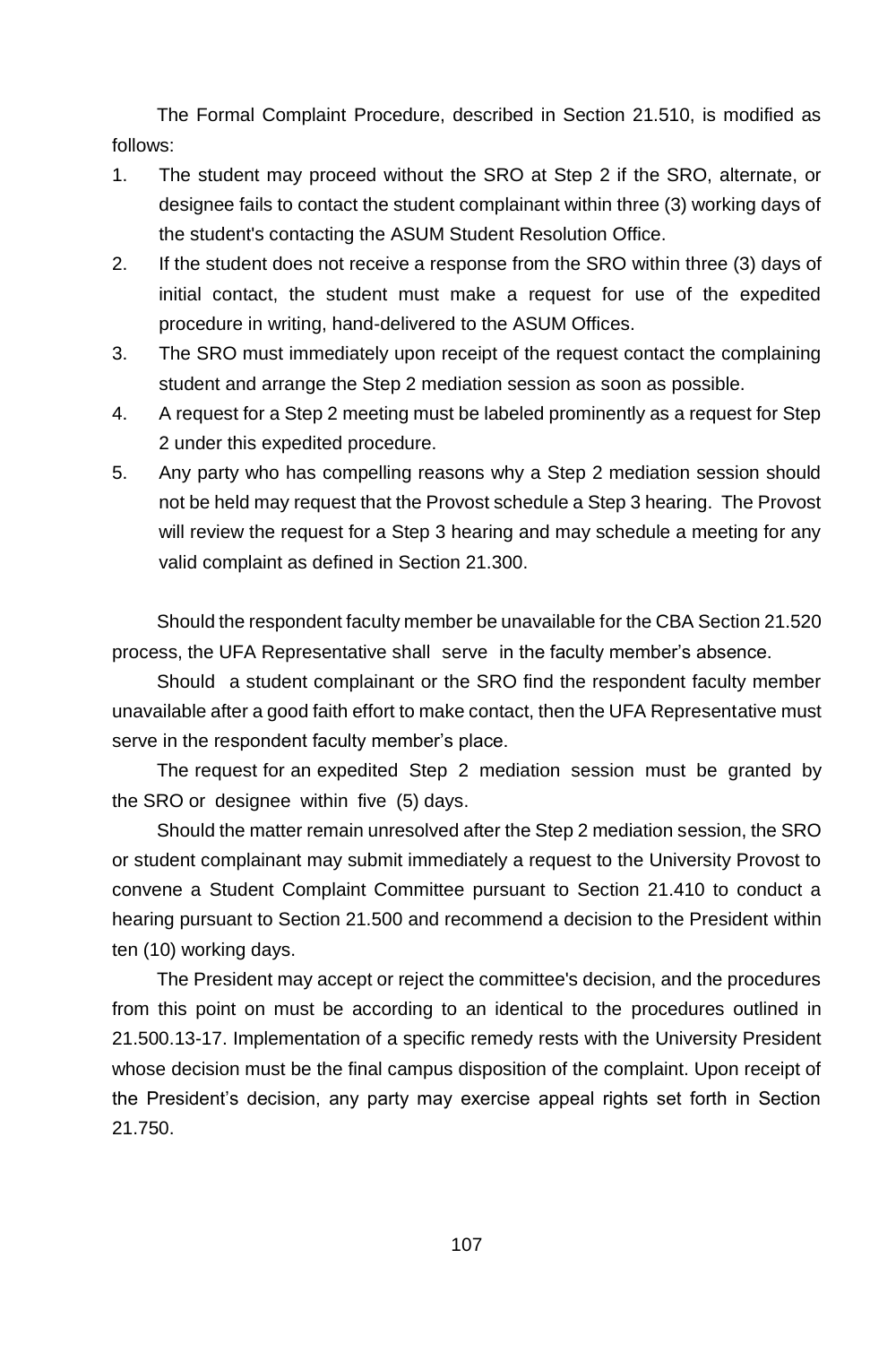The Formal Complaint Procedure, described in Section 21.510, is modified as follows:

1. The student may proceed without the SRO at Step 2 if the SRO, alternate, or designee fails to contact the student complainant within three (3) working days of the student's contacting the ASUM Student Resolution Office.
2. If the student does not receive a response from the SRO within three (3) days of initial contact, the student must make a request for use of the expedited procedure in writing, hand-delivered to the ASUM Offices.
3. The SRO must immediately upon receipt of the request contact the complaining student and arrange the Step 2 mediation session as soon as possible.
4. A request for a Step 2 meeting must be labeled prominently as a request for Step 2 under this expedited procedure.
5. Any party who has compelling reasons why a Step 2 mediation session should not be held may request that the Provost schedule a Step 3 hearing. The Provost will review the request for a Step 3 hearing and may schedule a meeting for any valid complaint as defined in Section 21.300.

Should the respondent faculty member be unavailable for the CBA Section 21.520 process, the UFA Representative shall serve in the faculty member's absence.

Should a student complainant or the SRO find the respondent faculty member unavailable after a good faith effort to make contact, then the UFA Representative must serve in the respondent faculty member's place.

The request for an expedited Step 2 mediation session must be granted by the SRO or designee within five (5) days.

Should the matter remain unresolved after the Step 2 mediation session, the SRO or student complainant may submit immediately a request to the University Provost to convene a Student Complaint Committee pursuant to Section 21.410 to conduct a hearing pursuant to Section 21.500 and recommend a decision to the President within ten (10) working days.

The President may accept or reject the committee's decision, and the procedures from this point on must be according to an identical to the procedures outlined in 21.500.13-17. Implementation of a specific remedy rests with the University President whose decision must be the final campus disposition of the complaint. Upon receipt of the President's decision, any party may exercise appeal rights set forth in Section 21.750.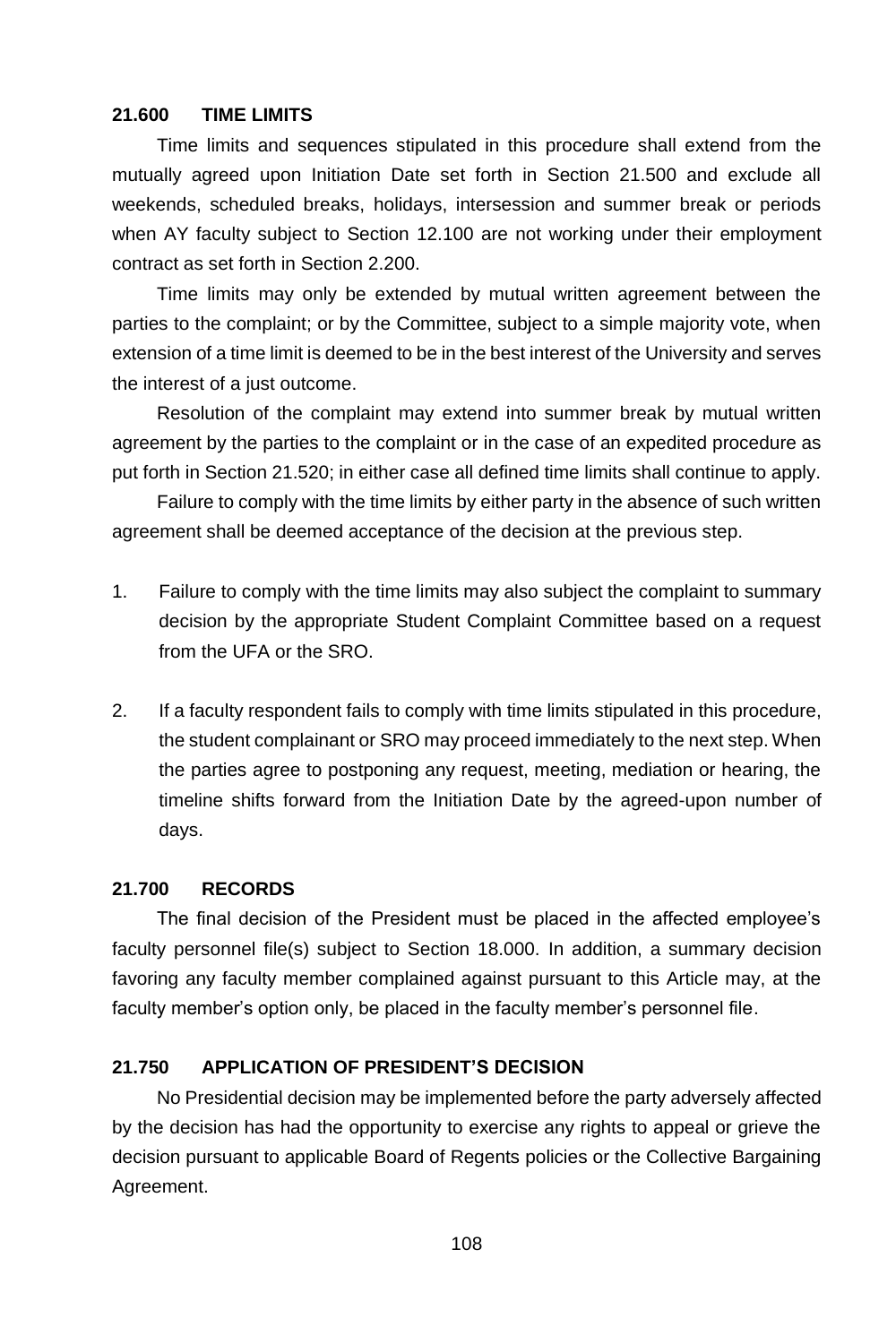### 21.600 TIME LIMITS

Time limits and sequences stipulated in this procedure shall extend from the mutually agreed upon Initiation Date set forth in Section 21.500 and exclude all weekends, scheduled breaks, holidays, intersession and summer break or periods when AY faculty subject to Section 12.100 are not working under their employment contract as set forth in Section 2.200.

Time limits may only be extended by mutual written agreement between the parties to the complaint; or by the Committee, subject to a simple majority vote, when extension of a time limit is deemed to be in the best interest of the University and serves the interest of a just outcome.

Resolution of the complaint may extend into summer break by mutual written agreement by the parties to the complaint or in the case of an expedited procedure as put forth in Section 21.520; in either case all defined time limits shall continue to apply.

Failure to comply with the time limits by either party in the absence of such written agreement shall be deemed acceptance of the decision at the previous step.

1. Failure to comply with the time limits may also subject the complaint to summary decision by the appropriate Student Complaint Committee based on a request from the UFA or the SRO.

2. If a faculty respondent fails to comply with time limits stipulated in this procedure, the student complainant or SRO may proceed immediately to the next step. When the parties agree to postponing any request, meeting, mediation or hearing, the timeline shifts forward from the Initiation Date by the agreed-upon number of days.

### 21.700 RECORDS

The final decision of the President must be placed in the affected employee's faculty personnel file(s) subject to Section 18.000. In addition, a summary decision favoring any faculty member complained against pursuant to this Article may, at the faculty member's option only, be placed in the faculty member's personnel file.

### 21.750 APPLICATION OF PRESIDENT'S DECISION

No Presidential decision may be implemented before the party adversely affected by the decision has had the opportunity to exercise any rights to appeal or grieve the decision pursuant to applicable Board of Regents policies or the Collective Bargaining Agreement.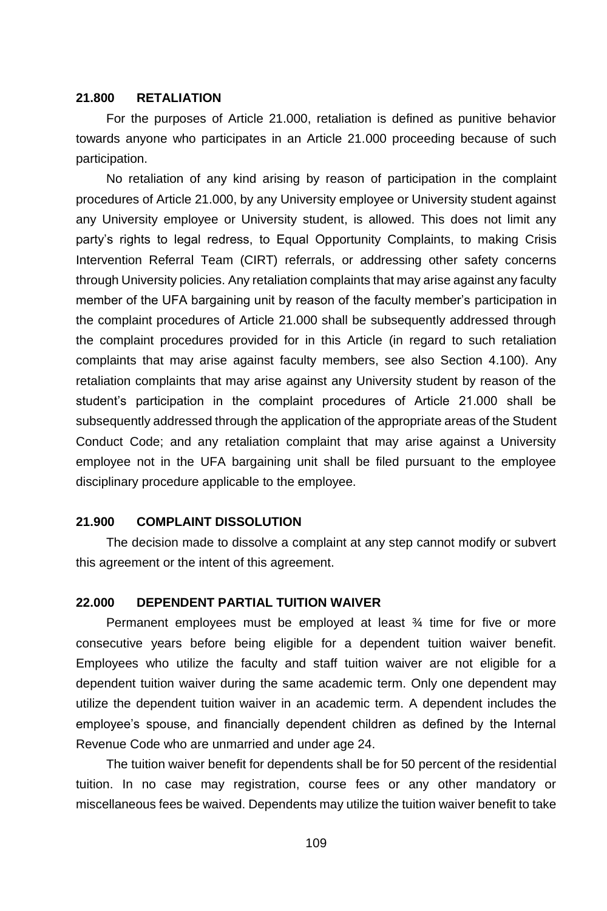## 21.800 RETALIATION

For the purposes of Article 21.000, retaliation is defined as punitive behavior towards anyone who participates in an Article 21.000 proceeding because of such participation.

No retaliation of any kind arising by reason of participation in the complaint procedures of Article 21.000, by any University employee or University student against any University employee or University student, is allowed. This does not limit any party's rights to legal redress, to Equal Opportunity Complaints, to making Crisis Intervention Referral Team (CIRT) referrals, or addressing other safety concerns through University policies. Any retaliation complaints that may arise against any faculty member of the UFA bargaining unit by reason of the faculty member's participation in the complaint procedures of Article 21.000 shall be subsequently addressed through the complaint procedures provided for in this Article (in regard to such retaliation complaints that may arise against faculty members, see also Section 4.100). Any retaliation complaints that may arise against any University student by reason of the student's participation in the complaint procedures of Article 21.000 shall be subsequently addressed through the application of the appropriate areas of the Student Conduct Code; and any retaliation complaint that may arise against a University employee not in the UFA bargaining unit shall be filed pursuant to the employee disciplinary procedure applicable to the employee.

## 21.900 COMPLAINT DISSOLUTION

The decision made to dissolve a complaint at any step cannot modify or subvert this agreement or the intent of this agreement.

## 22.000 DEPENDENT PARTIAL TUITION WAIVER

Permanent employees must be employed at least ¾ time for five or more consecutive years before being eligible for a dependent tuition waiver benefit. Employees who utilize the faculty and staff tuition waiver are not eligible for a dependent tuition waiver during the same academic term. Only one dependent may utilize the dependent tuition waiver in an academic term. A dependent includes the employee's spouse, and financially dependent children as defined by the Internal Revenue Code who are unmarried and under age 24.

The tuition waiver benefit for dependents shall be for 50 percent of the residential tuition. In no case may registration, course fees or any other mandatory or miscellaneous fees be waived. Dependents may utilize the tuition waiver benefit to take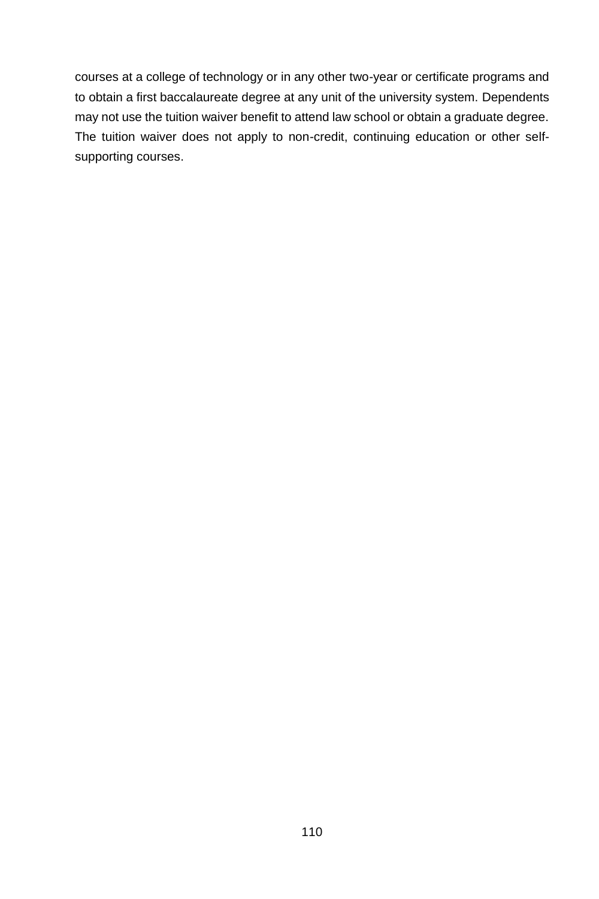courses at a college of technology or in any other two-year or certificate programs and to obtain a first baccalaureate degree at any unit of the university system. Dependents may not use the tuition waiver benefit to attend law school or obtain a graduate degree. The tuition waiver does not apply to non-credit, continuing education or other self-supporting courses.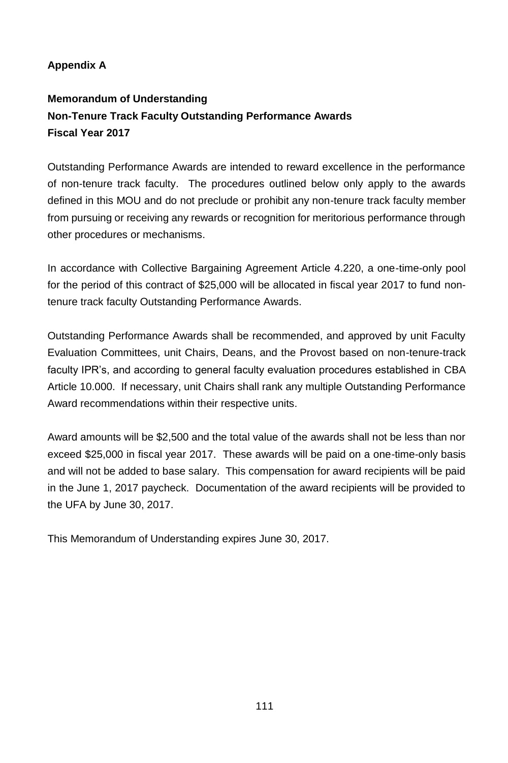**Appendix A**

**Memorandum of Understanding**
**Non-Tenure Track Faculty Outstanding Performance Awards**
**Fiscal Year 2017**

Outstanding Performance Awards are intended to reward excellence in the performance of non-tenure track faculty. The procedures outlined below only apply to the awards defined in this MOU and do not preclude or prohibit any non-tenure track faculty member from pursuing or receiving any rewards or recognition for meritorious performance through other procedures or mechanisms.

In accordance with Collective Bargaining Agreement Article 4.220, a one-time-only pool for the period of this contract of $25,000 will be allocated in fiscal year 2017 to fund non-tenure track faculty Outstanding Performance Awards.

Outstanding Performance Awards shall be recommended, and approved by unit Faculty Evaluation Committees, unit Chairs, Deans, and the Provost based on non-tenure-track faculty IPR's, and according to general faculty evaluation procedures established in CBA Article 10.000. If necessary, unit Chairs shall rank any multiple Outstanding Performance Award recommendations within their respective units.

Award amounts will be $2,500 and the total value of the awards shall not be less than nor exceed $25,000 in fiscal year 2017. These awards will be paid on a one-time-only basis and will not be added to base salary. This compensation for award recipients will be paid in the June 1, 2017 paycheck. Documentation of the award recipients will be provided to the UFA by June 30, 2017.

This Memorandum of Understanding expires June 30, 2017.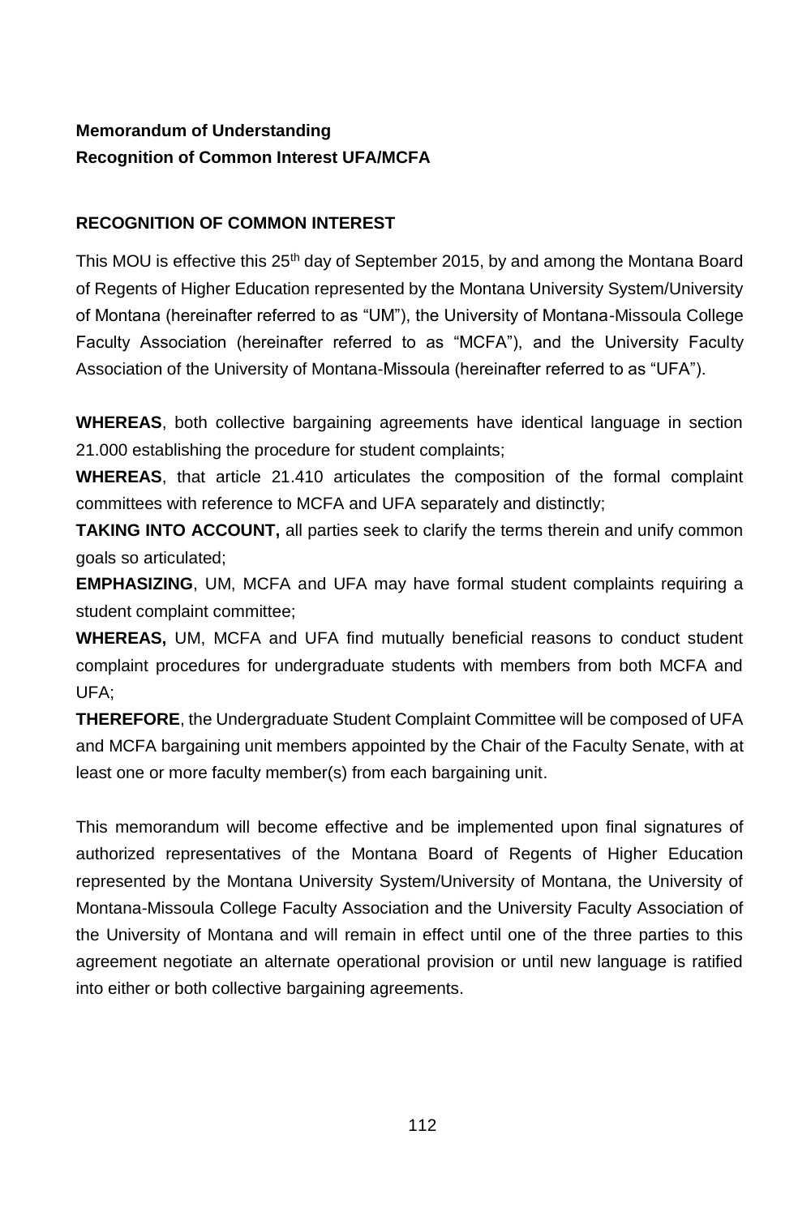**Memorandum of Understanding**
**Recognition of Common Interest UFA/MCFA**

**RECOGNITION OF COMMON INTEREST**

This MOU is effective this 25th day of September 2015, by and among the Montana Board of Regents of Higher Education represented by the Montana University System/University of Montana (hereinafter referred to as "UM"), the University of Montana-Missoula College Faculty Association (hereinafter referred to as "MCFA"), and the University Faculty Association of the University of Montana-Missoula (hereinafter referred to as "UFA").

**WHEREAS**, both collective bargaining agreements have identical language in section 21.000 establishing the procedure for student complaints;
**WHEREAS**, that article 21.410 articulates the composition of the formal complaint committees with reference to MCFA and UFA separately and distinctly;
**TAKING INTO ACCOUNT,** all parties seek to clarify the terms therein and unify common goals so articulated;
**EMPHASIZING**, UM, MCFA and UFA may have formal student complaints requiring a student complaint committee;
**WHEREAS,** UM, MCFA and UFA find mutually beneficial reasons to conduct student complaint procedures for undergraduate students with members from both MCFA and UFA;
**THEREFORE**, the Undergraduate Student Complaint Committee will be composed of UFA and MCFA bargaining unit members appointed by the Chair of the Faculty Senate, with at least one or more faculty member(s) from each bargaining unit.

This memorandum will become effective and be implemented upon final signatures of authorized representatives of the Montana Board of Regents of Higher Education represented by the Montana University System/University of Montana, the University of Montana-Missoula College Faculty Association and the University Faculty Association of the University of Montana and will remain in effect until one of the three parties to this agreement negotiate an alternate operational provision or until new language is ratified into either or both collective bargaining agreements.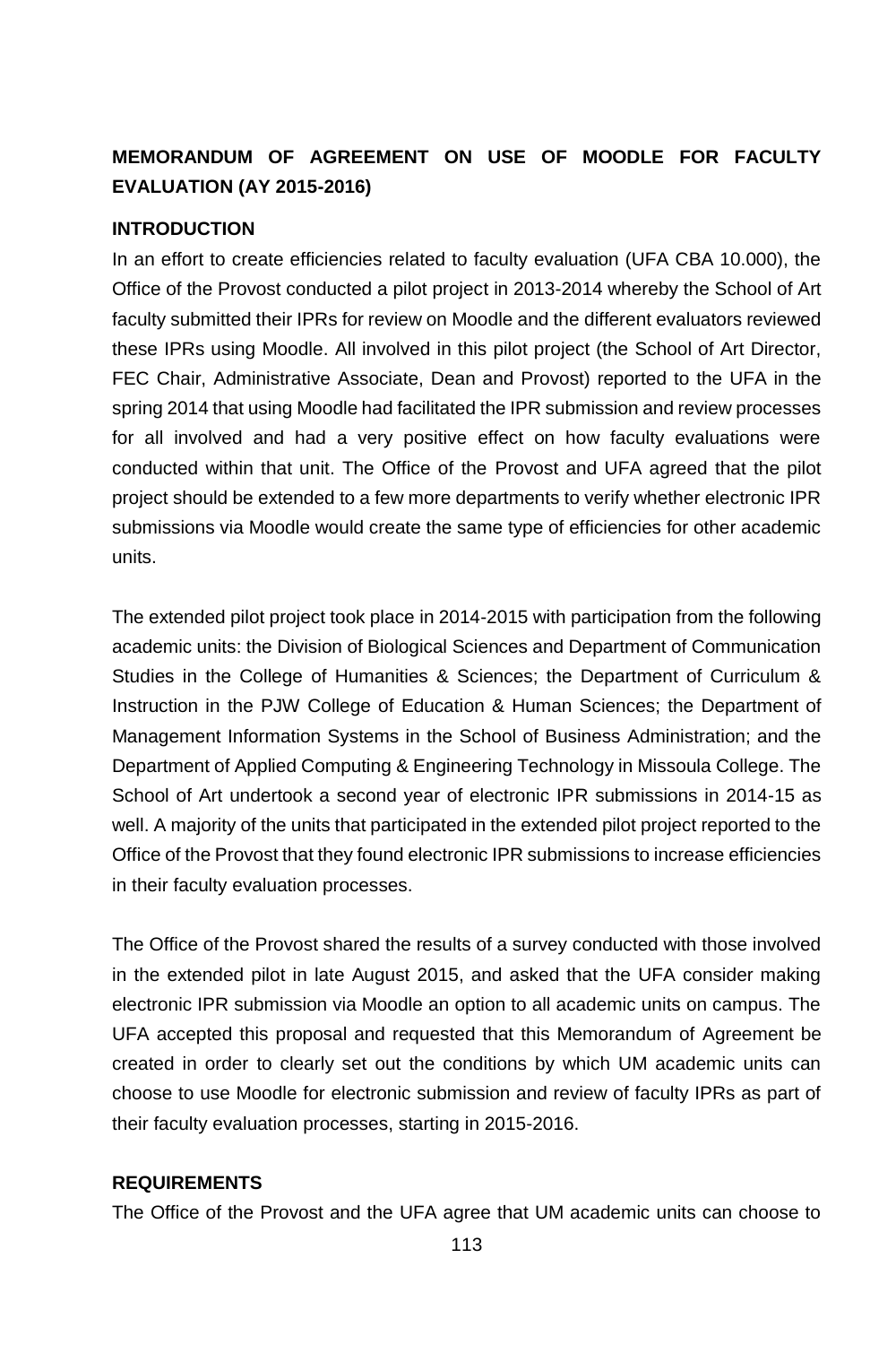## MEMORANDUM OF AGREEMENT ON USE OF MOODLE FOR FACULTY EVALUATION (AY 2015-2016)

### INTRODUCTION

In an effort to create efficiencies related to faculty evaluation (UFA CBA 10.000), the Office of the Provost conducted a pilot project in 2013-2014 whereby the School of Art faculty submitted their IPRs for review on Moodle and the different evaluators reviewed these IPRs using Moodle. All involved in this pilot project (the School of Art Director, FEC Chair, Administrative Associate, Dean and Provost) reported to the UFA in the spring 2014 that using Moodle had facilitated the IPR submission and review processes for all involved and had a very positive effect on how faculty evaluations were conducted within that unit. The Office of the Provost and UFA agreed that the pilot project should be extended to a few more departments to verify whether electronic IPR submissions via Moodle would create the same type of efficiencies for other academic units.

The extended pilot project took place in 2014-2015 with participation from the following academic units: the Division of Biological Sciences and Department of Communication Studies in the College of Humanities & Sciences; the Department of Curriculum & Instruction in the PJW College of Education & Human Sciences; the Department of Management Information Systems in the School of Business Administration; and the Department of Applied Computing & Engineering Technology in Missoula College. The School of Art undertook a second year of electronic IPR submissions in 2014-15 as well. A majority of the units that participated in the extended pilot project reported to the Office of the Provost that they found electronic IPR submissions to increase efficiencies in their faculty evaluation processes.

The Office of the Provost shared the results of a survey conducted with those involved in the extended pilot in late August 2015, and asked that the UFA consider making electronic IPR submission via Moodle an option to all academic units on campus. The UFA accepted this proposal and requested that this Memorandum of Agreement be created in order to clearly set out the conditions by which UM academic units can choose to use Moodle for electronic submission and review of faculty IPRs as part of their faculty evaluation processes, starting in 2015-2016.

### REQUIREMENTS

The Office of the Provost and the UFA agree that UM academic units can choose to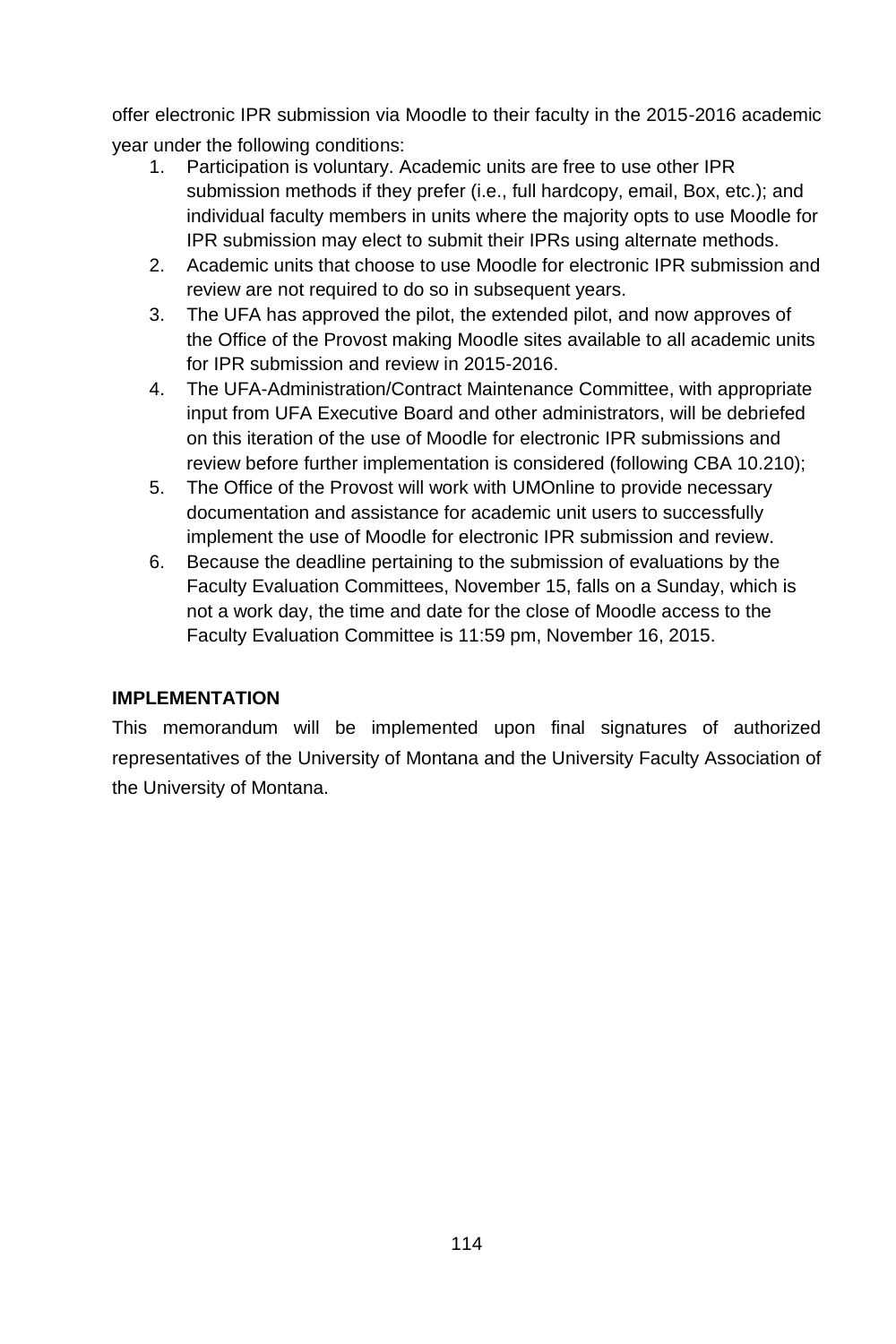offer electronic IPR submission via Moodle to their faculty in the 2015-2016 academic year under the following conditions:

1. Participation is voluntary. Academic units are free to use other IPR submission methods if they prefer (i.e., full hardcopy, email, Box, etc.); and individual faculty members in units where the majority opts to use Moodle for IPR submission may elect to submit their IPRs using alternate methods.
2. Academic units that choose to use Moodle for electronic IPR submission and review are not required to do so in subsequent years.
3. The UFA has approved the pilot, the extended pilot, and now approves of the Office of the Provost making Moodle sites available to all academic units for IPR submission and review in 2015-2016.
4. The UFA-Administration/Contract Maintenance Committee, with appropriate input from UFA Executive Board and other administrators, will be debriefed on this iteration of the use of Moodle for electronic IPR submissions and review before further implementation is considered (following CBA 10.210);
5. The Office of the Provost will work with UMOnline to provide necessary documentation and assistance for academic unit users to successfully implement the use of Moodle for electronic IPR submission and review.
6. Because the deadline pertaining to the submission of evaluations by the Faculty Evaluation Committees, November 15, falls on a Sunday, which is not a work day, the time and date for the close of Moodle access to the Faculty Evaluation Committee is 11:59 pm, November 16, 2015.

**IMPLEMENTATION**

This memorandum will be implemented upon final signatures of authorized representatives of the University of Montana and the University Faculty Association of the University of Montana.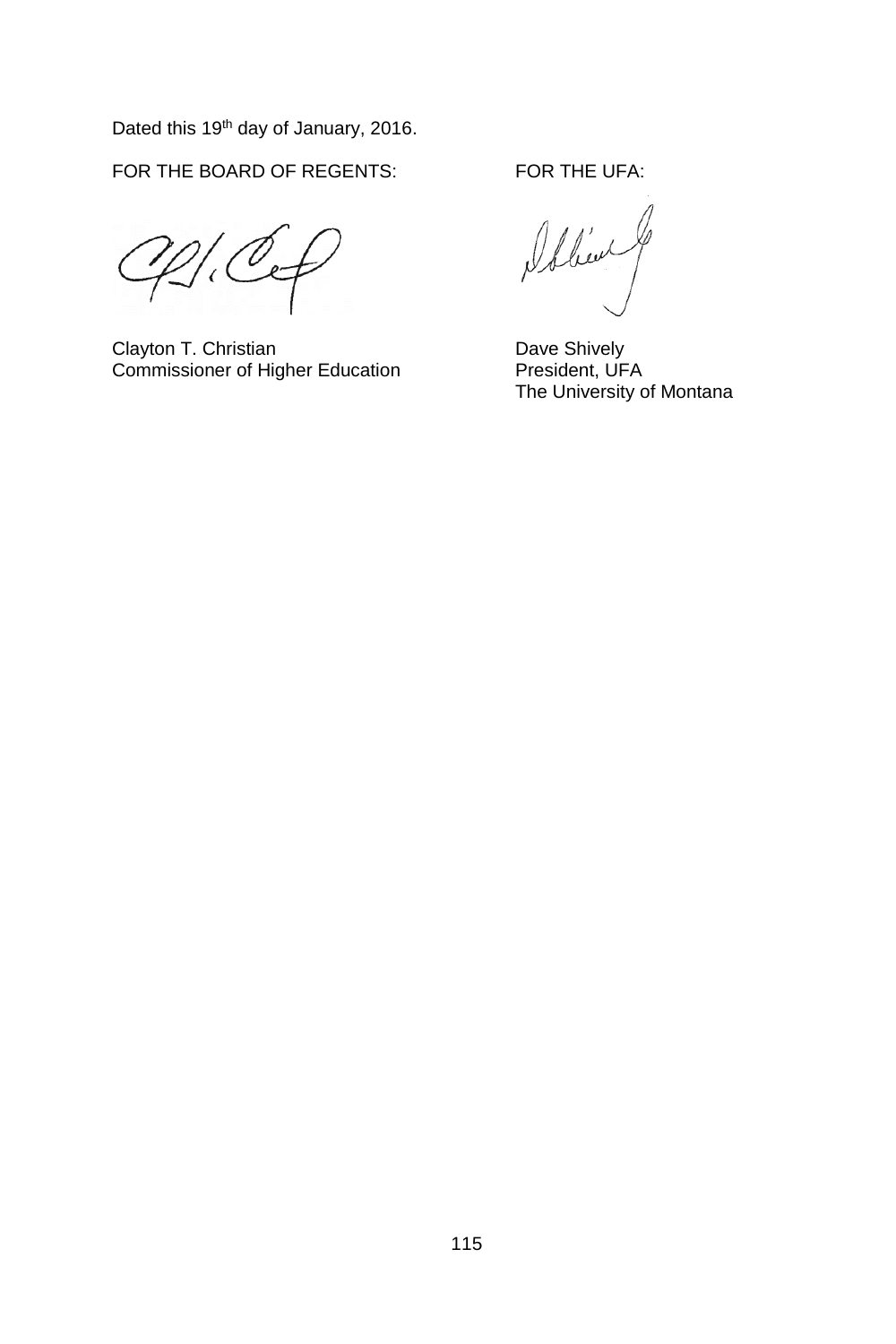Dated this 19th day of January, 2016.

| FOR THE BOARD OF REGENTS: | FOR THE UFA: |
|---|---|
| Clayton T. Christian<br>Commissioner of Higher Education | Dave Shively<br>President, UFA<br>The University of Montana |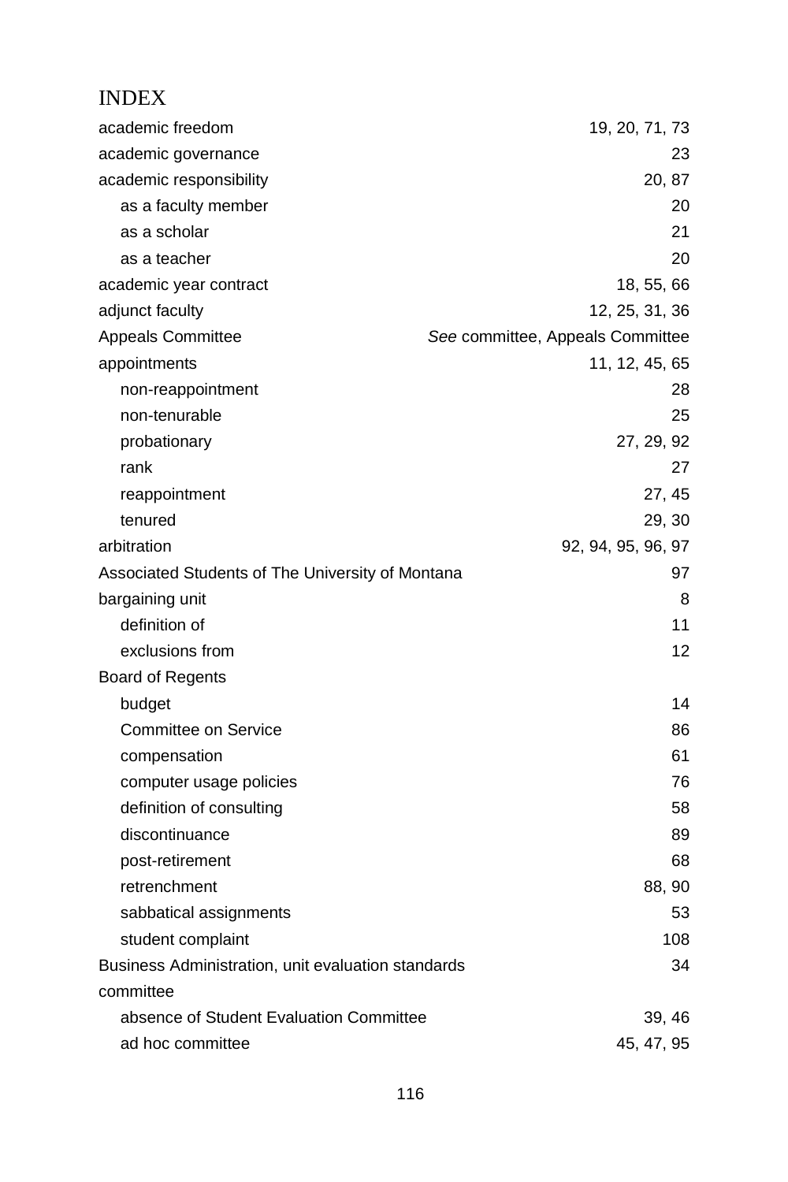# INDEX

| | |
|---|---|
| academic freedom | 19, 20, 71, 73 |
| academic governance | 23 |
| academic responsibility | 20, 87 |
| &nbsp;&nbsp;&nbsp;&nbsp;as a faculty member | 20 |
| &nbsp;&nbsp;&nbsp;&nbsp;as a scholar | 21 |
| &nbsp;&nbsp;&nbsp;&nbsp;as a teacher | 20 |
| academic year contract | 18, 55, 66 |
| adjunct faculty | 12, 25, 31, 36 |
| Appeals Committee | *See* committee, Appeals Committee |
| appointments | 11, 12, 45, 65 |
| &nbsp;&nbsp;&nbsp;&nbsp;non-reappointment | 28 |
| &nbsp;&nbsp;&nbsp;&nbsp;non-tenurable | 25 |
| &nbsp;&nbsp;&nbsp;&nbsp;probationary | 27, 29, 92 |
| &nbsp;&nbsp;&nbsp;&nbsp;rank | 27 |
| &nbsp;&nbsp;&nbsp;&nbsp;reappointment | 27, 45 |
| &nbsp;&nbsp;&nbsp;&nbsp;tenured | 29, 30 |
| arbitration | 92, 94, 95, 96, 97 |
| Associated Students of The University of Montana | 97 |
| bargaining unit | 8 |
| &nbsp;&nbsp;&nbsp;&nbsp;definition of | 11 |
| &nbsp;&nbsp;&nbsp;&nbsp;exclusions from | 12 |
| Board of Regents | |
| &nbsp;&nbsp;&nbsp;&nbsp;budget | 14 |
| &nbsp;&nbsp;&nbsp;&nbsp;Committee on Service | 86 |
| &nbsp;&nbsp;&nbsp;&nbsp;compensation | 61 |
| &nbsp;&nbsp;&nbsp;&nbsp;computer usage policies | 76 |
| &nbsp;&nbsp;&nbsp;&nbsp;definition of consulting | 58 |
| &nbsp;&nbsp;&nbsp;&nbsp;discontinuance | 89 |
| &nbsp;&nbsp;&nbsp;&nbsp;post-retirement | 68 |
| &nbsp;&nbsp;&nbsp;&nbsp;retrenchment | 88, 90 |
| &nbsp;&nbsp;&nbsp;&nbsp;sabbatical assignments | 53 |
| &nbsp;&nbsp;&nbsp;&nbsp;student complaint | 108 |
| Business Administration, unit evaluation standards | 34 |
| committee | |
| &nbsp;&nbsp;&nbsp;&nbsp;absence of Student Evaluation Committee | 39, 46 |
| &nbsp;&nbsp;&nbsp;&nbsp;ad hoc committee | 45, 47, 95 |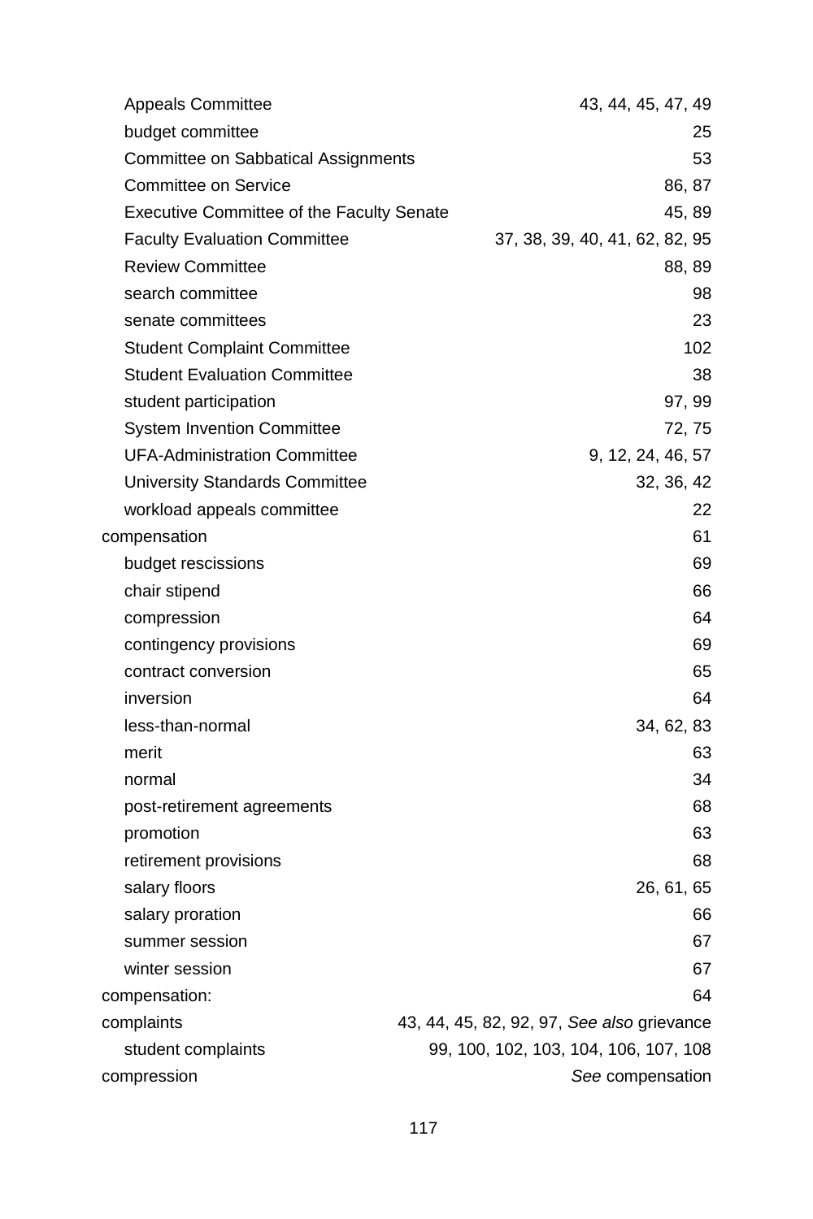- Appeals Committee 43, 44, 45, 47, 49
- budget committee 25
- Committee on Sabbatical Assignments 53
- Committee on Service 86, 87
- Executive Committee of the Faculty Senate 45, 89
- Faculty Evaluation Committee 37, 38, 39, 40, 41, 62, 82, 95
- Review Committee 88, 89
- search committee 98
- senate committees 23
- Student Complaint Committee 102
- Student Evaluation Committee 38
- student participation 97, 99
- System Invention Committee 72, 75
- UFA-Administration Committee 9, 12, 24, 46, 57
- University Standards Committee 32, 36, 42
- workload appeals committee 22

compensation 61

- budget rescissions 69
- chair stipend 66
- compression 64
- contingency provisions 69
- contract conversion 65
- inversion 64
- less-than-normal 34, 62, 83
- merit 63
- normal 34
- post-retirement agreements 68
- promotion 63
- retirement provisions 68
- salary floors 26, 61, 65
- salary proration 66
- summer session 67
- winter session 67

compensation: 64

complaints 43, 44, 45, 82, 92, 97, *See also* grievance

- student complaints 99, 100, 102, 103, 104, 106, 107, 108

compression *See* compensation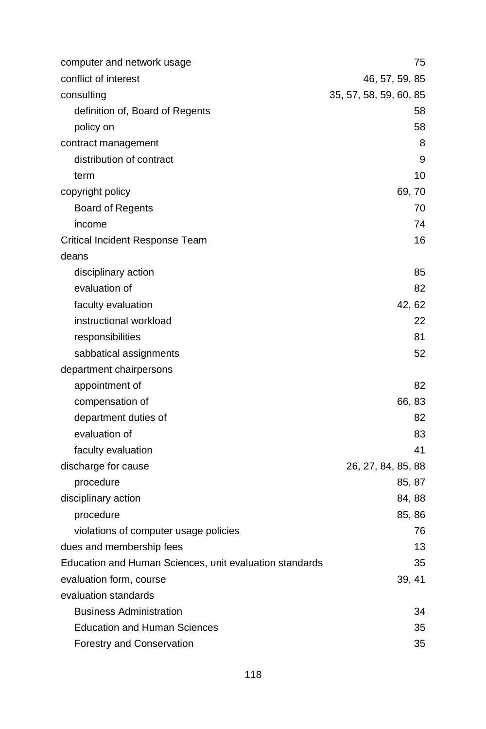computer and network usage 75

conflict of interest 46, 57, 59, 85

consulting 35, 57, 58, 59, 60, 85

  definition of, Board of Regents 58

  policy on 58

contract management 8

  distribution of contract 9

  term 10

copyright policy 69, 70

  Board of Regents 70

  income 74

Critical Incident Response Team 16

deans

  disciplinary action 85

  evaluation of 82

  faculty evaluation 42, 62

  instructional workload 22

  responsibilities 81

  sabbatical assignments 52

department chairpersons

  appointment of 82

  compensation of 66, 83

  department duties of 82

  evaluation of 83

  faculty evaluation 41

discharge for cause 26, 27, 84, 85, 88

  procedure 85, 87

disciplinary action 84, 88

  procedure 85, 86

  violations of computer usage policies 76

dues and membership fees 13

Education and Human Sciences, unit evaluation standards 35

evaluation form, course 39, 41

evaluation standards

  Business Administration 34

  Education and Human Sciences 35

  Forestry and Conservation 35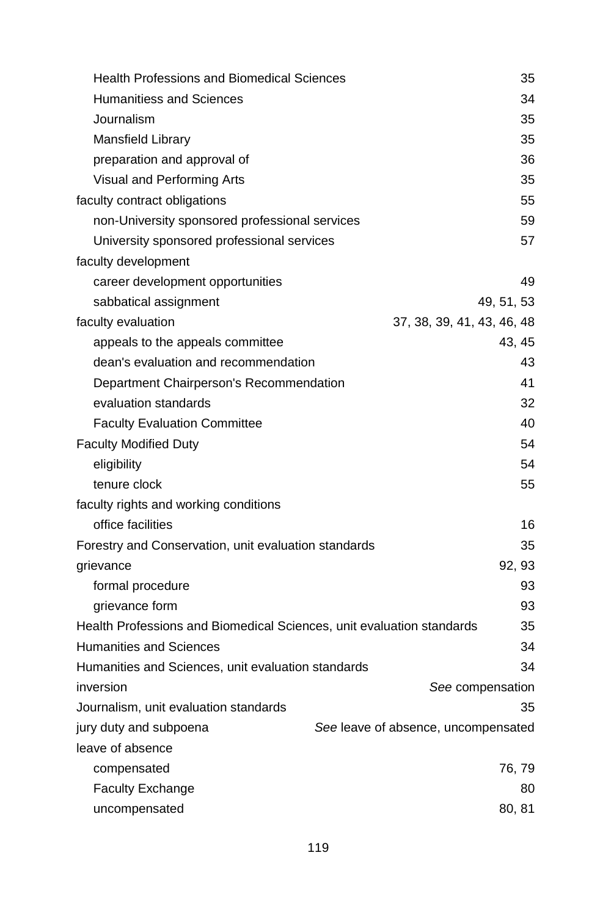- Health Professions and Biomedical Sciences 35
- Humanitiess and Sciences 34
- Journalism 35
- Mansfield Library 35
- preparation and approval of 36
- Visual and Performing Arts 35

faculty contract obligations 55

- non-University sponsored professional services 59
- University sponsored professional services 57

faculty development

- career development opportunities 49
- sabbatical assignment 49, 51, 53

faculty evaluation 37, 38, 39, 41, 43, 46, 48

- appeals to the appeals committee 43, 45
- dean's evaluation and recommendation 43
- Department Chairperson's Recommendation 41
- evaluation standards 32
- Faculty Evaluation Committee 40

Faculty Modified Duty 54

- eligibility 54
- tenure clock 55

faculty rights and working conditions

- office facilities 16

Forestry and Conservation, unit evaluation standards 35

grievance 92, 93

- formal procedure 93
- grievance form 93

Health Professions and Biomedical Sciences, unit evaluation standards 35

Humanities and Sciences 34

Humanities and Sciences, unit evaluation standards 34

inversion *See* compensation

Journalism, unit evaluation standards 35

jury duty and subpoena *See* leave of absence, uncompensated

leave of absence

- compensated 76, 79
- Faculty Exchange 80
- uncompensated 80, 81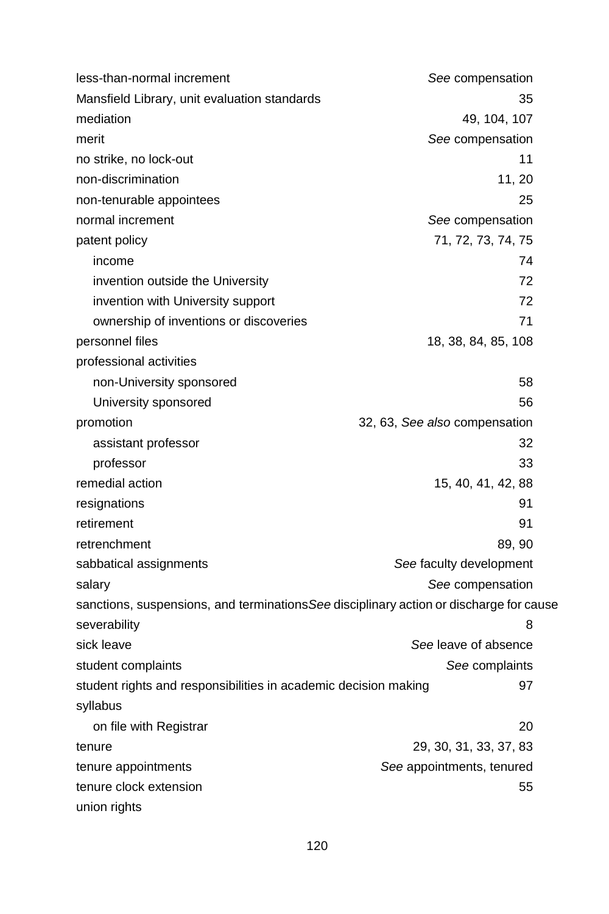less-than-normal increment *See* compensation
Mansfield Library, unit evaluation standards 35
mediation 49, 104, 107
merit *See* compensation
no strike, no lock-out 11
non-discrimination 11, 20
non-tenurable appointees 25
normal increment *See* compensation
patent policy 71, 72, 73, 74, 75
  income 74
  invention outside the University 72
  invention with University support 72
  ownership of inventions or discoveries 71
personnel files 18, 38, 84, 85, 108
professional activities
  non-University sponsored 58
  University sponsored 56
promotion 32, 63, *See also* compensation
  assistant professor 32
  professor 33
remedial action 15, 40, 41, 42, 88
resignations 91
retirement 91
retrenchment 89, 90
sabbatical assignments *See* faculty development
salary *See* compensation
sanctions, suspensions, and terminations *See* disciplinary action or discharge for cause
severability 8
sick leave *See* leave of absence
student complaints *See* complaints
student rights and responsibilities in academic decision making 97
syllabus
  on file with Registrar 20
tenure 29, 30, 31, 33, 37, 83
tenure appointments *See* appointments, tenured
tenure clock extension 55
union rights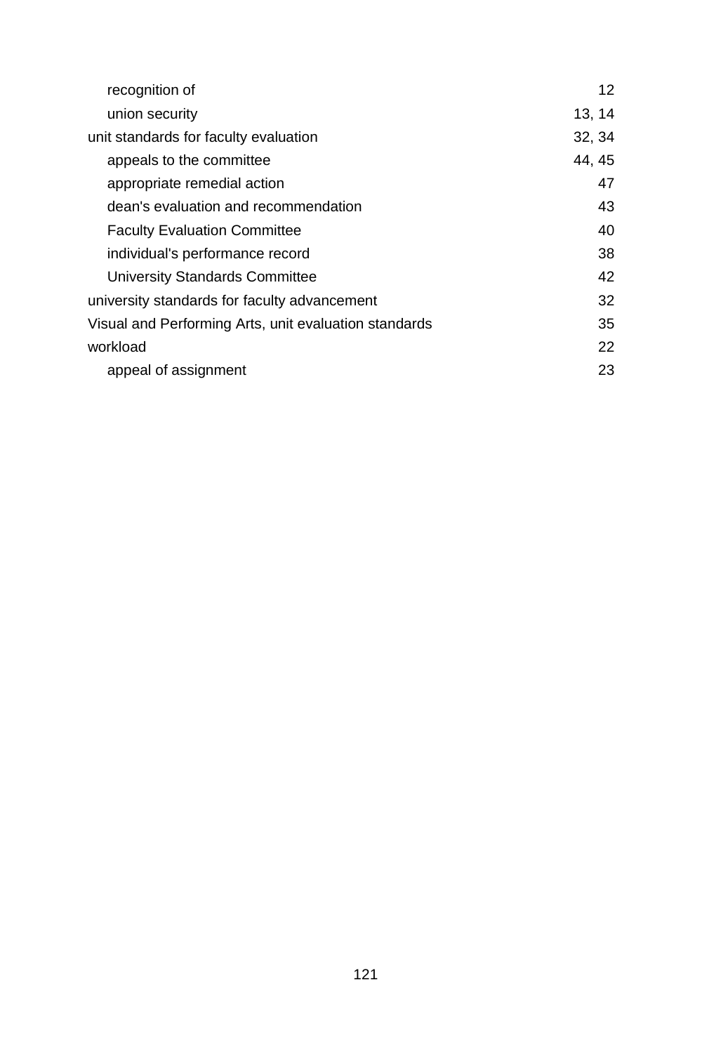| | |
|---|---|
| recognition of | 12 |
| union security | 13, 14 |
| unit standards for faculty evaluation | 32, 34 |
| appeals to the committee | 44, 45 |
| appropriate remedial action | 47 |
| dean's evaluation and recommendation | 43 |
| Faculty Evaluation Committee | 40 |
| individual's performance record | 38 |
| University Standards Committee | 42 |
| university standards for faculty advancement | 32 |
| Visual and Performing Arts, unit evaluation standards | 35 |
| workload | 22 |
| appeal of assignment | 23 |